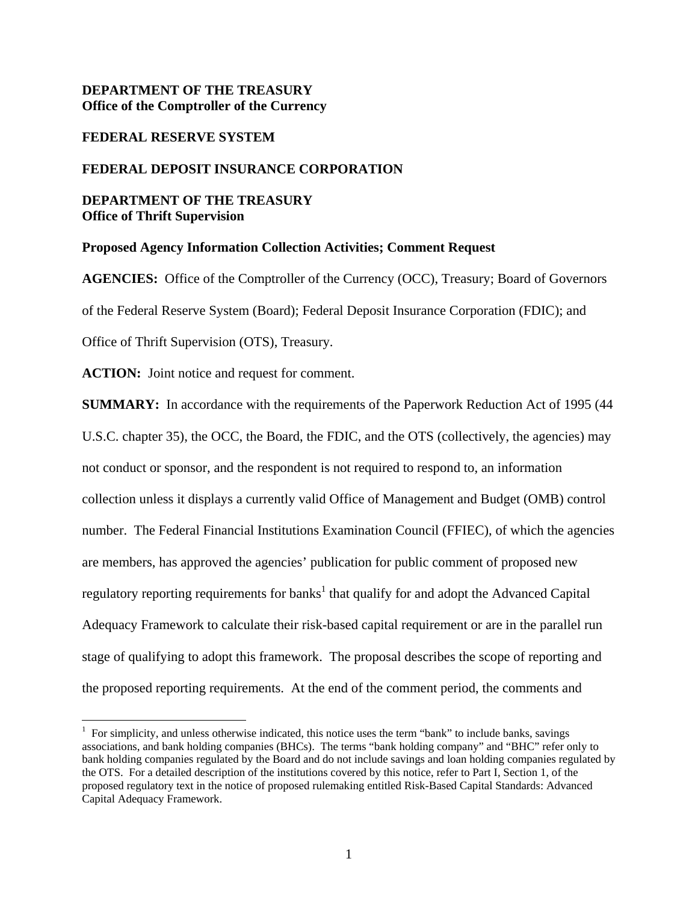**DEPARTMENT OF THE TREASURY**
**Office of the Comptroller of the Currency**

**FEDERAL RESERVE SYSTEM**

**FEDERAL DEPOSIT INSURANCE CORPORATION**

**DEPARTMENT OF THE TREASURY**
**Office of Thrift Supervision**

**Proposed Agency Information Collection Activities; Comment Request**

**AGENCIES:** Office of the Comptroller of the Currency (OCC), Treasury; Board of Governors of the Federal Reserve System (Board); Federal Deposit Insurance Corporation (FDIC); and Office of Thrift Supervision (OTS), Treasury.

**ACTION:** Joint notice and request for comment.

**SUMMARY:** In accordance with the requirements of the Paperwork Reduction Act of 1995 (44 U.S.C. chapter 35), the OCC, the Board, the FDIC, and the OTS (collectively, the agencies) may not conduct or sponsor, and the respondent is not required to respond to, an information collection unless it displays a currently valid Office of Management and Budget (OMB) control number. The Federal Financial Institutions Examination Council (FFIEC), of which the agencies are members, has approved the agencies' publication for public comment of proposed new regulatory reporting requirements for banks[1] that qualify for and adopt the Advanced Capital Adequacy Framework to calculate their risk-based capital requirement or are in the parallel run stage of qualifying to adopt this framework. The proposal describes the scope of reporting and the proposed reporting requirements. At the end of the comment period, the comments and

[1] For simplicity, and unless otherwise indicated, this notice uses the term "bank" to include banks, savings associations, and bank holding companies (BHCs). The terms "bank holding company" and "BHC" refer only to bank holding companies regulated by the Board and do not include savings and loan holding companies regulated by the OTS. For a detailed description of the institutions covered by this notice, refer to Part I, Section 1, of the proposed regulatory text in the notice of proposed rulemaking entitled Risk-Based Capital Standards: Advanced Capital Adequacy Framework.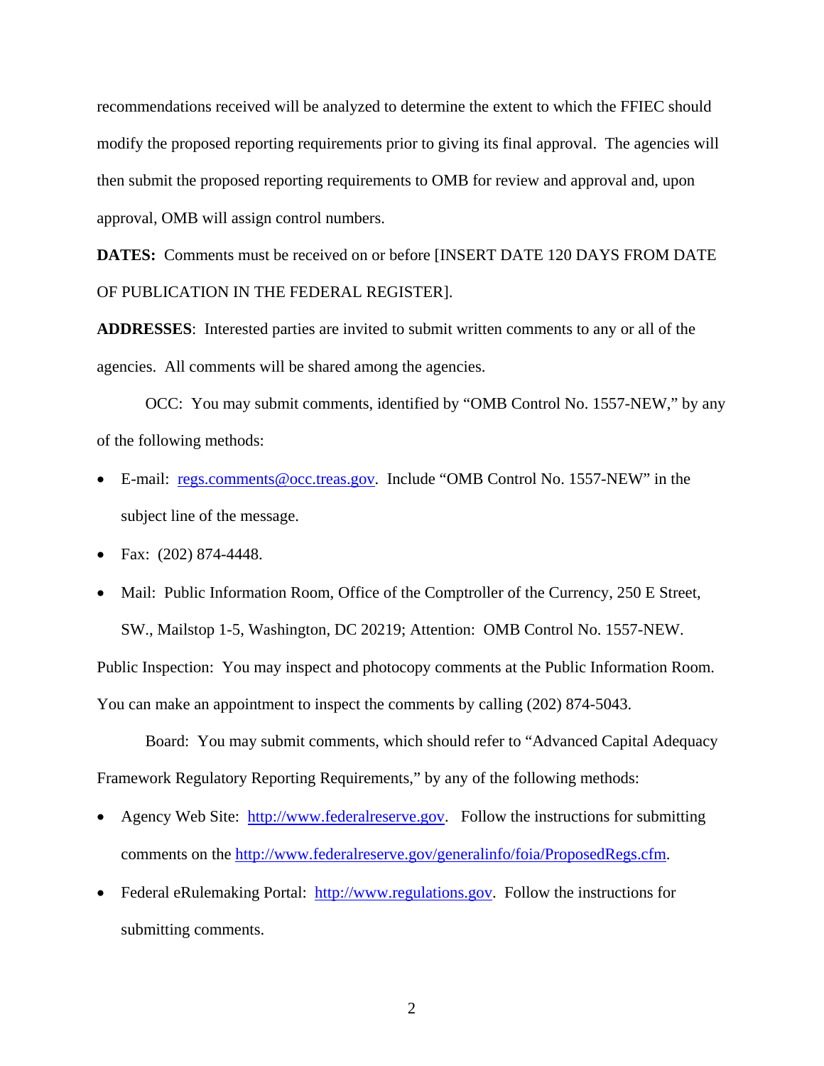recommendations received will be analyzed to determine the extent to which the FFIEC should modify the proposed reporting requirements prior to giving its final approval. The agencies will then submit the proposed reporting requirements to OMB for review and approval and, upon approval, OMB will assign control numbers.

**DATES:** Comments must be received on or before [INSERT DATE 120 DAYS FROM DATE OF PUBLICATION IN THE FEDERAL REGISTER].

**ADDRESSES**: Interested parties are invited to submit written comments to any or all of the agencies. All comments will be shared among the agencies.

OCC: You may submit comments, identified by "OMB Control No. 1557-NEW," by any of the following methods:

- E-mail: regs.comments@occ.treas.gov. Include "OMB Control No. 1557-NEW" in the subject line of the message.
- Fax: (202) 874-4448.
- Mail: Public Information Room, Office of the Comptroller of the Currency, 250 E Street, SW., Mailstop 1-5, Washington, DC 20219; Attention: OMB Control No. 1557-NEW.

Public Inspection: You may inspect and photocopy comments at the Public Information Room. You can make an appointment to inspect the comments by calling (202) 874-5043.

Board: You may submit comments, which should refer to "Advanced Capital Adequacy Framework Regulatory Reporting Requirements," by any of the following methods:

- Agency Web Site: http://www.federalreserve.gov. Follow the instructions for submitting comments on the http://www.federalreserve.gov/generalinfo/foia/ProposedRegs.cfm.
- Federal eRulemaking Portal: http://www.regulations.gov. Follow the instructions for submitting comments.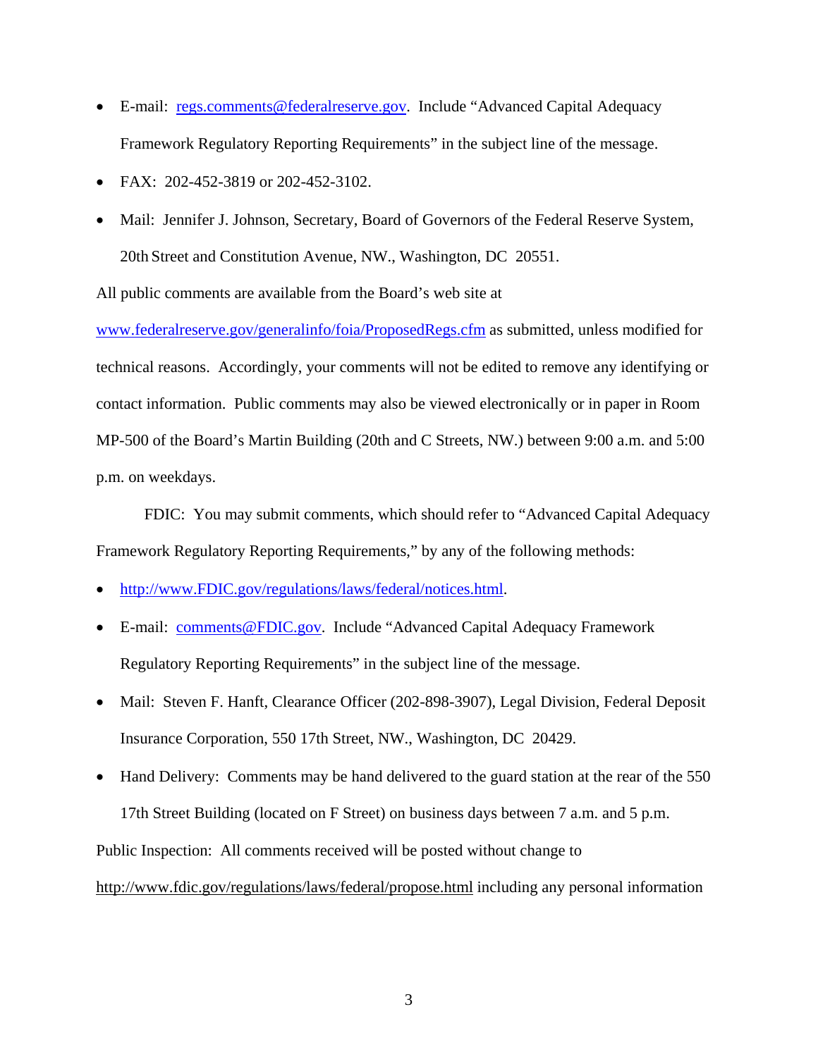- E-mail: regs.comments@federalreserve.gov. Include "Advanced Capital Adequacy Framework Regulatory Reporting Requirements" in the subject line of the message.
- FAX: 202-452-3819 or 202-452-3102.
- Mail: Jennifer J. Johnson, Secretary, Board of Governors of the Federal Reserve System, 20th Street and Constitution Avenue, NW., Washington, DC 20551.

All public comments are available from the Board's web site at www.federalreserve.gov/generalinfo/foia/ProposedRegs.cfm as submitted, unless modified for technical reasons. Accordingly, your comments will not be edited to remove any identifying or contact information. Public comments may also be viewed electronically or in paper in Room MP-500 of the Board's Martin Building (20th and C Streets, NW.) between 9:00 a.m. and 5:00 p.m. on weekdays.

FDIC: You may submit comments, which should refer to "Advanced Capital Adequacy Framework Regulatory Reporting Requirements," by any of the following methods:

- http://www.FDIC.gov/regulations/laws/federal/notices.html.
- E-mail: comments@FDIC.gov. Include "Advanced Capital Adequacy Framework Regulatory Reporting Requirements" in the subject line of the message.
- Mail: Steven F. Hanft, Clearance Officer (202-898-3907), Legal Division, Federal Deposit Insurance Corporation, 550 17th Street, NW., Washington, DC 20429.
- Hand Delivery: Comments may be hand delivered to the guard station at the rear of the 550 17th Street Building (located on F Street) on business days between 7 a.m. and 5 p.m.

Public Inspection: All comments received will be posted without change to http://www.fdic.gov/regulations/laws/federal/propose.html including any personal information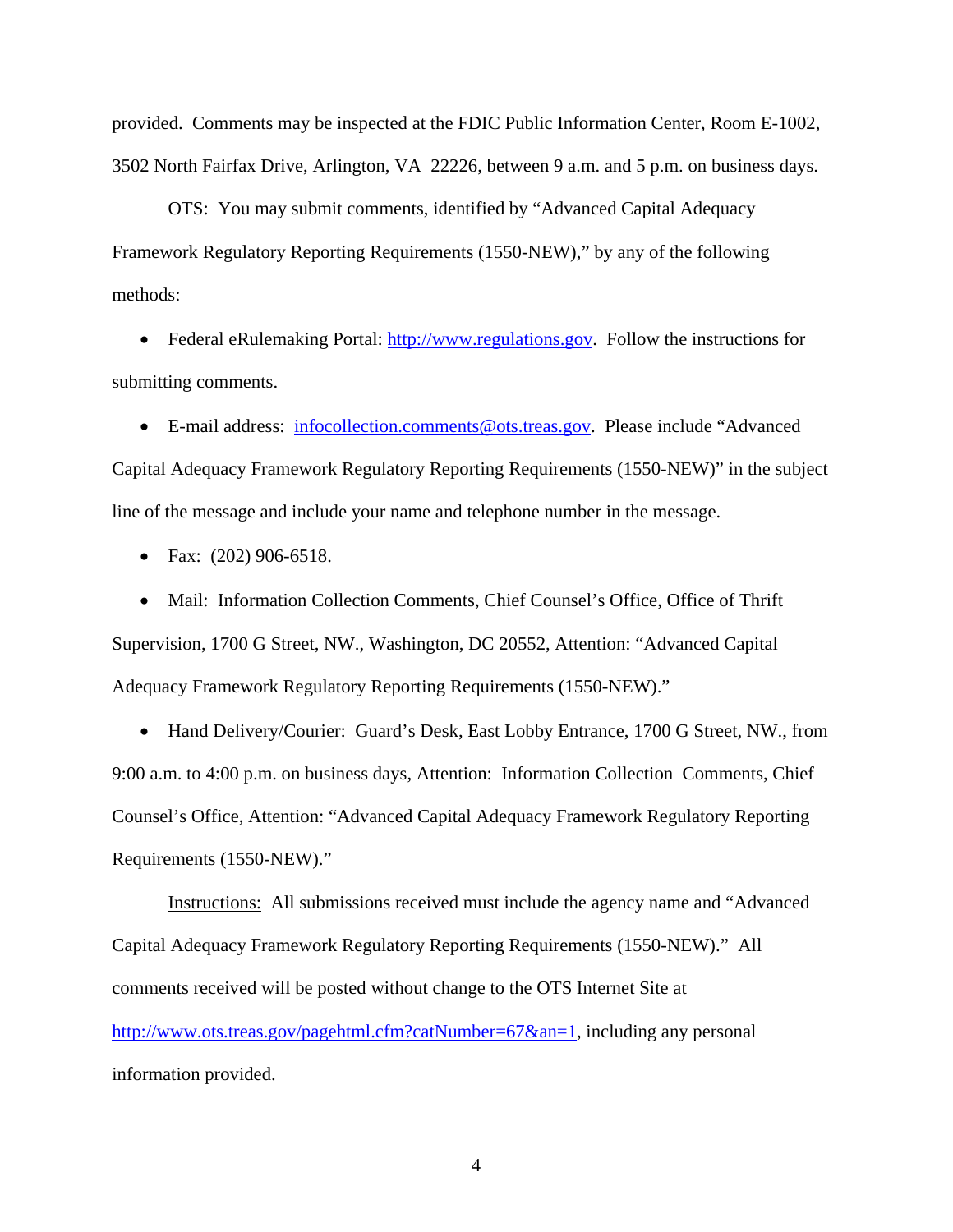provided. Comments may be inspected at the FDIC Public Information Center, Room E-1002, 3502 North Fairfax Drive, Arlington, VA 22226, between 9 a.m. and 5 p.m. on business days.

OTS: You may submit comments, identified by "Advanced Capital Adequacy Framework Regulatory Reporting Requirements (1550-NEW)," by any of the following methods:

- Federal eRulemaking Portal: http://www.regulations.gov. Follow the instructions for submitting comments.
- E-mail address: infocollection.comments@ots.treas.gov. Please include "Advanced Capital Adequacy Framework Regulatory Reporting Requirements (1550-NEW)" in the subject line of the message and include your name and telephone number in the message.
- Fax: (202) 906-6518.
- Mail: Information Collection Comments, Chief Counsel's Office, Office of Thrift Supervision, 1700 G Street, NW., Washington, DC 20552, Attention: "Advanced Capital Adequacy Framework Regulatory Reporting Requirements (1550-NEW)."
- Hand Delivery/Courier: Guard's Desk, East Lobby Entrance, 1700 G Street, NW., from 9:00 a.m. to 4:00 p.m. on business days, Attention: Information Collection Comments, Chief Counsel's Office, Attention: "Advanced Capital Adequacy Framework Regulatory Reporting Requirements (1550-NEW)."

Instructions: All submissions received must include the agency name and "Advanced Capital Adequacy Framework Regulatory Reporting Requirements (1550-NEW)." All comments received will be posted without change to the OTS Internet Site at http://www.ots.treas.gov/pagehtml.cfm?catNumber=67&an=1, including any personal information provided.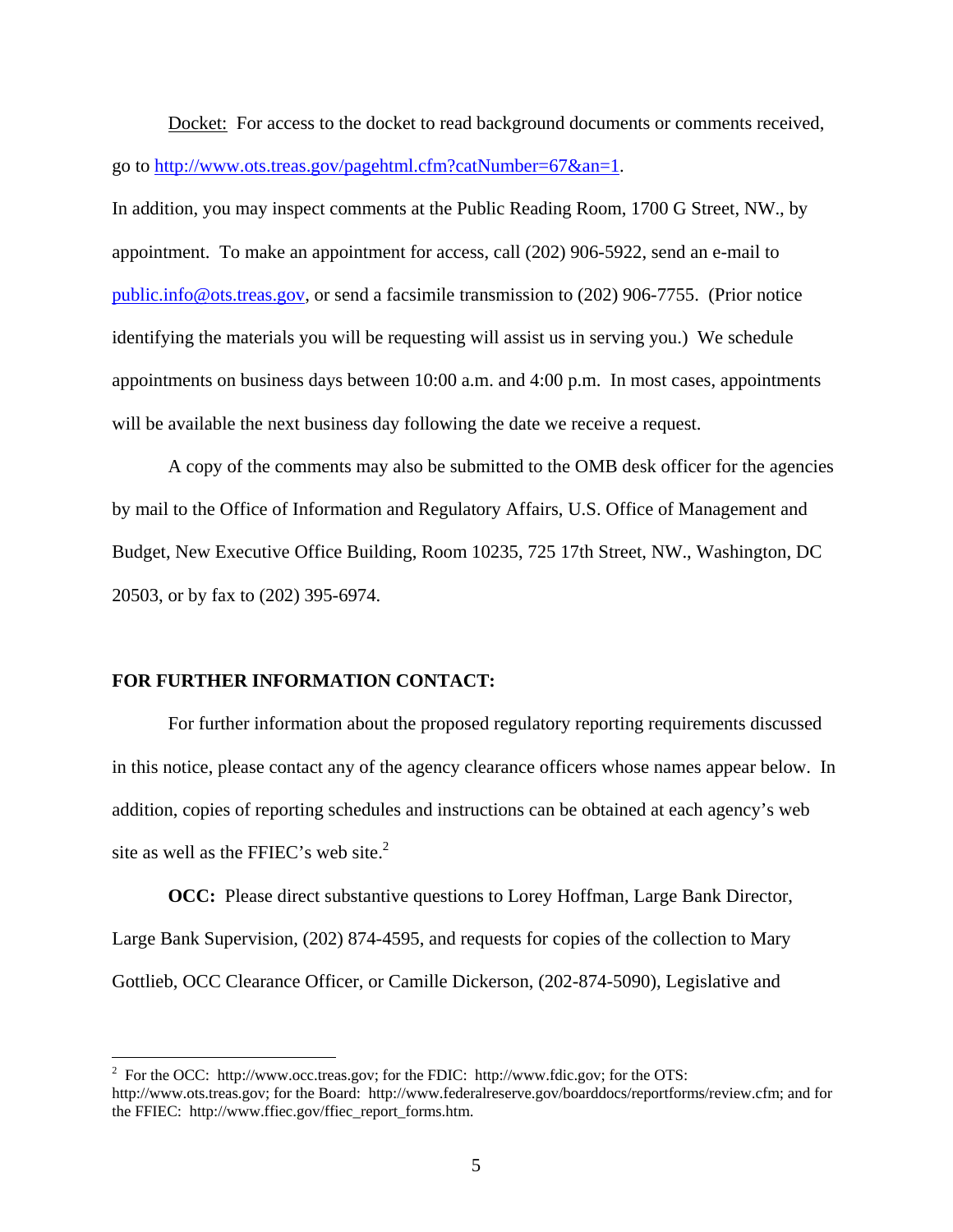Docket: For access to the docket to read background documents or comments received, go to http://www.ots.treas.gov/pagehtml.cfm?catNumber=67&an=1.

In addition, you may inspect comments at the Public Reading Room, 1700 G Street, NW., by appointment. To make an appointment for access, call (202) 906-5922, send an e-mail to public.info@ots.treas.gov, or send a facsimile transmission to (202) 906-7755. (Prior notice identifying the materials you will be requesting will assist us in serving you.) We schedule appointments on business days between 10:00 a.m. and 4:00 p.m. In most cases, appointments will be available the next business day following the date we receive a request.

A copy of the comments may also be submitted to the OMB desk officer for the agencies by mail to the Office of Information and Regulatory Affairs, U.S. Office of Management and Budget, New Executive Office Building, Room 10235, 725 17th Street, NW., Washington, DC 20503, or by fax to (202) 395-6974.

**FOR FURTHER INFORMATION CONTACT:**

For further information about the proposed regulatory reporting requirements discussed in this notice, please contact any of the agency clearance officers whose names appear below. In addition, copies of reporting schedules and instructions can be obtained at each agency's web site as well as the FFIEC's web site.[2]

**OCC:** Please direct substantive questions to Lorey Hoffman, Large Bank Director, Large Bank Supervision, (202) 874-4595, and requests for copies of the collection to Mary Gottlieb, OCC Clearance Officer, or Camille Dickerson, (202-874-5090), Legislative and

---

[2] For the OCC: http://www.occ.treas.gov; for the FDIC: http://www.fdic.gov; for the OTS: http://www.ots.treas.gov; for the Board: http://www.federalreserve.gov/boarddocs/reportforms/review.cfm; and for the FFIEC: http://www.ffiec.gov/ffiec_report_forms.htm.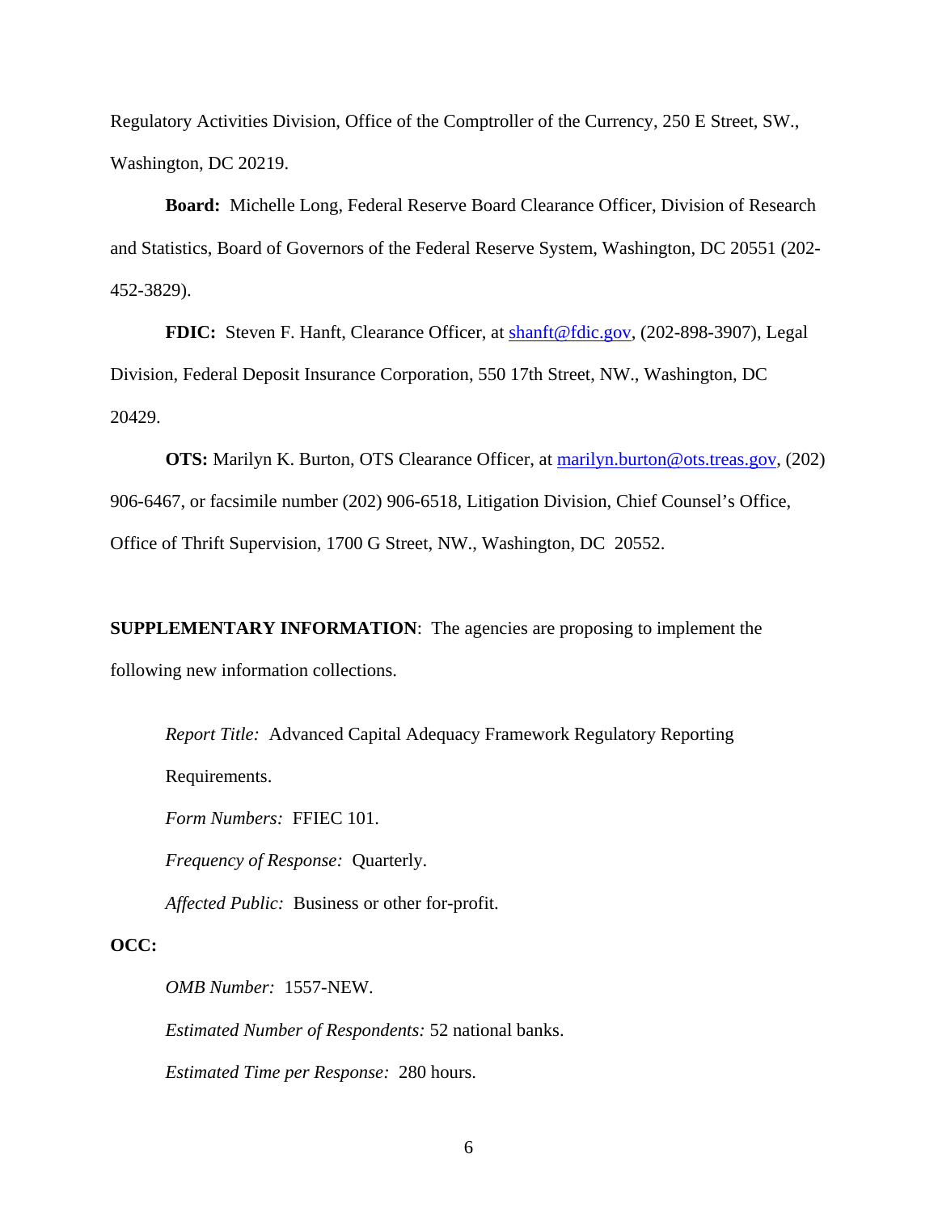Regulatory Activities Division, Office of the Comptroller of the Currency, 250 E Street, SW., Washington, DC 20219.

**Board:** Michelle Long, Federal Reserve Board Clearance Officer, Division of Research and Statistics, Board of Governors of the Federal Reserve System, Washington, DC 20551 (202-452-3829).

**FDIC:** Steven F. Hanft, Clearance Officer, at shanft@fdic.gov, (202-898-3907), Legal Division, Federal Deposit Insurance Corporation, 550 17th Street, NW., Washington, DC 20429.

**OTS:** Marilyn K. Burton, OTS Clearance Officer, at marilyn.burton@ots.treas.gov, (202) 906-6467, or facsimile number (202) 906-6518, Litigation Division, Chief Counsel's Office, Office of Thrift Supervision, 1700 G Street, NW., Washington, DC 20552.

**SUPPLEMENTARY INFORMATION**: The agencies are proposing to implement the following new information collections.

*Report Title:* Advanced Capital Adequacy Framework Regulatory Reporting Requirements.

*Form Numbers:* FFIEC 101.

*Frequency of Response:* Quarterly.

*Affected Public:* Business or other for-profit.

**OCC:**

*OMB Number:* 1557-NEW.

*Estimated Number of Respondents:* 52 national banks.

*Estimated Time per Response:* 280 hours.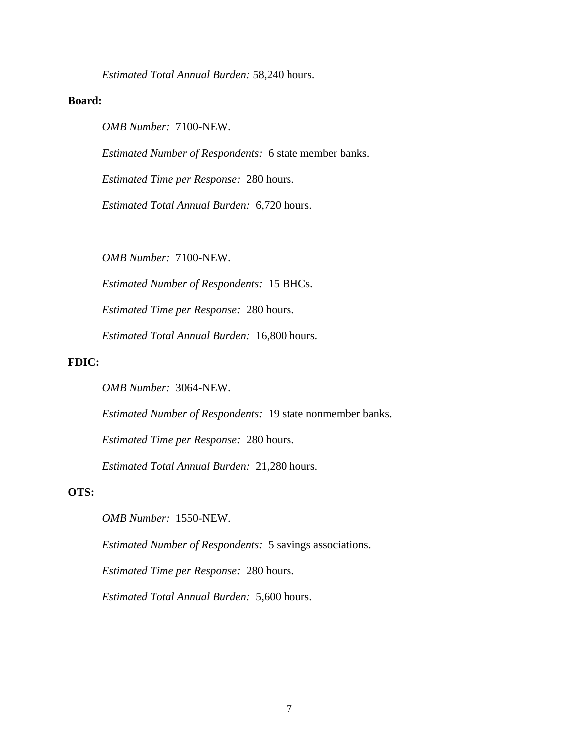*Estimated Total Annual Burden:* 58,240 hours.

**Board:**

*OMB Number:* 7100-NEW.

*Estimated Number of Respondents:* 6 state member banks.

*Estimated Time per Response:* 280 hours.

*Estimated Total Annual Burden:* 6,720 hours.

*OMB Number:* 7100-NEW.

*Estimated Number of Respondents:* 15 BHCs.

*Estimated Time per Response:* 280 hours.

*Estimated Total Annual Burden:* 16,800 hours.

**FDIC:**

*OMB Number:* 3064-NEW.

*Estimated Number of Respondents:* 19 state nonmember banks.

*Estimated Time per Response:* 280 hours.

*Estimated Total Annual Burden:* 21,280 hours.

**OTS:**

*OMB Number:* 1550-NEW.

*Estimated Number of Respondents:* 5 savings associations.

*Estimated Time per Response:* 280 hours.

*Estimated Total Annual Burden:* 5,600 hours.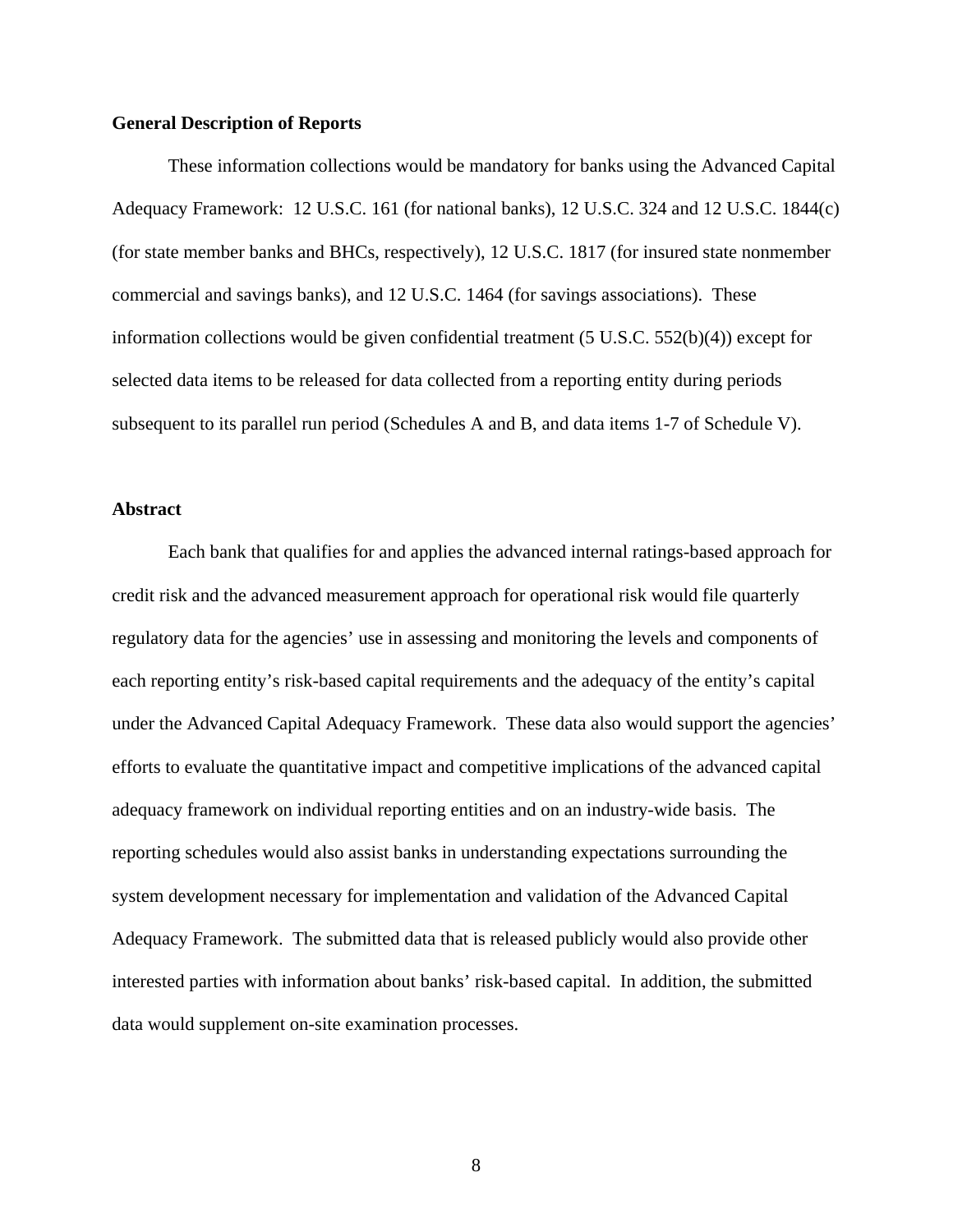**General Description of Reports**

These information collections would be mandatory for banks using the Advanced Capital Adequacy Framework: 12 U.S.C. 161 (for national banks), 12 U.S.C. 324 and 12 U.S.C. 1844(c) (for state member banks and BHCs, respectively), 12 U.S.C. 1817 (for insured state nonmember commercial and savings banks), and 12 U.S.C. 1464 (for savings associations). These information collections would be given confidential treatment (5 U.S.C. 552(b)(4)) except for selected data items to be released for data collected from a reporting entity during periods subsequent to its parallel run period (Schedules A and B, and data items 1-7 of Schedule V).

**Abstract**

Each bank that qualifies for and applies the advanced internal ratings-based approach for credit risk and the advanced measurement approach for operational risk would file quarterly regulatory data for the agencies' use in assessing and monitoring the levels and components of each reporting entity's risk-based capital requirements and the adequacy of the entity's capital under the Advanced Capital Adequacy Framework. These data also would support the agencies' efforts to evaluate the quantitative impact and competitive implications of the advanced capital adequacy framework on individual reporting entities and on an industry-wide basis. The reporting schedules would also assist banks in understanding expectations surrounding the system development necessary for implementation and validation of the Advanced Capital Adequacy Framework. The submitted data that is released publicly would also provide other interested parties with information about banks' risk-based capital. In addition, the submitted data would supplement on-site examination processes.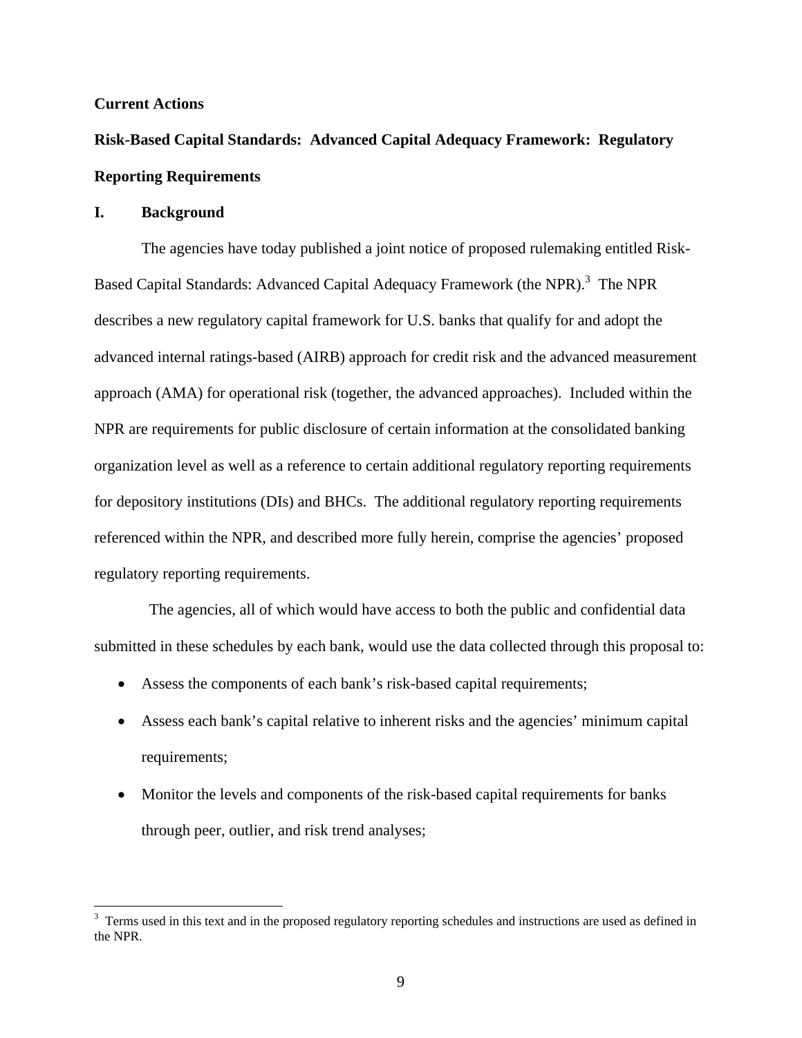**Current Actions**

**Risk-Based Capital Standards: Advanced Capital Adequacy Framework: Regulatory Reporting Requirements**

**I. Background**

The agencies have today published a joint notice of proposed rulemaking entitled Risk-Based Capital Standards: Advanced Capital Adequacy Framework (the NPR).[3] The NPR describes a new regulatory capital framework for U.S. banks that qualify for and adopt the advanced internal ratings-based (AIRB) approach for credit risk and the advanced measurement approach (AMA) for operational risk (together, the advanced approaches). Included within the NPR are requirements for public disclosure of certain information at the consolidated banking organization level as well as a reference to certain additional regulatory reporting requirements for depository institutions (DIs) and BHCs. The additional regulatory reporting requirements referenced within the NPR, and described more fully herein, comprise the agencies' proposed regulatory reporting requirements.

The agencies, all of which would have access to both the public and confidential data submitted in these schedules by each bank, would use the data collected through this proposal to:

- Assess the components of each bank's risk-based capital requirements;
- Assess each bank's capital relative to inherent risks and the agencies' minimum capital requirements;
- Monitor the levels and components of the risk-based capital requirements for banks through peer, outlier, and risk trend analyses;

[3] Terms used in this text and in the proposed regulatory reporting schedules and instructions are used as defined in the NPR.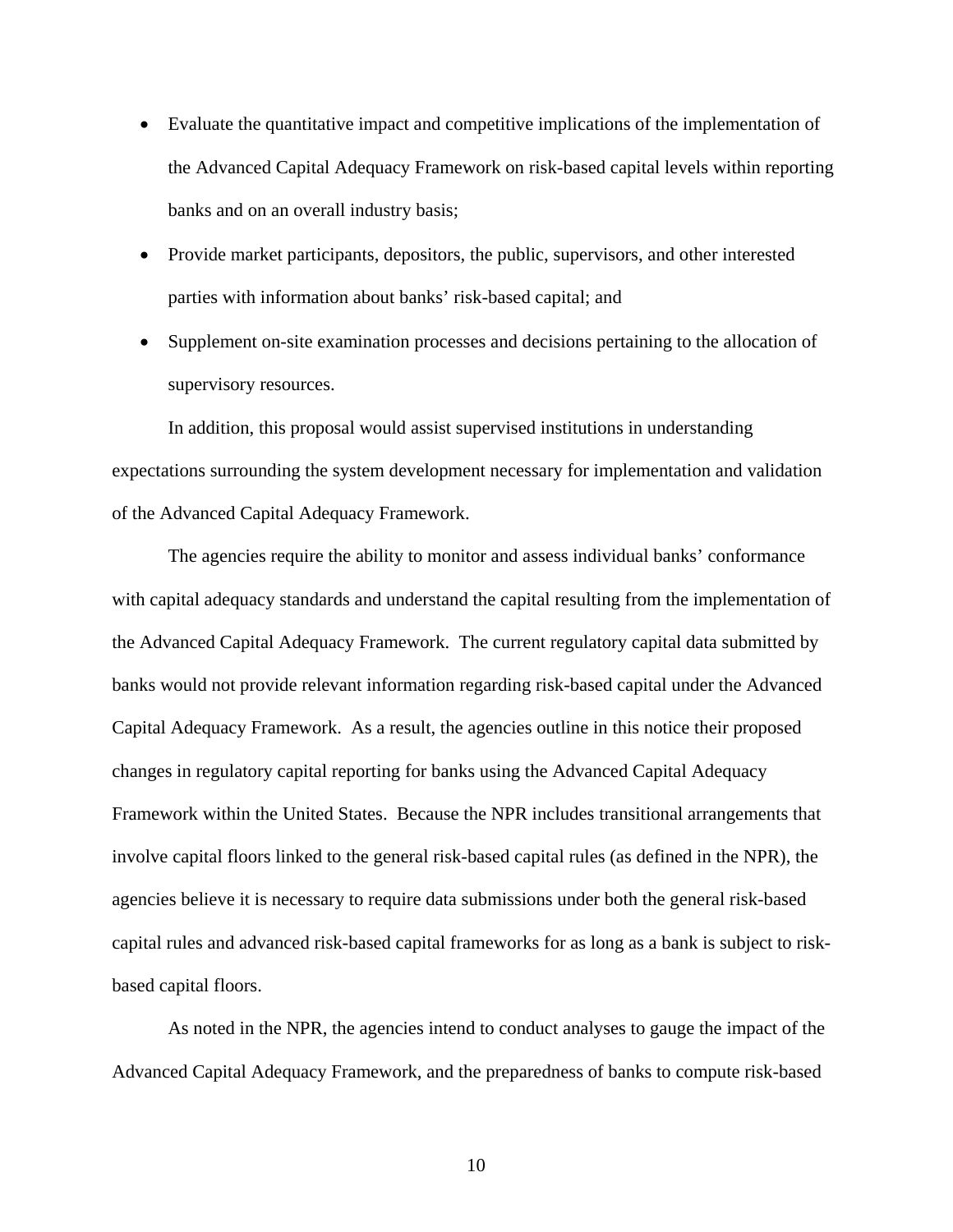- Evaluate the quantitative impact and competitive implications of the implementation of the Advanced Capital Adequacy Framework on risk-based capital levels within reporting banks and on an overall industry basis;
- Provide market participants, depositors, the public, supervisors, and other interested parties with information about banks' risk-based capital; and
- Supplement on-site examination processes and decisions pertaining to the allocation of supervisory resources.

In addition, this proposal would assist supervised institutions in understanding expectations surrounding the system development necessary for implementation and validation of the Advanced Capital Adequacy Framework.

The agencies require the ability to monitor and assess individual banks' conformance with capital adequacy standards and understand the capital resulting from the implementation of the Advanced Capital Adequacy Framework. The current regulatory capital data submitted by banks would not provide relevant information regarding risk-based capital under the Advanced Capital Adequacy Framework. As a result, the agencies outline in this notice their proposed changes in regulatory capital reporting for banks using the Advanced Capital Adequacy Framework within the United States. Because the NPR includes transitional arrangements that involve capital floors linked to the general risk-based capital rules (as defined in the NPR), the agencies believe it is necessary to require data submissions under both the general risk-based capital rules and advanced risk-based capital frameworks for as long as a bank is subject to risk-based capital floors.

As noted in the NPR, the agencies intend to conduct analyses to gauge the impact of the Advanced Capital Adequacy Framework, and the preparedness of banks to compute risk-based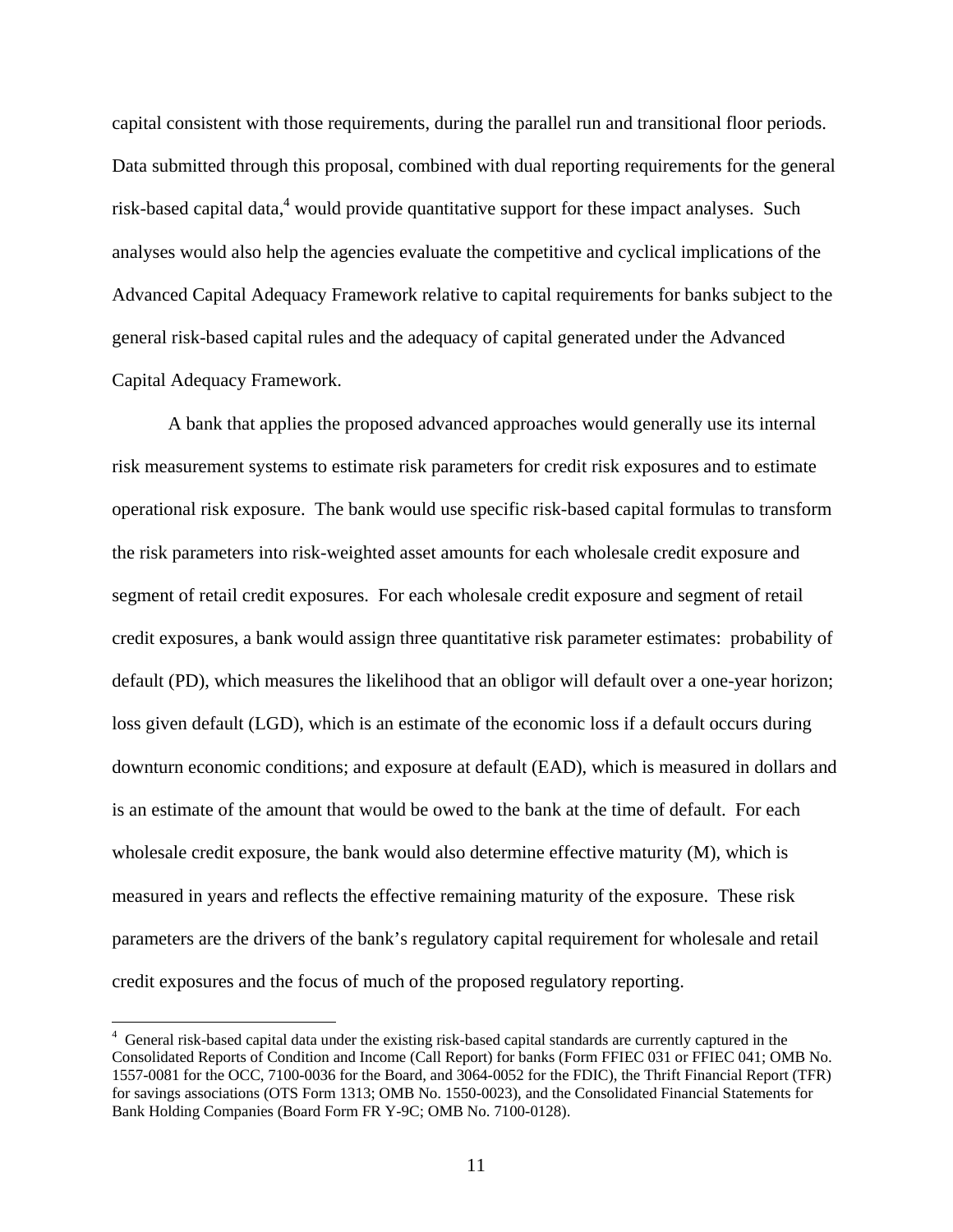capital consistent with those requirements, during the parallel run and transitional floor periods. Data submitted through this proposal, combined with dual reporting requirements for the general risk-based capital data,[4] would provide quantitative support for these impact analyses. Such analyses would also help the agencies evaluate the competitive and cyclical implications of the Advanced Capital Adequacy Framework relative to capital requirements for banks subject to the general risk-based capital rules and the adequacy of capital generated under the Advanced Capital Adequacy Framework.

A bank that applies the proposed advanced approaches would generally use its internal risk measurement systems to estimate risk parameters for credit risk exposures and to estimate operational risk exposure. The bank would use specific risk-based capital formulas to transform the risk parameters into risk-weighted asset amounts for each wholesale credit exposure and segment of retail credit exposures. For each wholesale credit exposure and segment of retail credit exposures, a bank would assign three quantitative risk parameter estimates: probability of default (PD), which measures the likelihood that an obligor will default over a one-year horizon; loss given default (LGD), which is an estimate of the economic loss if a default occurs during downturn economic conditions; and exposure at default (EAD), which is measured in dollars and is an estimate of the amount that would be owed to the bank at the time of default. For each wholesale credit exposure, the bank would also determine effective maturity (M), which is measured in years and reflects the effective remaining maturity of the exposure. These risk parameters are the drivers of the bank's regulatory capital requirement for wholesale and retail credit exposures and the focus of much of the proposed regulatory reporting.

[4] General risk-based capital data under the existing risk-based capital standards are currently captured in the Consolidated Reports of Condition and Income (Call Report) for banks (Form FFIEC 031 or FFIEC 041; OMB No. 1557-0081 for the OCC, 7100-0036 for the Board, and 3064-0052 for the FDIC), the Thrift Financial Report (TFR) for savings associations (OTS Form 1313; OMB No. 1550-0023), and the Consolidated Financial Statements for Bank Holding Companies (Board Form FR Y-9C; OMB No. 7100-0128).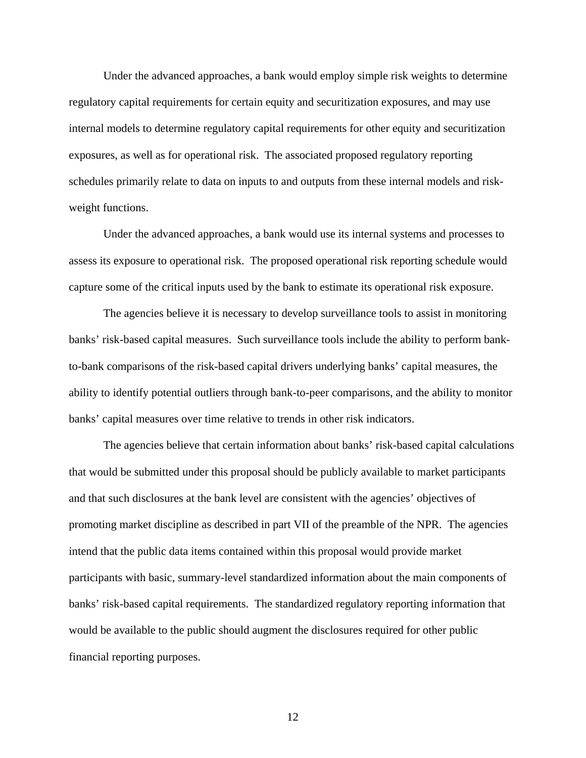Under the advanced approaches, a bank would employ simple risk weights to determine regulatory capital requirements for certain equity and securitization exposures, and may use internal models to determine regulatory capital requirements for other equity and securitization exposures, as well as for operational risk. The associated proposed regulatory reporting schedules primarily relate to data on inputs to and outputs from these internal models and risk-weight functions.

Under the advanced approaches, a bank would use its internal systems and processes to assess its exposure to operational risk. The proposed operational risk reporting schedule would capture some of the critical inputs used by the bank to estimate its operational risk exposure.

The agencies believe it is necessary to develop surveillance tools to assist in monitoring banks' risk-based capital measures. Such surveillance tools include the ability to perform bank-to-bank comparisons of the risk-based capital drivers underlying banks' capital measures, the ability to identify potential outliers through bank-to-peer comparisons, and the ability to monitor banks' capital measures over time relative to trends in other risk indicators.

The agencies believe that certain information about banks' risk-based capital calculations that would be submitted under this proposal should be publicly available to market participants and that such disclosures at the bank level are consistent with the agencies' objectives of promoting market discipline as described in part VII of the preamble of the NPR. The agencies intend that the public data items contained within this proposal would provide market participants with basic, summary-level standardized information about the main components of banks' risk-based capital requirements. The standardized regulatory reporting information that would be available to the public should augment the disclosures required for other public financial reporting purposes.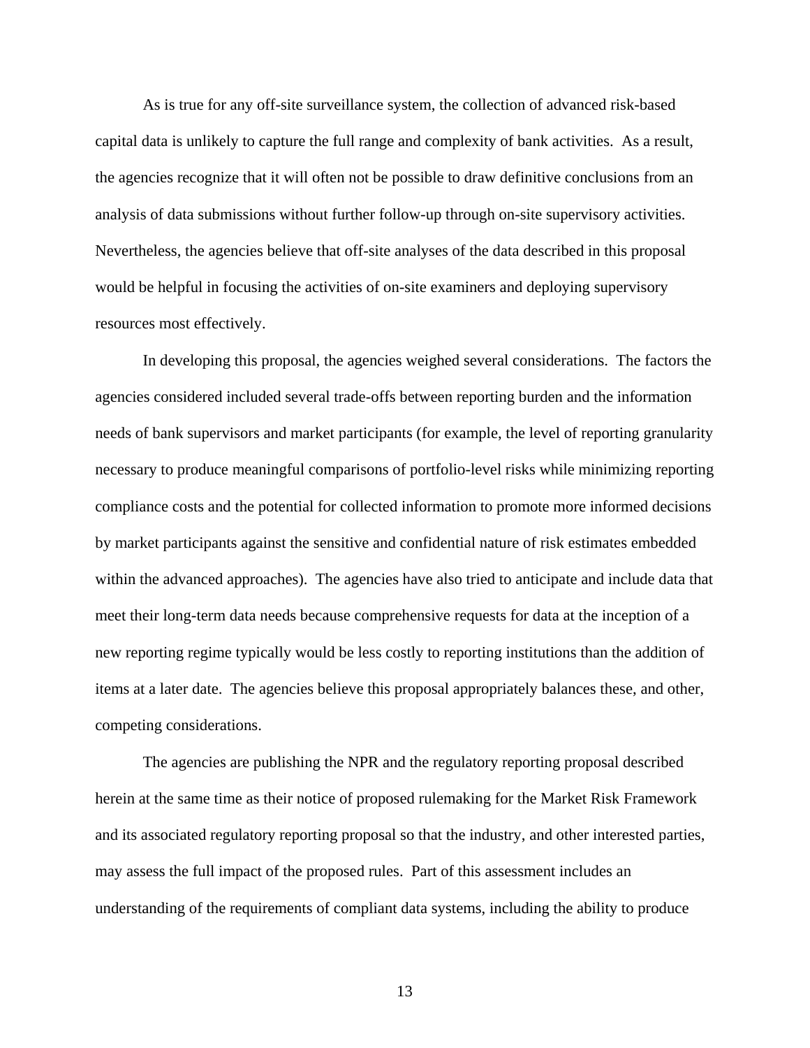As is true for any off-site surveillance system, the collection of advanced risk-based capital data is unlikely to capture the full range and complexity of bank activities. As a result, the agencies recognize that it will often not be possible to draw definitive conclusions from an analysis of data submissions without further follow-up through on-site supervisory activities. Nevertheless, the agencies believe that off-site analyses of the data described in this proposal would be helpful in focusing the activities of on-site examiners and deploying supervisory resources most effectively.

In developing this proposal, the agencies weighed several considerations. The factors the agencies considered included several trade-offs between reporting burden and the information needs of bank supervisors and market participants (for example, the level of reporting granularity necessary to produce meaningful comparisons of portfolio-level risks while minimizing reporting compliance costs and the potential for collected information to promote more informed decisions by market participants against the sensitive and confidential nature of risk estimates embedded within the advanced approaches). The agencies have also tried to anticipate and include data that meet their long-term data needs because comprehensive requests for data at the inception of a new reporting regime typically would be less costly to reporting institutions than the addition of items at a later date. The agencies believe this proposal appropriately balances these, and other, competing considerations.

The agencies are publishing the NPR and the regulatory reporting proposal described herein at the same time as their notice of proposed rulemaking for the Market Risk Framework and its associated regulatory reporting proposal so that the industry, and other interested parties, may assess the full impact of the proposed rules. Part of this assessment includes an understanding of the requirements of compliant data systems, including the ability to produce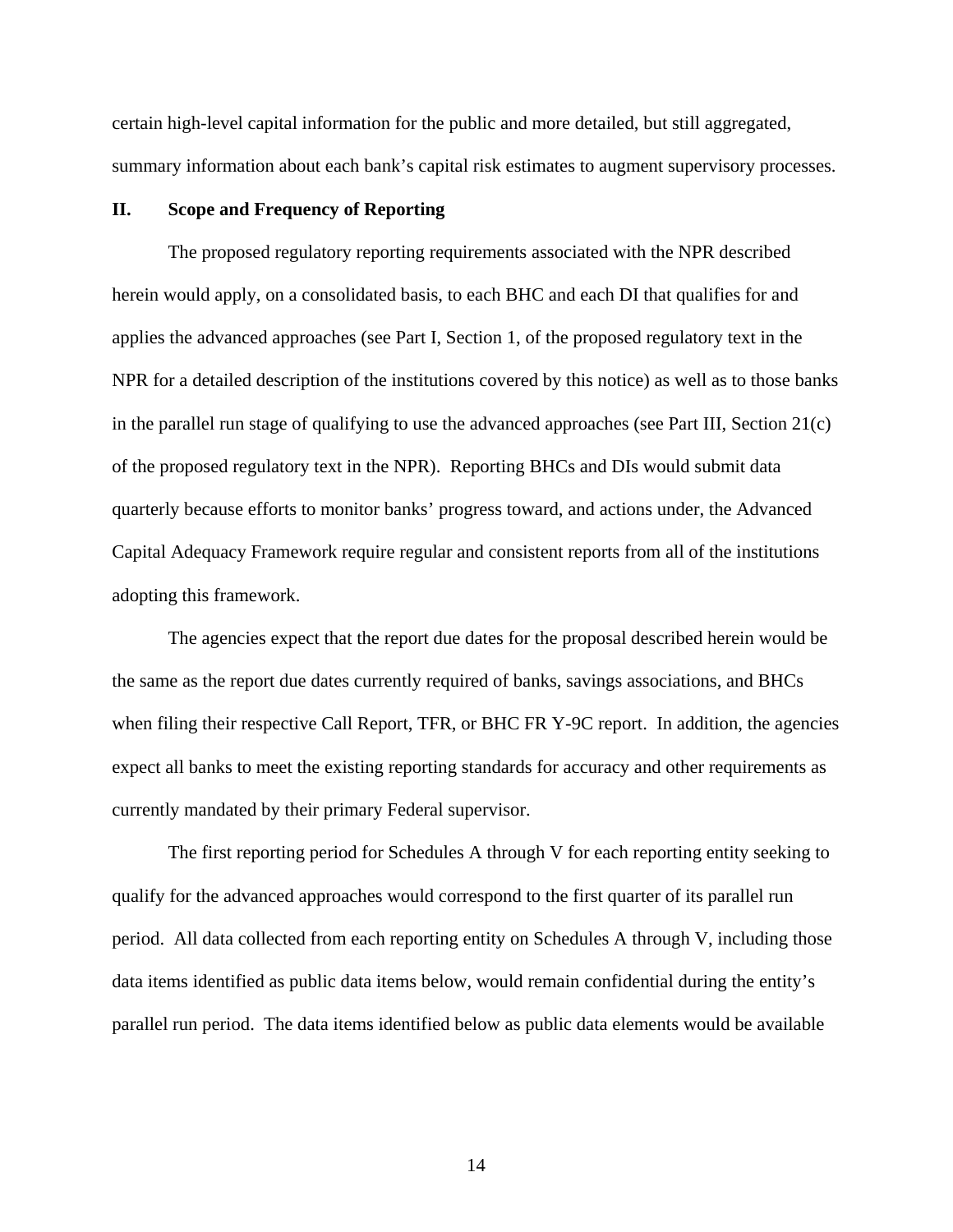certain high-level capital information for the public and more detailed, but still aggregated, summary information about each bank's capital risk estimates to augment supervisory processes.

## II. Scope and Frequency of Reporting

The proposed regulatory reporting requirements associated with the NPR described herein would apply, on a consolidated basis, to each BHC and each DI that qualifies for and applies the advanced approaches (see Part I, Section 1, of the proposed regulatory text in the NPR for a detailed description of the institutions covered by this notice) as well as to those banks in the parallel run stage of qualifying to use the advanced approaches (see Part III, Section 21(c) of the proposed regulatory text in the NPR). Reporting BHCs and DIs would submit data quarterly because efforts to monitor banks' progress toward, and actions under, the Advanced Capital Adequacy Framework require regular and consistent reports from all of the institutions adopting this framework.

The agencies expect that the report due dates for the proposal described herein would be the same as the report due dates currently required of banks, savings associations, and BHCs when filing their respective Call Report, TFR, or BHC FR Y-9C report. In addition, the agencies expect all banks to meet the existing reporting standards for accuracy and other requirements as currently mandated by their primary Federal supervisor.

The first reporting period for Schedules A through V for each reporting entity seeking to qualify for the advanced approaches would correspond to the first quarter of its parallel run period. All data collected from each reporting entity on Schedules A through V, including those data items identified as public data items below, would remain confidential during the entity's parallel run period. The data items identified below as public data elements would be available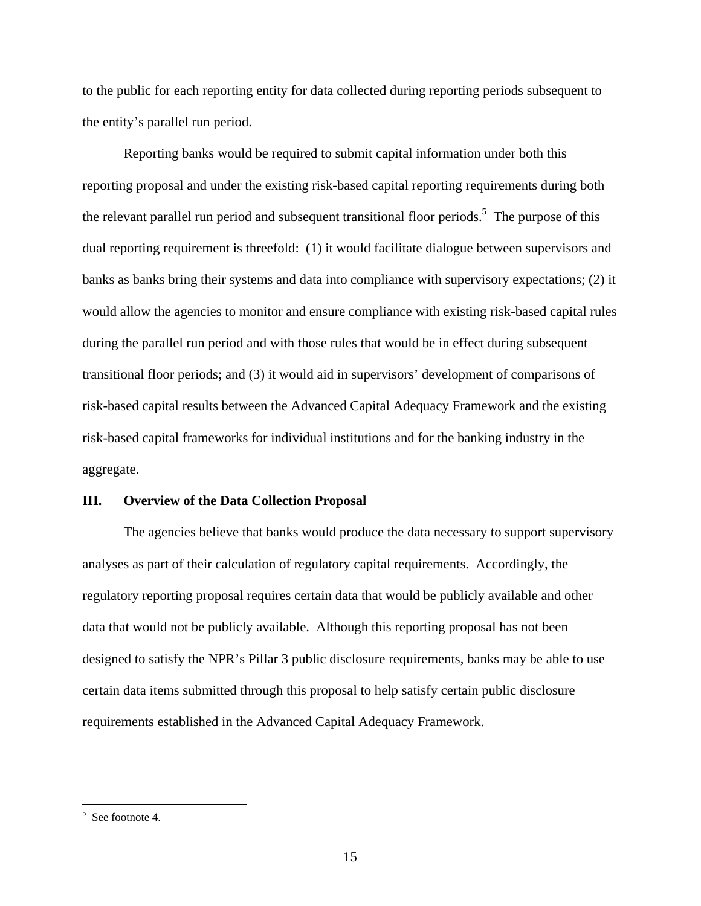to the public for each reporting entity for data collected during reporting periods subsequent to the entity's parallel run period.

Reporting banks would be required to submit capital information under both this reporting proposal and under the existing risk-based capital reporting requirements during both the relevant parallel run period and subsequent transitional floor periods.[5] The purpose of this dual reporting requirement is threefold: (1) it would facilitate dialogue between supervisors and banks as banks bring their systems and data into compliance with supervisory expectations; (2) it would allow the agencies to monitor and ensure compliance with existing risk-based capital rules during the parallel run period and with those rules that would be in effect during subsequent transitional floor periods; and (3) it would aid in supervisors' development of comparisons of risk-based capital results between the Advanced Capital Adequacy Framework and the existing risk-based capital frameworks for individual institutions and for the banking industry in the aggregate.

## III. Overview of the Data Collection Proposal

The agencies believe that banks would produce the data necessary to support supervisory analyses as part of their calculation of regulatory capital requirements. Accordingly, the regulatory reporting proposal requires certain data that would be publicly available and other data that would not be publicly available. Although this reporting proposal has not been designed to satisfy the NPR's Pillar 3 public disclosure requirements, banks may be able to use certain data items submitted through this proposal to help satisfy certain public disclosure requirements established in the Advanced Capital Adequacy Framework.

[5] See footnote 4.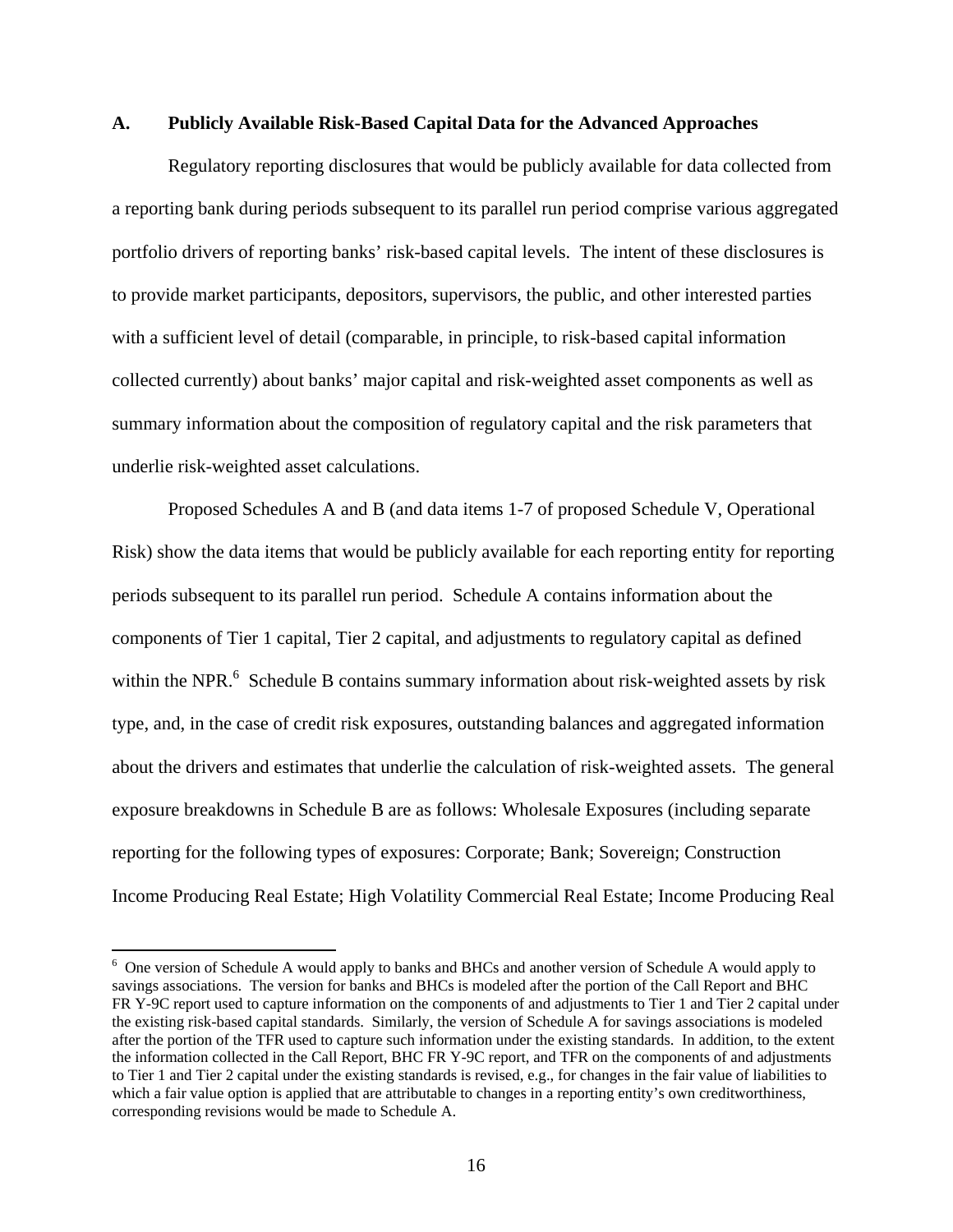## A. Publicly Available Risk-Based Capital Data for the Advanced Approaches

Regulatory reporting disclosures that would be publicly available for data collected from a reporting bank during periods subsequent to its parallel run period comprise various aggregated portfolio drivers of reporting banks' risk-based capital levels. The intent of these disclosures is to provide market participants, depositors, supervisors, the public, and other interested parties with a sufficient level of detail (comparable, in principle, to risk-based capital information collected currently) about banks' major capital and risk-weighted asset components as well as summary information about the composition of regulatory capital and the risk parameters that underlie risk-weighted asset calculations.

Proposed Schedules A and B (and data items 1-7 of proposed Schedule V, Operational Risk) show the data items that would be publicly available for each reporting entity for reporting periods subsequent to its parallel run period. Schedule A contains information about the components of Tier 1 capital, Tier 2 capital, and adjustments to regulatory capital as defined within the NPR.[6] Schedule B contains summary information about risk-weighted assets by risk type, and, in the case of credit risk exposures, outstanding balances and aggregated information about the drivers and estimates that underlie the calculation of risk-weighted assets. The general exposure breakdowns in Schedule B are as follows: Wholesale Exposures (including separate reporting for the following types of exposures: Corporate; Bank; Sovereign; Construction Income Producing Real Estate; High Volatility Commercial Real Estate; Income Producing Real

---

[6] One version of Schedule A would apply to banks and BHCs and another version of Schedule A would apply to savings associations. The version for banks and BHCs is modeled after the portion of the Call Report and BHC FR Y-9C report used to capture information on the components of and adjustments to Tier 1 and Tier 2 capital under the existing risk-based capital standards. Similarly, the version of Schedule A for savings associations is modeled after the portion of the TFR used to capture such information under the existing standards. In addition, to the extent the information collected in the Call Report, BHC FR Y-9C report, and TFR on the components of and adjustments to Tier 1 and Tier 2 capital under the existing standards is revised, e.g., for changes in the fair value of liabilities to which a fair value option is applied that are attributable to changes in a reporting entity's own creditworthiness, corresponding revisions would be made to Schedule A.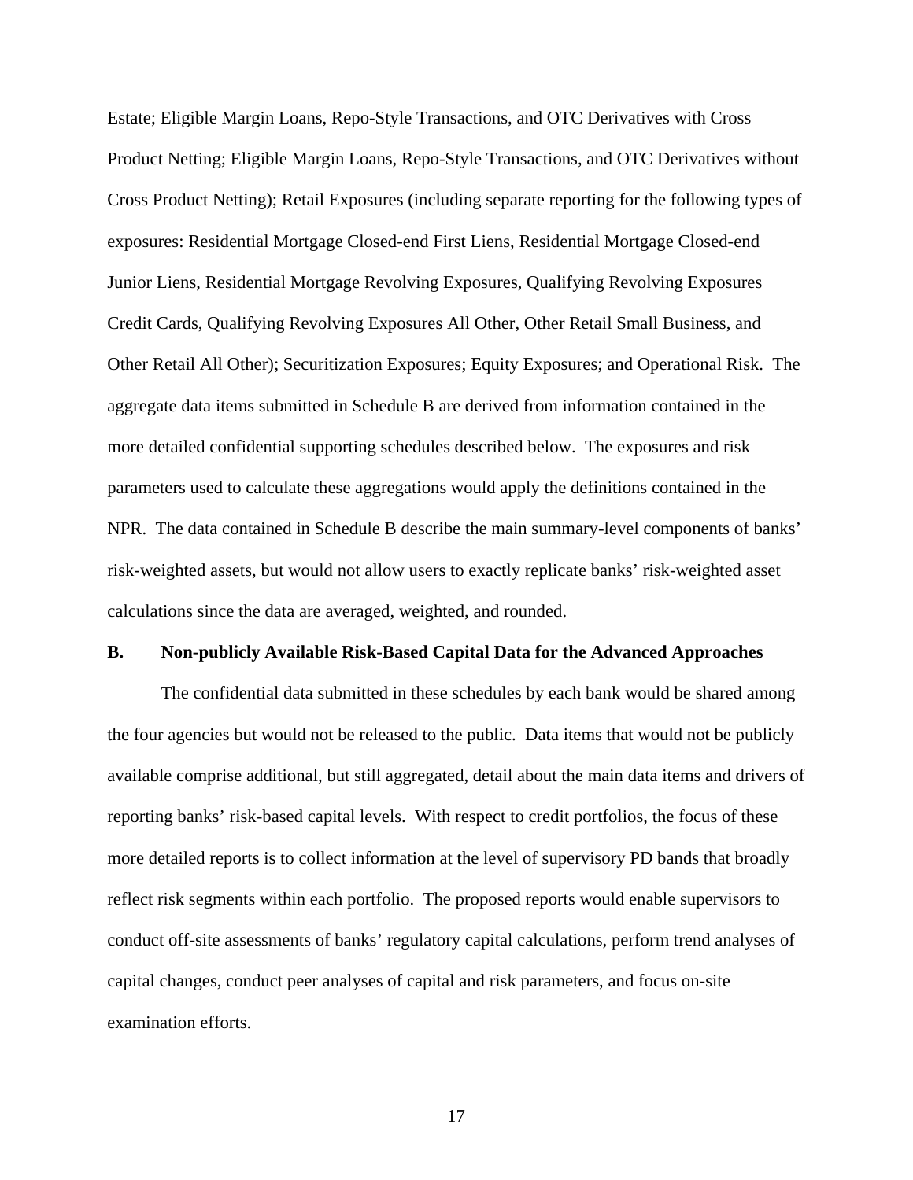Estate; Eligible Margin Loans, Repo-Style Transactions, and OTC Derivatives with Cross Product Netting; Eligible Margin Loans, Repo-Style Transactions, and OTC Derivatives without Cross Product Netting); Retail Exposures (including separate reporting for the following types of exposures: Residential Mortgage Closed-end First Liens, Residential Mortgage Closed-end Junior Liens, Residential Mortgage Revolving Exposures, Qualifying Revolving Exposures Credit Cards, Qualifying Revolving Exposures All Other, Other Retail Small Business, and Other Retail All Other); Securitization Exposures; Equity Exposures; and Operational Risk. The aggregate data items submitted in Schedule B are derived from information contained in the more detailed confidential supporting schedules described below. The exposures and risk parameters used to calculate these aggregations would apply the definitions contained in the NPR. The data contained in Schedule B describe the main summary-level components of banks' risk-weighted assets, but would not allow users to exactly replicate banks' risk-weighted asset calculations since the data are averaged, weighted, and rounded.

**B. Non-publicly Available Risk-Based Capital Data for the Advanced Approaches**

The confidential data submitted in these schedules by each bank would be shared among the four agencies but would not be released to the public. Data items that would not be publicly available comprise additional, but still aggregated, detail about the main data items and drivers of reporting banks' risk-based capital levels. With respect to credit portfolios, the focus of these more detailed reports is to collect information at the level of supervisory PD bands that broadly reflect risk segments within each portfolio. The proposed reports would enable supervisors to conduct off-site assessments of banks' regulatory capital calculations, perform trend analyses of capital changes, conduct peer analyses of capital and risk parameters, and focus on-site examination efforts.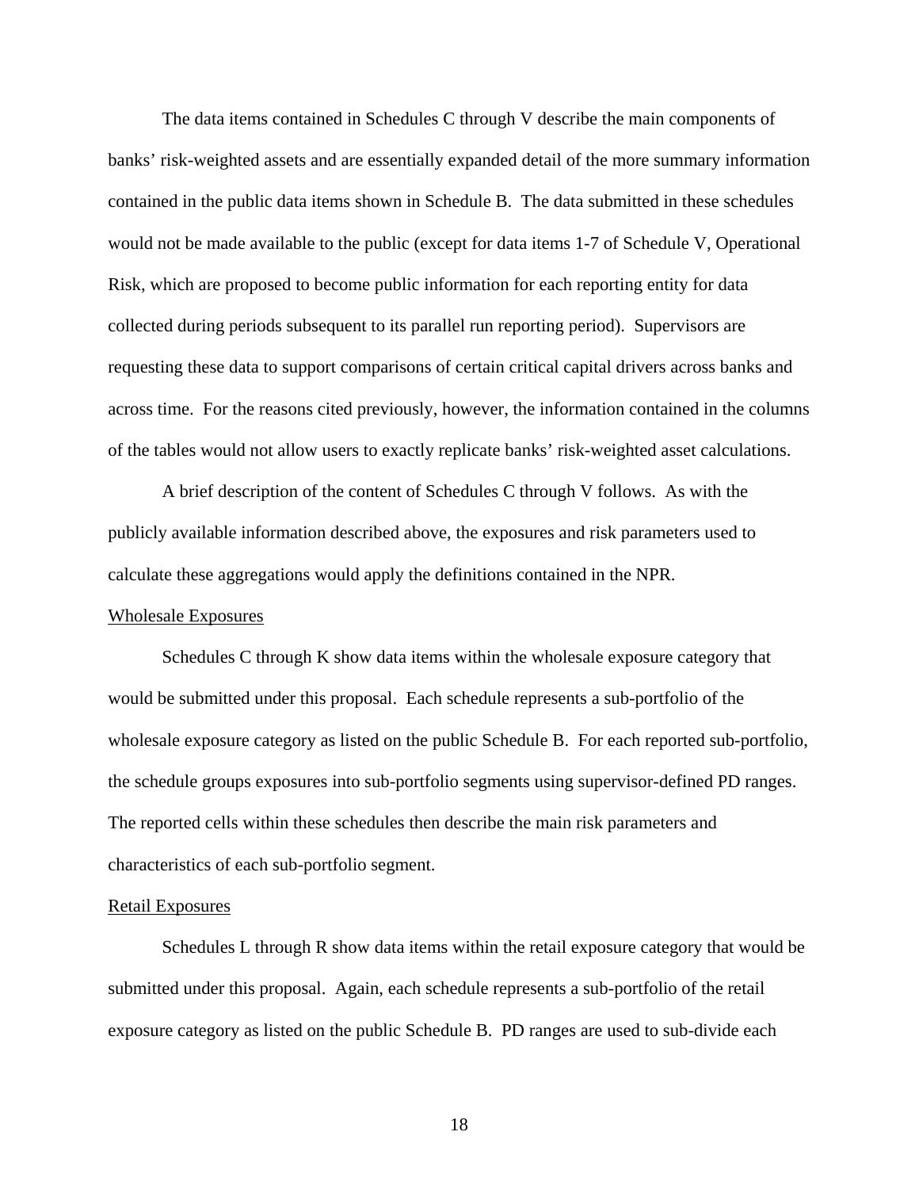The data items contained in Schedules C through V describe the main components of banks' risk-weighted assets and are essentially expanded detail of the more summary information contained in the public data items shown in Schedule B. The data submitted in these schedules would not be made available to the public (except for data items 1-7 of Schedule V, Operational Risk, which are proposed to become public information for each reporting entity for data collected during periods subsequent to its parallel run reporting period). Supervisors are requesting these data to support comparisons of certain critical capital drivers across banks and across time. For the reasons cited previously, however, the information contained in the columns of the tables would not allow users to exactly replicate banks' risk-weighted asset calculations.

A brief description of the content of Schedules C through V follows. As with the publicly available information described above, the exposures and risk parameters used to calculate these aggregations would apply the definitions contained in the NPR.

Wholesale Exposures

Schedules C through K show data items within the wholesale exposure category that would be submitted under this proposal. Each schedule represents a sub-portfolio of the wholesale exposure category as listed on the public Schedule B. For each reported sub-portfolio, the schedule groups exposures into sub-portfolio segments using supervisor-defined PD ranges. The reported cells within these schedules then describe the main risk parameters and characteristics of each sub-portfolio segment.

Retail Exposures

Schedules L through R show data items within the retail exposure category that would be submitted under this proposal. Again, each schedule represents a sub-portfolio of the retail exposure category as listed on the public Schedule B. PD ranges are used to sub-divide each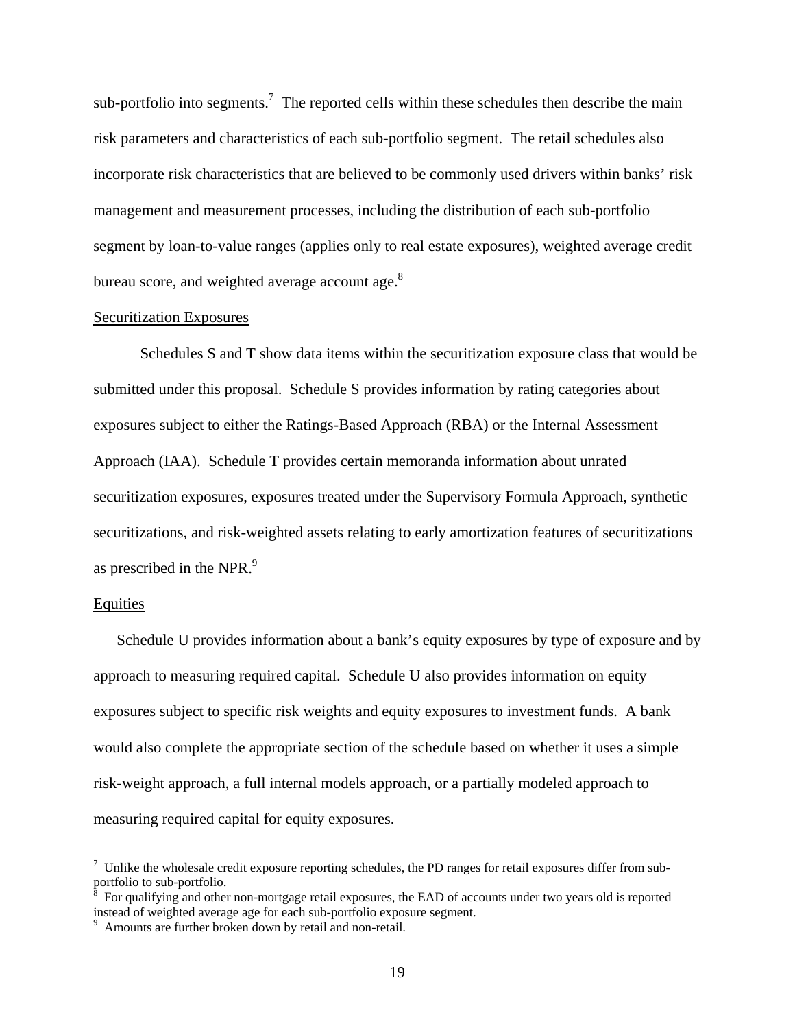sub-portfolio into segments.[7] The reported cells within these schedules then describe the main risk parameters and characteristics of each sub-portfolio segment. The retail schedules also incorporate risk characteristics that are believed to be commonly used drivers within banks' risk management and measurement processes, including the distribution of each sub-portfolio segment by loan-to-value ranges (applies only to real estate exposures), weighted average credit bureau score, and weighted average account age.[8]

Securitization Exposures

Schedules S and T show data items within the securitization exposure class that would be submitted under this proposal. Schedule S provides information by rating categories about exposures subject to either the Ratings-Based Approach (RBA) or the Internal Assessment Approach (IAA). Schedule T provides certain memoranda information about unrated securitization exposures, exposures treated under the Supervisory Formula Approach, synthetic securitizations, and risk-weighted assets relating to early amortization features of securitizations as prescribed in the NPR.[9]

Equities

Schedule U provides information about a bank's equity exposures by type of exposure and by approach to measuring required capital. Schedule U also provides information on equity exposures subject to specific risk weights and equity exposures to investment funds. A bank would also complete the appropriate section of the schedule based on whether it uses a simple risk-weight approach, a full internal models approach, or a partially modeled approach to measuring required capital for equity exposures.

[7] Unlike the wholesale credit exposure reporting schedules, the PD ranges for retail exposures differ from sub-portfolio to sub-portfolio.

[8] For qualifying and other non-mortgage retail exposures, the EAD of accounts under two years old is reported instead of weighted average age for each sub-portfolio exposure segment.

[9] Amounts are further broken down by retail and non-retail.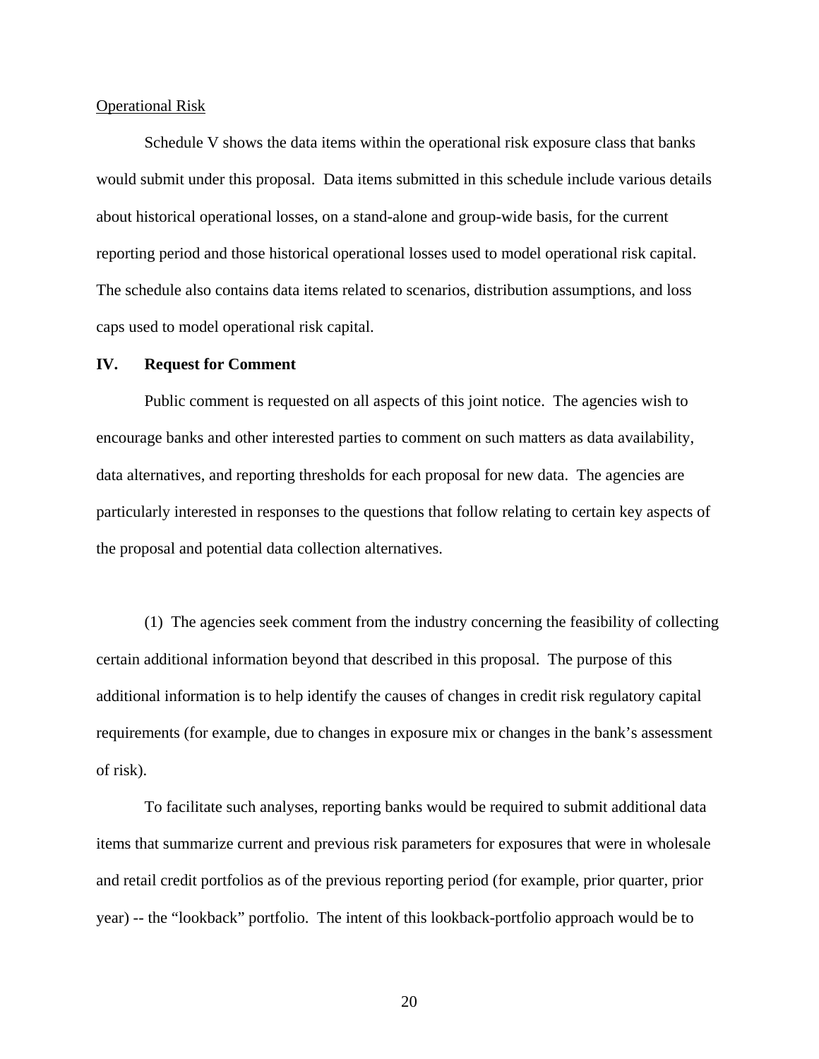Operational Risk

Schedule V shows the data items within the operational risk exposure class that banks would submit under this proposal. Data items submitted in this schedule include various details about historical operational losses, on a stand-alone and group-wide basis, for the current reporting period and those historical operational losses used to model operational risk capital. The schedule also contains data items related to scenarios, distribution assumptions, and loss caps used to model operational risk capital.

## IV. Request for Comment

Public comment is requested on all aspects of this joint notice. The agencies wish to encourage banks and other interested parties to comment on such matters as data availability, data alternatives, and reporting thresholds for each proposal for new data. The agencies are particularly interested in responses to the questions that follow relating to certain key aspects of the proposal and potential data collection alternatives.

(1) The agencies seek comment from the industry concerning the feasibility of collecting certain additional information beyond that described in this proposal. The purpose of this additional information is to help identify the causes of changes in credit risk regulatory capital requirements (for example, due to changes in exposure mix or changes in the bank's assessment of risk).

To facilitate such analyses, reporting banks would be required to submit additional data items that summarize current and previous risk parameters for exposures that were in wholesale and retail credit portfolios as of the previous reporting period (for example, prior quarter, prior year) -- the "lookback" portfolio. The intent of this lookback-portfolio approach would be to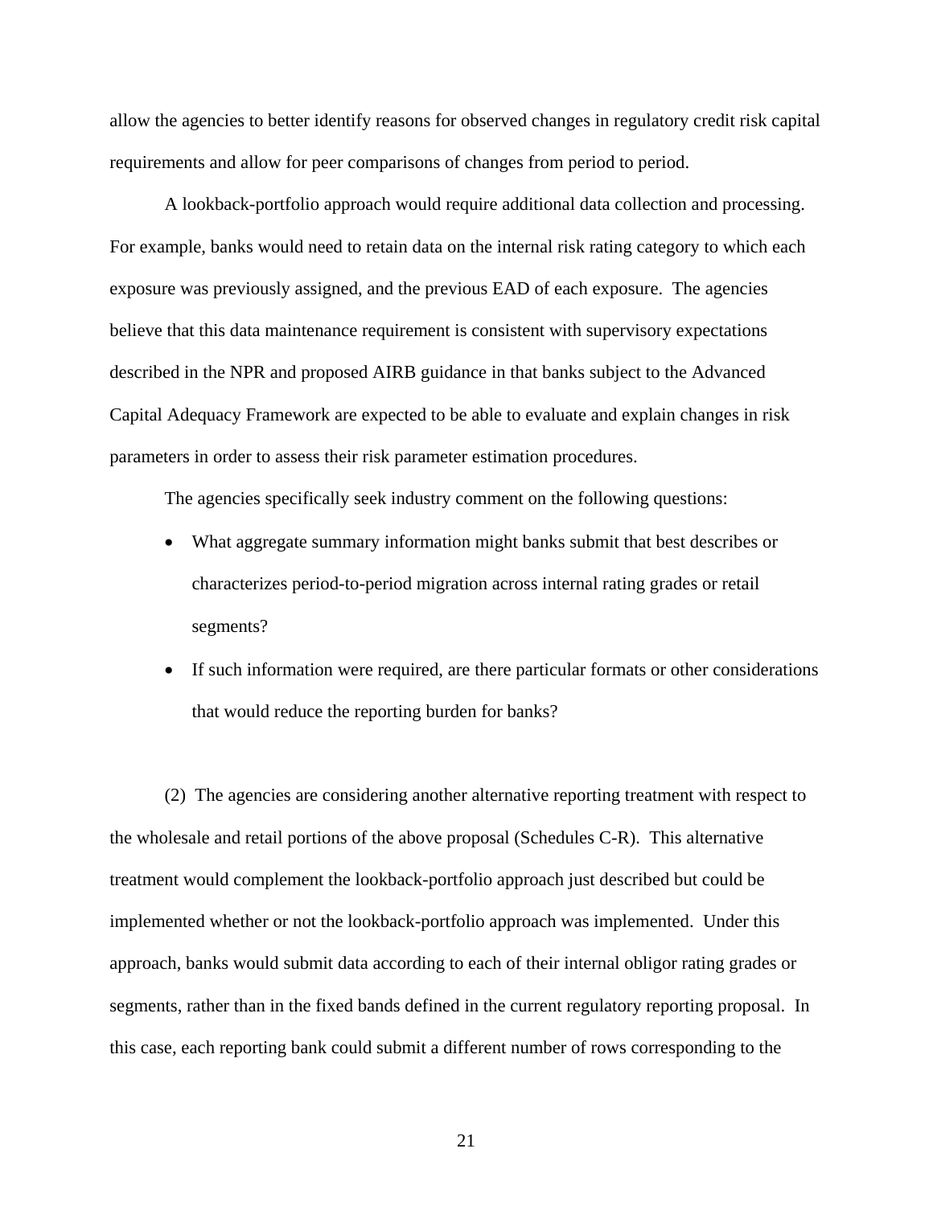allow the agencies to better identify reasons for observed changes in regulatory credit risk capital requirements and allow for peer comparisons of changes from period to period.

A lookback-portfolio approach would require additional data collection and processing. For example, banks would need to retain data on the internal risk rating category to which each exposure was previously assigned, and the previous EAD of each exposure. The agencies believe that this data maintenance requirement is consistent with supervisory expectations described in the NPR and proposed AIRB guidance in that banks subject to the Advanced Capital Adequacy Framework are expected to be able to evaluate and explain changes in risk parameters in order to assess their risk parameter estimation procedures.

The agencies specifically seek industry comment on the following questions:

- What aggregate summary information might banks submit that best describes or characterizes period-to-period migration across internal rating grades or retail segments?
- If such information were required, are there particular formats or other considerations that would reduce the reporting burden for banks?

(2) The agencies are considering another alternative reporting treatment with respect to the wholesale and retail portions of the above proposal (Schedules C-R). This alternative treatment would complement the lookback-portfolio approach just described but could be implemented whether or not the lookback-portfolio approach was implemented. Under this approach, banks would submit data according to each of their internal obligor rating grades or segments, rather than in the fixed bands defined in the current regulatory reporting proposal. In this case, each reporting bank could submit a different number of rows corresponding to the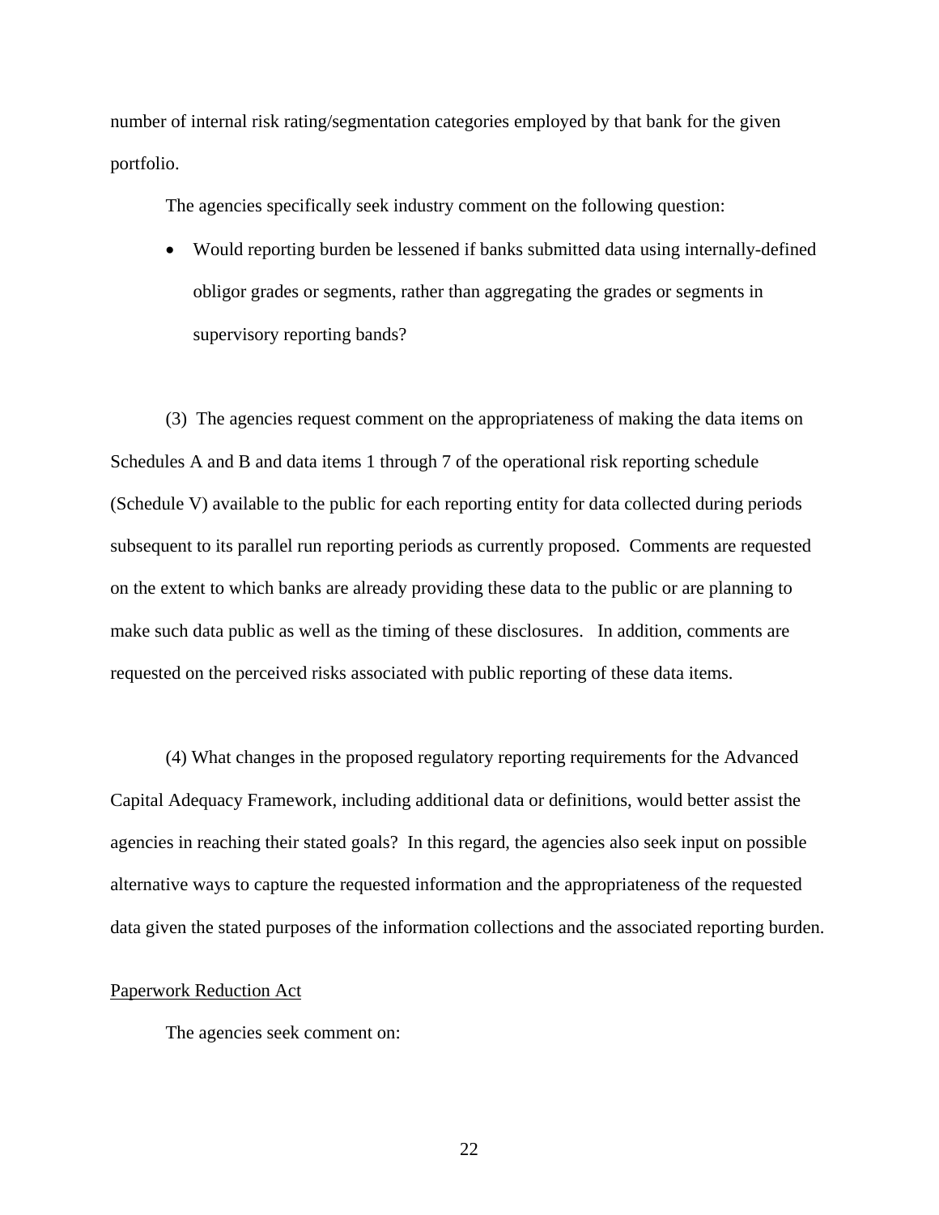number of internal risk rating/segmentation categories employed by that bank for the given portfolio.

The agencies specifically seek industry comment on the following question:

- Would reporting burden be lessened if banks submitted data using internally-defined obligor grades or segments, rather than aggregating the grades or segments in supervisory reporting bands?

(3) The agencies request comment on the appropriateness of making the data items on Schedules A and B and data items 1 through 7 of the operational risk reporting schedule (Schedule V) available to the public for each reporting entity for data collected during periods subsequent to its parallel run reporting periods as currently proposed. Comments are requested on the extent to which banks are already providing these data to the public or are planning to make such data public as well as the timing of these disclosures. In addition, comments are requested on the perceived risks associated with public reporting of these data items.

(4) What changes in the proposed regulatory reporting requirements for the Advanced Capital Adequacy Framework, including additional data or definitions, would better assist the agencies in reaching their stated goals? In this regard, the agencies also seek input on possible alternative ways to capture the requested information and the appropriateness of the requested data given the stated purposes of the information collections and the associated reporting burden.

<u>Paperwork Reduction Act</u>

The agencies seek comment on: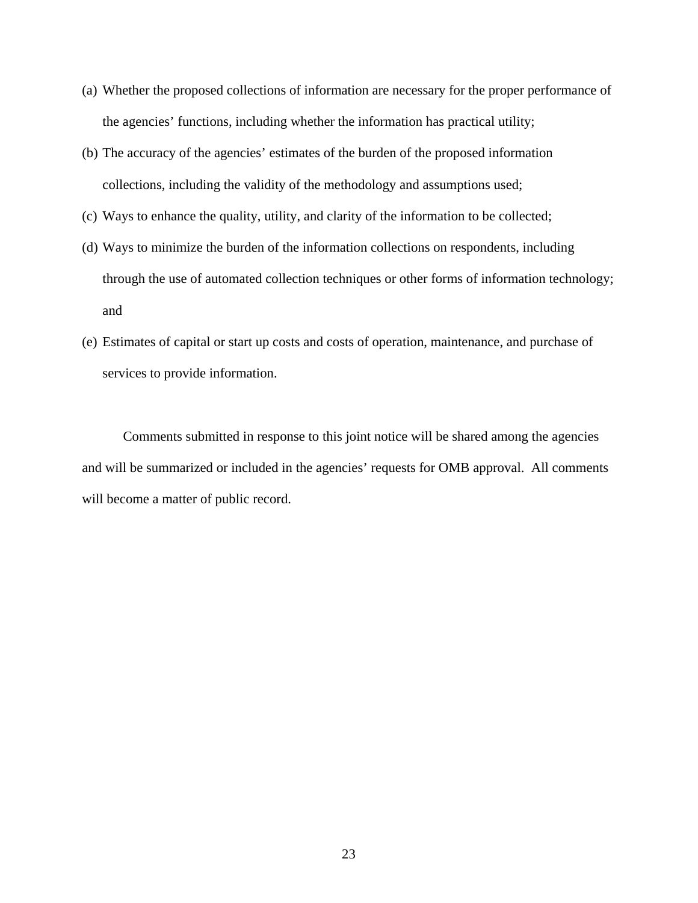(a) Whether the proposed collections of information are necessary for the proper performance of the agencies’ functions, including whether the information has practical utility;

(b) The accuracy of the agencies’ estimates of the burden of the proposed information collections, including the validity of the methodology and assumptions used;

(c) Ways to enhance the quality, utility, and clarity of the information to be collected;

(d) Ways to minimize the burden of the information collections on respondents, including through the use of automated collection techniques or other forms of information technology; and

(e) Estimates of capital or start up costs and costs of operation, maintenance, and purchase of services to provide information.

Comments submitted in response to this joint notice will be shared among the agencies and will be summarized or included in the agencies’ requests for OMB approval. All comments will become a matter of public record.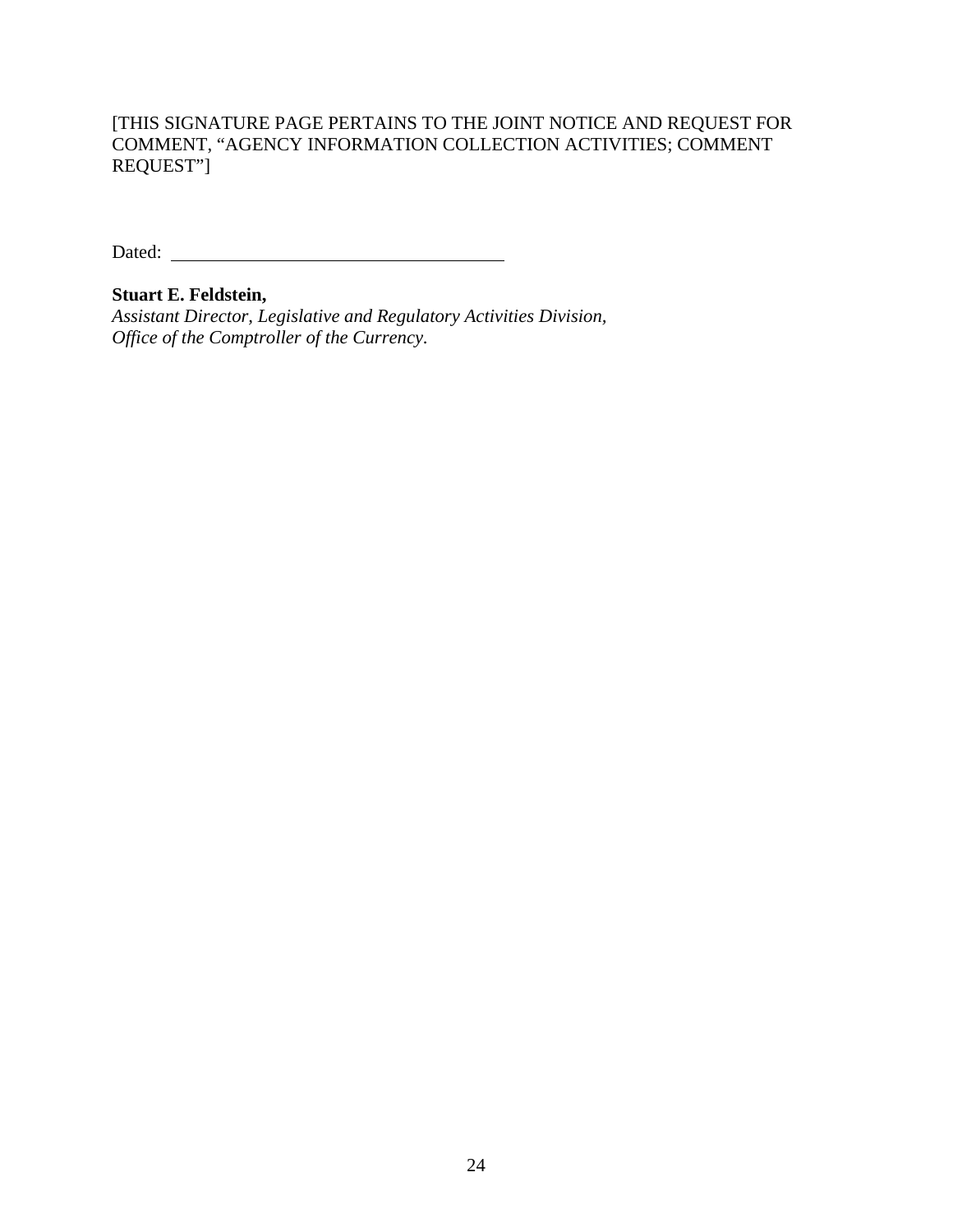[THIS SIGNATURE PAGE PERTAINS TO THE JOINT NOTICE AND REQUEST FOR COMMENT, "AGENCY INFORMATION COLLECTION ACTIVITIES; COMMENT REQUEST"]

Dated: ___________________________________

**Stuart E. Feldstein,**
*Assistant Director, Legislative and Regulatory Activities Division,*
*Office of the Comptroller of the Currency.*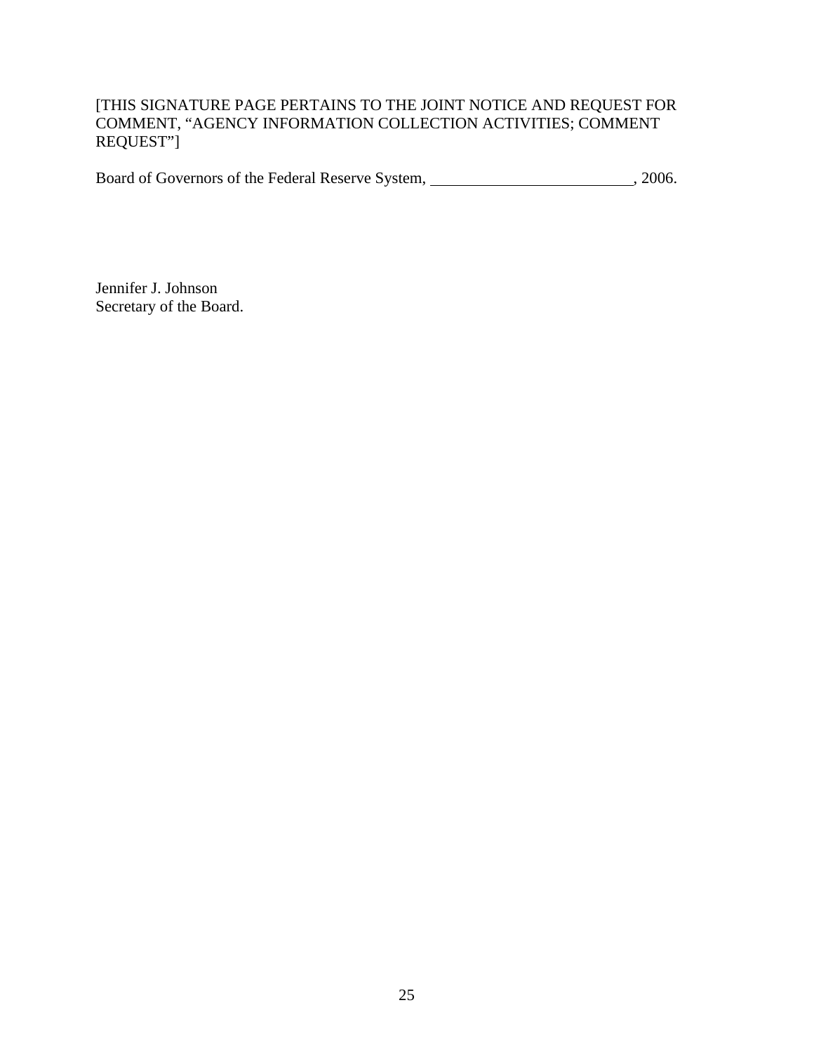[THIS SIGNATURE PAGE PERTAINS TO THE JOINT NOTICE AND REQUEST FOR COMMENT, "AGENCY INFORMATION COLLECTION ACTIVITIES; COMMENT REQUEST"]

Board of Governors of the Federal Reserve System, \_\_\_\_\_\_\_\_\_\_\_\_\_\_\_\_\_\_\_\_\_\_\_\_\_, 2006.

Jennifer J. Johnson
Secretary of the Board.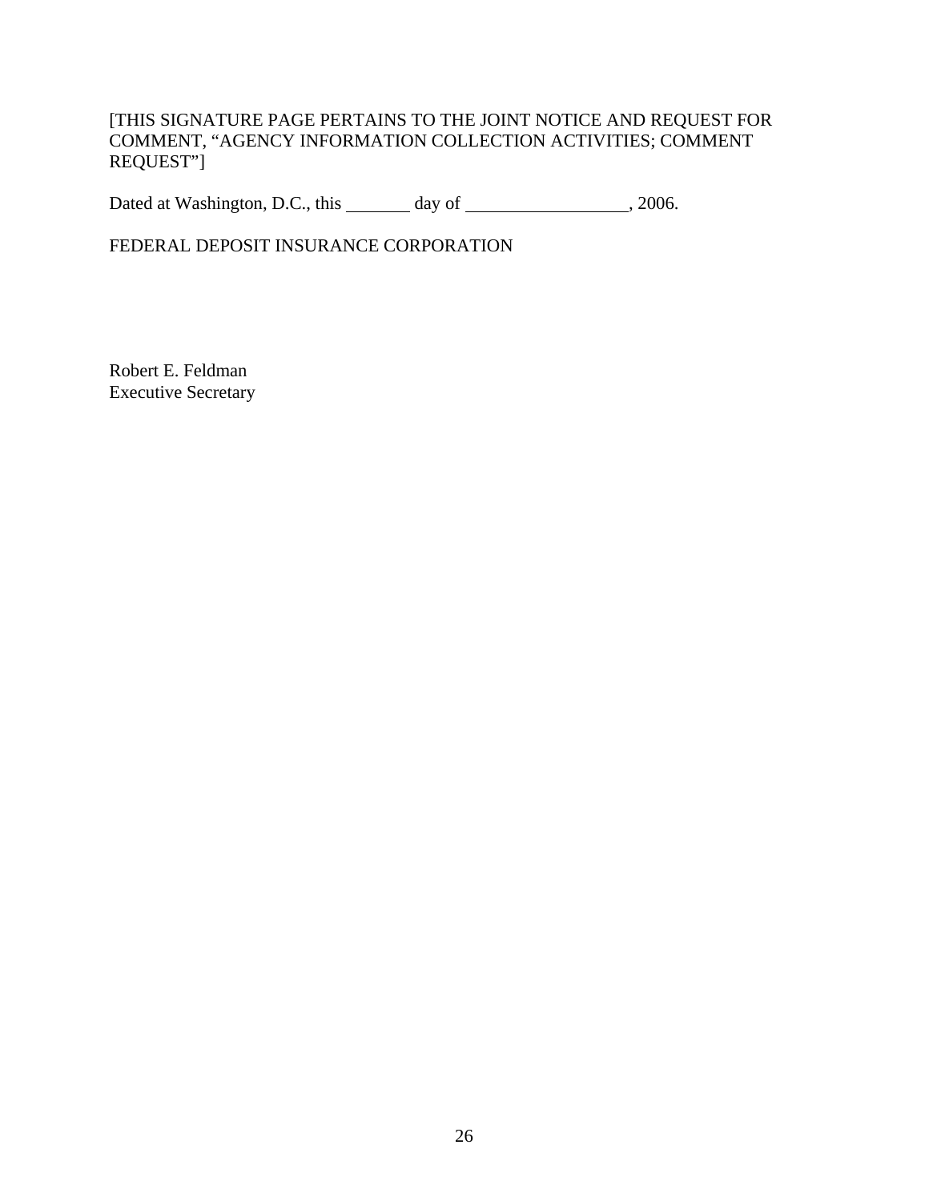[THIS SIGNATURE PAGE PERTAINS TO THE JOINT NOTICE AND REQUEST FOR COMMENT, "AGENCY INFORMATION COLLECTION ACTIVITIES; COMMENT REQUEST"]

Dated at Washington, D.C., this _______ day of _________________, 2006.

FEDERAL DEPOSIT INSURANCE CORPORATION

Robert E. Feldman
Executive Secretary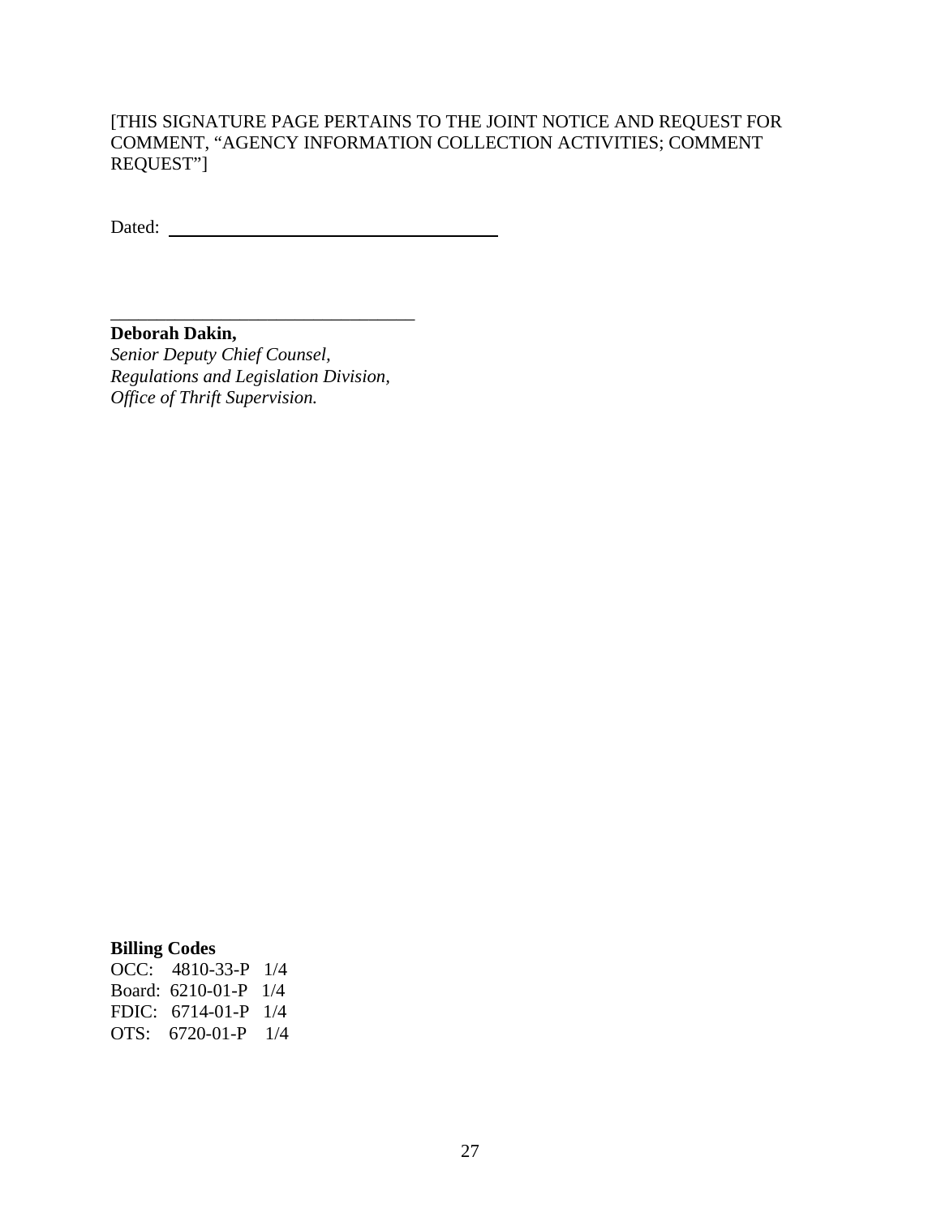[THIS SIGNATURE PAGE PERTAINS TO THE JOINT NOTICE AND REQUEST FOR COMMENT, "AGENCY INFORMATION COLLECTION ACTIVITIES; COMMENT REQUEST"]

Dated: ______________________________

______________________________

**Deborah Dakin,**
*Senior Deputy Chief Counsel,*
*Regulations and Legislation Division,*
*Office of Thrift Supervision.*

**Billing Codes**
OCC: 4810-33-P 1/4
Board: 6210-01-P 1/4
FDIC: 6714-01-P 1/4
OTS: 6720-01-P 1/4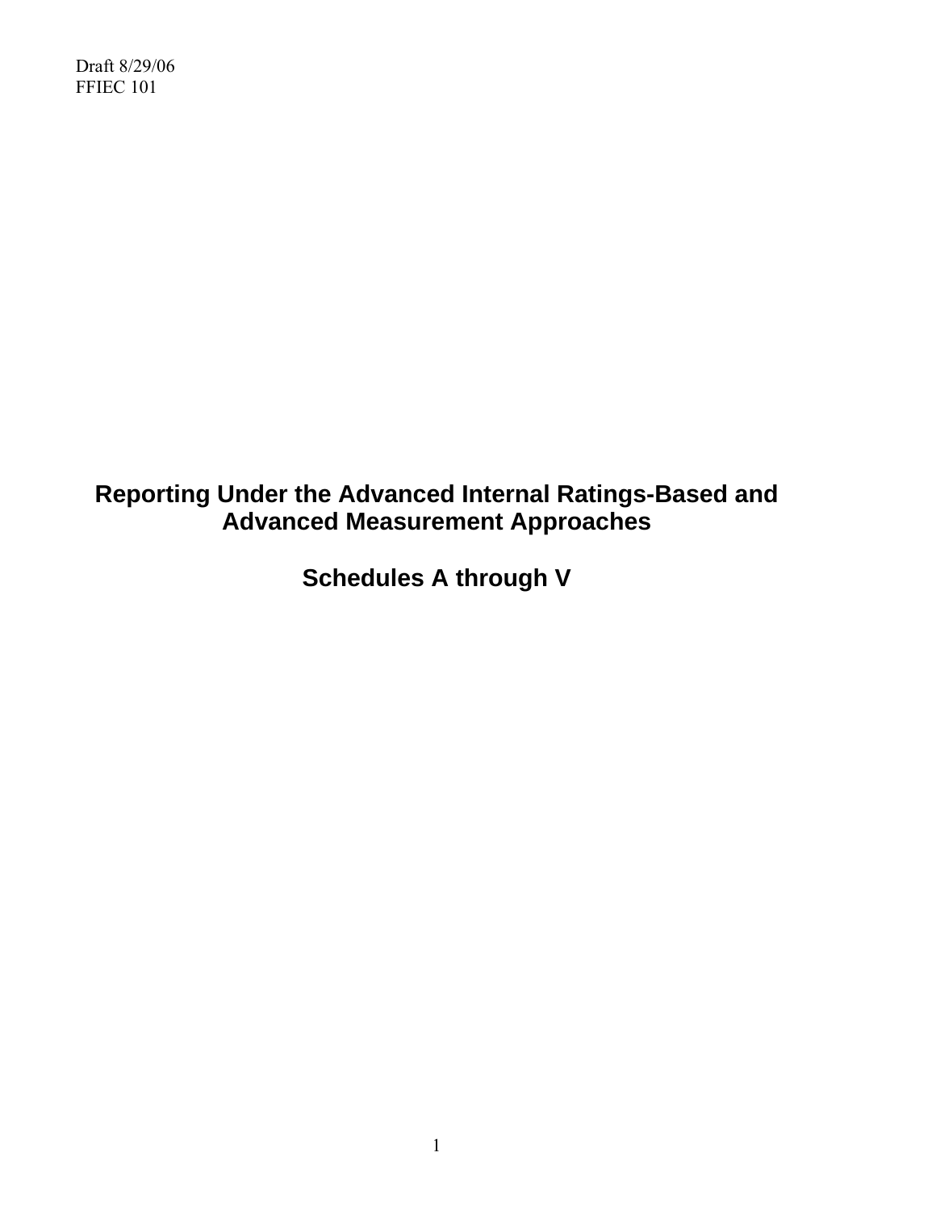Draft 8/29/06
FFIEC 101

# Reporting Under the Advanced Internal Ratings-Based and Advanced Measurement Approaches

## Schedules A through V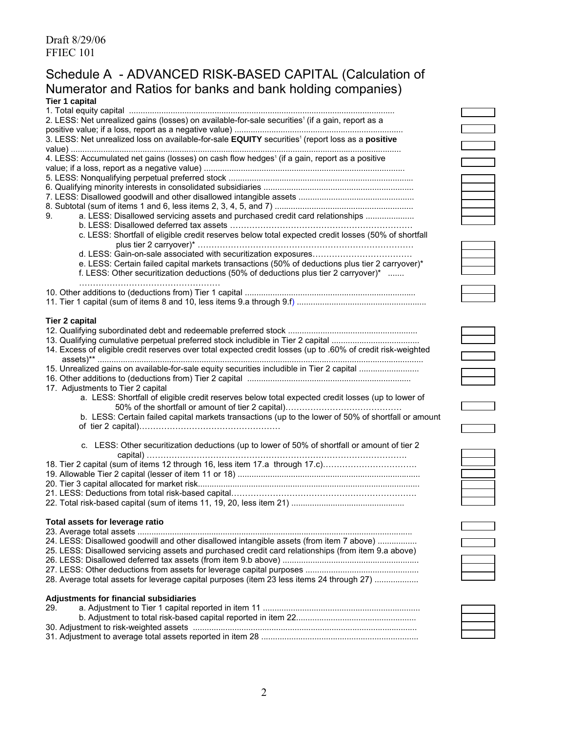Draft 8/29/06
FFIEC 101

# Schedule A - ADVANCED RISK-BASED CAPITAL (Calculation of Numerator and Ratios for banks and bank holding companies)

**Tier 1 capital**

1. Total equity capital ..................................................................................................................
2. LESS: Net unrealized gains (losses) on available-for-sale securities[1] (if a gain, report as a positive value; if a loss, report as a negative value) ........................................................................
3. LESS: Net unrealized loss on available-for-sale **EQUITY** securities[1] (report loss as a **positive** value) ..............................................................................................................................................
4. LESS: Accumulated net gains (losses) on cash flow hedges[1] (if a gain, report as a positive value; if a loss, report as a negative value) ......................................................................................
5. LESS: Nonqualifying perpetual preferred stock ...............................................................................
6. Qualifying minority interests in consolidated subsidiaries .................................................................
7. LESS: Disallowed goodwill and other disallowed intangible assets .................................................
8. Subtotal (sum of items 1 and 6, less items 2, 3, 4, 5, and 7) ...........................................................
9. a. LESS: Disallowed servicing assets and purchased credit card relationships .....................
   b. LESS: Disallowed deferred tax assets …………………………………………………………
   c. LESS: Shortfall of eligible credit reserves below total expected credit losses (50% of shortfall plus tier 2 carryover)* ……………………………………………………………………
   d. LESS: Gain-on-sale associated with securitization exposures………………………………
   e. LESS: Certain failed capital markets transactions (50% of deductions plus tier 2 carryover)*
   f. LESS: Other securitization deductions (50% of deductions plus tier 2 carryover)* ....... ……………………………………………
10. Other additions to (deductions from) Tier 1 capital .........................................................................
11. Tier 1 capital (sum of items 8 and 10, less items 9.a through 9.f) .......................................................

**Tier 2 capital**

12. Qualifying subordinated debt and redeemable preferred stock .......................................................
13. Qualifying cumulative perpetual preferred stock includible in Tier 2 capital .....................................
14. Excess of eligible credit reserves over total expected credit losses (up to .60% of credit risk-weighted assets)** ...........................................................................................................................................
15. Unrealized gains on available-for-sale equity securities includible in Tier 2 capital .........................
16. Other additions to (deductions from) Tier 2 capital ......................................................................
17. Adjustments to Tier 2 capital
    a. LESS: Shortfall of eligible credit reserves below total expected credit losses (up to lower of 50% of the shortfall or amount of tier 2 capital)……………………………………
    b. LESS: Certain failed capital markets transactions (up to the lower of 50% of shortfall or amount of tier 2 capital)……………………………………………
    c. LESS: Other securitization deductions (up to lower of 50% of shortfall or amount of tier 2 capital) ……………………………………………………………………………………….
18. Tier 2 capital (sum of items 12 through 16, less item 17.a through 17.c)……………………………
19. Allowable Tier 2 capital (lesser of item 11 or 18) ..............................................................................
20. Tier 3 capital allocated for market risk..............................................................................................
21. LESS: Deductions from total risk-based capital…………………………………………………………
22. Total risk-based capital (sum of items 11, 19, 20, less item 21) .................................................

**Total assets for leverage ratio**

23. Average total assets .....................................................................................................................
24. LESS: Disallowed goodwill and other disallowed intangible assets (from item 7 above) .................
25. LESS: Disallowed servicing assets and purchased credit card relationships (from item 9.a above)
26. LESS: Disallowed deferred tax assets (from item 9.b above) ..........................................................
27. LESS: Other deductions from assets for leverage capital purposes ................................................
28. Average total assets for leverage capital purposes (item 23 less items 24 through 27) ...................

**Adjustments for financial subsidiaries**

29. a. Adjustment to Tier 1 capital reported in item 11 ....................................................................
    b. Adjustment to total risk-based capital reported in item 22...................................................
30. Adjustment to risk-weighted assets ................................................................................................
31. Adjustment to average total assets reported in item 28 ...................................................................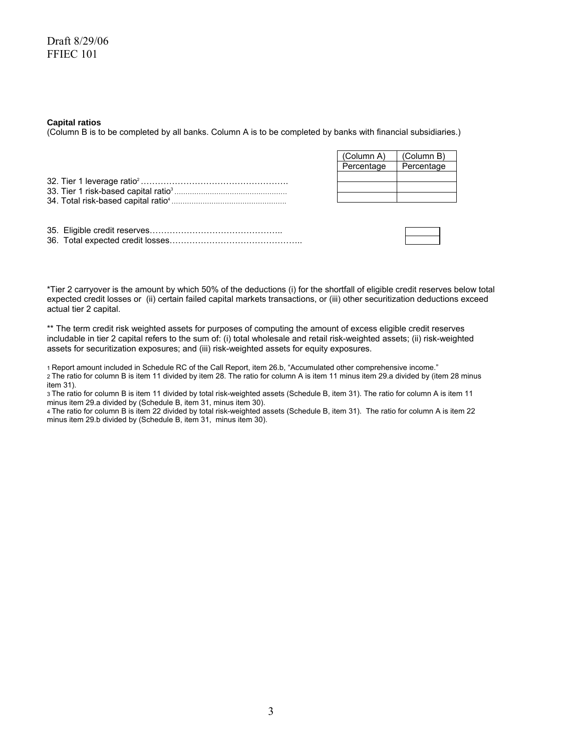**Capital ratios**

(Column B is to be completed by all banks. Column A is to be completed by banks with financial subsidiaries.)

| | (Column A) Percentage | (Column B) Percentage |
|---|---|---|
| 32. Tier 1 leverage ratio[2] | | |
| 33. Tier 1 risk-based capital ratio[3] | | |
| 34. Total risk-based capital ratio[4] | | |

| | |
|---|---|
| 35. Eligible credit reserves | |
| 36. Total expected credit losses | |

*Tier 2 carryover is the amount by which 50% of the deductions (i) for the shortfall of eligible credit reserves below total expected credit losses or (ii) certain failed capital markets transactions, or (iii) other securitization deductions exceed actual tier 2 capital.

** The term credit risk weighted assets for purposes of computing the amount of excess eligible credit reserves includable in tier 2 capital refers to the sum of: (i) total wholesale and retail risk-weighted assets; (ii) risk-weighted assets for securitization exposures; and (iii) risk-weighted assets for equity exposures.

1 Report amount included in Schedule RC of the Call Report, item 26.b, "Accumulated other comprehensive income."

2 The ratio for column B is item 11 divided by item 28. The ratio for column A is item 11 minus item 29.a divided by (item 28 minus item 31).

3 The ratio for column B is item 11 divided by total risk-weighted assets (Schedule B, item 31). The ratio for column A is item 11 minus item 29.a divided by (Schedule B, item 31, minus item 30).

4 The ratio for column B is item 22 divided by total risk-weighted assets (Schedule B, item 31). The ratio for column A is item 22 minus item 29.b divided by (Schedule B, item 31, minus item 30).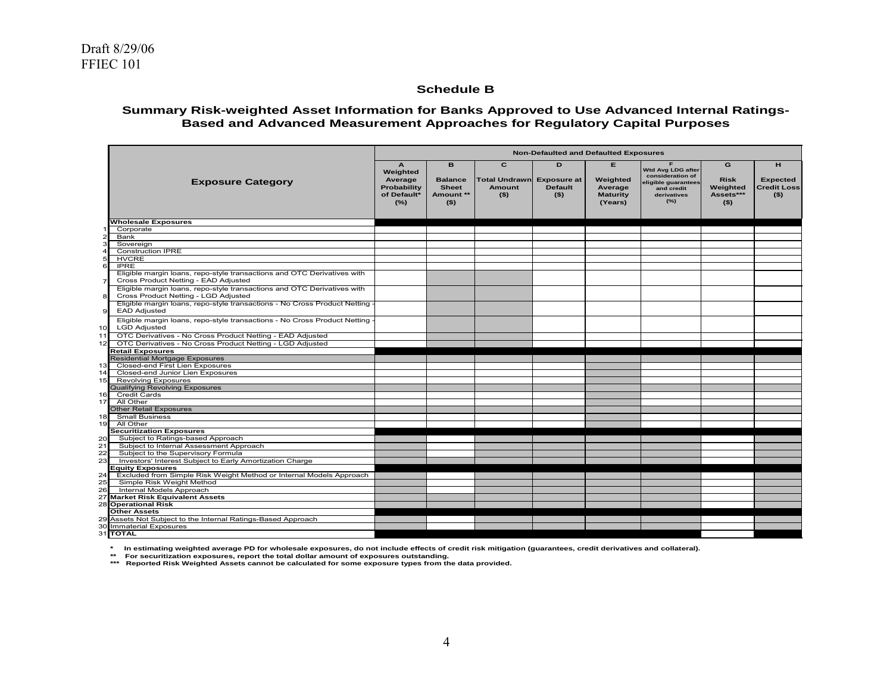Draft 8/29/06
FFIEC 101

## Schedule B

### Summary Risk-weighted Asset Information for Banks Approved to Use Advanced Internal Ratings-Based and Advanced Measurement Approaches for Regulatory Capital Purposes

| | Exposure Category | Non-Defaulted and Defaulted Exposures | | | | | | | |
|---|---|---|---|---|---|---|---|---|---|
| | | A<br>Weighted Average Probability of Default* (%) | B<br>Balance Sheet Amount ** ($) | C<br>Total Undrawn Amount ($) | D<br>Exposure at Default ($) | E<br>Weighted Average Maturity (Years) | F<br>Wtd Avg LDG after consideration of eligible guarantees and credit derivatives (%) | G<br>Risk Weighted Assets*** ($) | H<br>Expected Credit Loss ($) |
| | **Wholesale Exposures** | | | | | | | | |
| 1 | Corporate | | | | | | | | |
| 2 | Bank | | | | | | | | |
| 3 | Sovereign | | | | | | | | |
| 4 | Construction IPRE | | | | | | | | |
| 5 | HVCRE | | | | | | | | |
| 6 | IPRE | | | | | | | | |
| 7 | Eligible margin loans, repo-style transactions and OTC Derivatives with Cross Product Netting - EAD Adjusted | | | | | | | | |
| 8 | Eligible margin loans, repo-style transactions and OTC Derivatives with Cross Product Netting - LGD Adjusted | | | | | | | | |
| 9 | Eligible margin loans, repo-style transactions - No Cross Product Netting - EAD Adjusted | | | | | | | | |
| 10 | Eligible margin loans, repo-style transactions - No Cross Product Netting - LGD Adjusted | | | | | | | | |
| 11 | OTC Derivatives - No Cross Product Netting - EAD Adjusted | | | | | | | | |
| 12 | OTC Derivatives - No Cross Product Netting - LGD Adjusted | | | | | | | | |
| | **Retail Exposures** | | | | | | | | |
| | Residential Mortgage Exposures | | | | | | | | |
| 13 | Closed-end First Lien Exposures | | | | | | | | |
| 14 | Closed-end Junior Lien Exposures | | | | | | | | |
| 15 | Revolving Exposures | | | | | | | | |
| | Qualifying Revolving Exposures | | | | | | | | |
| 16 | Credit Cards | | | | | | | | |
| 17 | All Other | | | | | | | | |
| | Other Retail Exposures | | | | | | | | |
| 18 | Small Business | | | | | | | | |
| 19 | All Other | | | | | | | | |
| | **Securitization Exposures** | | | | | | | | |
| 20 | Subject to Ratings-based Approach | | | | | | | | |
| 21 | Subject to Internal Assessment Approach | | | | | | | | |
| 22 | Subject to the Supervisory Formula | | | | | | | | |
| 23 | Investors' Interest Subject to Early Amortization Charge | | | | | | | | |
| | **Equity Exposures** | | | | | | | | |
| 24 | Excluded from Simple Risk Weight Method or Internal Models Approach | | | | | | | | |
| 25 | Simple Risk Weight Method | | | | | | | | |
| 26 | Internal Models Approach | | | | | | | | |
| 27 | **Market Risk Equivalent Assets** | | | | | | | | |
| 28 | **Operational Risk** | | | | | | | | |
| | **Other Assets** | | | | | | | | |
| 29 | Assets Not Subject to the Internal Ratings-Based Approach | | | | | | | | |
| 30 | Immaterial Exposures | | | | | | | | |
| 31 | **TOTAL** | | | | | | | | |

\* In estimating weighted average PD for wholesale exposures, do not include effects of credit risk mitigation (guarantees, credit derivatives and collateral).

\*\* For securitization exposures, report the total dollar amount of exposures outstanding.

\*\*\* Reported Risk Weighted Assets cannot be calculated for some exposure types from the data provided.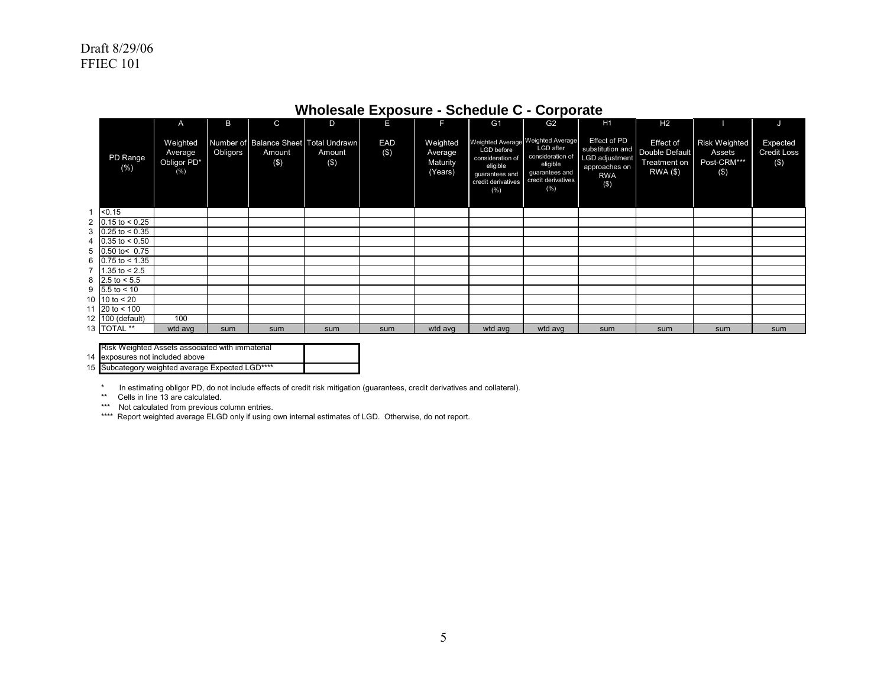Draft 8/29/06
FFIEC 101

## Wholesale Exposure - Schedule C - Corporate

| | | A | B | C | D | E | F | G1 | G2 | H1 | H2 | I | J |
|---|---|---|---|---|---|---|---|---|---|---|---|---|---|
| | PD Range (%) | Weighted Average Obligor PD* (%) | Number of Obligors | Balance Sheet Amount ($) | Total Undrawn Amount ($) | EAD ($) | Weighted Average Maturity (Years) | Weighted Average LGD before consideration of eligible guarantees and credit derivatives (%) | Weighted Average LGD after consideration of eligible guarantees and credit derivatives (%) | Effect of PD substitution and LGD adjustment approaches on RWA ($) | Effect of Double Default Treatment on RWA ($) | Risk Weighted Assets Post-CRM*** ($) | Expected Credit Loss ($) |
| 1 | <0.15 | | | | | | | | | | | | |
| 2 | 0.15 to < 0.25 | | | | | | | | | | | | |
| 3 | 0.25 to < 0.35 | | | | | | | | | | | | |
| 4 | 0.35 to < 0.50 | | | | | | | | | | | | |
| 5 | 0.50 to< 0.75 | | | | | | | | | | | | |
| 6 | 0.75 to < 1.35 | | | | | | | | | | | | |
| 7 | 1.35 to < 2.5 | | | | | | | | | | | | |
| 8 | 2.5 to < 5.5 | | | | | | | | | | | | |
| 9 | 5.5 to < 10 | | | | | | | | | | | | |
| 10 | 10 to < 20 | | | | | | | | | | | | |
| 11 | 20 to < 100 | | | | | | | | | | | | |
| 12 | 100 (default) | 100 | | | | | | | | | | | |
| 13 | TOTAL ** | wtd avg | sum | sum | sum | sum | wtd avg | wtd avg | wtd avg | sum | sum | sum | sum |

| | | |
|---|---|---|
| 14 | Risk Weighted Assets associated with immaterial exposures not included above | |
| 15 | Subcategory weighted average Expected LGD**** | |

\* In estimating obligor PD, do not include effects of credit risk mitigation (guarantees, credit derivatives and collateral).

** Cells in line 13 are calculated.

*** Not calculated from previous column entries.

**** Report weighted average ELGD only if using own internal estimates of LGD. Otherwise, do not report.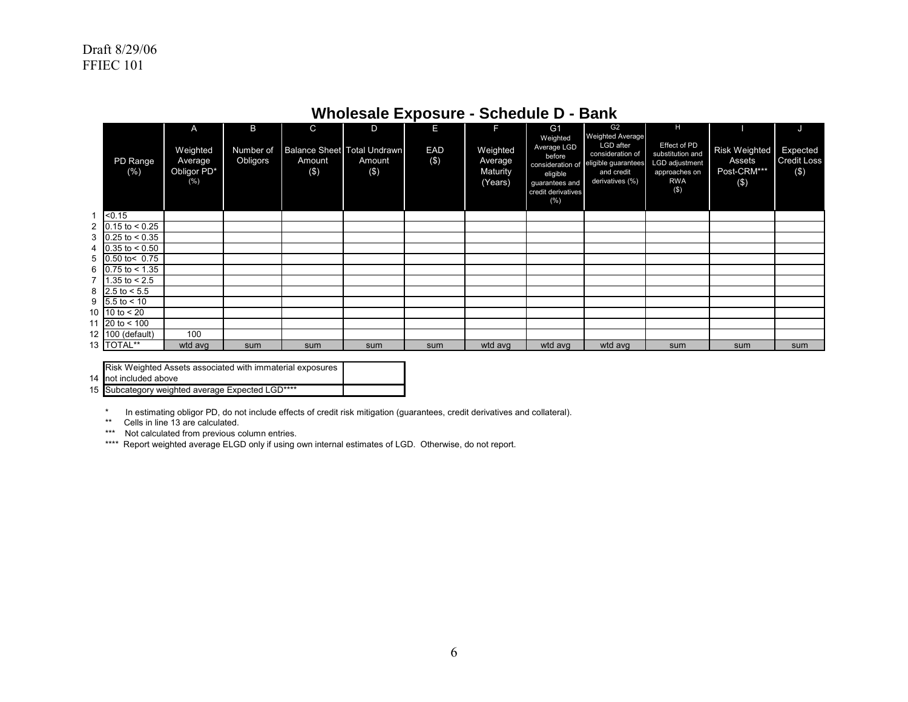Draft 8/29/06
FFIEC 101

# Wholesale Exposure - Schedule D - Bank

| | PD Range (%) | A<br>Weighted Average Obligor PD* (%) | B<br>Number of Obligors | C<br>Balance Sheet Amount ($) | D<br>Total Undrawn Amount ($) | E<br>EAD ($) | F<br>Weighted Average Maturity (Years) | G1<br>Weighted Average LGD before consideration of eligible guarantees and credit derivatives (%) | G2<br>Weighted Average LGD after consideration of eligible guarantees and credit derivatives (%) | H<br>Effect of PD substitution and LGD adjustment approaches on RWA ($) | I<br>Risk Weighted Assets Post-CRM*** ($) | J<br>Expected Credit Loss ($) |
|---|---|---|---|---|---|---|---|---|---|---|---|---|
| 1 | <0.15 | | | | | | | | | | | |
| 2 | 0.15 to < 0.25 | | | | | | | | | | | |
| 3 | 0.25 to < 0.35 | | | | | | | | | | | |
| 4 | 0.35 to < 0.50 | | | | | | | | | | | |
| 5 | 0.50 to< 0.75 | | | | | | | | | | | |
| 6 | 0.75 to < 1.35 | | | | | | | | | | | |
| 7 | 1.35 to < 2.5 | | | | | | | | | | | |
| 8 | 2.5 to < 5.5 | | | | | | | | | | | |
| 9 | 5.5 to < 10 | | | | | | | | | | | |
| 10 | 10 to < 20 | | | | | | | | | | | |
| 11 | 20 to < 100 | | | | | | | | | | | |
| 12 | 100 (default) | 100 | | | | | | | | | | |
| 13 | TOTAL** | wtd avg | sum | sum | sum | sum | wtd avg | wtd avg | wtd avg | sum | sum | sum |

| | | |
|---|---|---|
| 14 | Risk Weighted Assets associated with immaterial exposures not included above | |
| 15 | Subcategory weighted average Expected LGD**** | |

\* In estimating obligor PD, do not include effects of credit risk mitigation (guarantees, credit derivatives and collateral).

** Cells in line 13 are calculated.

*** Not calculated from previous column entries.

**** Report weighted average ELGD only if using own internal estimates of LGD. Otherwise, do not report.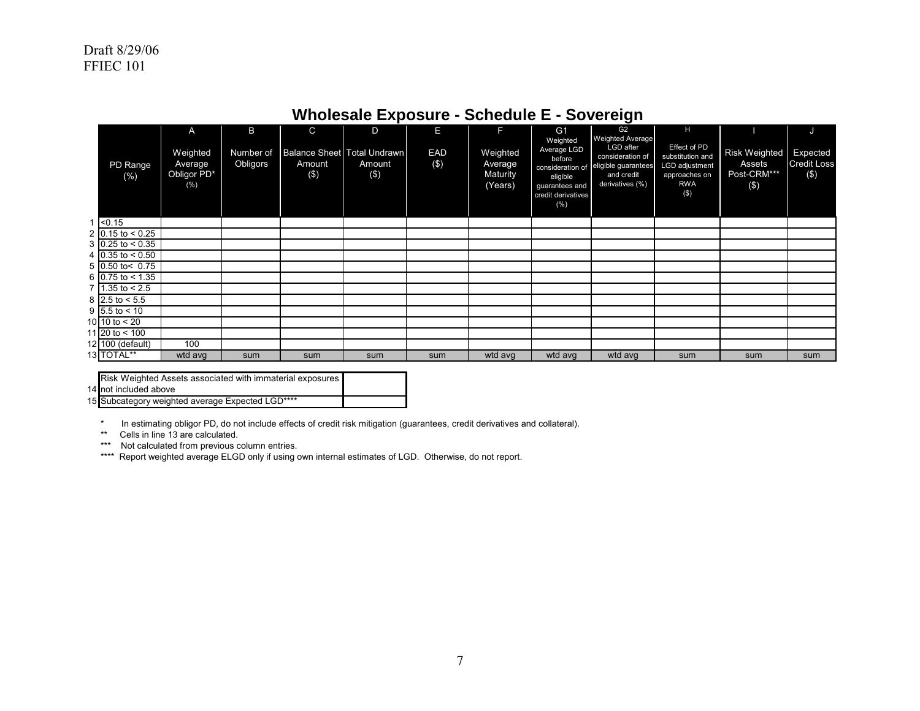Draft 8/29/06
FFIEC 101

# Wholesale Exposure - Schedule E - Sovereign

| | PD Range (%) | A<br>Weighted Average Obligor PD* (%) | B<br>Number of Obligors | C<br>Balance Sheet Amount ($) | D<br>Total Undrawn Amount ($) | E<br>EAD ($) | F<br>Weighted Average Maturity (Years) | G1<br>Weighted Average LGD before consideration of eligible guarantees and credit derivatives (%) | G2<br>Weighted Average LGD after consideration of eligible guarantees and credit derivatives (%) | H<br>Effect of PD substitution and LGD adjustment approaches on RWA ($) | I<br>Risk Weighted Assets Post-CRM*** ($) | J<br>Expected Credit Loss ($) |
|---|---|---|---|---|---|---|---|---|---|---|---|---|
| 1 | <0.15 | | | | | | | | | | | |
| 2 | 0.15 to < 0.25 | | | | | | | | | | | |
| 3 | 0.25 to < 0.35 | | | | | | | | | | | |
| 4 | 0.35 to < 0.50 | | | | | | | | | | | |
| 5 | 0.50 to< 0.75 | | | | | | | | | | | |
| 6 | 0.75 to < 1.35 | | | | | | | | | | | |
| 7 | 1.35 to < 2.5 | | | | | | | | | | | |
| 8 | 2.5 to < 5.5 | | | | | | | | | | | |
| 9 | 5.5 to < 10 | | | | | | | | | | | |
| 10 | 10 to < 20 | | | | | | | | | | | |
| 11 | 20 to < 100 | | | | | | | | | | | |
| 12 | 100 (default) | 100 | | | | | | | | | | |
| 13 | TOTAL** | wtd avg | sum | sum | sum | sum | wtd avg | wtd avg | wtd avg | sum | sum | sum |

| | | |
|---|---|---|
| 14 | Risk Weighted Assets associated with immaterial exposures not included above | |
| 15 | Subcategory weighted average Expected LGD**** | |

\* In estimating obligor PD, do not include effects of credit risk mitigation (guarantees, credit derivatives and collateral).

** Cells in line 13 are calculated.

*** Not calculated from previous column entries.

**** Report weighted average ELGD only if using own internal estimates of LGD. Otherwise, do not report.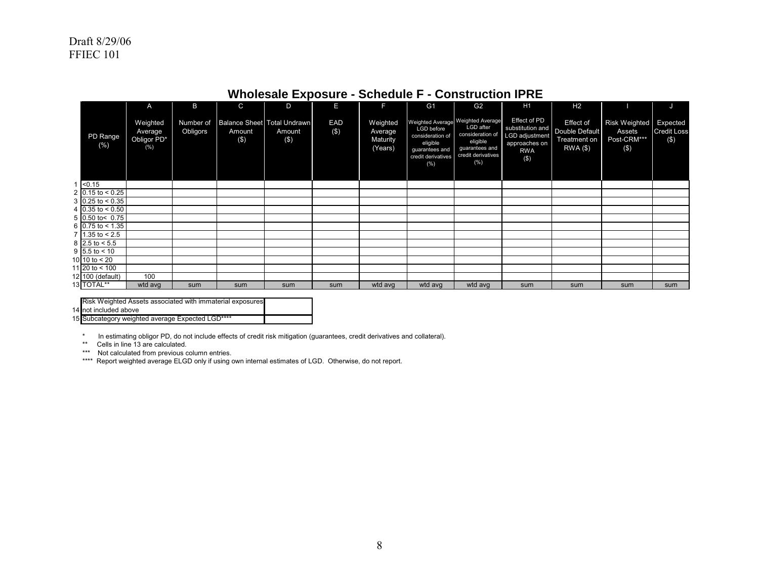Draft 8/29/06
FFIEC 101

## Wholesale Exposure - Schedule F - Construction IPRE

| | | A | B | C | D | E | F | G1 | G2 | H1 | H2 | I | J |
|---|---|---|---|---|---|---|---|---|---|---|---|---|---|
| | PD Range (%) | Weighted Average Obligor PD* (%) | Number of Obligors | Balance Sheet Amount ($) | Total Undrawn Amount ($) | EAD ($) | Weighted Average Maturity (Years) | Weighted Average LGD before consideration of eligible guarantees and credit derivatives (%) | Weighted Average LGD after consideration of eligible guarantees and credit derivatives (%) | Effect of PD substitution and LGD adjustment approaches on RWA ($) | Effect of Double Default Treatment on RWA ($) | Risk Weighted Assets Post-CRM*** ($) | Expected Credit Loss ($) |
| 1 | <0.15 | | | | | | | | | | | | |
| 2 | 0.15 to < 0.25 | | | | | | | | | | | | |
| 3 | 0.25 to < 0.35 | | | | | | | | | | | | |
| 4 | 0.35 to < 0.50 | | | | | | | | | | | | |
| 5 | 0.50 to< 0.75 | | | | | | | | | | | | |
| 6 | 0.75 to < 1.35 | | | | | | | | | | | | |
| 7 | 1.35 to < 2.5 | | | | | | | | | | | | |
| 8 | 2.5 to < 5.5 | | | | | | | | | | | | |
| 9 | 5.5 to < 10 | | | | | | | | | | | | |
| 10 | 10 to < 20 | | | | | | | | | | | | |
| 11 | 20 to < 100 | | | | | | | | | | | | |
| 12 | 100 (default) | 100 | | | | | | | | | | | |
| 13 | TOTAL** | wtd avg | sum | sum | sum | sum | wtd avg | wtd avg | wtd avg | sum | sum | sum | sum |

| | | |
|---|---|---|
| 14 | Risk Weighted Assets associated with immaterial exposures not included above | |
| 15 | Subcategory weighted average Expected LGD**** | |

\* In estimating obligor PD, do not include effects of credit risk mitigation (guarantees, credit derivatives and collateral).

\** Cells in line 13 are calculated.

\*** Not calculated from previous column entries.

\**** Report weighted average ELGD only if using own internal estimates of LGD. Otherwise, do not report.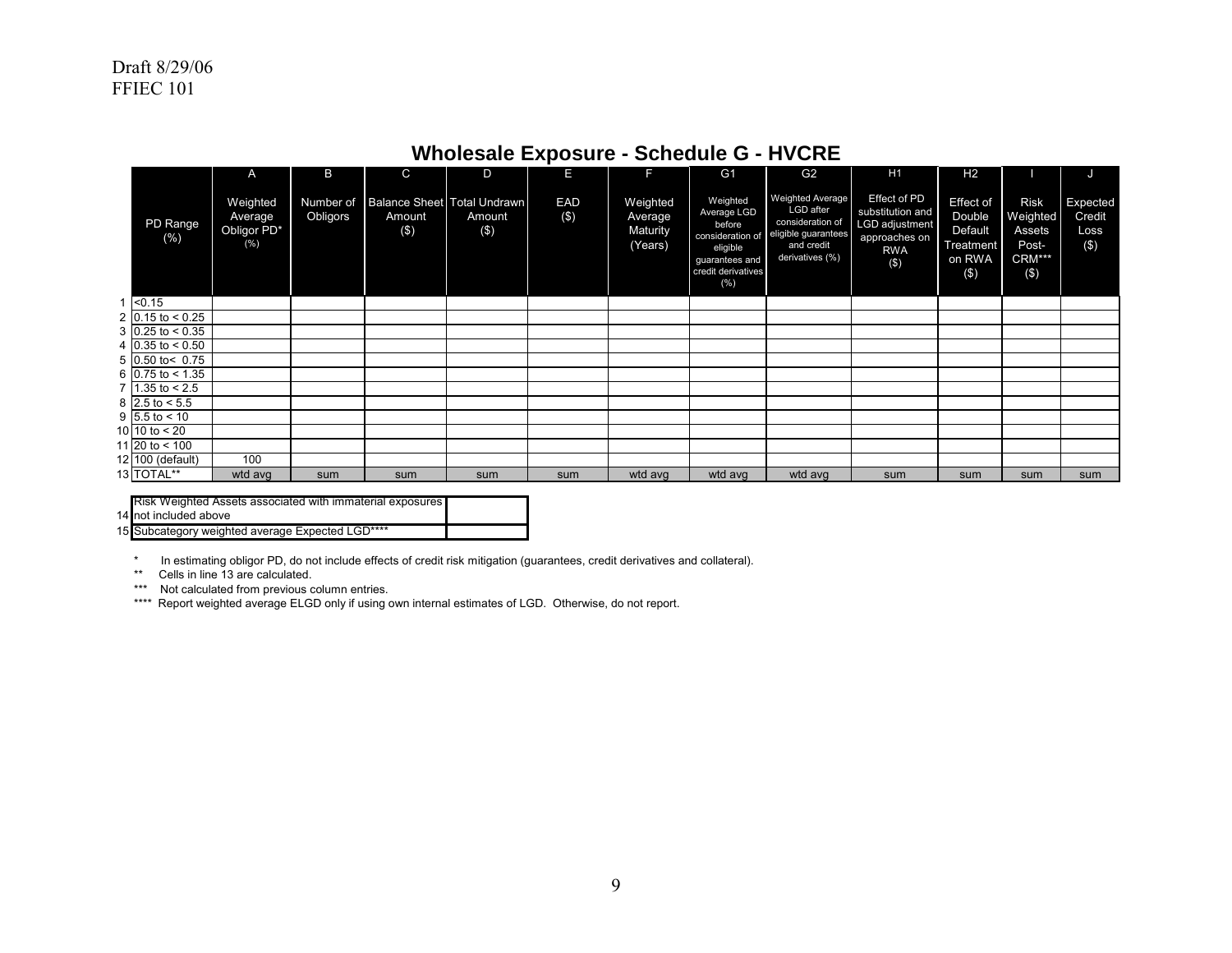Draft 8/29/06
FFIEC 101

## Wholesale Exposure - Schedule G - HVCRE

| | | A | B | C | D | E | F | G1 | G2 | H1 | H2 | I | J |
|---|---|---|---|---|---|---|---|---|---|---|---|---|---|
| | PD Range (%) | Weighted Average Obligor PD* (%) | Number of Obligors | Balance Sheet Amount ($) | Total Undrawn Amount ($) | EAD ($) | Weighted Average Maturity (Years) | Weighted Average LGD before consideration of eligible guarantees and credit derivatives (%) | Weighted Average LGD after consideration of eligible guarantees and credit derivatives (%) | Effect of PD substitution and LGD adjustment approaches on RWA ($) | Effect of Double Default Treatment on RWA ($) | Risk Weighted Assets Post-CRM*** ($) | Expected Credit Loss ($) |
| 1 | <0.15 | | | | | | | | | | | | |
| 2 | 0.15 to < 0.25 | | | | | | | | | | | | |
| 3 | 0.25 to < 0.35 | | | | | | | | | | | | |
| 4 | 0.35 to < 0.50 | | | | | | | | | | | | |
| 5 | 0.50 to< 0.75 | | | | | | | | | | | | |
| 6 | 0.75 to < 1.35 | | | | | | | | | | | | |
| 7 | 1.35 to < 2.5 | | | | | | | | | | | | |
| 8 | 2.5 to < 5.5 | | | | | | | | | | | | |
| 9 | 5.5 to < 10 | | | | | | | | | | | | |
| 10 | 10 to < 20 | | | | | | | | | | | | |
| 11 | 20 to < 100 | | | | | | | | | | | | |
| 12 | 100 (default) | 100 | | | | | | | | | | | |
| 13 | TOTAL** | wtd avg | sum | sum | sum | sum | wtd avg | wtd avg | wtd avg | sum | sum | sum | sum |

| | | |
|---|---|---|
| 14 | Risk Weighted Assets associated with immaterial exposures not included above | |
| 15 | Subcategory weighted average Expected LGD**** | |

\* In estimating obligor PD, do not include effects of credit risk mitigation (guarantees, credit derivatives and collateral).

** Cells in line 13 are calculated.

*** Not calculated from previous column entries.

**** Report weighted average ELGD only if using own internal estimates of LGD. Otherwise, do not report.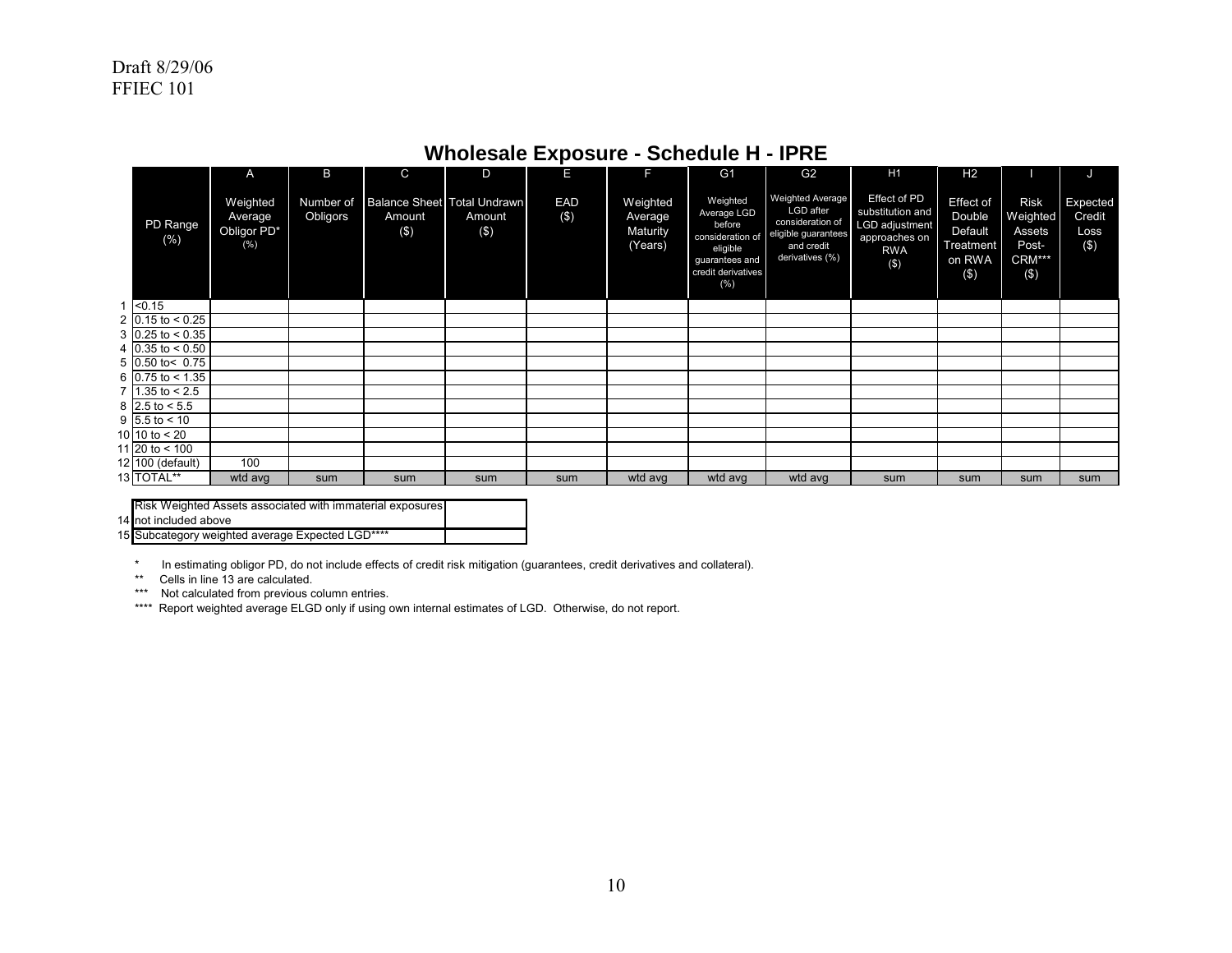Draft 8/29/06
FFIEC 101

# Wholesale Exposure - Schedule H - IPRE

| | | A | B | C | D | E | F | G1 | G2 | H1 | H2 | I | J |
|---|---|---|---|---|---|---|---|---|---|---|---|---|---|
| | PD Range (%) | Weighted Average Obligor PD* (%) | Number of Obligors | Balance Sheet Amount ($) | Total Undrawn Amount ($) | EAD ($) | Weighted Average Maturity (Years) | Weighted Average LGD before consideration of eligible guarantees and credit derivatives (%) | Weighted Average LGD after consideration of eligible guarantees and credit derivatives (%) | Effect of PD substitution and LGD adjustment approaches on RWA ($) | Effect of Double Default Treatment on RWA ($) | Risk Weighted Assets Post-CRM*** ($) | Expected Credit Loss ($) |
| 1 | <0.15 | | | | | | | | | | | | |
| 2 | 0.15 to < 0.25 | | | | | | | | | | | | |
| 3 | 0.25 to < 0.35 | | | | | | | | | | | | |
| 4 | 0.35 to < 0.50 | | | | | | | | | | | | |
| 5 | 0.50 to< 0.75 | | | | | | | | | | | | |
| 6 | 0.75 to < 1.35 | | | | | | | | | | | | |
| 7 | 1.35 to < 2.5 | | | | | | | | | | | | |
| 8 | 2.5 to < 5.5 | | | | | | | | | | | | |
| 9 | 5.5 to < 10 | | | | | | | | | | | | |
| 10 | 10 to < 20 | | | | | | | | | | | | |
| 11 | 20 to < 100 | | | | | | | | | | | | |
| 12 | 100 (default) | 100 | | | | | | | | | | | |
| 13 | TOTAL** | wtd avg | sum | sum | sum | sum | wtd avg | wtd avg | wtd avg | sum | sum | sum | sum |

| | | |
|---|---|---|
| 14 | Risk Weighted Assets associated with immaterial exposures not included above | |
| 15 | Subcategory weighted average Expected LGD**** | |

\* In estimating obligor PD, do not include effects of credit risk mitigation (guarantees, credit derivatives and collateral).

** Cells in line 13 are calculated.

*** Not calculated from previous column entries.

**** Report weighted average ELGD only if using own internal estimates of LGD. Otherwise, do not report.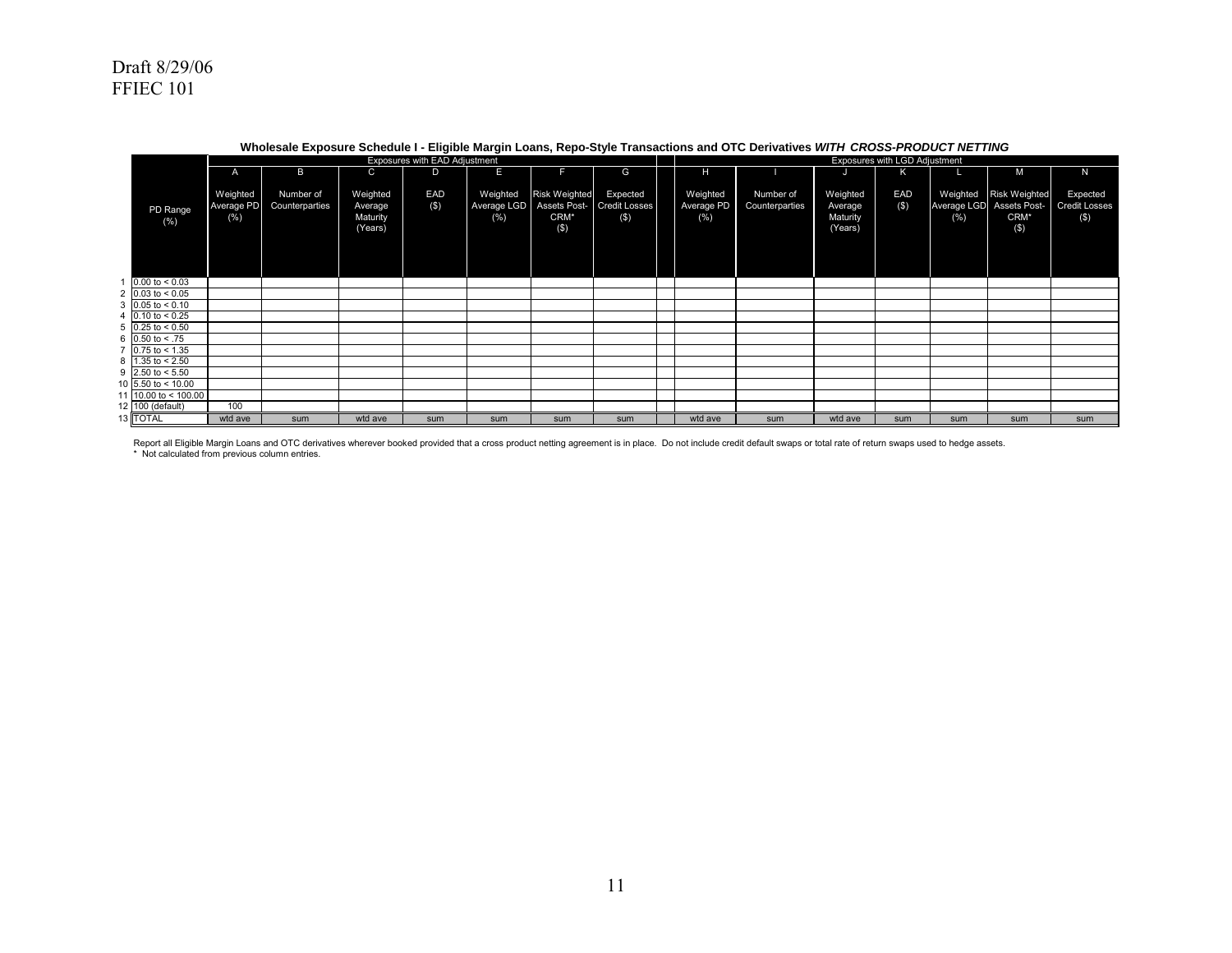Draft 8/29/06
FFIEC 101

**Wholesale Exposure Schedule I - Eligible Margin Loans, Repo-Style Transactions and OTC Derivatives *WITH CROSS-PRODUCT NETTING***

| | | Exposures with EAD Adjustment | | | | | | | Exposures with LGD Adjustment | | | | | | |
|---|---|---|---|---|---|---|---|---|---|---|---|---|---|---|---|
| | | A | B | C | D | E | F | G | H | I | J | K | L | M | N |
| | PD Range (%) | Weighted Average PD (%) | Number of Counterparties | Weighted Average Maturity (Years) | EAD ($) | Weighted Average LGD (%) | Risk Weighted Assets Post-CRM* ($) | Expected Credit Losses ($) | Weighted Average PD (%) | Number of Counterparties | Weighted Average Maturity (Years) | EAD ($) | Weighted Average LGD (%) | Risk Weighted Assets Post-CRM* ($) | Expected Credit Losses ($) |
| 1 | 0.00 to < 0.03 | | | | | | | | | | | | | | |
| 2 | 0.03 to < 0.05 | | | | | | | | | | | | | | |
| 3 | 0.05 to < 0.10 | | | | | | | | | | | | | | |
| 4 | 0.10 to < 0.25 | | | | | | | | | | | | | | |
| 5 | 0.25 to < 0.50 | | | | | | | | | | | | | | |
| 6 | 0.50 to < .75 | | | | | | | | | | | | | | |
| 7 | 0.75 to < 1.35 | | | | | | | | | | | | | | |
| 8 | 1.35 to < 2.50 | | | | | | | | | | | | | | |
| 9 | 2.50 to < 5.50 | | | | | | | | | | | | | | |
| 10 | 5.50 to < 10.00 | | | | | | | | | | | | | | |
| 11 | 10.00 to < 100.00 | | | | | | | | | | | | | | |
| 12 | 100 (default) | 100 | | | | | | | | | | | | | |
| 13 | TOTAL | wtd ave | sum | wtd ave | sum | sum | sum | sum | wtd ave | sum | wtd ave | sum | sum | sum | sum |

Report all Eligible Margin Loans and OTC derivatives wherever booked provided that a cross product netting agreement is in place. Do not include credit default swaps or total rate of return swaps used to hedge assets.
* Not calculated from previous column entries.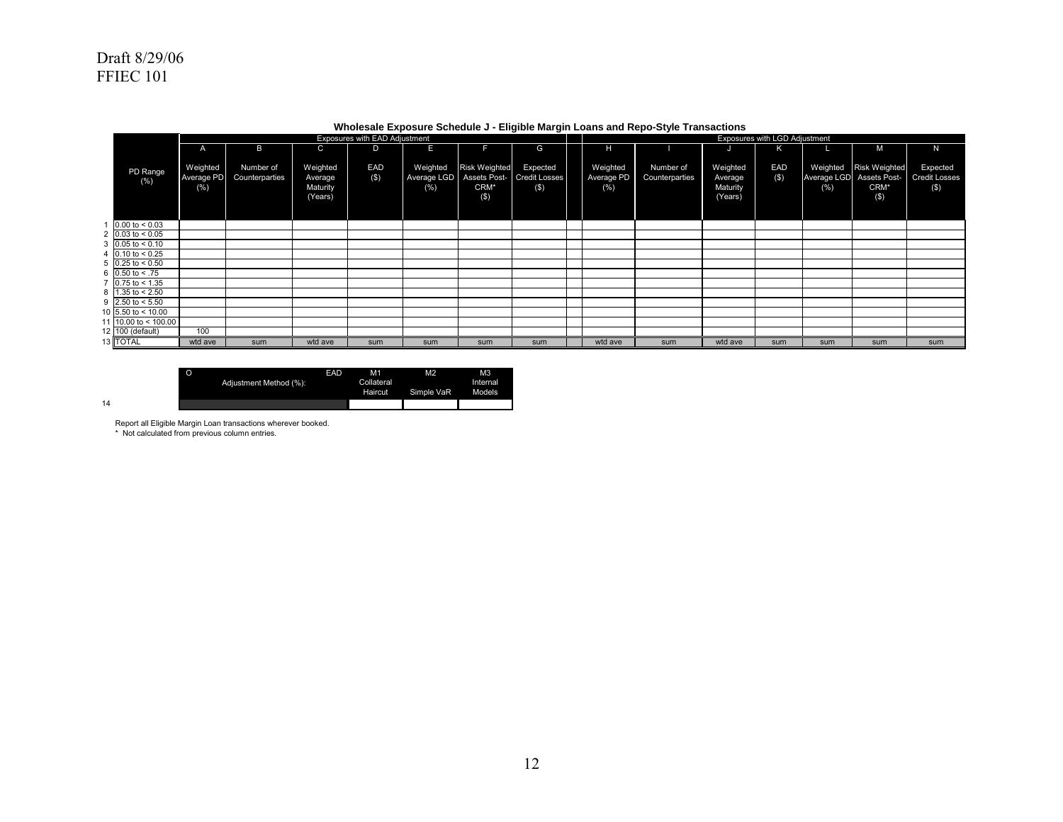Draft 8/29/06
FFIEC 101

### Wholesale Exposure Schedule J - Eligible Margin Loans and Repo-Style Transactions

| | PD Range (%) | Exposures with EAD Adjustment | | | | | | | | Exposures with LGD Adjustment | | | | | | |
|---|---|---|---|---|---|---|---|---|---|---|---|---|---|---|---|---|
| | | A | B | C | D | E | F | G | | H | I | J | K | L | M | N |
| | | Weighted Average PD (%) | Number of Counterparties | Weighted Average Maturity (Years) | EAD ($) | Weighted Average LGD (%) | Risk Weighted Assets Post-CRM* ($) | Expected Credit Losses ($) | | Weighted Average PD (%) | Number of Counterparties | Weighted Average Maturity (Years) | EAD ($) | Weighted Average LGD (%) | Risk Weighted Assets Post-CRM* ($) | Expected Credit Losses ($) |
| 1 | 0.00 to < 0.03 | | | | | | | | | | | | | | | |
| 2 | 0.03 to < 0.05 | | | | | | | | | | | | | | | |
| 3 | 0.05 to < 0.10 | | | | | | | | | | | | | | | |
| 4 | 0.10 to < 0.25 | | | | | | | | | | | | | | | |
| 5 | 0.25 to < 0.50 | | | | | | | | | | | | | | | |
| 6 | 0.50 to < .75 | | | | | | | | | | | | | | | |
| 7 | 0.75 to < 1.35 | | | | | | | | | | | | | | | |
| 8 | 1.35 to < 2.50 | | | | | | | | | | | | | | | |
| 9 | 2.50 to < 5.50 | | | | | | | | | | | | | | | |
| 10 | 5.50 to < 10.00 | | | | | | | | | | | | | | | |
| 11 | 10.00 to < 100.00 | | | | | | | | | | | | | | | |
| 12 | 100 (default) | 100 | | | | | | | | | | | | | | |
| 13 | TOTAL | wtd ave | sum | wtd ave | sum | sum | sum | sum | | wtd ave | sum | wtd ave | sum | sum | sum | sum |

| | O | M1 | M2 | M3 |
|---|---|---|---|---|
| | EAD Adjustment Method (%): | Collateral Haircut | Simple VaR | Internal Models |
| 14 | | | | |

Report all Eligible Margin Loan transactions wherever booked.

* Not calculated from previous column entries.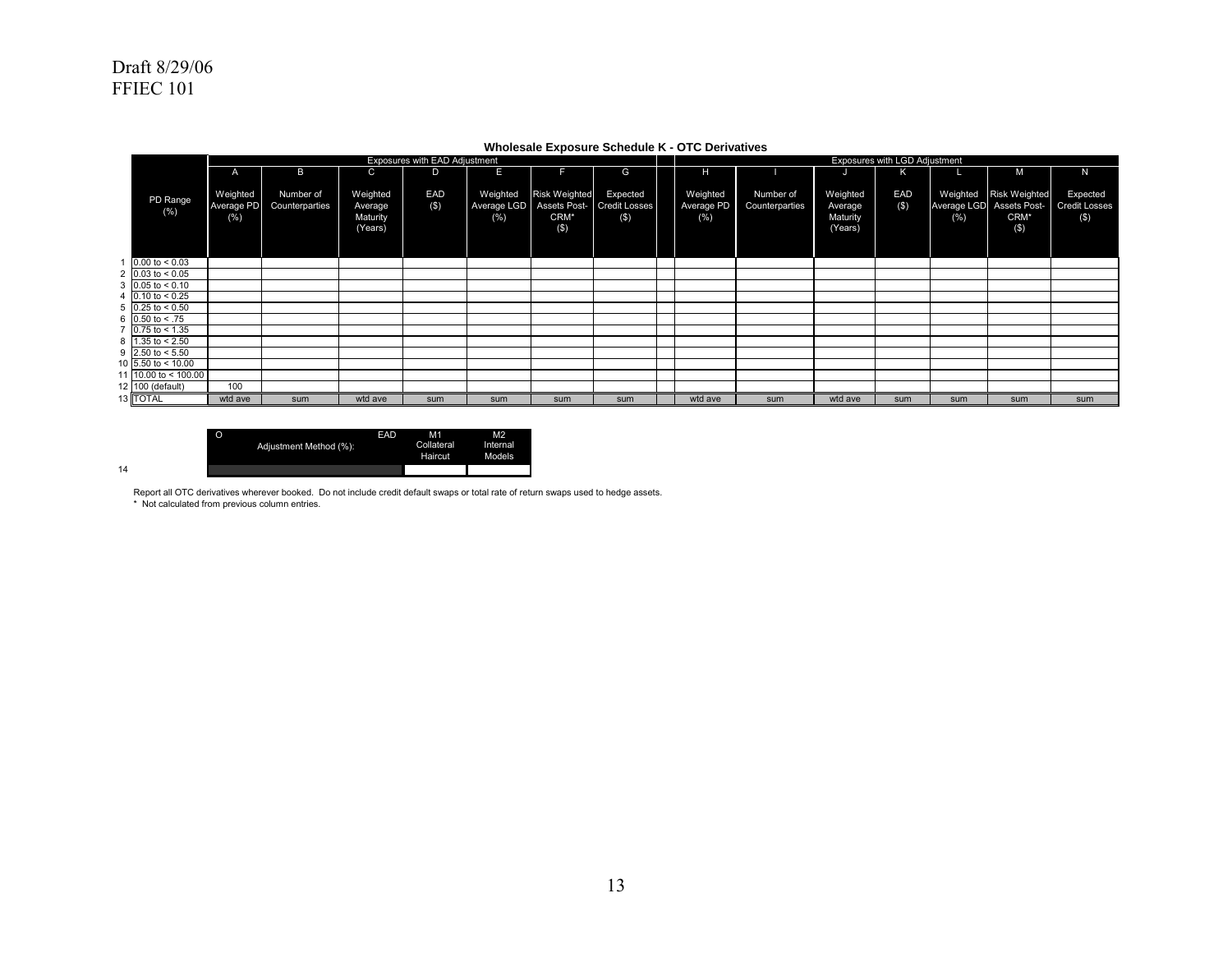Draft 8/29/06
FFIEC 101

## Wholesale Exposure Schedule K - OTC Derivatives

| | PD Range (%) | Exposures with EAD Adjustment | | | | | | | | Exposures with LGD Adjustment | | | | | | |
|---|---|---|---|---|---|---|---|---|---|---|---|---|---|---|---|---|
| | | A | B | C | D | E | F | G | | H | I | J | K | L | M | N |
| | | Weighted Average PD (%) | Number of Counterparties | Weighted Average Maturity (Years) | EAD ($) | Weighted Average LGD (%) | Risk Weighted Assets Post-CRM* ($) | Expected Credit Losses ($) | | Weighted Average PD (%) | Number of Counterparties | Weighted Average Maturity (Years) | EAD ($) | Weighted Average LGD (%) | Risk Weighted Assets Post-CRM* ($) | Expected Credit Losses ($) |
| 1 | 0.00 to < 0.03 | | | | | | | | | | | | | | | |
| 2 | 0.03 to < 0.05 | | | | | | | | | | | | | | | |
| 3 | 0.05 to < 0.10 | | | | | | | | | | | | | | | |
| 4 | 0.10 to < 0.25 | | | | | | | | | | | | | | | |
| 5 | 0.25 to < 0.50 | | | | | | | | | | | | | | | |
| 6 | 0.50 to < .75 | | | | | | | | | | | | | | | |
| 7 | 0.75 to < 1.35 | | | | | | | | | | | | | | | |
| 8 | 1.35 to < 2.50 | | | | | | | | | | | | | | | |
| 9 | 2.50 to < 5.50 | | | | | | | | | | | | | | | |
| 10 | 5.50 to < 10.00 | | | | | | | | | | | | | | | |
| 11 | 10.00 to < 100.00 | | | | | | | | | | | | | | | |
| 12 | 100 (default) | 100 | | | | | | | | | | | | | | |
| 13 | TOTAL | wtd ave | sum | wtd ave | sum | sum | sum | sum | | wtd ave | sum | wtd ave | sum | sum | sum | sum |

| | O Adjustment Method (%): | EAD | M1 Collateral Haircut | M2 Internal Models |
|---|---|---|---|---|
| 14 | | | | |

Report all OTC derivatives wherever booked. Do not include credit default swaps or total rate of return swaps used to hedge assets.

\* Not calculated from previous column entries.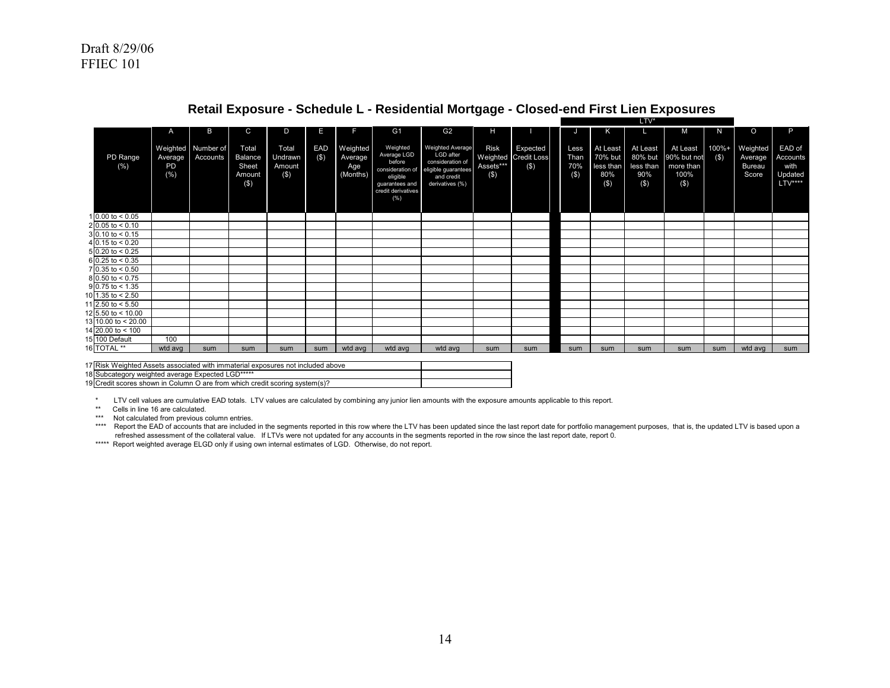Draft 8/29/06
FFIEC 101

# Retail Exposure - Schedule L - Residential Mortgage - Closed-end First Lien Exposures

| | | A | B | C | D | E | F | G1 | G2 | H | I | | LTV* | | | | | | |
|---|---|---|---|---|---|---|---|---|---|---|---|---|---|---|---|---|---|---|---|
| | | | | | | | | | | | | J | K | L | M | N | O | P |
| | PD Range (%) | Weighted Average PD (%) | Number of Accounts | Total Balance Sheet Amount ($) | Total Undrawn Amount ($) | EAD ($) | Weighted Average Age (Months) | Weighted Average LGD before consideration of eligible guarantees and credit derivatives (%) | Weighted Average LGD after consideration of eligible guarantees and credit derivatives (%) | Risk Weighted Assets*** ($) | Expected Credit Loss ($) | Less Than 70% ($) | At Least 70% but less than 80% ($) | At Least 80% but less than 90% ($) | At Least 90% but not more than 100% ($) | 100%+ ($) | Weighted Average Bureau Score | EAD of Accounts with Updated LTV**** |
| 1 | 0.00 to < 0.05 | | | | | | | | | | | | | | | | | |
| 2 | 0.05 to < 0.10 | | | | | | | | | | | | | | | | | |
| 3 | 0.10 to < 0.15 | | | | | | | | | | | | | | | | | |
| 4 | 0.15 to < 0.20 | | | | | | | | | | | | | | | | | |
| 5 | 0.20 to < 0.25 | | | | | | | | | | | | | | | | | |
| 6 | 0.25 to < 0.35 | | | | | | | | | | | | | | | | | |
| 7 | 0.35 to < 0.50 | | | | | | | | | | | | | | | | | |
| 8 | 0.50 to < 0.75 | | | | | | | | | | | | | | | | | |
| 9 | 0.75 to < 1.35 | | | | | | | | | | | | | | | | | |
| 10 | 1.35 to < 2.50 | | | | | | | | | | | | | | | | | |
| 11 | 2.50 to < 5.50 | | | | | | | | | | | | | | | | | |
| 12 | 5.50 to < 10.00 | | | | | | | | | | | | | | | | | |
| 13 | 10.00 to < 20.00 | | | | | | | | | | | | | | | | | |
| 14 | 20.00 to < 100 | | | | | | | | | | | | | | | | | |
| 15 | 100 Default | 100 | | | | | | | | | | | | | | | | |
| 16 | TOTAL ** | wtd avg | sum | sum | sum | sum | wtd avg | wtd avg | wtd avg | sum | sum | sum | sum | sum | sum | sum | wtd avg | sum |

| | | |
|---|---|---|
| 17 | Risk Weighted Assets associated with immaterial exposures not included above | |
| 18 | Subcategory weighted average Expected LGD***** | |
| 19 | Credit scores shown in Column O are from which credit scoring system(s)? | |

\* LTV cell values are cumulative EAD totals. LTV values are calculated by combining any junior lien amounts with the exposure amounts applicable to this report.

\** Cells in line 16 are calculated.

\*** Not calculated from previous column entries.

\**** Report the EAD of accounts that are included in the segments reported in this row where the LTV has been updated since the last report date for portfolio management purposes, that is, the updated LTV is based upon a refreshed assessment of the collateral value. If LTVs were not updated for any accounts in the segments reported in the row since the last report date, report 0.

\***** Report weighted average ELGD only if using own internal estimates of LGD. Otherwise, do not report.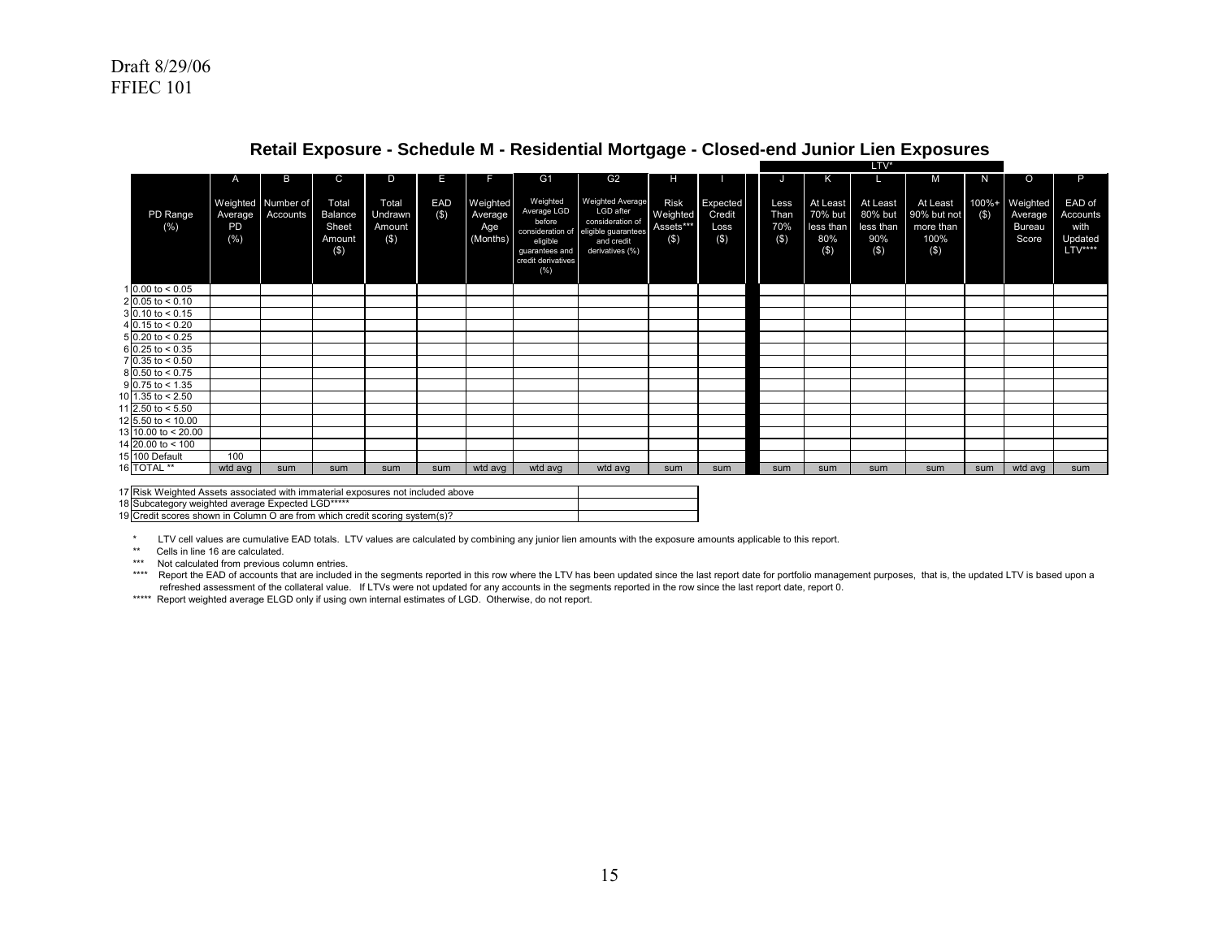Draft 8/29/06
FFIEC 101

## Retail Exposure - Schedule M - Residential Mortgage - Closed-end Junior Lien Exposures

| | | A | B | C | D | E | F | G1 | G2 | H | I | LTV* J | K | L | M | N | O | P |
|---|---|---|---|---|---|---|---|---|---|---|---|---|---|---|---|---|---|---|
| | PD Range (%) | Weighted Average PD (%) | Number of Accounts | Total Balance Sheet Amount ($) | Total Undrawn Amount ($) | EAD ($) | Weighted Average Age (Months) | Weighted Average LGD before consideration of eligible guarantees and credit derivatives (%) | Weighted Average LGD after consideration of eligible guarantees and credit derivatives (%) | Risk Weighted Assets*** ($) | Expected Credit Loss ($) | Less Than 70% ($) | At Least 70% but less than 80% ($) | At Least 80% but less than 90% ($) | At Least 90% but not more than 100% ($) | 100%+ ($) | Weighted Average Bureau Score | EAD of Accounts with Updated LTV**** |
| 1 | 0.00 to < 0.05 | | | | | | | | | | | | | | | | | |
| 2 | 0.05 to < 0.10 | | | | | | | | | | | | | | | | | |
| 3 | 0.10 to < 0.15 | | | | | | | | | | | | | | | | | |
| 4 | 0.15 to < 0.20 | | | | | | | | | | | | | | | | | |
| 5 | 0.20 to < 0.25 | | | | | | | | | | | | | | | | | |
| 6 | 0.25 to < 0.35 | | | | | | | | | | | | | | | | | |
| 7 | 0.35 to < 0.50 | | | | | | | | | | | | | | | | | |
| 8 | 0.50 to < 0.75 | | | | | | | | | | | | | | | | | |
| 9 | 0.75 to < 1.35 | | | | | | | | | | | | | | | | | |
| 10 | 1.35 to < 2.50 | | | | | | | | | | | | | | | | | |
| 11 | 2.50 to < 5.50 | | | | | | | | | | | | | | | | | |
| 12 | 5.50 to < 10.00 | | | | | | | | | | | | | | | | | |
| 13 | 10.00 to < 20.00 | | | | | | | | | | | | | | | | | |
| 14 | 20.00 to < 100 | | | | | | | | | | | | | | | | | |
| 15 | 100 Default | 100 | | | | | | | | | | | | | | | | |
| 16 | TOTAL ** | wtd avg | sum | sum | sum | sum | wtd avg | wtd avg | wtd avg | sum | sum | sum | sum | sum | sum | sum | wtd avg | sum |

| | | |
|---|---|---|
| 17 | Risk Weighted Assets associated with immaterial exposures not included above | |
| 18 | Subcategory weighted average Expected LGD***** | |
| 19 | Credit scores shown in Column O are from which credit scoring system(s)? | |

\* LTV cell values are cumulative EAD totals. LTV values are calculated by combining any junior lien amounts with the exposure amounts applicable to this report.

\*\* Cells in line 16 are calculated.

\*\*\* Not calculated from previous column entries.

\*\*\*\* Report the EAD of accounts that are included in the segments reported in this row where the LTV has been updated since the last report date for portfolio management purposes, that is, the updated LTV is based upon a refreshed assessment of the collateral value. If LTVs were not updated for any accounts in the segments reported in the row since the last report date, report 0.

\*\*\*\*\* Report weighted average ELGD only if using own internal estimates of LGD. Otherwise, do not report.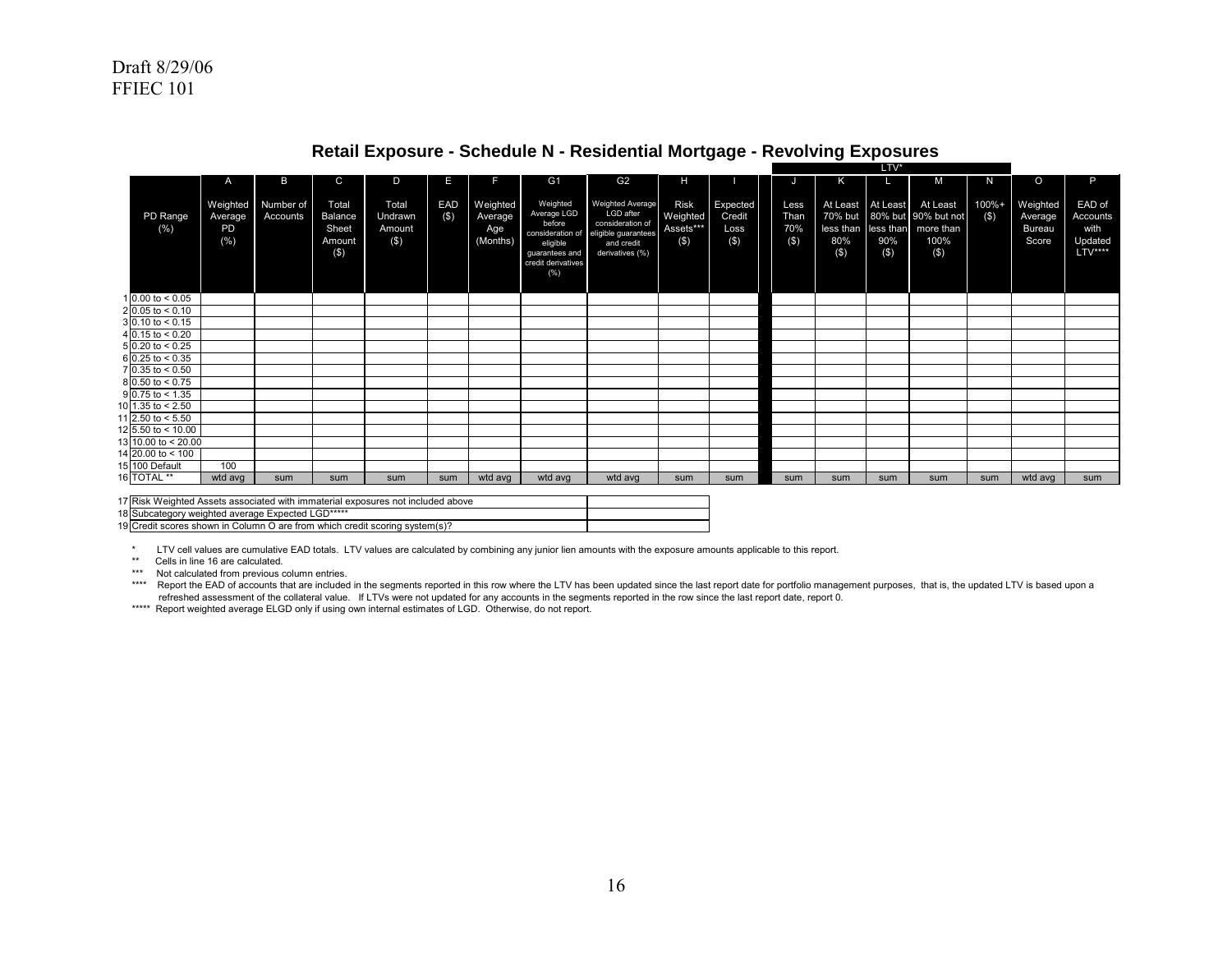Draft 8/29/06
FFIEC 101

## Retail Exposure - Schedule N - Residential Mortgage - Revolving Exposures

| | | | | | | | | | | | | LTV* | | | | | | |
|---|---|---|---|---|---|---|---|---|---|---|---|---|---|---|---|---|---|---|
| | | A | B | C | D | E | F | G1 | G2 | H | I | J | K | L | M | N | O | P |
| | PD Range (%) | Weighted Average PD (%) | Number of Accounts | Total Balance Sheet Amount ($) | Total Undrawn Amount ($) | EAD ($) | Weighted Average Age (Months) | Weighted Average LGD before consideration of eligible guarantees and credit derivatives (%) | Weighted Average LGD after consideration of eligible guarantees and credit derivatives (%) | Risk Weighted Assets*** ($) | Expected Credit Loss ($) | Less Than 70% ($) | At Least 70% but less than 80% ($) | At Least 80% but less than 90% ($) | At Least 90% but not more than 100% ($) | 100%+ ($) | Weighted Average Bureau Score | EAD of Accounts with Updated LTV**** |
| 1 | 0.00 to < 0.05 | | | | | | | | | | | | | | | | | |
| 2 | 0.05 to < 0.10 | | | | | | | | | | | | | | | | | |
| 3 | 0.10 to < 0.15 | | | | | | | | | | | | | | | | | |
| 4 | 0.15 to < 0.20 | | | | | | | | | | | | | | | | | |
| 5 | 0.20 to < 0.25 | | | | | | | | | | | | | | | | | |
| 6 | 0.25 to < 0.35 | | | | | | | | | | | | | | | | | |
| 7 | 0.35 to < 0.50 | | | | | | | | | | | | | | | | | |
| 8 | 0.50 to < 0.75 | | | | | | | | | | | | | | | | | |
| 9 | 0.75 to < 1.35 | | | | | | | | | | | | | | | | | |
| 10 | 1.35 to < 2.50 | | | | | | | | | | | | | | | | | |
| 11 | 2.50 to < 5.50 | | | | | | | | | | | | | | | | | |
| 12 | 5.50 to < 10.00 | | | | | | | | | | | | | | | | | |
| 13 | 10.00 to < 20.00 | | | | | | | | | | | | | | | | | |
| 14 | 20.00 to < 100 | | | | | | | | | | | | | | | | | |
| 15 | 100 Default | 100 | | | | | | | | | | | | | | | | |
| 16 | TOTAL ** | wtd avg | sum | sum | sum | sum | wtd avg | wtd avg | wtd avg | sum | sum | sum | sum | sum | sum | sum | wtd avg | sum |

| | | |
|---|---|---|
| 17 | Risk Weighted Assets associated with immaterial exposures not included above | |
| 18 | Subcategory weighted average Expected LGD***** | |
| 19 | Credit scores shown in Column O are from which credit scoring system(s)? | |

\* LTV cell values are cumulative EAD totals. LTV values are calculated by combining any junior lien amounts with the exposure amounts applicable to this report.

** Cells in line 16 are calculated.

*** Not calculated from previous column entries.

**** Report the EAD of accounts that are included in the segments reported in this row where the LTV has been updated since the last report date for portfolio management purposes, that is, the updated LTV is based upon a refreshed assessment of the collateral value. If LTVs were not updated for any accounts in the segments reported in the row since the last report date, report 0.

***** Report weighted average ELGD only if using own internal estimates of LGD. Otherwise, do not report.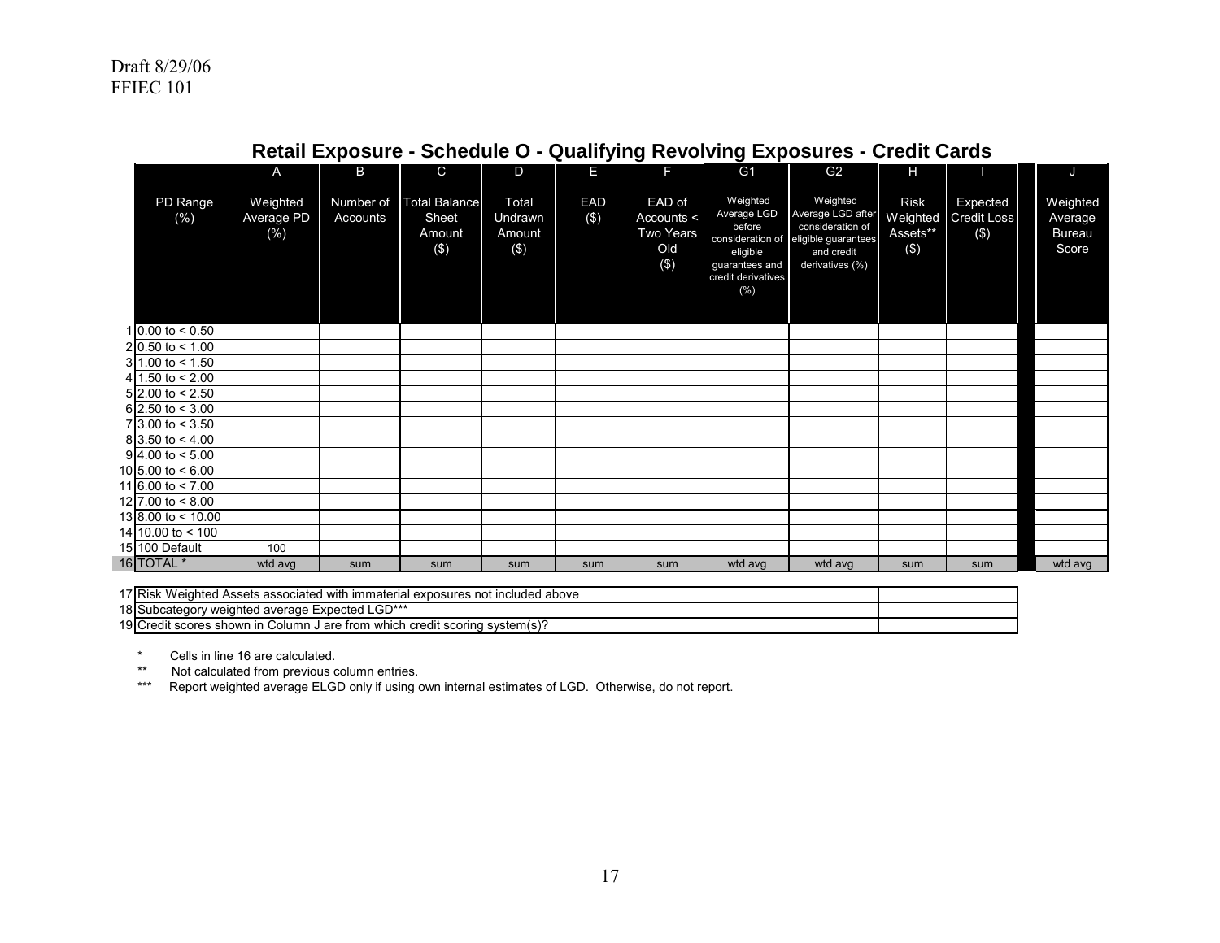Draft 8/29/06
FFIEC 101

## Retail Exposure - Schedule O - Qualifying Revolving Exposures - Credit Cards

| | | A | B | C | D | E | F | G1 | G2 | H | I | J |
|---|---|---|---|---|---|---|---|---|---|---|---|---|
| | PD Range (%) | Weighted Average PD (%) | Number of Accounts | Total Balance Sheet Amount ($) | Total Undrawn Amount ($) | EAD ($) | EAD of Accounts < Two Years Old ($) | Weighted Average LGD before consideration of eligible guarantees and credit derivatives (%) | Weighted Average LGD after consideration of eligible guarantees and credit derivatives (%) | Risk Weighted Assets** ($) | Expected Credit Loss ($) | Weighted Average Bureau Score |
| 1 | 0.00 to < 0.50 | | | | | | | | | | | |
| 2 | 0.50 to < 1.00 | | | | | | | | | | | |
| 3 | 1.00 to < 1.50 | | | | | | | | | | | |
| 4 | 1.50 to < 2.00 | | | | | | | | | | | |
| 5 | 2.00 to < 2.50 | | | | | | | | | | | |
| 6 | 2.50 to < 3.00 | | | | | | | | | | | |
| 7 | 3.00 to < 3.50 | | | | | | | | | | | |
| 8 | 3.50 to < 4.00 | | | | | | | | | | | |
| 9 | 4.00 to < 5.00 | | | | | | | | | | | |
| 10 | 5.00 to < 6.00 | | | | | | | | | | | |
| 11 | 6.00 to < 7.00 | | | | | | | | | | | |
| 12 | 7.00 to < 8.00 | | | | | | | | | | | |
| 13 | 8.00 to < 10.00 | | | | | | | | | | | |
| 14 | 10.00 to < 100 | | | | | | | | | | | |
| 15 | 100 Default | 100 | | | | | | | | | | |
| 16 | TOTAL * | wtd avg | sum | sum | sum | sum | sum | wtd avg | wtd avg | sum | sum | wtd avg |

| | | |
|---|---|---|
| 17 | Risk Weighted Assets associated with immaterial exposures not included above | |
| 18 | Subcategory weighted average Expected LGD*** | |
| 19 | Credit scores shown in Column J are from which credit scoring system(s)? | |

\* Cells in line 16 are calculated.

\*\* Not calculated from previous column entries.

\*\*\* Report weighted average ELGD only if using own internal estimates of LGD. Otherwise, do not report.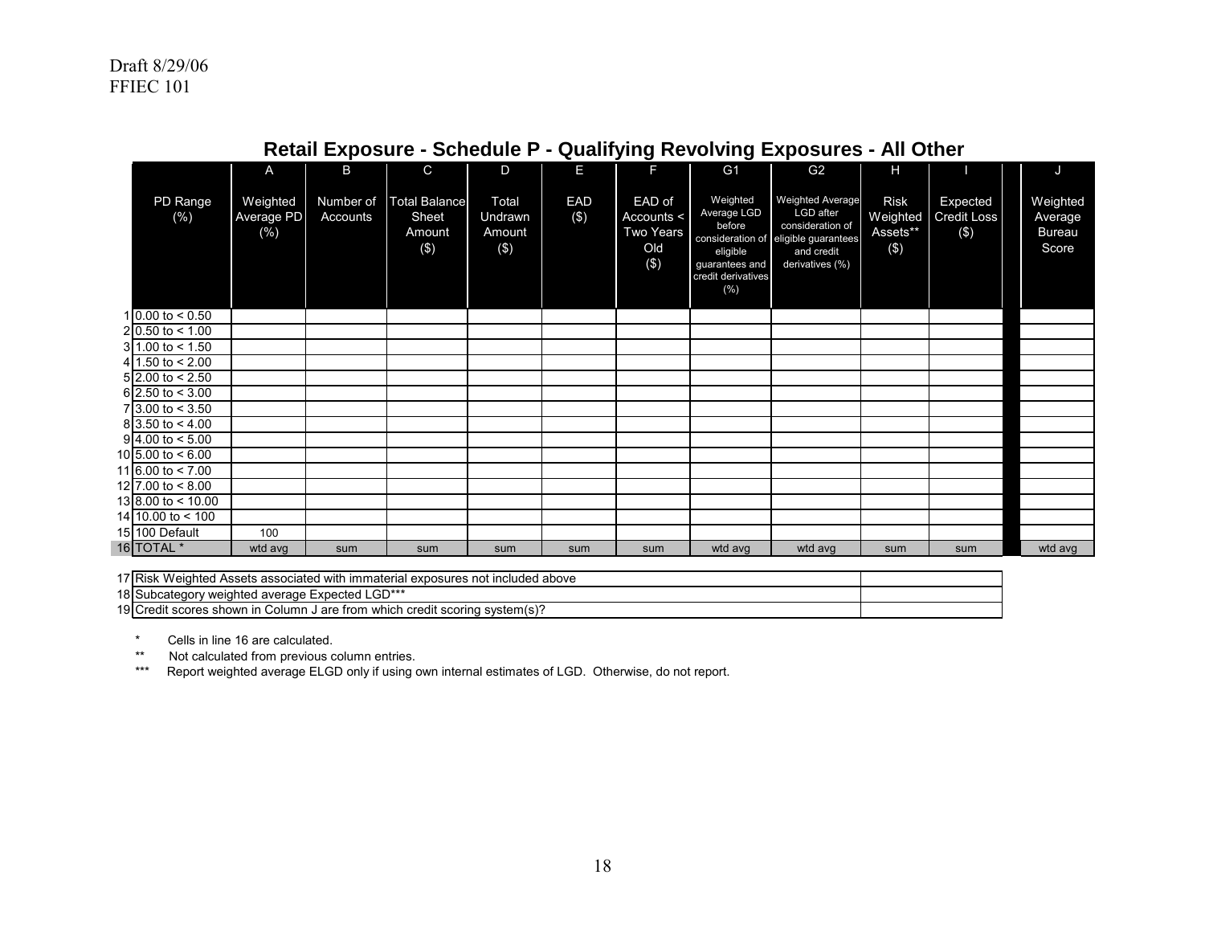Draft 8/29/06
FFIEC 101

## Retail Exposure - Schedule P - Qualifying Revolving Exposures - All Other

| | | A | B | C | D | E | F | G1 | G2 | H | I | J |
|---|---|---|---|---|---|---|---|---|---|---|---|---|
| | PD Range (%) | Weighted Average PD (%) | Number of Accounts | Total Balance Sheet Amount ($) | Total Undrawn Amount ($) | EAD ($) | EAD of Accounts < Two Years Old ($) | Weighted Average LGD before consideration of eligible guarantees and credit derivatives (%) | Weighted Average LGD after consideration of eligible guarantees and credit derivatives (%) | Risk Weighted Assets** ($) | Expected Credit Loss ($) | Weighted Average Bureau Score |
| 1 | 0.00 to < 0.50 | | | | | | | | | | | |
| 2 | 0.50 to < 1.00 | | | | | | | | | | | |
| 3 | 1.00 to < 1.50 | | | | | | | | | | | |
| 4 | 1.50 to < 2.00 | | | | | | | | | | | |
| 5 | 2.00 to < 2.50 | | | | | | | | | | | |
| 6 | 2.50 to < 3.00 | | | | | | | | | | | |
| 7 | 3.00 to < 3.50 | | | | | | | | | | | |
| 8 | 3.50 to < 4.00 | | | | | | | | | | | |
| 9 | 4.00 to < 5.00 | | | | | | | | | | | |
| 10 | 5.00 to < 6.00 | | | | | | | | | | | |
| 11 | 6.00 to < 7.00 | | | | | | | | | | | |
| 12 | 7.00 to < 8.00 | | | | | | | | | | | |
| 13 | 8.00 to < 10.00 | | | | | | | | | | | |
| 14 | 10.00 to < 100 | | | | | | | | | | | |
| 15 | 100 Default | 100 | | | | | | | | | | |
| 16 | TOTAL * | wtd avg | sum | sum | sum | sum | sum | wtd avg | wtd avg | sum | sum | wtd avg |

| | | |
|---|---|---|
| 17 | Risk Weighted Assets associated with immaterial exposures not included above | |
| 18 | Subcategory weighted average Expected LGD*** | |
| 19 | Credit scores shown in Column J are from which credit scoring system(s)? | |

\* Cells in line 16 are calculated.

** Not calculated from previous column entries.

*** Report weighted average ELGD only if using own internal estimates of LGD. Otherwise, do not report.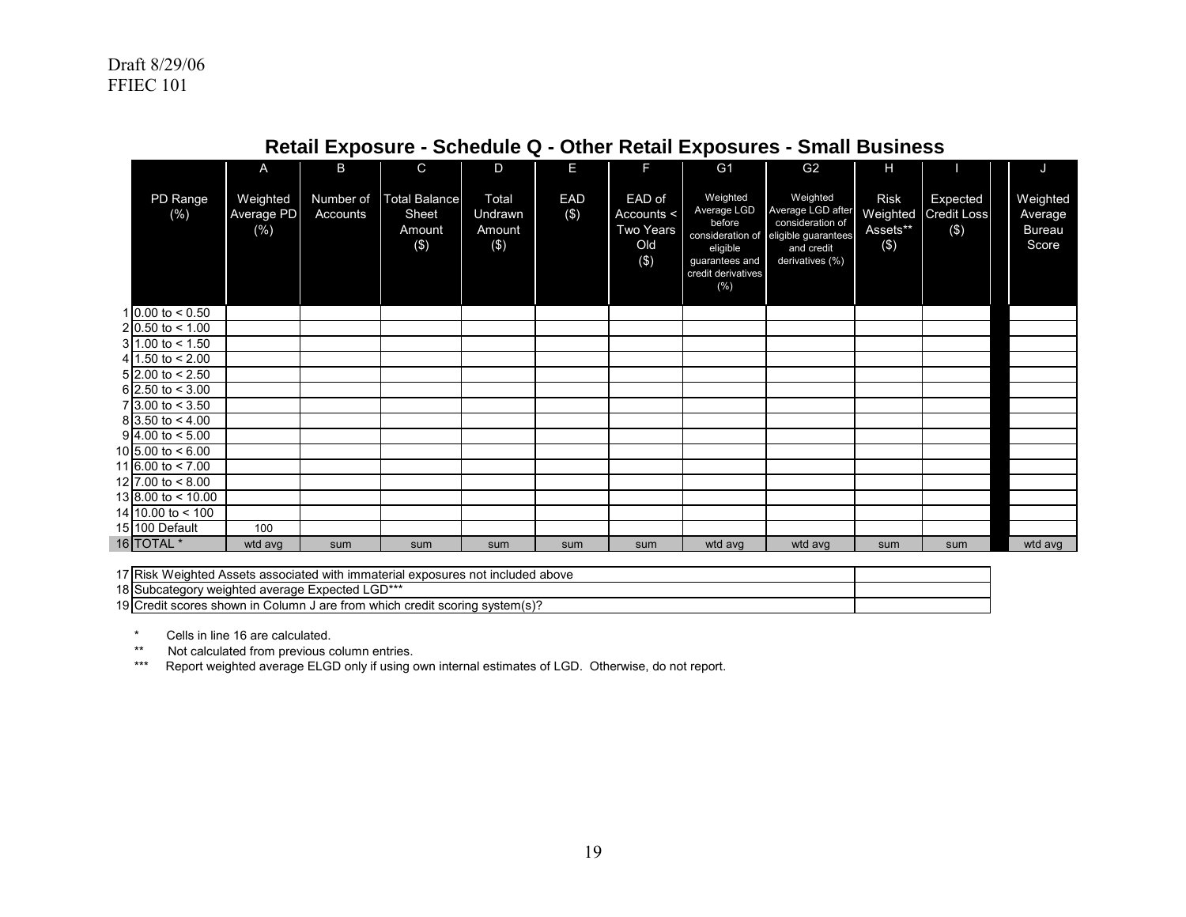Draft 8/29/06
FFIEC 101

## Retail Exposure - Schedule Q - Other Retail Exposures - Small Business

| | | A | B | C | D | E | F | G1 | G2 | H | I | J |
|---|---|---|---|---|---|---|---|---|---|---|---|---|
| | PD Range (%) | Weighted Average PD (%) | Number of Accounts | Total Balance Sheet Amount ($) | Total Undrawn Amount ($) | EAD ($) | EAD of Accounts < Two Years Old ($) | Weighted Average LGD before consideration of eligible guarantees and credit derivatives (%) | Weighted Average LGD after consideration of eligible guarantees and credit derivatives (%) | Risk Weighted Assets** ($) | Expected Credit Loss ($) | Weighted Average Bureau Score |
| 1 | 0.00 to < 0.50 | | | | | | | | | | | |
| 2 | 0.50 to < 1.00 | | | | | | | | | | | |
| 3 | 1.00 to < 1.50 | | | | | | | | | | | |
| 4 | 1.50 to < 2.00 | | | | | | | | | | | |
| 5 | 2.00 to < 2.50 | | | | | | | | | | | |
| 6 | 2.50 to < 3.00 | | | | | | | | | | | |
| 7 | 3.00 to < 3.50 | | | | | | | | | | | |
| 8 | 3.50 to < 4.00 | | | | | | | | | | | |
| 9 | 4.00 to < 5.00 | | | | | | | | | | | |
| 10 | 5.00 to < 6.00 | | | | | | | | | | | |
| 11 | 6.00 to < 7.00 | | | | | | | | | | | |
| 12 | 7.00 to < 8.00 | | | | | | | | | | | |
| 13 | 8.00 to < 10.00 | | | | | | | | | | | |
| 14 | 10.00 to < 100 | | | | | | | | | | | |
| 15 | 100 Default | 100 | | | | | | | | | | |
| 16 | TOTAL * | wtd avg | sum | sum | sum | sum | sum | wtd avg | wtd avg | sum | sum | wtd avg |

| | | |
|---|---|---|
| 17 | Risk Weighted Assets associated with immaterial exposures not included above | |
| 18 | Subcategory weighted average Expected LGD*** | |
| 19 | Credit scores shown in Column J are from which credit scoring system(s)? | |

\* Cells in line 16 are calculated.

** Not calculated from previous column entries.

*** Report weighted average ELGD only if using own internal estimates of LGD. Otherwise, do not report.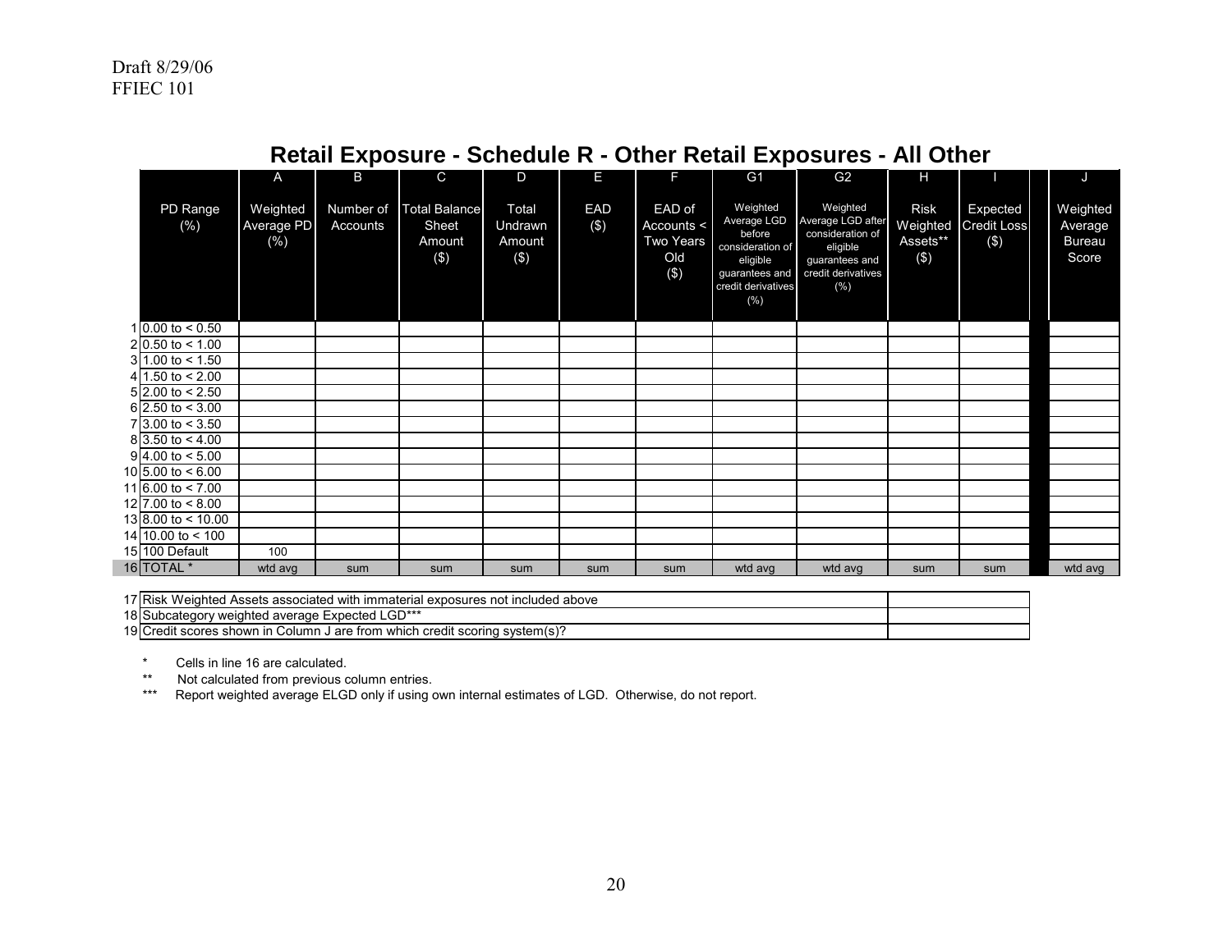Draft 8/29/06
FFIEC 101

# Retail Exposure - Schedule R - Other Retail Exposures - All Other

| | | A | B | C | D | E | F | G1 | G2 | H | I | | J |
|---|---|---|---|---|---|---|---|---|---|---|---|---|---|
| | PD Range (%) | Weighted Average PD (%) | Number of Accounts | Total Balance Sheet Amount ($) | Total Undrawn Amount ($) | EAD ($) | EAD of Accounts < Two Years Old ($) | Weighted Average LGD before consideration of eligible guarantees and credit derivatives (%) | Weighted Average LGD after consideration of eligible guarantees and credit derivatives (%) | Risk Weighted Assets** ($) | Expected Credit Loss ($) | | Weighted Average Bureau Score |
| 1 | 0.00 to < 0.50 | | | | | | | | | | | | |
| 2 | 0.50 to < 1.00 | | | | | | | | | | | | |
| 3 | 1.00 to < 1.50 | | | | | | | | | | | | |
| 4 | 1.50 to < 2.00 | | | | | | | | | | | | |
| 5 | 2.00 to < 2.50 | | | | | | | | | | | | |
| 6 | 2.50 to < 3.00 | | | | | | | | | | | | |
| 7 | 3.00 to < 3.50 | | | | | | | | | | | | |
| 8 | 3.50 to < 4.00 | | | | | | | | | | | | |
| 9 | 4.00 to < 5.00 | | | | | | | | | | | | |
| 10 | 5.00 to < 6.00 | | | | | | | | | | | | |
| 11 | 6.00 to < 7.00 | | | | | | | | | | | | |
| 12 | 7.00 to < 8.00 | | | | | | | | | | | | |
| 13 | 8.00 to < 10.00 | | | | | | | | | | | | |
| 14 | 10.00 to < 100 | | | | | | | | | | | | |
| 15 | 100 Default | 100 | | | | | | | | | | | |
| 16 | TOTAL * | wtd avg | sum | sum | sum | sum | sum | wtd avg | wtd avg | sum | sum | | wtd avg |

| | | |
|---|---|---|
| 17 | Risk Weighted Assets associated with immaterial exposures not included above | |
| 18 | Subcategory weighted average Expected LGD*** | |
| 19 | Credit scores shown in Column J are from which credit scoring system(s)? | |

\* Cells in line 16 are calculated.

\** Not calculated from previous column entries.

\*** Report weighted average ELGD only if using own internal estimates of LGD. Otherwise, do not report.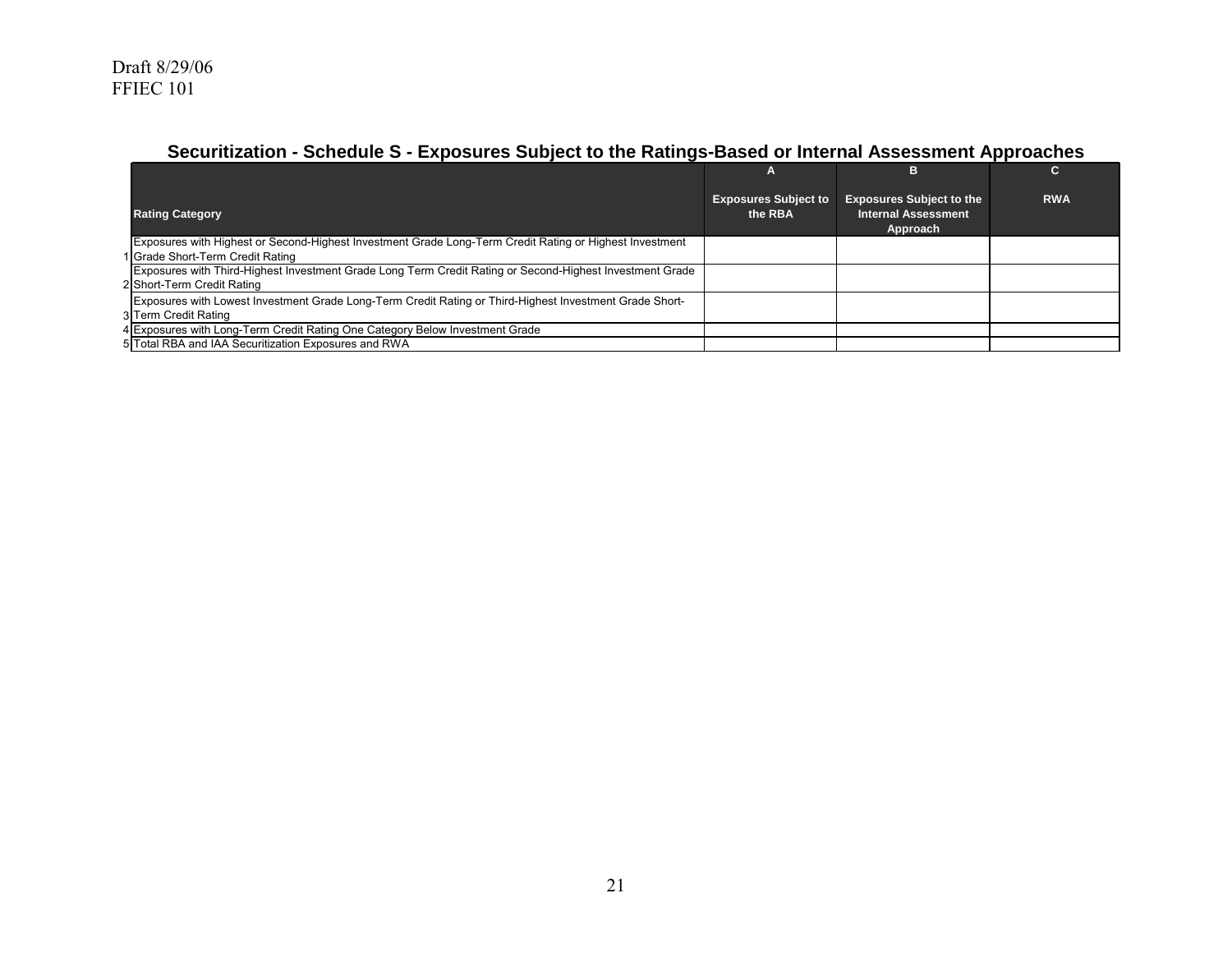Draft 8/29/06
FFIEC 101

## Securitization - Schedule S - Exposures Subject to the Ratings-Based or Internal Assessment Approaches

| | Rating Category | A<br>Exposures Subject to the RBA | B<br>Exposures Subject to the Internal Assessment Approach | C<br>RWA |
|---|---|---|---|---|
| 1 | Exposures with Highest or Second-Highest Investment Grade Long-Term Credit Rating or Highest Investment Grade Short-Term Credit Rating | | | |
| 2 | Exposures with Third-Highest Investment Grade Long Term Credit Rating or Second-Highest Investment Grade Short-Term Credit Rating | | | |
| 3 | Exposures with Lowest Investment Grade Long-Term Credit Rating or Third-Highest Investment Grade Short-Term Credit Rating | | | |
| 4 | Exposures with Long-Term Credit Rating One Category Below Investment Grade | | | |
| 5 | Total RBA and IAA Securitization Exposures and RWA | | | |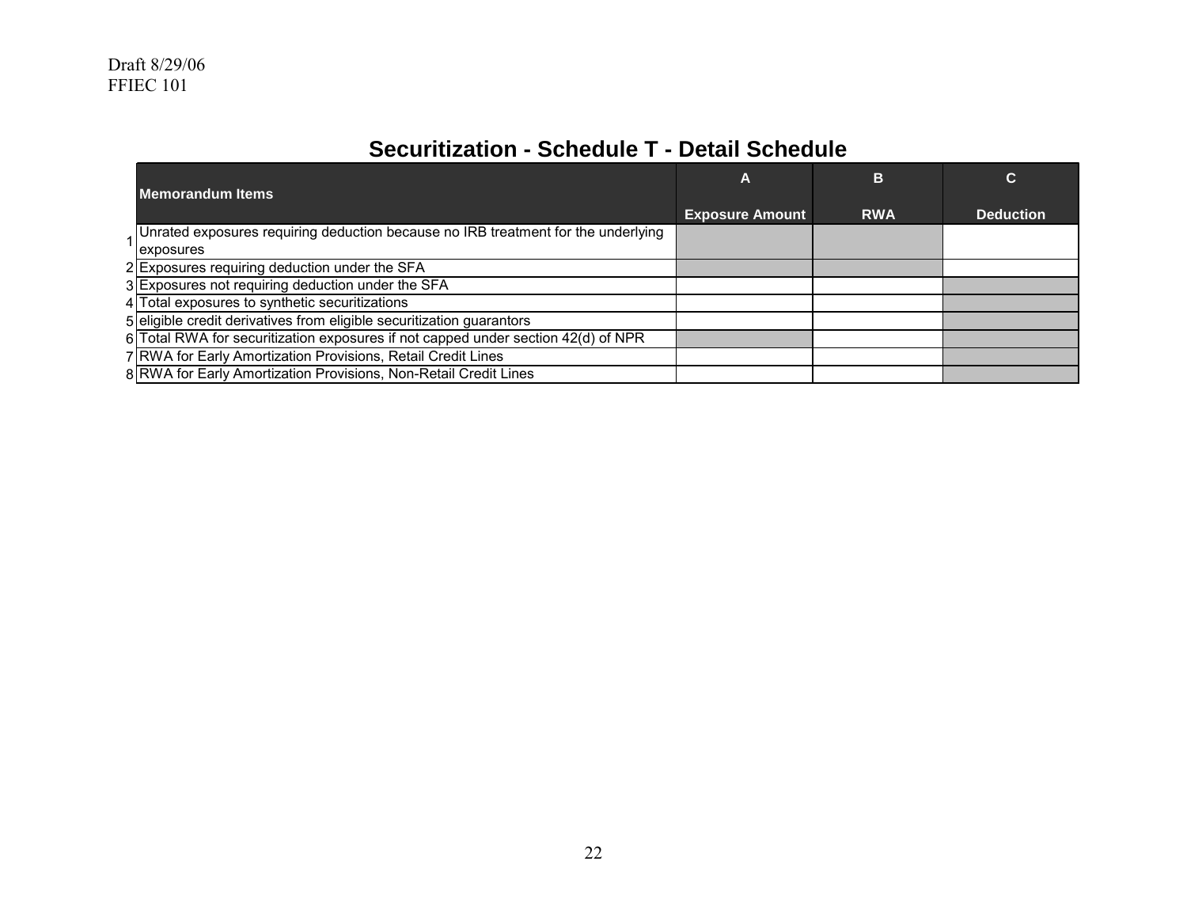Draft 8/29/06
FFIEC 101

# Securitization - Schedule T - Detail Schedule

| | Memorandum Items | A<br>Exposure Amount | B<br>RWA | C<br>Deduction |
|---|---|---|---|---|
| 1 | Unrated exposures requiring deduction because no IRB treatment for the underlying exposures | | | |
| 2 | Exposures requiring deduction under the SFA | | | |
| 3 | Exposures not requiring deduction under the SFA | | | |
| 4 | Total exposures to synthetic securitizations | | | |
| 5 | eligible credit derivatives from eligible securitization guarantors | | | |
| 6 | Total RWA for securitization exposures if not capped under section 42(d) of NPR | | | |
| 7 | RWA for Early Amortization Provisions, Retail Credit Lines | | | |
| 8 | RWA for Early Amortization Provisions, Non-Retail Credit Lines | | | |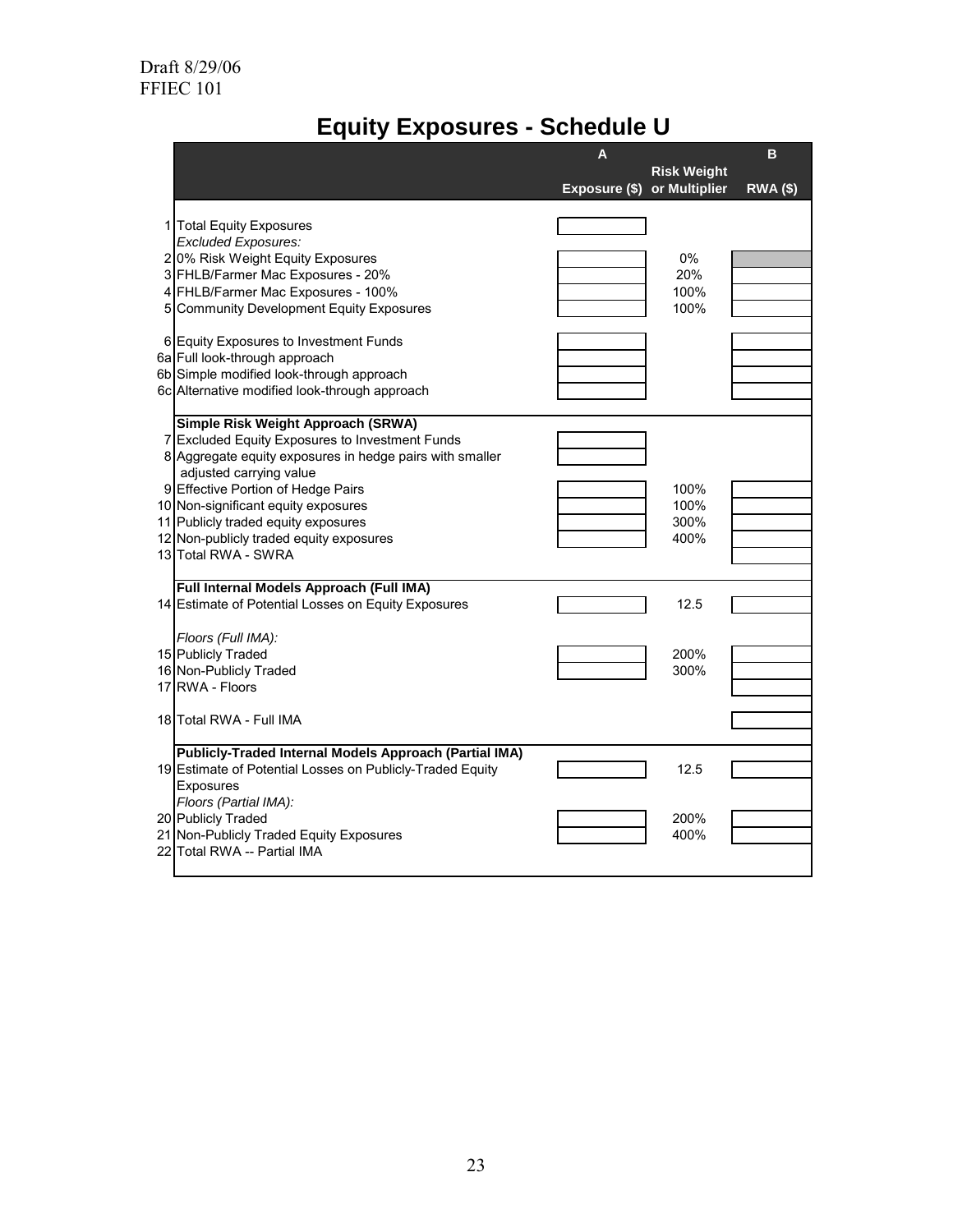Draft 8/29/06
FFIEC 101

# Equity Exposures - Schedule U

| | | A | | B |
|---|---|---|---|---|
| | | Exposure ($) | Risk Weight or Multiplier | RWA ($) |
| 1 | Total Equity Exposures | | | |
| | *Excluded Exposures:* | | | |
| 2 | 0% Risk Weight Equity Exposures | | 0% | |
| 3 | FHLB/Farmer Mac Exposures - 20% | | 20% | |
| 4 | FHLB/Farmer Mac Exposures - 100% | | 100% | |
| 5 | Community Development Equity Exposures | | 100% | |
| 6 | Equity Exposures to Investment Funds | | | |
| 6a | Full look-through approach | | | |
| 6b | Simple modified look-through approach | | | |
| 6c | Alternative modified look-through approach | | | |
| | **Simple Risk Weight Approach (SRWA)** | | | |
| 7 | Excluded Equity Exposures to Investment Funds | | | |
| 8 | Aggregate equity exposures in hedge pairs with smaller adjusted carrying value | | | |
| 9 | Effective Portion of Hedge Pairs | | 100% | |
| 10 | Non-significant equity exposures | | 100% | |
| 11 | Publicly traded equity exposures | | 300% | |
| 12 | Non-publicly traded equity exposures | | 400% | |
| 13 | Total RWA - SWRA | | | |
| | **Full Internal Models Approach (Full IMA)** | | | |
| 14 | Estimate of Potential Losses on Equity Exposures | | 12.5 | |
| | *Floors (Full IMA):* | | | |
| 15 | Publicly Traded | | 200% | |
| 16 | Non-Publicly Traded | | 300% | |
| 17 | RWA - Floors | | | |
| 18 | Total RWA - Full IMA | | | |
| | **Publicly-Traded Internal Models Approach (Partial IMA)** | | | |
| 19 | Estimate of Potential Losses on Publicly-Traded Equity Exposures | | 12.5 | |
| | *Floors (Partial IMA):* | | | |
| 20 | Publicly Traded | | 200% | |
| 21 | Non-Publicly Traded Equity Exposures | | 400% | |
| 22 | Total RWA -- Partial IMA | | | |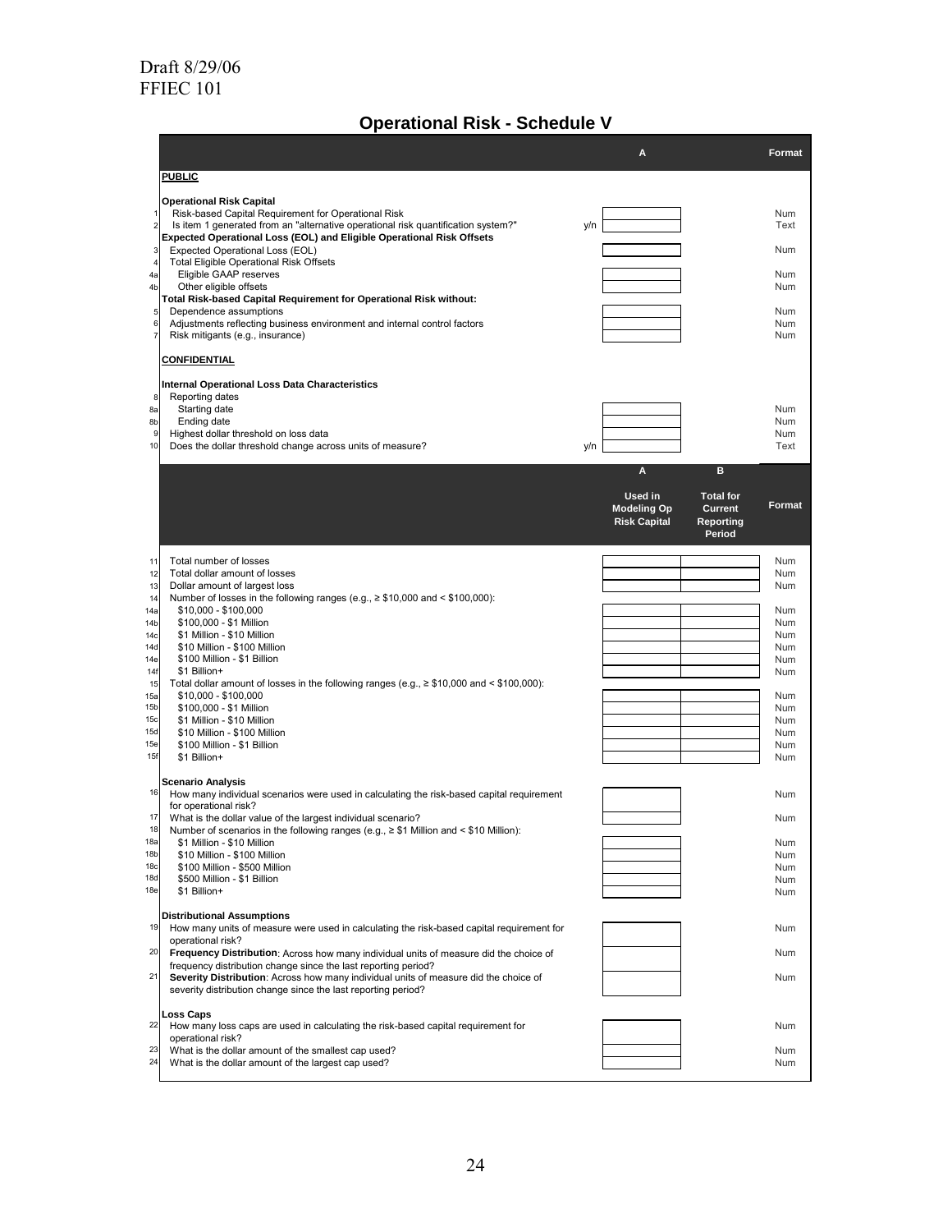Draft 8/29/06
FFIEC 101

# Operational Risk - Schedule V

| | | | A | Format |
|---|---|---|---|---|
| | **PUBLIC** | | | |
| | **Operational Risk Capital** | | | |
| 1 | Risk-based Capital Requirement for Operational Risk | | | Num |
| 2 | Is item 1 generated from an "alternative operational risk quantification system?" | y/n | | Text |
| | **Expected Operational Loss (EOL) and Eligible Operational Risk Offsets** | | | |
| 3 | Expected Operational Loss (EOL) | | | Num |
| 4 | Total Eligible Operational Risk Offsets | | | |
| 4a | Eligible GAAP reserves | | | Num |
| 4b | Other eligible offsets | | | Num |
| | **Total Risk-based Capital Requirement for Operational Risk without:** | | | |
| 5 | Dependence assumptions | | | Num |
| 6 | Adjustments reflecting business environment and internal control factors | | | Num |
| 7 | Risk mitigants (e.g., insurance) | | | Num |
| | **CONFIDENTIAL** | | | |
| | **Internal Operational Loss Data Characteristics** | | | |
| 8 | Reporting dates | | | |
| 8a | Starting date | | | Num |
| 8b | Ending date | | | Num |
| 9 | Highest dollar threshold on loss data | | | Num |
| 10 | Does the dollar threshold change across units of measure? | y/n | | Text |

| | | A<br>Used in Modeling Op Risk Capital | B<br>Total for Current Reporting Period | Format |
|---|---|---|---|---|
| 11 | Total number of losses | | | Num |
| 12 | Total dollar amount of losses | | | Num |
| 13 | Dollar amount of largest loss | | | Num |
| 14 | Number of losses in the following ranges (e.g., ≥ $10,000 and < $100,000): | | | |
| 14a | $10,000 - $100,000 | | | Num |
| 14b | $100,000 - $1 Million | | | Num |
| 14c | $1 Million - $10 Million | | | Num |
| 14d | $10 Million - $100 Million | | | Num |
| 14e | $100 Million - $1 Billion | | | Num |
| 14f | $1 Billion+ | | | Num |
| 15 | Total dollar amount of losses in the following ranges (e.g., ≥ $10,000 and < $100,000): | | | |
| 15a | $10,000 - $100,000 | | | Num |
| 15b | $100,000 - $1 Million | | | Num |
| 15c | $1 Million - $10 Million | | | Num |
| 15d | $10 Million - $100 Million | | | Num |
| 15e | $100 Million - $1 Billion | | | Num |
| 15f | $1 Billion+ | | | Num |
| | **Scenario Analysis** | | | |
| 16 | How many individual scenarios were used in calculating the risk-based capital requirement for operational risk? | | | Num |
| 17 | What is the dollar value of the largest individual scenario? | | | Num |
| 18 | Number of scenarios in the following ranges (e.g., ≥ $1 Million and < $10 Million): | | | |
| 18a | $1 Million - $10 Million | | | Num |
| 18b | $10 Million - $100 Million | | | Num |
| 18c | $100 Million - $500 Million | | | Num |
| 18d | $500 Million - $1 Billion | | | Num |
| 18e | $1 Billion+ | | | Num |
| | **Distributional Assumptions** | | | |
| 19 | How many units of measure were used in calculating the risk-based capital requirement for operational risk? | | | Num |
| 20 | **Frequency Distribution**: Across how many individual units of measure did the choice of frequency distribution change since the last reporting period? | | | Num |
| 21 | **Severity Distribution**: Across how many individual units of measure did the choice of severity distribution change since the last reporting period? | | | Num |
| | **Loss Caps** | | | |
| 22 | How many loss caps are used in calculating the risk-based capital requirement for operational risk? | | | Num |
| 23 | What is the dollar amount of the smallest cap used? | | | Num |
| 24 | What is the dollar amount of the largest cap used? | | | Num |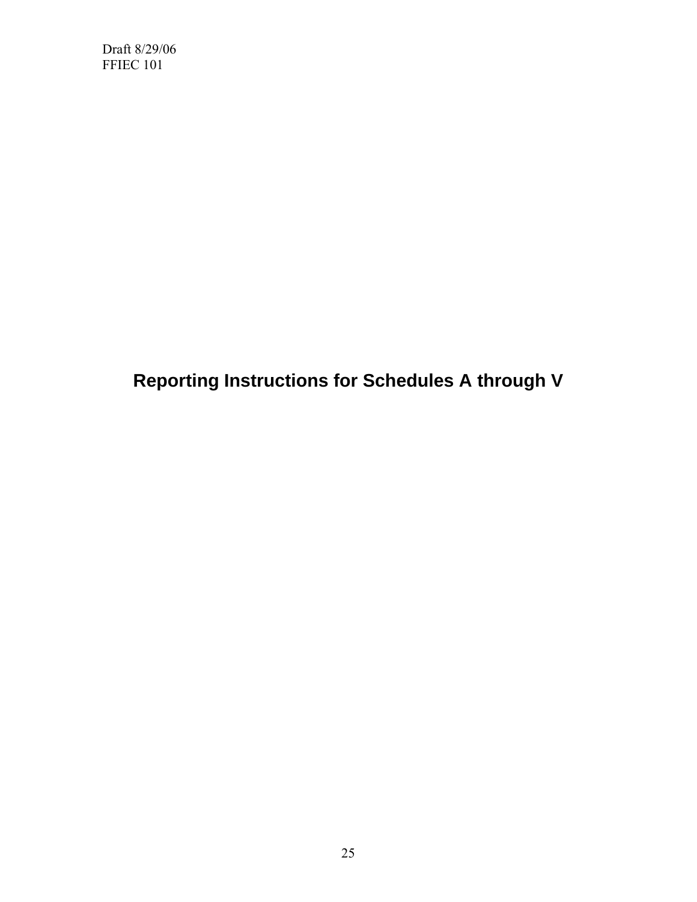# Reporting Instructions for Schedules A through V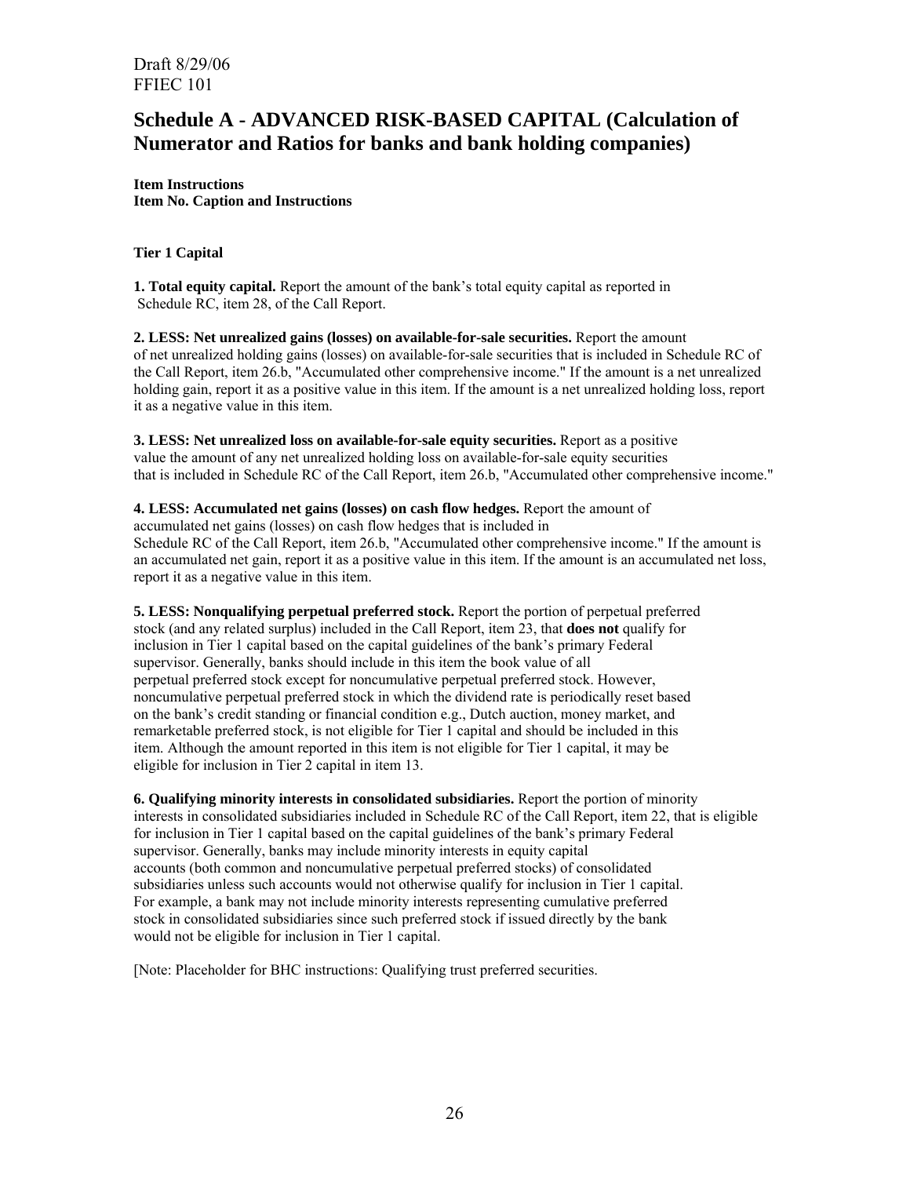Draft 8/29/06
FFIEC 101

# Schedule A - ADVANCED RISK-BASED CAPITAL (Calculation of Numerator and Ratios for banks and bank holding companies)

**Item Instructions**
**Item No. Caption and Instructions**

**Tier 1 Capital**

**1. Total equity capital.** Report the amount of the bank's total equity capital as reported in Schedule RC, item 28, of the Call Report.

**2. LESS: Net unrealized gains (losses) on available-for-sale securities.** Report the amount of net unrealized holding gains (losses) on available-for-sale securities that is included in Schedule RC of the Call Report, item 26.b, "Accumulated other comprehensive income." If the amount is a net unrealized holding gain, report it as a positive value in this item. If the amount is a net unrealized holding loss, report it as a negative value in this item.

**3. LESS: Net unrealized loss on available-for-sale equity securities.** Report as a positive value the amount of any net unrealized holding loss on available-for-sale equity securities that is included in Schedule RC of the Call Report, item 26.b, "Accumulated other comprehensive income."

**4. LESS: Accumulated net gains (losses) on cash flow hedges.** Report the amount of accumulated net gains (losses) on cash flow hedges that is included in Schedule RC of the Call Report, item 26.b, "Accumulated other comprehensive income." If the amount is an accumulated net gain, report it as a positive value in this item. If the amount is an accumulated net loss, report it as a negative value in this item.

**5. LESS: Nonqualifying perpetual preferred stock.** Report the portion of perpetual preferred stock (and any related surplus) included in the Call Report, item 23, that **does not** qualify for inclusion in Tier 1 capital based on the capital guidelines of the bank's primary Federal supervisor. Generally, banks should include in this item the book value of all perpetual preferred stock except for noncumulative perpetual preferred stock. However, noncumulative perpetual preferred stock in which the dividend rate is periodically reset based on the bank's credit standing or financial condition e.g., Dutch auction, money market, and remarketable preferred stock, is not eligible for Tier 1 capital and should be included in this item. Although the amount reported in this item is not eligible for Tier 1 capital, it may be eligible for inclusion in Tier 2 capital in item 13.

**6. Qualifying minority interests in consolidated subsidiaries.** Report the portion of minority interests in consolidated subsidiaries included in Schedule RC of the Call Report, item 22, that is eligible for inclusion in Tier 1 capital based on the capital guidelines of the bank's primary Federal supervisor. Generally, banks may include minority interests in equity capital accounts (both common and noncumulative perpetual preferred stocks) of consolidated subsidiaries unless such accounts would not otherwise qualify for inclusion in Tier 1 capital. For example, a bank may not include minority interests representing cumulative preferred stock in consolidated subsidiaries since such preferred stock if issued directly by the bank would not be eligible for inclusion in Tier 1 capital.

[Note: Placeholder for BHC instructions: Qualifying trust preferred securities.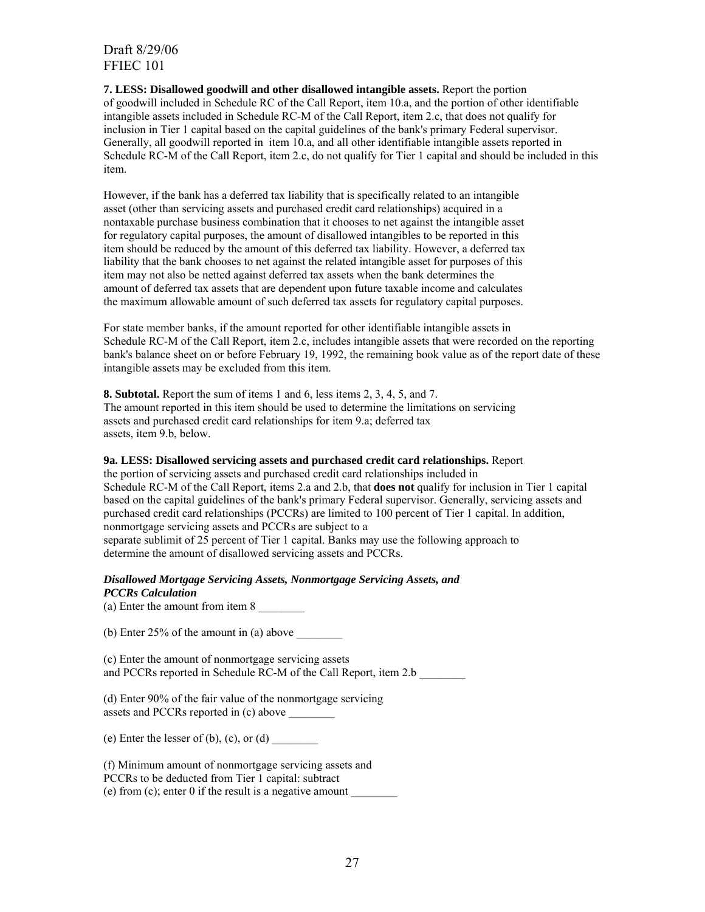**7. LESS: Disallowed goodwill and other disallowed intangible assets.** Report the portion of goodwill included in Schedule RC of the Call Report, item 10.a, and the portion of other identifiable intangible assets included in Schedule RC-M of the Call Report, item 2.c, that does not qualify for inclusion in Tier 1 capital based on the capital guidelines of the bank's primary Federal supervisor. Generally, all goodwill reported in item 10.a, and all other identifiable intangible assets reported in Schedule RC-M of the Call Report, item 2.c, do not qualify for Tier 1 capital and should be included in this item.

However, if the bank has a deferred tax liability that is specifically related to an intangible asset (other than servicing assets and purchased credit card relationships) acquired in a nontaxable purchase business combination that it chooses to net against the intangible asset for regulatory capital purposes, the amount of disallowed intangibles to be reported in this item should be reduced by the amount of this deferred tax liability. However, a deferred tax liability that the bank chooses to net against the related intangible asset for purposes of this item may not also be netted against deferred tax assets when the bank determines the amount of deferred tax assets that are dependent upon future taxable income and calculates the maximum allowable amount of such deferred tax assets for regulatory capital purposes.

For state member banks, if the amount reported for other identifiable intangible assets in Schedule RC-M of the Call Report, item 2.c, includes intangible assets that were recorded on the reporting bank's balance sheet on or before February 19, 1992, the remaining book value as of the report date of these intangible assets may be excluded from this item.

**8. Subtotal.** Report the sum of items 1 and 6, less items 2, 3, 4, 5, and 7. The amount reported in this item should be used to determine the limitations on servicing assets and purchased credit card relationships for item 9.a; deferred tax assets, item 9.b, below.

**9a. LESS: Disallowed servicing assets and purchased credit card relationships.** Report the portion of servicing assets and purchased credit card relationships included in Schedule RC-M of the Call Report, items 2.a and 2.b, that **does not** qualify for inclusion in Tier 1 capital based on the capital guidelines of the bank's primary Federal supervisor. Generally, servicing assets and purchased credit card relationships (PCCRs) are limited to 100 percent of Tier 1 capital. In addition, nonmortgage servicing assets and PCCRs are subject to a separate sublimit of 25 percent of Tier 1 capital. Banks may use the following approach to determine the amount of disallowed servicing assets and PCCRs.

***Disallowed Mortgage Servicing Assets, Nonmortgage Servicing Assets, and PCCRs Calculation***

(a) Enter the amount from item 8 ________

(b) Enter 25% of the amount in (a) above ________

(c) Enter the amount of nonmortgage servicing assets and PCCRs reported in Schedule RC-M of the Call Report, item 2.b ________

(d) Enter 90% of the fair value of the nonmortgage servicing assets and PCCRs reported in (c) above ________

(e) Enter the lesser of (b), (c), or (d) ________

(f) Minimum amount of nonmortgage servicing assets and PCCRs to be deducted from Tier 1 capital: subtract (e) from (c); enter 0 if the result is a negative amount ________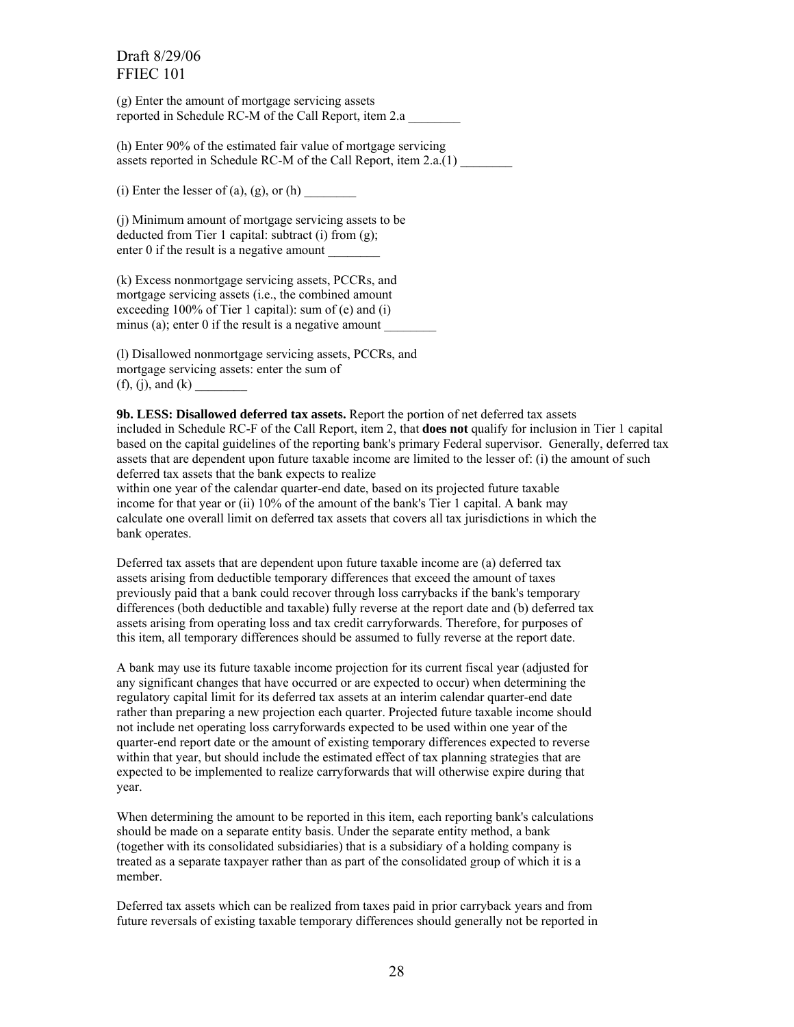(g) Enter the amount of mortgage servicing assets reported in Schedule RC-M of the Call Report, item 2.a ________

(h) Enter 90% of the estimated fair value of mortgage servicing assets reported in Schedule RC-M of the Call Report, item 2.a.(1) ________

(i) Enter the lesser of (a), (g), or (h) ________

(j) Minimum amount of mortgage servicing assets to be deducted from Tier 1 capital: subtract (i) from (g); enter 0 if the result is a negative amount ________

(k) Excess nonmortgage servicing assets, PCCRs, and mortgage servicing assets (i.e., the combined amount exceeding 100% of Tier 1 capital): sum of (e) and (i) minus (a); enter 0 if the result is a negative amount ________

(l) Disallowed nonmortgage servicing assets, PCCRs, and mortgage servicing assets: enter the sum of (f), (j), and (k) ________

**9b. LESS: Disallowed deferred tax assets.** Report the portion of net deferred tax assets included in Schedule RC-F of the Call Report, item 2, that **does not** qualify for inclusion in Tier 1 capital based on the capital guidelines of the reporting bank's primary Federal supervisor. Generally, deferred tax assets that are dependent upon future taxable income are limited to the lesser of: (i) the amount of such deferred tax assets that the bank expects to realize within one year of the calendar quarter-end date, based on its projected future taxable income for that year or (ii) 10% of the amount of the bank's Tier 1 capital. A bank may calculate one overall limit on deferred tax assets that covers all tax jurisdictions in which the bank operates.

Deferred tax assets that are dependent upon future taxable income are (a) deferred tax assets arising from deductible temporary differences that exceed the amount of taxes previously paid that a bank could recover through loss carrybacks if the bank's temporary differences (both deductible and taxable) fully reverse at the report date and (b) deferred tax assets arising from operating loss and tax credit carryforwards. Therefore, for purposes of this item, all temporary differences should be assumed to fully reverse at the report date.

A bank may use its future taxable income projection for its current fiscal year (adjusted for any significant changes that have occurred or are expected to occur) when determining the regulatory capital limit for its deferred tax assets at an interim calendar quarter-end date rather than preparing a new projection each quarter. Projected future taxable income should not include net operating loss carryforwards expected to be used within one year of the quarter-end report date or the amount of existing temporary differences expected to reverse within that year, but should include the estimated effect of tax planning strategies that are expected to be implemented to realize carryforwards that will otherwise expire during that year.

When determining the amount to be reported in this item, each reporting bank's calculations should be made on a separate entity basis. Under the separate entity method, a bank (together with its consolidated subsidiaries) that is a subsidiary of a holding company is treated as a separate taxpayer rather than as part of the consolidated group of which it is a member.

Deferred tax assets which can be realized from taxes paid in prior carryback years and from future reversals of existing taxable temporary differences should generally not be reported in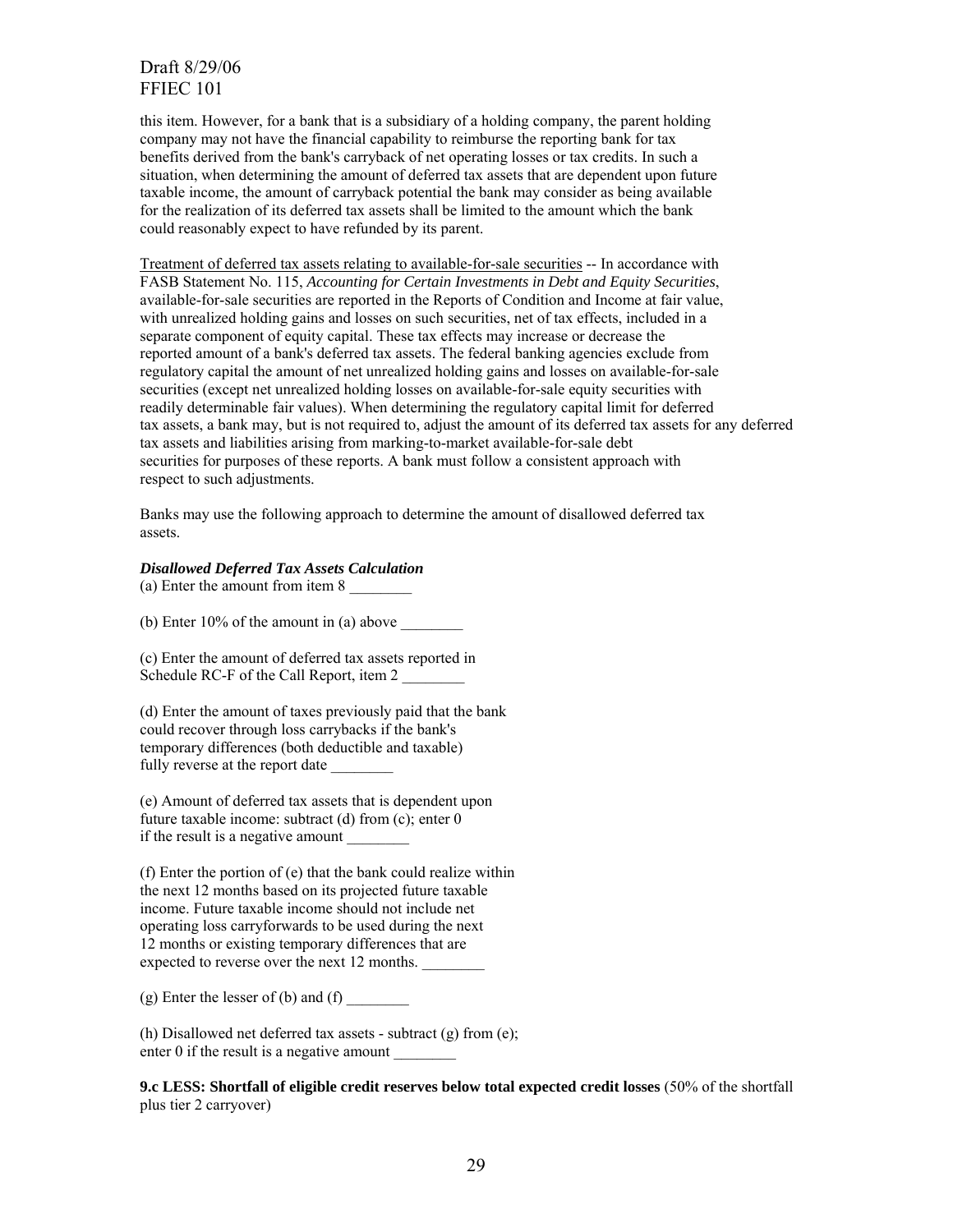this item. However, for a bank that is a subsidiary of a holding company, the parent holding company may not have the financial capability to reimburse the reporting bank for tax benefits derived from the bank's carryback of net operating losses or tax credits. In such a situation, when determining the amount of deferred tax assets that are dependent upon future taxable income, the amount of carryback potential the bank may consider as being available for the realization of its deferred tax assets shall be limited to the amount which the bank could reasonably expect to have refunded by its parent.

Treatment of deferred tax assets relating to available-for-sale securities -- In accordance with FASB Statement No. 115, *Accounting for Certain Investments in Debt and Equity Securities*, available-for-sale securities are reported in the Reports of Condition and Income at fair value, with unrealized holding gains and losses on such securities, net of tax effects, included in a separate component of equity capital. These tax effects may increase or decrease the reported amount of a bank's deferred tax assets. The federal banking agencies exclude from regulatory capital the amount of net unrealized holding gains and losses on available-for-sale securities (except net unrealized holding losses on available-for-sale equity securities with readily determinable fair values). When determining the regulatory capital limit for deferred tax assets, a bank may, but is not required to, adjust the amount of its deferred tax assets for any deferred tax assets and liabilities arising from marking-to-market available-for-sale debt securities for purposes of these reports. A bank must follow a consistent approach with respect to such adjustments.

Banks may use the following approach to determine the amount of disallowed deferred tax assets.

***Disallowed Deferred Tax Assets Calculation***

(a) Enter the amount from item 8 ________

(b) Enter 10% of the amount in (a) above ________

(c) Enter the amount of deferred tax assets reported in Schedule RC-F of the Call Report, item 2 ________

(d) Enter the amount of taxes previously paid that the bank could recover through loss carrybacks if the bank's temporary differences (both deductible and taxable) fully reverse at the report date ________

(e) Amount of deferred tax assets that is dependent upon future taxable income: subtract (d) from (c); enter 0 if the result is a negative amount ________

(f) Enter the portion of (e) that the bank could realize within the next 12 months based on its projected future taxable income. Future taxable income should not include net operating loss carryforwards to be used during the next 12 months or existing temporary differences that are expected to reverse over the next 12 months. ________

(g) Enter the lesser of (b) and (f) ________

(h) Disallowed net deferred tax assets - subtract (g) from (e); enter 0 if the result is a negative amount ________

**9.c LESS: Shortfall of eligible credit reserves below total expected credit losses** (50% of the shortfall plus tier 2 carryover)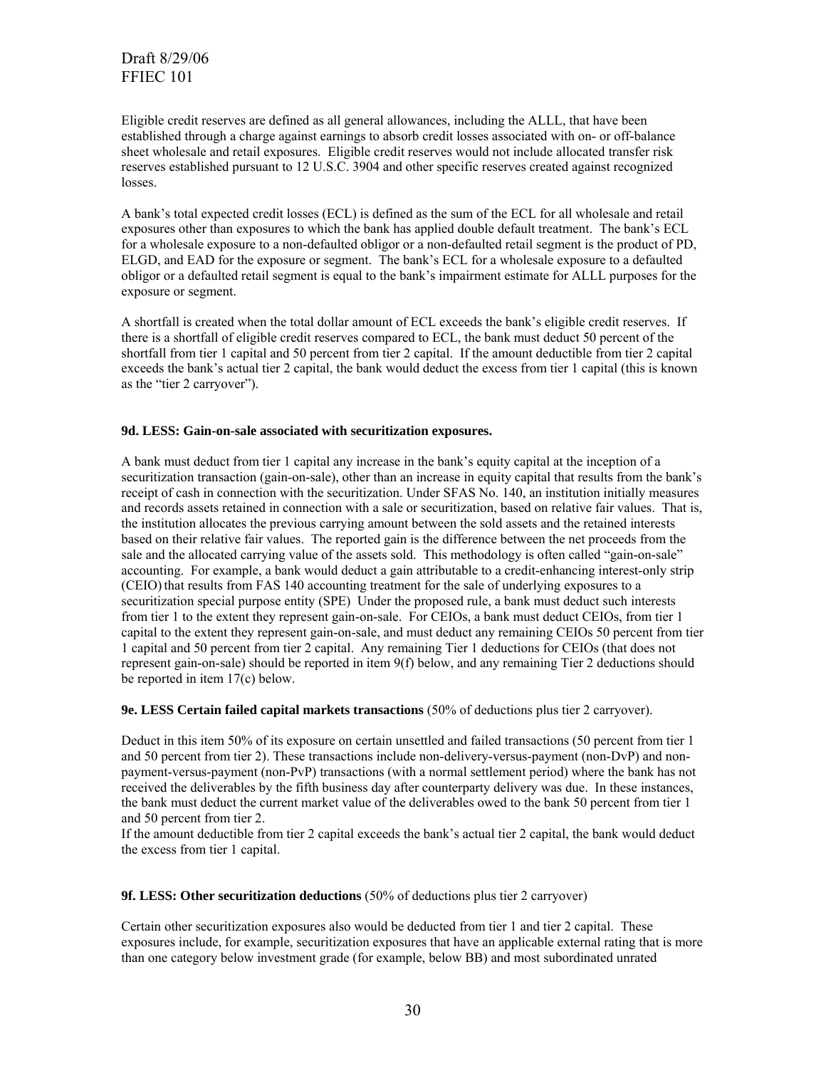Eligible credit reserves are defined as all general allowances, including the ALLL, that have been established through a charge against earnings to absorb credit losses associated with on- or off-balance sheet wholesale and retail exposures. Eligible credit reserves would not include allocated transfer risk reserves established pursuant to 12 U.S.C. 3904 and other specific reserves created against recognized losses.

A bank's total expected credit losses (ECL) is defined as the sum of the ECL for all wholesale and retail exposures other than exposures to which the bank has applied double default treatment. The bank's ECL for a wholesale exposure to a non-defaulted obligor or a non-defaulted retail segment is the product of PD, ELGD, and EAD for the exposure or segment. The bank's ECL for a wholesale exposure to a defaulted obligor or a defaulted retail segment is equal to the bank's impairment estimate for ALLL purposes for the exposure or segment.

A shortfall is created when the total dollar amount of ECL exceeds the bank's eligible credit reserves. If there is a shortfall of eligible credit reserves compared to ECL, the bank must deduct 50 percent of the shortfall from tier 1 capital and 50 percent from tier 2 capital. If the amount deductible from tier 2 capital exceeds the bank's actual tier 2 capital, the bank would deduct the excess from tier 1 capital (this is known as the "tier 2 carryover").

**9d. LESS: Gain-on-sale associated with securitization exposures.**

A bank must deduct from tier 1 capital any increase in the bank's equity capital at the inception of a securitization transaction (gain-on-sale), other than an increase in equity capital that results from the bank's receipt of cash in connection with the securitization. Under SFAS No. 140, an institution initially measures and records assets retained in connection with a sale or securitization, based on relative fair values. That is, the institution allocates the previous carrying amount between the sold assets and the retained interests based on their relative fair values. The reported gain is the difference between the net proceeds from the sale and the allocated carrying value of the assets sold. This methodology is often called "gain-on-sale" accounting. For example, a bank would deduct a gain attributable to a credit-enhancing interest-only strip (CEIO) that results from FAS 140 accounting treatment for the sale of underlying exposures to a securitization special purpose entity (SPE) Under the proposed rule, a bank must deduct such interests from tier 1 to the extent they represent gain-on-sale. For CEIOs, a bank must deduct CEIOs, from tier 1 capital to the extent they represent gain-on-sale, and must deduct any remaining CEIOs 50 percent from tier 1 capital and 50 percent from tier 2 capital. Any remaining Tier 1 deductions for CEIOs (that does not represent gain-on-sale) should be reported in item 9(f) below, and any remaining Tier 2 deductions should be reported in item 17(c) below.

**9e. LESS Certain failed capital markets transactions** (50% of deductions plus tier 2 carryover).

Deduct in this item 50% of its exposure on certain unsettled and failed transactions (50 percent from tier 1 and 50 percent from tier 2). These transactions include non-delivery-versus-payment (non-DvP) and non-payment-versus-payment (non-PvP) transactions (with a normal settlement period) where the bank has not received the deliverables by the fifth business day after counterparty delivery was due. In these instances, the bank must deduct the current market value of the deliverables owed to the bank 50 percent from tier 1 and 50 percent from tier 2.
If the amount deductible from tier 2 capital exceeds the bank's actual tier 2 capital, the bank would deduct the excess from tier 1 capital.

**9f. LESS: Other securitization deductions** (50% of deductions plus tier 2 carryover)

Certain other securitization exposures also would be deducted from tier 1 and tier 2 capital. These exposures include, for example, securitization exposures that have an applicable external rating that is more than one category below investment grade (for example, below BB) and most subordinated unrated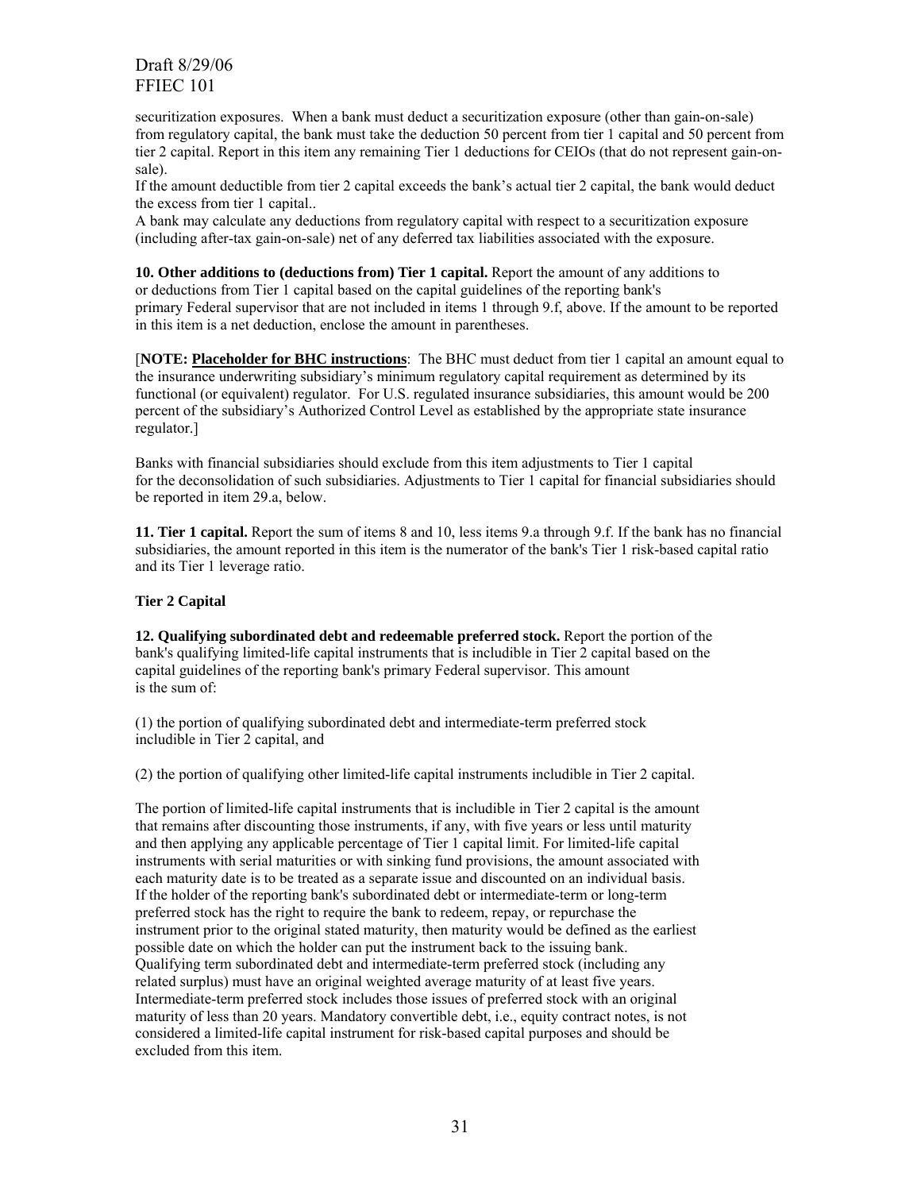securitization exposures. When a bank must deduct a securitization exposure (other than gain-on-sale) from regulatory capital, the bank must take the deduction 50 percent from tier 1 capital and 50 percent from tier 2 capital. Report in this item any remaining Tier 1 deductions for CEIOs (that do not represent gain-on-sale).

If the amount deductible from tier 2 capital exceeds the bank's actual tier 2 capital, the bank would deduct the excess from tier 1 capital..

A bank may calculate any deductions from regulatory capital with respect to a securitization exposure (including after-tax gain-on-sale) net of any deferred tax liabilities associated with the exposure.

**10. Other additions to (deductions from) Tier 1 capital.** Report the amount of any additions to or deductions from Tier 1 capital based on the capital guidelines of the reporting bank's primary Federal supervisor that are not included in items 1 through 9.f, above. If the amount to be reported in this item is a net deduction, enclose the amount in parentheses.

[**NOTE: Placeholder for BHC instructions**: The BHC must deduct from tier 1 capital an amount equal to the insurance underwriting subsidiary's minimum regulatory capital requirement as determined by its functional (or equivalent) regulator. For U.S. regulated insurance subsidiaries, this amount would be 200 percent of the subsidiary's Authorized Control Level as established by the appropriate state insurance regulator.]

Banks with financial subsidiaries should exclude from this item adjustments to Tier 1 capital for the deconsolidation of such subsidiaries. Adjustments to Tier 1 capital for financial subsidiaries should be reported in item 29.a, below.

**11. Tier 1 capital.** Report the sum of items 8 and 10, less items 9.a through 9.f. If the bank has no financial subsidiaries, the amount reported in this item is the numerator of the bank's Tier 1 risk-based capital ratio and its Tier 1 leverage ratio.

**Tier 2 Capital**

**12. Qualifying subordinated debt and redeemable preferred stock.** Report the portion of the bank's qualifying limited-life capital instruments that is includible in Tier 2 capital based on the capital guidelines of the reporting bank's primary Federal supervisor. This amount is the sum of:

(1) the portion of qualifying subordinated debt and intermediate-term preferred stock includible in Tier 2 capital, and

(2) the portion of qualifying other limited-life capital instruments includible in Tier 2 capital.

The portion of limited-life capital instruments that is includible in Tier 2 capital is the amount that remains after discounting those instruments, if any, with five years or less until maturity and then applying any applicable percentage of Tier 1 capital limit. For limited-life capital instruments with serial maturities or with sinking fund provisions, the amount associated with each maturity date is to be treated as a separate issue and discounted on an individual basis. If the holder of the reporting bank's subordinated debt or intermediate-term or long-term preferred stock has the right to require the bank to redeem, repay, or repurchase the instrument prior to the original stated maturity, then maturity would be defined as the earliest possible date on which the holder can put the instrument back to the issuing bank. Qualifying term subordinated debt and intermediate-term preferred stock (including any related surplus) must have an original weighted average maturity of at least five years. Intermediate-term preferred stock includes those issues of preferred stock with an original maturity of less than 20 years. Mandatory convertible debt, i.e., equity contract notes, is not considered a limited-life capital instrument for risk-based capital purposes and should be excluded from this item.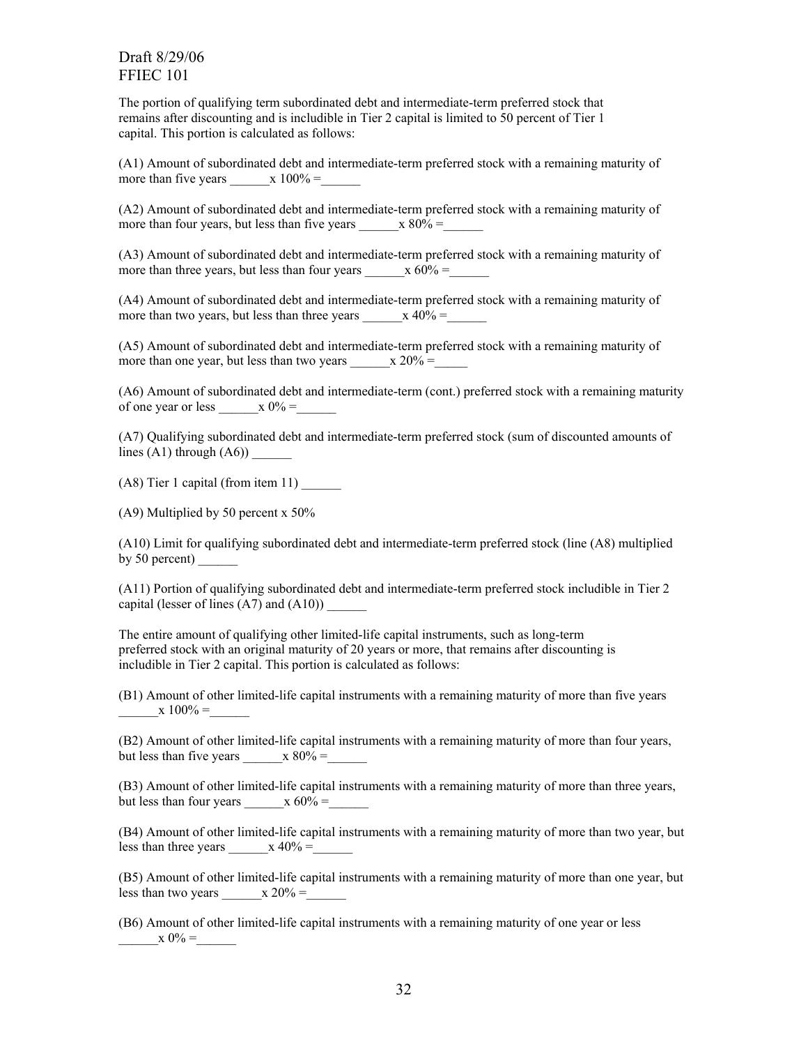Draft 8/29/06
FFIEC 101

The portion of qualifying term subordinated debt and intermediate-term preferred stock that remains after discounting and is includible in Tier 2 capital is limited to 50 percent of Tier 1 capital. This portion is calculated as follows:

(A1) Amount of subordinated debt and intermediate-term preferred stock with a remaining maturity of more than five years ______x 100% =______

(A2) Amount of subordinated debt and intermediate-term preferred stock with a remaining maturity of more than four years, but less than five years ______x 80% =______

(A3) Amount of subordinated debt and intermediate-term preferred stock with a remaining maturity of more than three years, but less than four years ______x 60% =______

(A4) Amount of subordinated debt and intermediate-term preferred stock with a remaining maturity of more than two years, but less than three years ______x 40% =______

(A5) Amount of subordinated debt and intermediate-term preferred stock with a remaining maturity of more than one year, but less than two years ______x 20% =_____

(A6) Amount of subordinated debt and intermediate-term (cont.) preferred stock with a remaining maturity of one year or less ______x 0% =______

(A7) Qualifying subordinated debt and intermediate-term preferred stock (sum of discounted amounts of lines (A1) through (A6)) ______

(A8) Tier 1 capital (from item 11) ______

(A9) Multiplied by 50 percent x 50%

(A10) Limit for qualifying subordinated debt and intermediate-term preferred stock (line (A8) multiplied by 50 percent) ______

(A11) Portion of qualifying subordinated debt and intermediate-term preferred stock includible in Tier 2 capital (lesser of lines (A7) and (A10)) ______

The entire amount of qualifying other limited-life capital instruments, such as long-term preferred stock with an original maturity of 20 years or more, that remains after discounting is includible in Tier 2 capital. This portion is calculated as follows:

(B1) Amount of other limited-life capital instruments with a remaining maturity of more than five years ______x 100% =______

(B2) Amount of other limited-life capital instruments with a remaining maturity of more than four years, but less than five years ______x 80% =______

(B3) Amount of other limited-life capital instruments with a remaining maturity of more than three years, but less than four years ______x 60% =______

(B4) Amount of other limited-life capital instruments with a remaining maturity of more than two year, but less than three years ______x 40% =______

(B5) Amount of other limited-life capital instruments with a remaining maturity of more than one year, but less than two years ______x 20% =______

(B6) Amount of other limited-life capital instruments with a remaining maturity of one year or less ______x 0% =______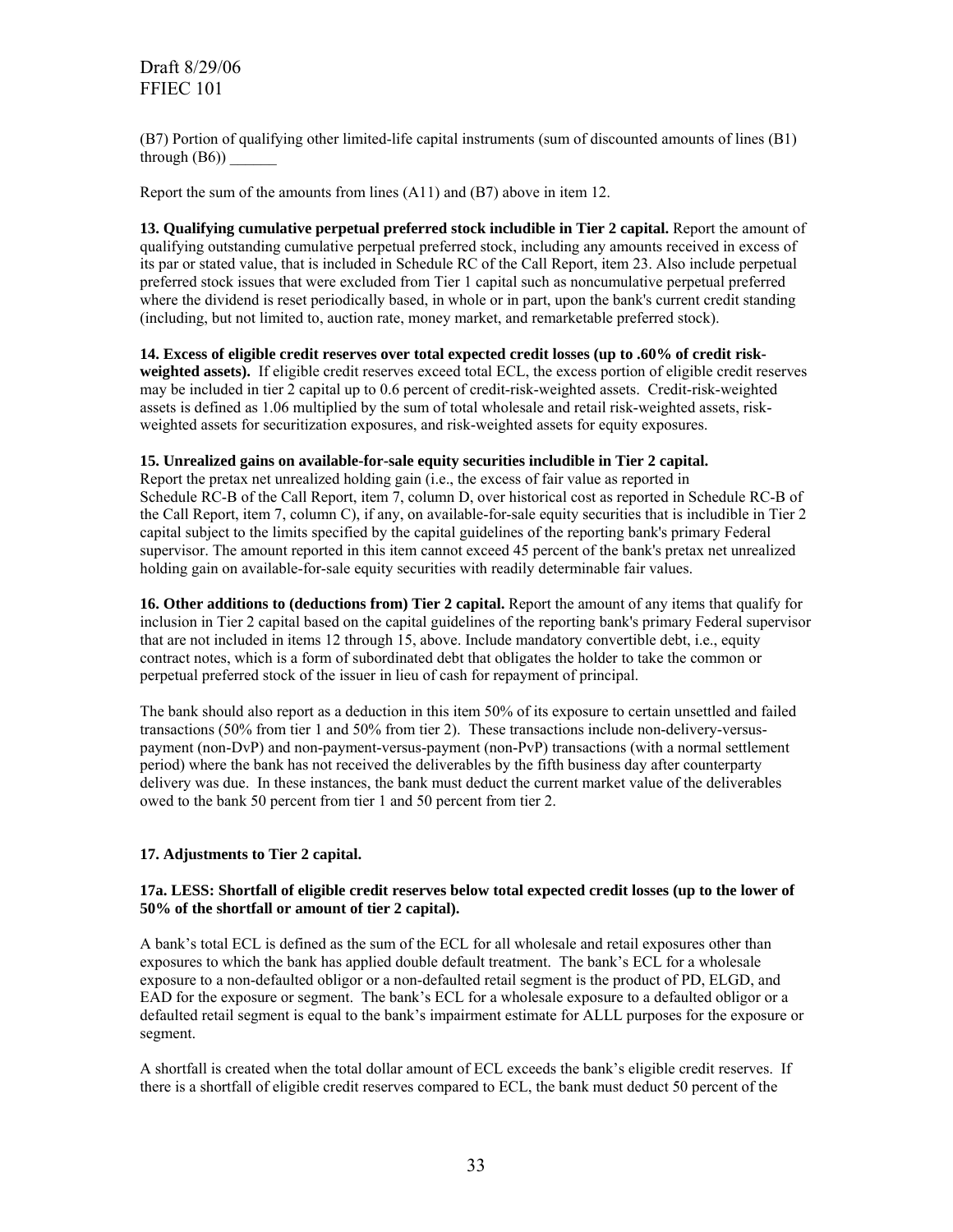(B7) Portion of qualifying other limited-life capital instruments (sum of discounted amounts of lines (B1) through (B6)) ______

Report the sum of the amounts from lines (A11) and (B7) above in item 12.

**13. Qualifying cumulative perpetual preferred stock includible in Tier 2 capital.** Report the amount of qualifying outstanding cumulative perpetual preferred stock, including any amounts received in excess of its par or stated value, that is included in Schedule RC of the Call Report, item 23. Also include perpetual preferred stock issues that were excluded from Tier 1 capital such as noncumulative perpetual preferred where the dividend is reset periodically based, in whole or in part, upon the bank's current credit standing (including, but not limited to, auction rate, money market, and remarketable preferred stock).

**14. Excess of eligible credit reserves over total expected credit losses (up to .60% of credit risk-weighted assets).** If eligible credit reserves exceed total ECL, the excess portion of eligible credit reserves may be included in tier 2 capital up to 0.6 percent of credit-risk-weighted assets. Credit-risk-weighted assets is defined as 1.06 multiplied by the sum of total wholesale and retail risk-weighted assets, risk-weighted assets for securitization exposures, and risk-weighted assets for equity exposures.

**15. Unrealized gains on available-for-sale equity securities includible in Tier 2 capital.**
Report the pretax net unrealized holding gain (i.e., the excess of fair value as reported in Schedule RC-B of the Call Report, item 7, column D, over historical cost as reported in Schedule RC-B of the Call Report, item 7, column C), if any, on available-for-sale equity securities that is includible in Tier 2 capital subject to the limits specified by the capital guidelines of the reporting bank's primary Federal supervisor. The amount reported in this item cannot exceed 45 percent of the bank's pretax net unrealized holding gain on available-for-sale equity securities with readily determinable fair values.

**16. Other additions to (deductions from) Tier 2 capital.** Report the amount of any items that qualify for inclusion in Tier 2 capital based on the capital guidelines of the reporting bank's primary Federal supervisor that are not included in items 12 through 15, above. Include mandatory convertible debt, i.e., equity contract notes, which is a form of subordinated debt that obligates the holder to take the common or perpetual preferred stock of the issuer in lieu of cash for repayment of principal.

The bank should also report as a deduction in this item 50% of its exposure to certain unsettled and failed transactions (50% from tier 1 and 50% from tier 2). These transactions include non-delivery-versus-payment (non-DvP) and non-payment-versus-payment (non-PvP) transactions (with a normal settlement period) where the bank has not received the deliverables by the fifth business day after counterparty delivery was due. In these instances, the bank must deduct the current market value of the deliverables owed to the bank 50 percent from tier 1 and 50 percent from tier 2.

**17. Adjustments to Tier 2 capital.**

**17a. LESS: Shortfall of eligible credit reserves below total expected credit losses (up to the lower of 50% of the shortfall or amount of tier 2 capital).**

A bank's total ECL is defined as the sum of the ECL for all wholesale and retail exposures other than exposures to which the bank has applied double default treatment. The bank's ECL for a wholesale exposure to a non-defaulted obligor or a non-defaulted retail segment is the product of PD, ELGD, and EAD for the exposure or segment. The bank's ECL for a wholesale exposure to a defaulted obligor or a defaulted retail segment is equal to the bank's impairment estimate for ALLL purposes for the exposure or segment.

A shortfall is created when the total dollar amount of ECL exceeds the bank's eligible credit reserves. If there is a shortfall of eligible credit reserves compared to ECL, the bank must deduct 50 percent of the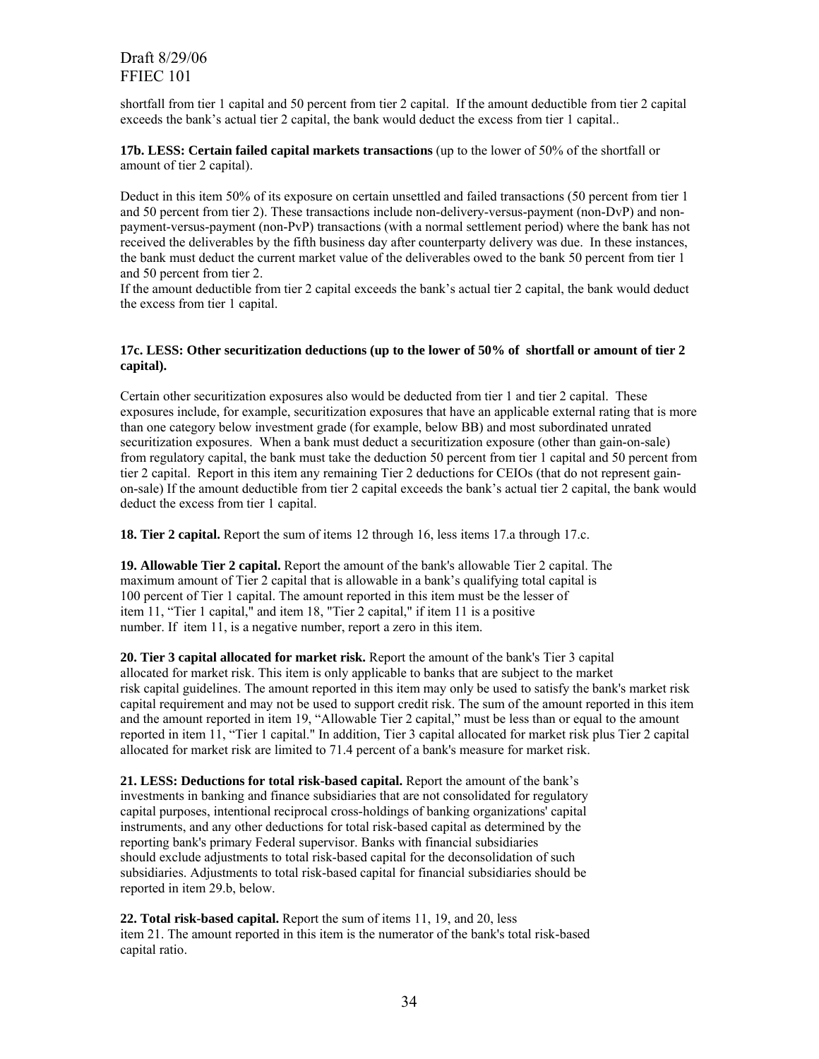shortfall from tier 1 capital and 50 percent from tier 2 capital. If the amount deductible from tier 2 capital exceeds the bank's actual tier 2 capital, the bank would deduct the excess from tier 1 capital..

**17b. LESS: Certain failed capital markets transactions** (up to the lower of 50% of the shortfall or amount of tier 2 capital).

Deduct in this item 50% of its exposure on certain unsettled and failed transactions (50 percent from tier 1 and 50 percent from tier 2). These transactions include non-delivery-versus-payment (non-DvP) and non-payment-versus-payment (non-PvP) transactions (with a normal settlement period) where the bank has not received the deliverables by the fifth business day after counterparty delivery was due. In these instances, the bank must deduct the current market value of the deliverables owed to the bank 50 percent from tier 1 and 50 percent from tier 2.

If the amount deductible from tier 2 capital exceeds the bank's actual tier 2 capital, the bank would deduct the excess from tier 1 capital.

**17c. LESS: Other securitization deductions (up to the lower of 50% of shortfall or amount of tier 2 capital).**

Certain other securitization exposures also would be deducted from tier 1 and tier 2 capital. These exposures include, for example, securitization exposures that have an applicable external rating that is more than one category below investment grade (for example, below BB) and most subordinated unrated securitization exposures. When a bank must deduct a securitization exposure (other than gain-on-sale) from regulatory capital, the bank must take the deduction 50 percent from tier 1 capital and 50 percent from tier 2 capital. Report in this item any remaining Tier 2 deductions for CEIOs (that do not represent gain-on-sale) If the amount deductible from tier 2 capital exceeds the bank's actual tier 2 capital, the bank would deduct the excess from tier 1 capital.

**18. Tier 2 capital.** Report the sum of items 12 through 16, less items 17.a through 17.c.

**19. Allowable Tier 2 capital.** Report the amount of the bank's allowable Tier 2 capital. The maximum amount of Tier 2 capital that is allowable in a bank's qualifying total capital is 100 percent of Tier 1 capital. The amount reported in this item must be the lesser of item 11, "Tier 1 capital," and item 18, "Tier 2 capital," if item 11 is a positive number. If item 11, is a negative number, report a zero in this item.

**20. Tier 3 capital allocated for market risk.** Report the amount of the bank's Tier 3 capital allocated for market risk. This item is only applicable to banks that are subject to the market risk capital guidelines. The amount reported in this item may only be used to satisfy the bank's market risk capital requirement and may not be used to support credit risk. The sum of the amount reported in this item and the amount reported in item 19, "Allowable Tier 2 capital," must be less than or equal to the amount reported in item 11, "Tier 1 capital." In addition, Tier 3 capital allocated for market risk plus Tier 2 capital allocated for market risk are limited to 71.4 percent of a bank's measure for market risk.

**21. LESS: Deductions for total risk-based capital.** Report the amount of the bank's investments in banking and finance subsidiaries that are not consolidated for regulatory capital purposes, intentional reciprocal cross-holdings of banking organizations' capital instruments, and any other deductions for total risk-based capital as determined by the reporting bank's primary Federal supervisor. Banks with financial subsidiaries should exclude adjustments to total risk-based capital for the deconsolidation of such subsidiaries. Adjustments to total risk-based capital for financial subsidiaries should be reported in item 29.b, below.

**22. Total risk-based capital.** Report the sum of items 11, 19, and 20, less item 21. The amount reported in this item is the numerator of the bank's total risk-based capital ratio.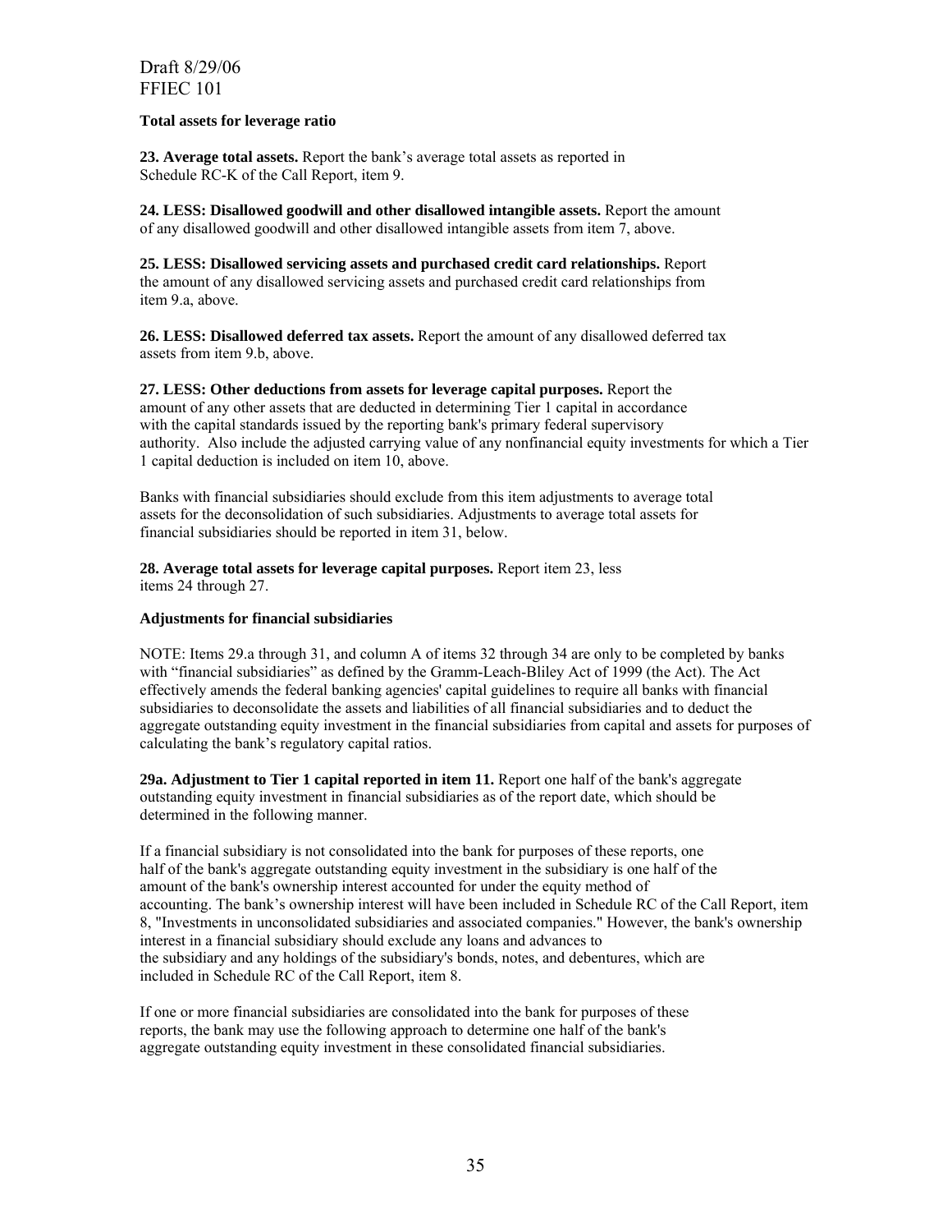**Total assets for leverage ratio**

**23. Average total assets.** Report the bank's average total assets as reported in Schedule RC-K of the Call Report, item 9.

**24. LESS: Disallowed goodwill and other disallowed intangible assets.** Report the amount of any disallowed goodwill and other disallowed intangible assets from item 7, above.

**25. LESS: Disallowed servicing assets and purchased credit card relationships.** Report the amount of any disallowed servicing assets and purchased credit card relationships from item 9.a, above.

**26. LESS: Disallowed deferred tax assets.** Report the amount of any disallowed deferred tax assets from item 9.b, above.

**27. LESS: Other deductions from assets for leverage capital purposes.** Report the amount of any other assets that are deducted in determining Tier 1 capital in accordance with the capital standards issued by the reporting bank's primary federal supervisory authority. Also include the adjusted carrying value of any nonfinancial equity investments for which a Tier 1 capital deduction is included on item 10, above.

Banks with financial subsidiaries should exclude from this item adjustments to average total assets for the deconsolidation of such subsidiaries. Adjustments to average total assets for financial subsidiaries should be reported in item 31, below.

**28. Average total assets for leverage capital purposes.** Report item 23, less items 24 through 27.

**Adjustments for financial subsidiaries**

NOTE: Items 29.a through 31, and column A of items 32 through 34 are only to be completed by banks with "financial subsidiaries" as defined by the Gramm-Leach-Bliley Act of 1999 (the Act). The Act effectively amends the federal banking agencies' capital guidelines to require all banks with financial subsidiaries to deconsolidate the assets and liabilities of all financial subsidiaries and to deduct the aggregate outstanding equity investment in the financial subsidiaries from capital and assets for purposes of calculating the bank's regulatory capital ratios.

**29a. Adjustment to Tier 1 capital reported in item 11.** Report one half of the bank's aggregate outstanding equity investment in financial subsidiaries as of the report date, which should be determined in the following manner.

If a financial subsidiary is not consolidated into the bank for purposes of these reports, one half of the bank's aggregate outstanding equity investment in the subsidiary is one half of the amount of the bank's ownership interest accounted for under the equity method of accounting. The bank's ownership interest will have been included in Schedule RC of the Call Report, item 8, "Investments in unconsolidated subsidiaries and associated companies." However, the bank's ownership interest in a financial subsidiary should exclude any loans and advances to the subsidiary and any holdings of the subsidiary's bonds, notes, and debentures, which are included in Schedule RC of the Call Report, item 8.

If one or more financial subsidiaries are consolidated into the bank for purposes of these reports, the bank may use the following approach to determine one half of the bank's aggregate outstanding equity investment in these consolidated financial subsidiaries.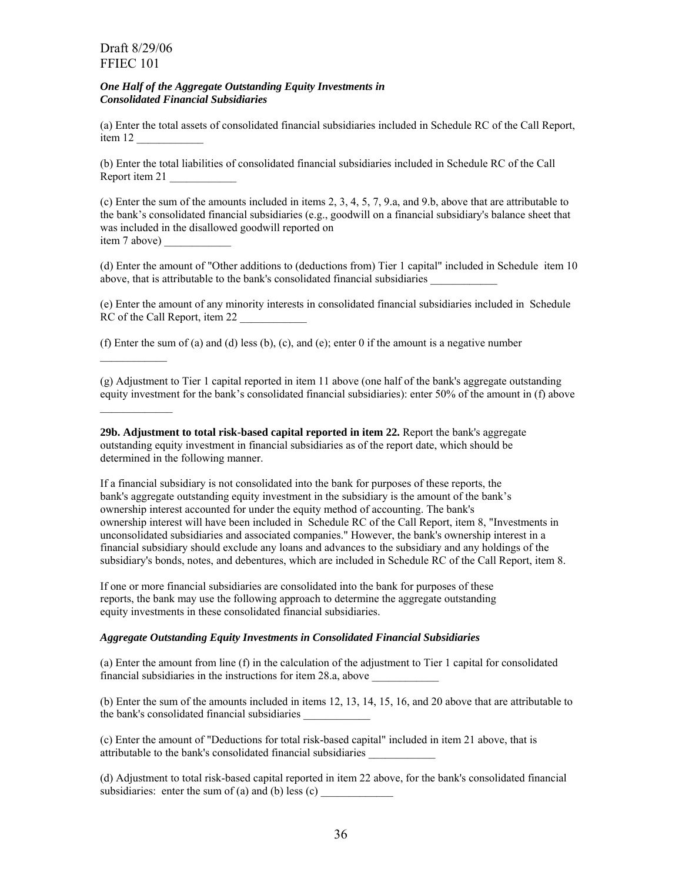*One Half of the Aggregate Outstanding Equity Investments in Consolidated Financial Subsidiaries*

(a) Enter the total assets of consolidated financial subsidiaries included in Schedule RC of the Call Report, item 12 ____________

(b) Enter the total liabilities of consolidated financial subsidiaries included in Schedule RC of the Call Report item 21 ____________

(c) Enter the sum of the amounts included in items 2, 3, 4, 5, 7, 9.a, and 9.b, above that are attributable to the bank's consolidated financial subsidiaries (e.g., goodwill on a financial subsidiary's balance sheet that was included in the disallowed goodwill reported on item 7 above) ____________

(d) Enter the amount of "Other additions to (deductions from) Tier 1 capital" included in Schedule item 10 above, that is attributable to the bank's consolidated financial subsidiaries ____________

(e) Enter the amount of any minority interests in consolidated financial subsidiaries included in Schedule RC of the Call Report, item 22 ____________

(f) Enter the sum of (a) and (d) less (b), (c), and (e); enter 0 if the amount is a negative number ____________

(g) Adjustment to Tier 1 capital reported in item 11 above (one half of the bank's aggregate outstanding equity investment for the bank's consolidated financial subsidiaries): enter 50% of the amount in (f) above ____________

**29b. Adjustment to total risk-based capital reported in item 22.** Report the bank's aggregate outstanding equity investment in financial subsidiaries as of the report date, which should be determined in the following manner.

If a financial subsidiary is not consolidated into the bank for purposes of these reports, the bank's aggregate outstanding equity investment in the subsidiary is the amount of the bank's ownership interest accounted for under the equity method of accounting. The bank's ownership interest will have been included in Schedule RC of the Call Report, item 8, "Investments in unconsolidated subsidiaries and associated companies." However, the bank's ownership interest in a financial subsidiary should exclude any loans and advances to the subsidiary and any holdings of the subsidiary's bonds, notes, and debentures, which are included in Schedule RC of the Call Report, item 8.

If one or more financial subsidiaries are consolidated into the bank for purposes of these reports, the bank may use the following approach to determine the aggregate outstanding equity investments in these consolidated financial subsidiaries.

*Aggregate Outstanding Equity Investments in Consolidated Financial Subsidiaries*

(a) Enter the amount from line (f) in the calculation of the adjustment to Tier 1 capital for consolidated financial subsidiaries in the instructions for item 28.a, above ____________

(b) Enter the sum of the amounts included in items 12, 13, 14, 15, 16, and 20 above that are attributable to the bank's consolidated financial subsidiaries ____________

(c) Enter the amount of "Deductions for total risk-based capital" included in item 21 above, that is attributable to the bank's consolidated financial subsidiaries ____________

(d) Adjustment to total risk-based capital reported in item 22 above, for the bank's consolidated financial subsidiaries: enter the sum of (a) and (b) less (c) ____________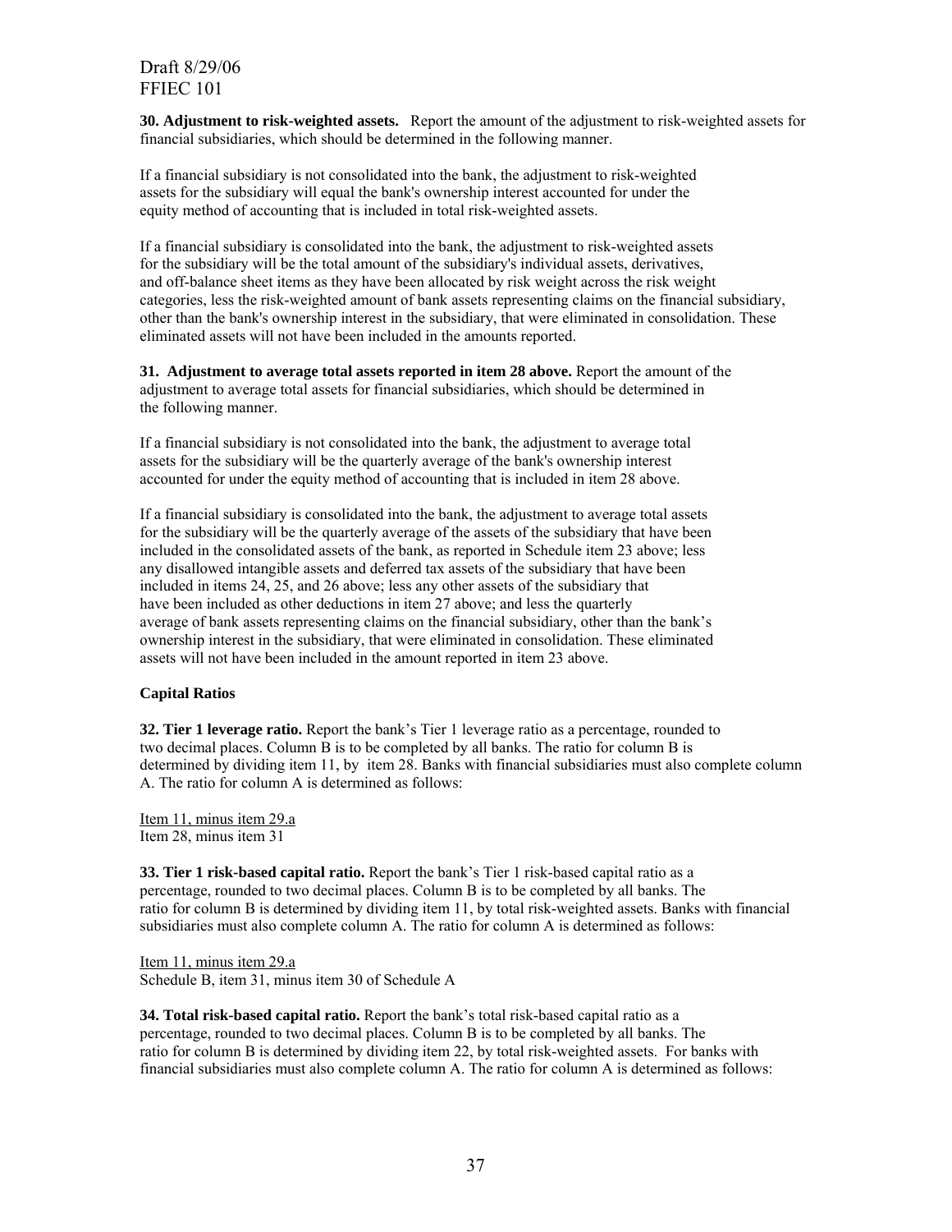**30. Adjustment to risk-weighted assets.** Report the amount of the adjustment to risk-weighted assets for financial subsidiaries, which should be determined in the following manner.

If a financial subsidiary is not consolidated into the bank, the adjustment to risk-weighted assets for the subsidiary will equal the bank's ownership interest accounted for under the equity method of accounting that is included in total risk-weighted assets.

If a financial subsidiary is consolidated into the bank, the adjustment to risk-weighted assets for the subsidiary will be the total amount of the subsidiary's individual assets, derivatives, and off-balance sheet items as they have been allocated by risk weight across the risk weight categories, less the risk-weighted amount of bank assets representing claims on the financial subsidiary, other than the bank's ownership interest in the subsidiary, that were eliminated in consolidation. These eliminated assets will not have been included in the amounts reported.

**31. Adjustment to average total assets reported in item 28 above.** Report the amount of the adjustment to average total assets for financial subsidiaries, which should be determined in the following manner.

If a financial subsidiary is not consolidated into the bank, the adjustment to average total assets for the subsidiary will be the quarterly average of the bank's ownership interest accounted for under the equity method of accounting that is included in item 28 above.

If a financial subsidiary is consolidated into the bank, the adjustment to average total assets for the subsidiary will be the quarterly average of the assets of the subsidiary that have been included in the consolidated assets of the bank, as reported in Schedule item 23 above; less any disallowed intangible assets and deferred tax assets of the subsidiary that have been included in items 24, 25, and 26 above; less any other assets of the subsidiary that have been included as other deductions in item 27 above; and less the quarterly average of bank assets representing claims on the financial subsidiary, other than the bank's ownership interest in the subsidiary, that were eliminated in consolidation. These eliminated assets will not have been included in the amount reported in item 23 above.

**Capital Ratios**

**32. Tier 1 leverage ratio.** Report the bank's Tier 1 leverage ratio as a percentage, rounded to two decimal places. Column B is to be completed by all banks. The ratio for column B is determined by dividing item 11, by item 28. Banks with financial subsidiaries must also complete column A. The ratio for column A is determined as follows:

Item 11, minus item 29.a
Item 28, minus item 31

**33. Tier 1 risk-based capital ratio.** Report the bank's Tier 1 risk-based capital ratio as a percentage, rounded to two decimal places. Column B is to be completed by all banks. The ratio for column B is determined by dividing item 11, by total risk-weighted assets. Banks with financial subsidiaries must also complete column A. The ratio for column A is determined as follows:

Item 11, minus item 29.a
Schedule B, item 31, minus item 30 of Schedule A

**34. Total risk-based capital ratio.** Report the bank's total risk-based capital ratio as a percentage, rounded to two decimal places. Column B is to be completed by all banks. The ratio for column B is determined by dividing item 22, by total risk-weighted assets. For banks with financial subsidiaries must also complete column A. The ratio for column A is determined as follows: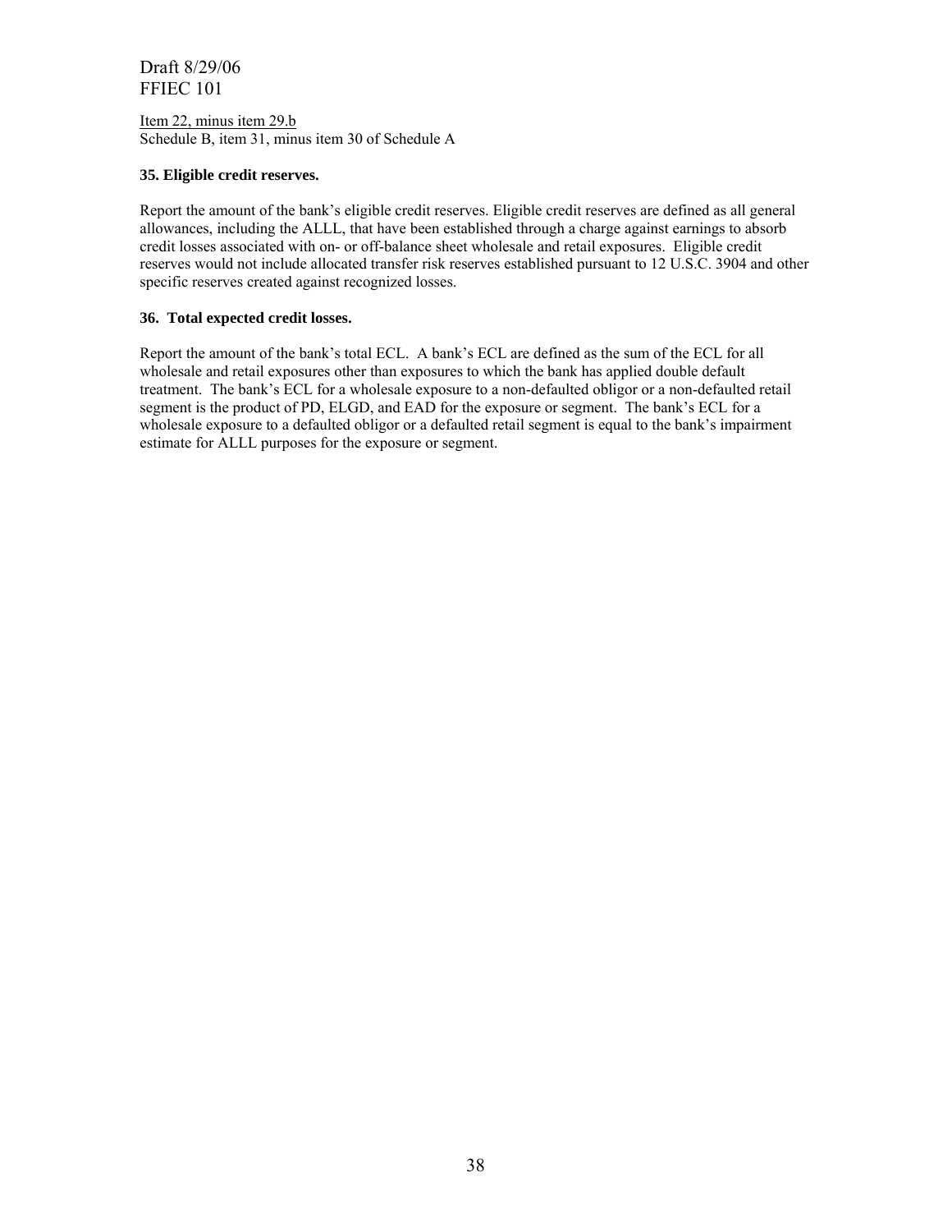Item 22, minus item 29.b
Schedule B, item 31, minus item 30 of Schedule A

**35. Eligible credit reserves.**

Report the amount of the bank's eligible credit reserves. Eligible credit reserves are defined as all general allowances, including the ALLL, that have been established through a charge against earnings to absorb credit losses associated with on- or off-balance sheet wholesale and retail exposures. Eligible credit reserves would not include allocated transfer risk reserves established pursuant to 12 U.S.C. 3904 and other specific reserves created against recognized losses.

**36. Total expected credit losses.**

Report the amount of the bank's total ECL. A bank's ECL are defined as the sum of the ECL for all wholesale and retail exposures other than exposures to which the bank has applied double default treatment. The bank's ECL for a wholesale exposure to a non-defaulted obligor or a non-defaulted retail segment is the product of PD, ELGD, and EAD for the exposure or segment. The bank's ECL for a wholesale exposure to a defaulted obligor or a defaulted retail segment is equal to the bank's impairment estimate for ALLL purposes for the exposure or segment.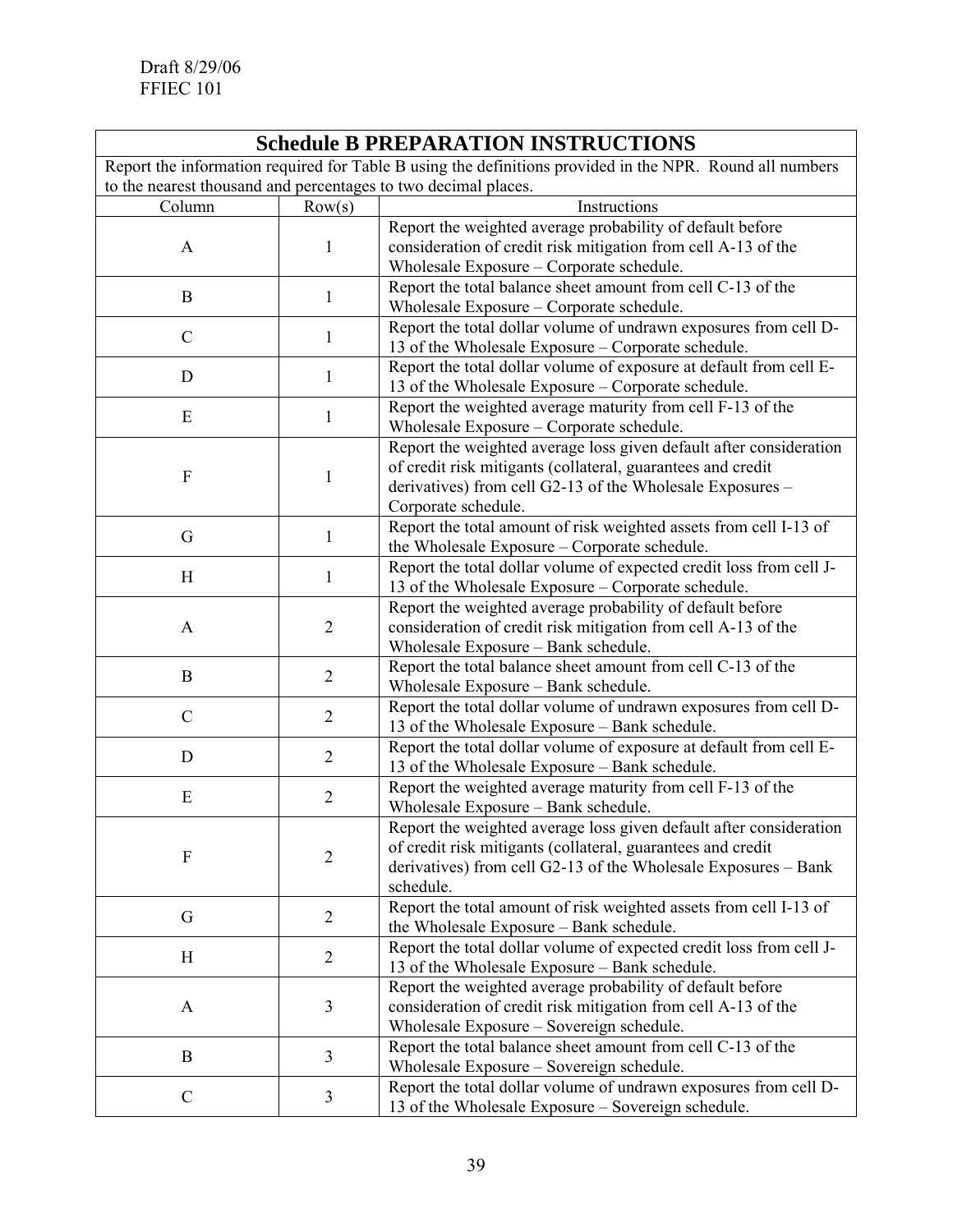Draft 8/29/06
FFIEC 101

## Schedule B PREPARATION INSTRUCTIONS

Report the information required for Table B using the definitions provided in the NPR. Round all numbers to the nearest thousand and percentages to two decimal places.

| Column | Row(s) | Instructions |
|---|---|---|
| A | 1 | Report the weighted average probability of default before consideration of credit risk mitigation from cell A-13 of the Wholesale Exposure – Corporate schedule. |
| B | 1 | Report the total balance sheet amount from cell C-13 of the Wholesale Exposure – Corporate schedule. |
| C | 1 | Report the total dollar volume of undrawn exposures from cell D-13 of the Wholesale Exposure – Corporate schedule. |
| D | 1 | Report the total dollar volume of exposure at default from cell E-13 of the Wholesale Exposure – Corporate schedule. |
| E | 1 | Report the weighted average maturity from cell F-13 of the Wholesale Exposure – Corporate schedule. |
| F | 1 | Report the weighted average loss given default after consideration of credit risk mitigants (collateral, guarantees and credit derivatives) from cell G2-13 of the Wholesale Exposures – Corporate schedule. |
| G | 1 | Report the total amount of risk weighted assets from cell I-13 of the Wholesale Exposure – Corporate schedule. |
| H | 1 | Report the total dollar volume of expected credit loss from cell J-13 of the Wholesale Exposure – Corporate schedule. |
| A | 2 | Report the weighted average probability of default before consideration of credit risk mitigation from cell A-13 of the Wholesale Exposure – Bank schedule. |
| B | 2 | Report the total balance sheet amount from cell C-13 of the Wholesale Exposure – Bank schedule. |
| C | 2 | Report the total dollar volume of undrawn exposures from cell D-13 of the Wholesale Exposure – Bank schedule. |
| D | 2 | Report the total dollar volume of exposure at default from cell E-13 of the Wholesale Exposure – Bank schedule. |
| E | 2 | Report the weighted average maturity from cell F-13 of the Wholesale Exposure – Bank schedule. |
| F | 2 | Report the weighted average loss given default after consideration of credit risk mitigants (collateral, guarantees and credit derivatives) from cell G2-13 of the Wholesale Exposures – Bank schedule. |
| G | 2 | Report the total amount of risk weighted assets from cell I-13 of the Wholesale Exposure – Bank schedule. |
| H | 2 | Report the total dollar volume of expected credit loss from cell J-13 of the Wholesale Exposure – Bank schedule. |
| A | 3 | Report the weighted average probability of default before consideration of credit risk mitigation from cell A-13 of the Wholesale Exposure – Sovereign schedule. |
| B | 3 | Report the total balance sheet amount from cell C-13 of the Wholesale Exposure – Sovereign schedule. |
| C | 3 | Report the total dollar volume of undrawn exposures from cell D-13 of the Wholesale Exposure – Sovereign schedule. |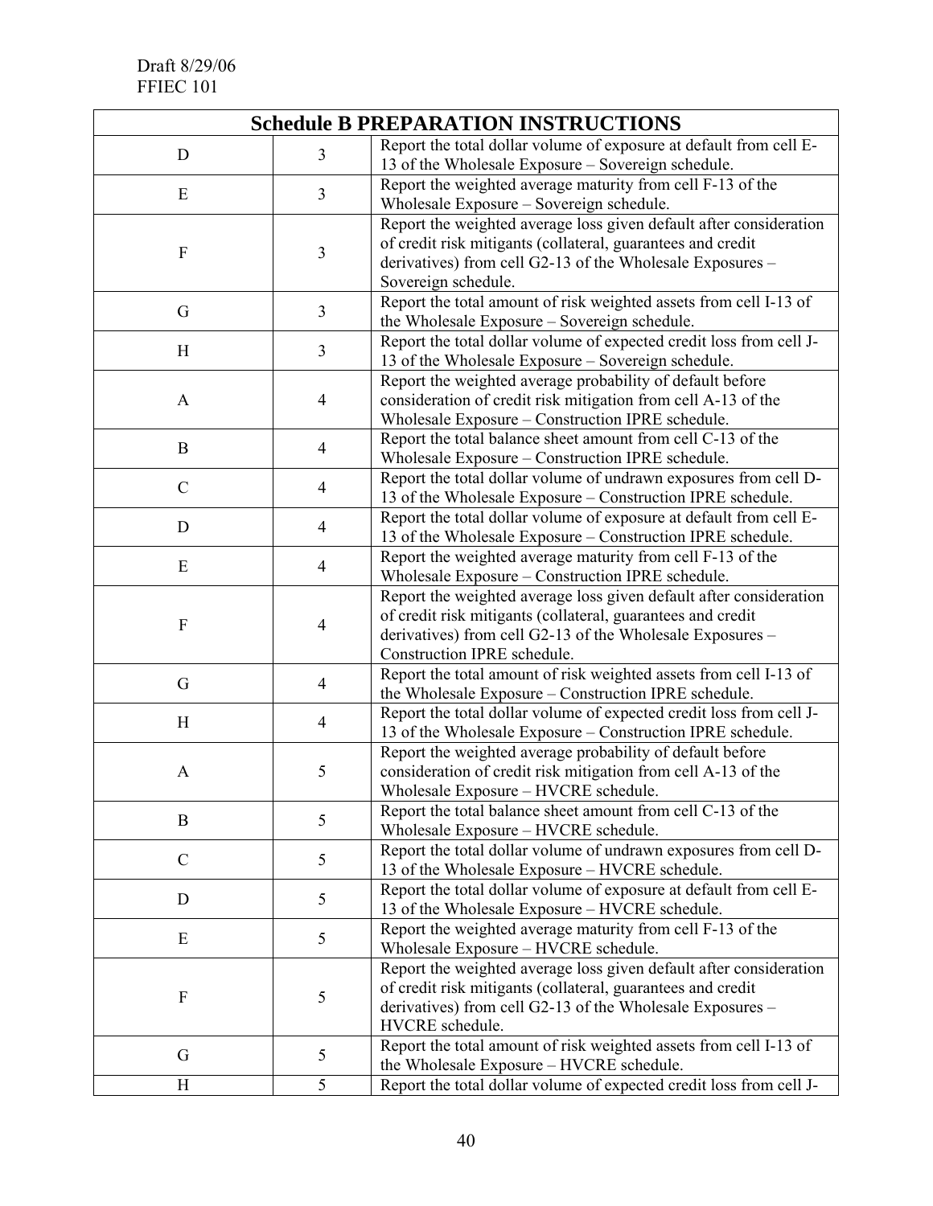| Schedule B PREPARATION INSTRUCTIONS | | |
|---|---|---|
| D | 3 | Report the total dollar volume of exposure at default from cell E-13 of the Wholesale Exposure – Sovereign schedule. |
| E | 3 | Report the weighted average maturity from cell F-13 of the Wholesale Exposure – Sovereign schedule. |
| F | 3 | Report the weighted average loss given default after consideration of credit risk mitigants (collateral, guarantees and credit derivatives) from cell G2-13 of the Wholesale Exposures – Sovereign schedule. |
| G | 3 | Report the total amount of risk weighted assets from cell I-13 of the Wholesale Exposure – Sovereign schedule. |
| H | 3 | Report the total dollar volume of expected credit loss from cell J-13 of the Wholesale Exposure – Sovereign schedule. |
| A | 4 | Report the weighted average probability of default before consideration of credit risk mitigation from cell A-13 of the Wholesale Exposure – Construction IPRE schedule. |
| B | 4 | Report the total balance sheet amount from cell C-13 of the Wholesale Exposure – Construction IPRE schedule. |
| C | 4 | Report the total dollar volume of undrawn exposures from cell D-13 of the Wholesale Exposure – Construction IPRE schedule. |
| D | 4 | Report the total dollar volume of exposure at default from cell E-13 of the Wholesale Exposure – Construction IPRE schedule. |
| E | 4 | Report the weighted average maturity from cell F-13 of the Wholesale Exposure – Construction IPRE schedule. |
| F | 4 | Report the weighted average loss given default after consideration of credit risk mitigants (collateral, guarantees and credit derivatives) from cell G2-13 of the Wholesale Exposures – Construction IPRE schedule. |
| G | 4 | Report the total amount of risk weighted assets from cell I-13 of the Wholesale Exposure – Construction IPRE schedule. |
| H | 4 | Report the total dollar volume of expected credit loss from cell J-13 of the Wholesale Exposure – Construction IPRE schedule. |
| A | 5 | Report the weighted average probability of default before consideration of credit risk mitigation from cell A-13 of the Wholesale Exposure – HVCRE schedule. |
| B | 5 | Report the total balance sheet amount from cell C-13 of the Wholesale Exposure – HVCRE schedule. |
| C | 5 | Report the total dollar volume of undrawn exposures from cell D-13 of the Wholesale Exposure – HVCRE schedule. |
| D | 5 | Report the total dollar volume of exposure at default from cell E-13 of the Wholesale Exposure – HVCRE schedule. |
| E | 5 | Report the weighted average maturity from cell F-13 of the Wholesale Exposure – HVCRE schedule. |
| F | 5 | Report the weighted average loss given default after consideration of credit risk mitigants (collateral, guarantees and credit derivatives) from cell G2-13 of the Wholesale Exposures – HVCRE schedule. |
| G | 5 | Report the total amount of risk weighted assets from cell I-13 of the Wholesale Exposure – HVCRE schedule. |
| H | 5 | Report the total dollar volume of expected credit loss from cell J- |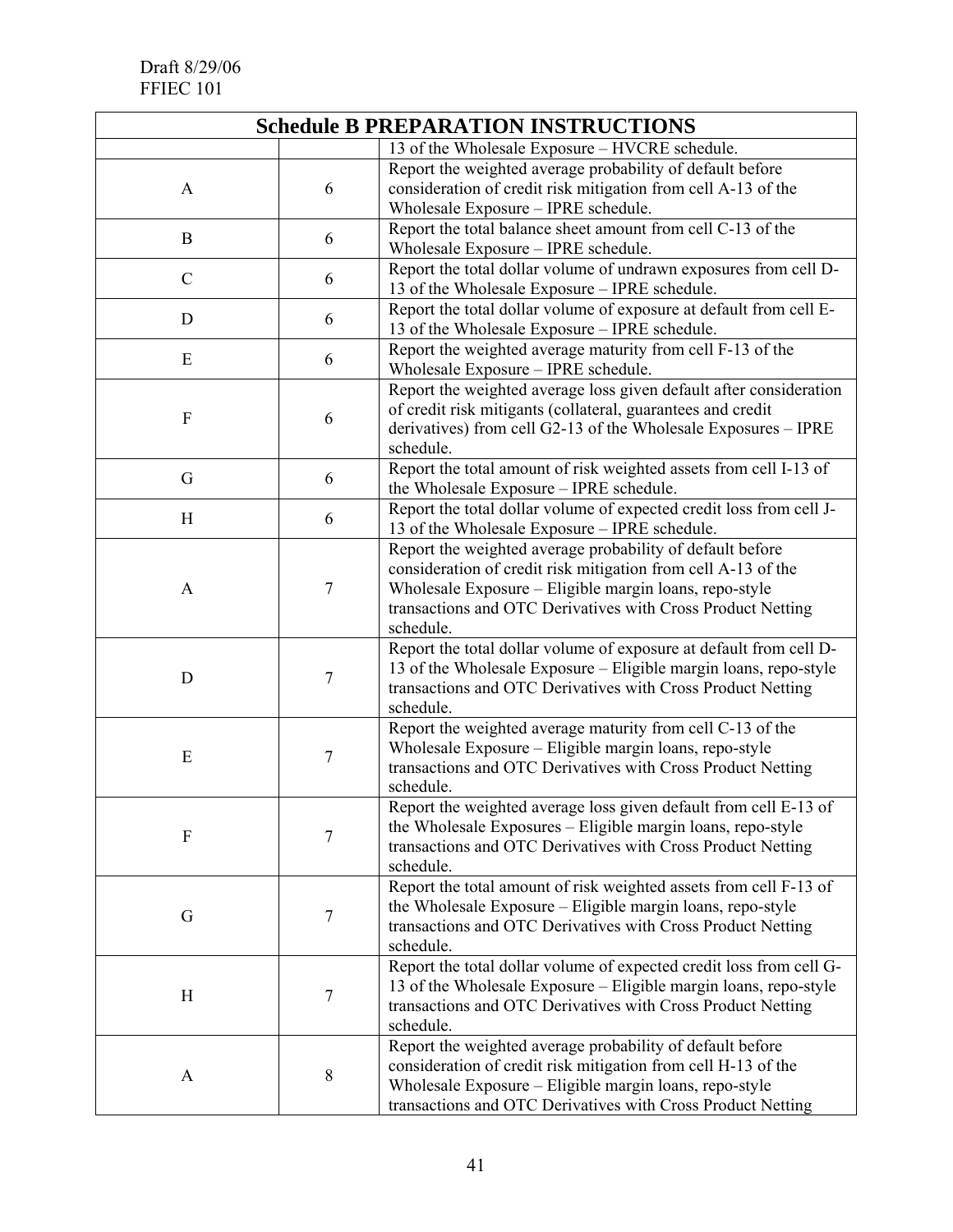Draft 8/29/06
FFIEC 101

| Schedule B PREPARATION INSTRUCTIONS | | |
|---|---|---|
| | | 13 of the Wholesale Exposure – HVCRE schedule. |
| A | 6 | Report the weighted average probability of default before consideration of credit risk mitigation from cell A-13 of the Wholesale Exposure – IPRE schedule. |
| B | 6 | Report the total balance sheet amount from cell C-13 of the Wholesale Exposure – IPRE schedule. |
| C | 6 | Report the total dollar volume of undrawn exposures from cell D-13 of the Wholesale Exposure – IPRE schedule. |
| D | 6 | Report the total dollar volume of exposure at default from cell E-13 of the Wholesale Exposure – IPRE schedule. |
| E | 6 | Report the weighted average maturity from cell F-13 of the Wholesale Exposure – IPRE schedule. |
| F | 6 | Report the weighted average loss given default after consideration of credit risk mitigants (collateral, guarantees and credit derivatives) from cell G2-13 of the Wholesale Exposures – IPRE schedule. |
| G | 6 | Report the total amount of risk weighted assets from cell I-13 of the Wholesale Exposure – IPRE schedule. |
| H | 6 | Report the total dollar volume of expected credit loss from cell J-13 of the Wholesale Exposure – IPRE schedule. |
| A | 7 | Report the weighted average probability of default before consideration of credit risk mitigation from cell A-13 of the Wholesale Exposure – Eligible margin loans, repo-style transactions and OTC Derivatives with Cross Product Netting schedule. |
| D | 7 | Report the total dollar volume of exposure at default from cell D-13 of the Wholesale Exposure – Eligible margin loans, repo-style transactions and OTC Derivatives with Cross Product Netting schedule. |
| E | 7 | Report the weighted average maturity from cell C-13 of the Wholesale Exposure – Eligible margin loans, repo-style transactions and OTC Derivatives with Cross Product Netting schedule. |
| F | 7 | Report the weighted average loss given default from cell E-13 of the Wholesale Exposures – Eligible margin loans, repo-style transactions and OTC Derivatives with Cross Product Netting schedule. |
| G | 7 | Report the total amount of risk weighted assets from cell F-13 of the Wholesale Exposure – Eligible margin loans, repo-style transactions and OTC Derivatives with Cross Product Netting schedule. |
| H | 7 | Report the total dollar volume of expected credit loss from cell G-13 of the Wholesale Exposure – Eligible margin loans, repo-style transactions and OTC Derivatives with Cross Product Netting schedule. |
| A | 8 | Report the weighted average probability of default before consideration of credit risk mitigation from cell H-13 of the Wholesale Exposure – Eligible margin loans, repo-style transactions and OTC Derivatives with Cross Product Netting |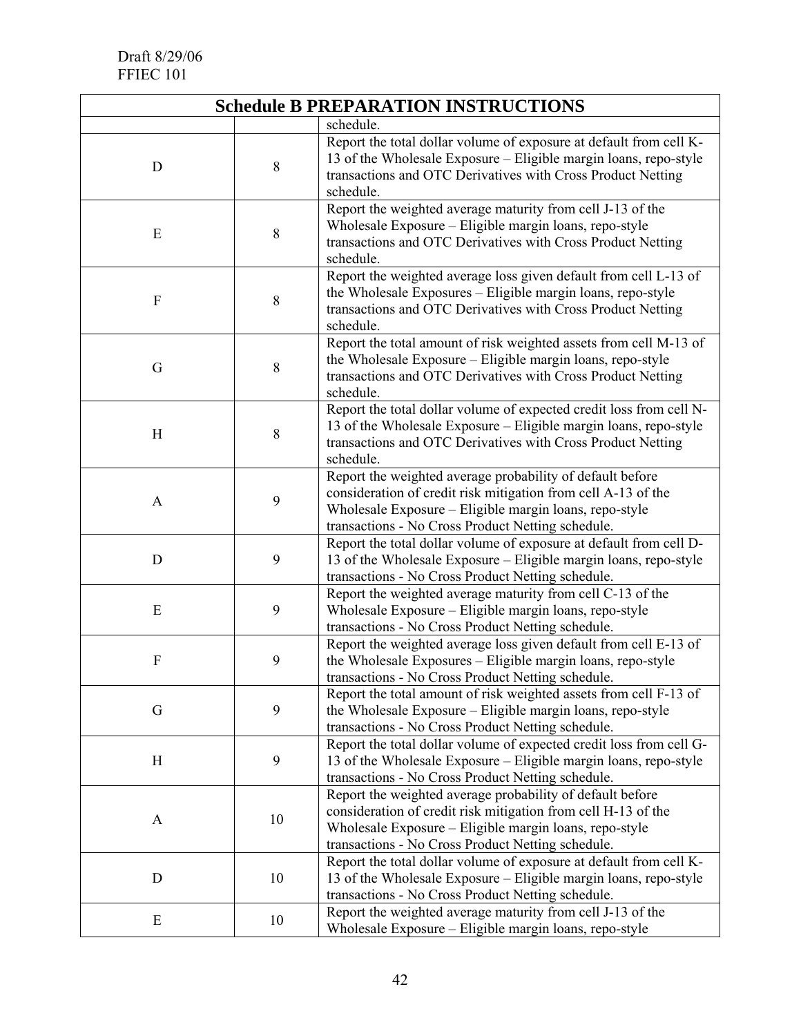Draft 8/29/06
FFIEC 101

| Schedule B PREPARATION INSTRUCTIONS | | |
|---|---|---|
| | | schedule. |
| D | 8 | Report the total dollar volume of exposure at default from cell K-13 of the Wholesale Exposure – Eligible margin loans, repo-style transactions and OTC Derivatives with Cross Product Netting schedule. |
| E | 8 | Report the weighted average maturity from cell J-13 of the Wholesale Exposure – Eligible margin loans, repo-style transactions and OTC Derivatives with Cross Product Netting schedule. |
| F | 8 | Report the weighted average loss given default from cell L-13 of the Wholesale Exposures – Eligible margin loans, repo-style transactions and OTC Derivatives with Cross Product Netting schedule. |
| G | 8 | Report the total amount of risk weighted assets from cell M-13 of the Wholesale Exposure – Eligible margin loans, repo-style transactions and OTC Derivatives with Cross Product Netting schedule. |
| H | 8 | Report the total dollar volume of expected credit loss from cell N-13 of the Wholesale Exposure – Eligible margin loans, repo-style transactions and OTC Derivatives with Cross Product Netting schedule. |
| A | 9 | Report the weighted average probability of default before consideration of credit risk mitigation from cell A-13 of the Wholesale Exposure – Eligible margin loans, repo-style transactions - No Cross Product Netting schedule. |
| D | 9 | Report the total dollar volume of exposure at default from cell D-13 of the Wholesale Exposure – Eligible margin loans, repo-style transactions - No Cross Product Netting schedule. |
| E | 9 | Report the weighted average maturity from cell C-13 of the Wholesale Exposure – Eligible margin loans, repo-style transactions - No Cross Product Netting schedule. |
| F | 9 | Report the weighted average loss given default from cell E-13 of the Wholesale Exposures – Eligible margin loans, repo-style transactions - No Cross Product Netting schedule. |
| G | 9 | Report the total amount of risk weighted assets from cell F-13 of the Wholesale Exposure – Eligible margin loans, repo-style transactions - No Cross Product Netting schedule. |
| H | 9 | Report the total dollar volume of expected credit loss from cell G-13 of the Wholesale Exposure – Eligible margin loans, repo-style transactions - No Cross Product Netting schedule. |
| A | 10 | Report the weighted average probability of default before consideration of credit risk mitigation from cell H-13 of the Wholesale Exposure – Eligible margin loans, repo-style transactions - No Cross Product Netting schedule. |
| D | 10 | Report the total dollar volume of exposure at default from cell K-13 of the Wholesale Exposure – Eligible margin loans, repo-style transactions - No Cross Product Netting schedule. |
| E | 10 | Report the weighted average maturity from cell J-13 of the Wholesale Exposure – Eligible margin loans, repo-style |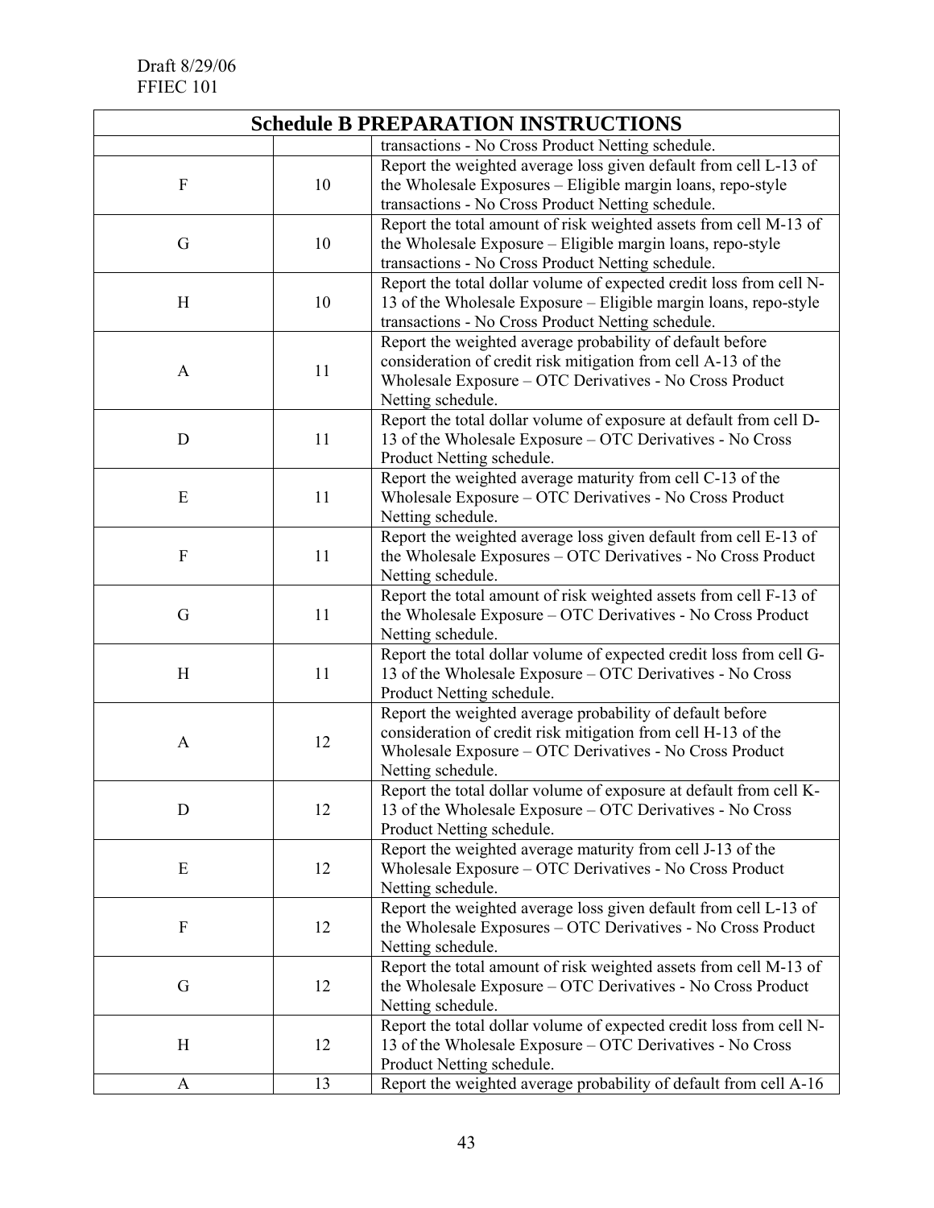| Schedule B PREPARATION INSTRUCTIONS | | |
|---|---|---|
| | | transactions - No Cross Product Netting schedule. |
| F | 10 | Report the weighted average loss given default from cell L-13 of the Wholesale Exposures – Eligible margin loans, repo-style transactions - No Cross Product Netting schedule. |
| G | 10 | Report the total amount of risk weighted assets from cell M-13 of the Wholesale Exposure – Eligible margin loans, repo-style transactions - No Cross Product Netting schedule. |
| H | 10 | Report the total dollar volume of expected credit loss from cell N-13 of the Wholesale Exposure – Eligible margin loans, repo-style transactions - No Cross Product Netting schedule. |
| A | 11 | Report the weighted average probability of default before consideration of credit risk mitigation from cell A-13 of the Wholesale Exposure – OTC Derivatives - No Cross Product Netting schedule. |
| D | 11 | Report the total dollar volume of exposure at default from cell D-13 of the Wholesale Exposure – OTC Derivatives - No Cross Product Netting schedule. |
| E | 11 | Report the weighted average maturity from cell C-13 of the Wholesale Exposure – OTC Derivatives - No Cross Product Netting schedule. |
| F | 11 | Report the weighted average loss given default from cell E-13 of the Wholesale Exposures – OTC Derivatives - No Cross Product Netting schedule. |
| G | 11 | Report the total amount of risk weighted assets from cell F-13 of the Wholesale Exposure – OTC Derivatives - No Cross Product Netting schedule. |
| H | 11 | Report the total dollar volume of expected credit loss from cell G-13 of the Wholesale Exposure – OTC Derivatives - No Cross Product Netting schedule. |
| A | 12 | Report the weighted average probability of default before consideration of credit risk mitigation from cell H-13 of the Wholesale Exposure – OTC Derivatives - No Cross Product Netting schedule. |
| D | 12 | Report the total dollar volume of exposure at default from cell K-13 of the Wholesale Exposure – OTC Derivatives - No Cross Product Netting schedule. |
| E | 12 | Report the weighted average maturity from cell J-13 of the Wholesale Exposure – OTC Derivatives - No Cross Product Netting schedule. |
| F | 12 | Report the weighted average loss given default from cell L-13 of the Wholesale Exposures – OTC Derivatives - No Cross Product Netting schedule. |
| G | 12 | Report the total amount of risk weighted assets from cell M-13 of the Wholesale Exposure – OTC Derivatives - No Cross Product Netting schedule. |
| H | 12 | Report the total dollar volume of expected credit loss from cell N-13 of the Wholesale Exposure – OTC Derivatives - No Cross Product Netting schedule. |
| A | 13 | Report the weighted average probability of default from cell A-16 |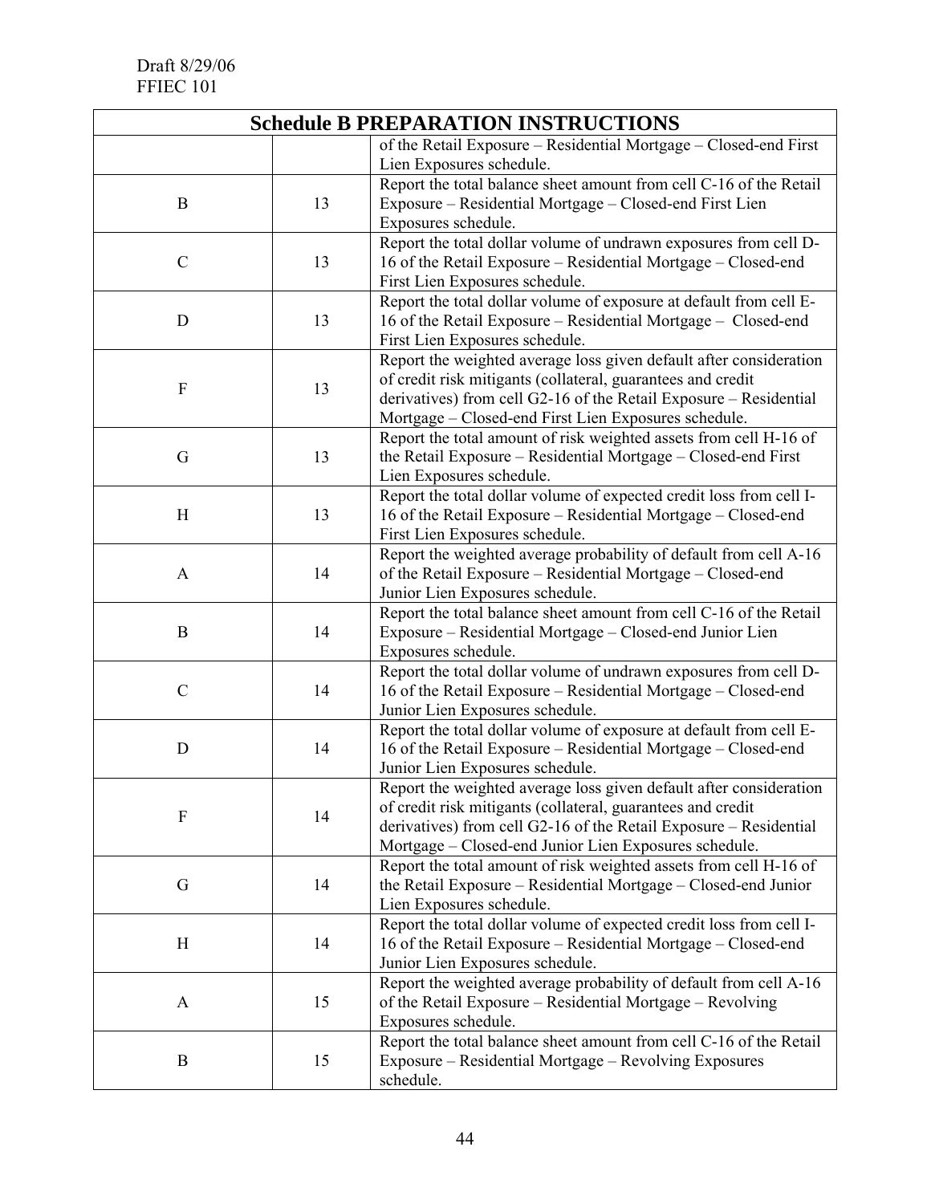Draft 8/29/06
FFIEC 101

| Schedule B PREPARATION INSTRUCTIONS | | |
|---|---|---|
| | | of the Retail Exposure – Residential Mortgage – Closed-end First Lien Exposures schedule. |
| B | 13 | Report the total balance sheet amount from cell C-16 of the Retail Exposure – Residential Mortgage – Closed-end First Lien Exposures schedule. |
| C | 13 | Report the total dollar volume of undrawn exposures from cell D-16 of the Retail Exposure – Residential Mortgage – Closed-end First Lien Exposures schedule. |
| D | 13 | Report the total dollar volume of exposure at default from cell E-16 of the Retail Exposure – Residential Mortgage – Closed-end First Lien Exposures schedule. |
| F | 13 | Report the weighted average loss given default after consideration of credit risk mitigants (collateral, guarantees and credit derivatives) from cell G2-16 of the Retail Exposure – Residential Mortgage – Closed-end First Lien Exposures schedule. |
| G | 13 | Report the total amount of risk weighted assets from cell H-16 of the Retail Exposure – Residential Mortgage – Closed-end First Lien Exposures schedule. |
| H | 13 | Report the total dollar volume of expected credit loss from cell I-16 of the Retail Exposure – Residential Mortgage – Closed-end First Lien Exposures schedule. |
| A | 14 | Report the weighted average probability of default from cell A-16 of the Retail Exposure – Residential Mortgage – Closed-end Junior Lien Exposures schedule. |
| B | 14 | Report the total balance sheet amount from cell C-16 of the Retail Exposure – Residential Mortgage – Closed-end Junior Lien Exposures schedule. |
| C | 14 | Report the total dollar volume of undrawn exposures from cell D-16 of the Retail Exposure – Residential Mortgage – Closed-end Junior Lien Exposures schedule. |
| D | 14 | Report the total dollar volume of exposure at default from cell E-16 of the Retail Exposure – Residential Mortgage – Closed-end Junior Lien Exposures schedule. |
| F | 14 | Report the weighted average loss given default after consideration of credit risk mitigants (collateral, guarantees and credit derivatives) from cell G2-16 of the Retail Exposure – Residential Mortgage – Closed-end Junior Lien Exposures schedule. |
| G | 14 | Report the total amount of risk weighted assets from cell H-16 of the Retail Exposure – Residential Mortgage – Closed-end Junior Lien Exposures schedule. |
| H | 14 | Report the total dollar volume of expected credit loss from cell I-16 of the Retail Exposure – Residential Mortgage – Closed-end Junior Lien Exposures schedule. |
| A | 15 | Report the weighted average probability of default from cell A-16 of the Retail Exposure – Residential Mortgage – Revolving Exposures schedule. |
| B | 15 | Report the total balance sheet amount from cell C-16 of the Retail Exposure – Residential Mortgage – Revolving Exposures schedule. |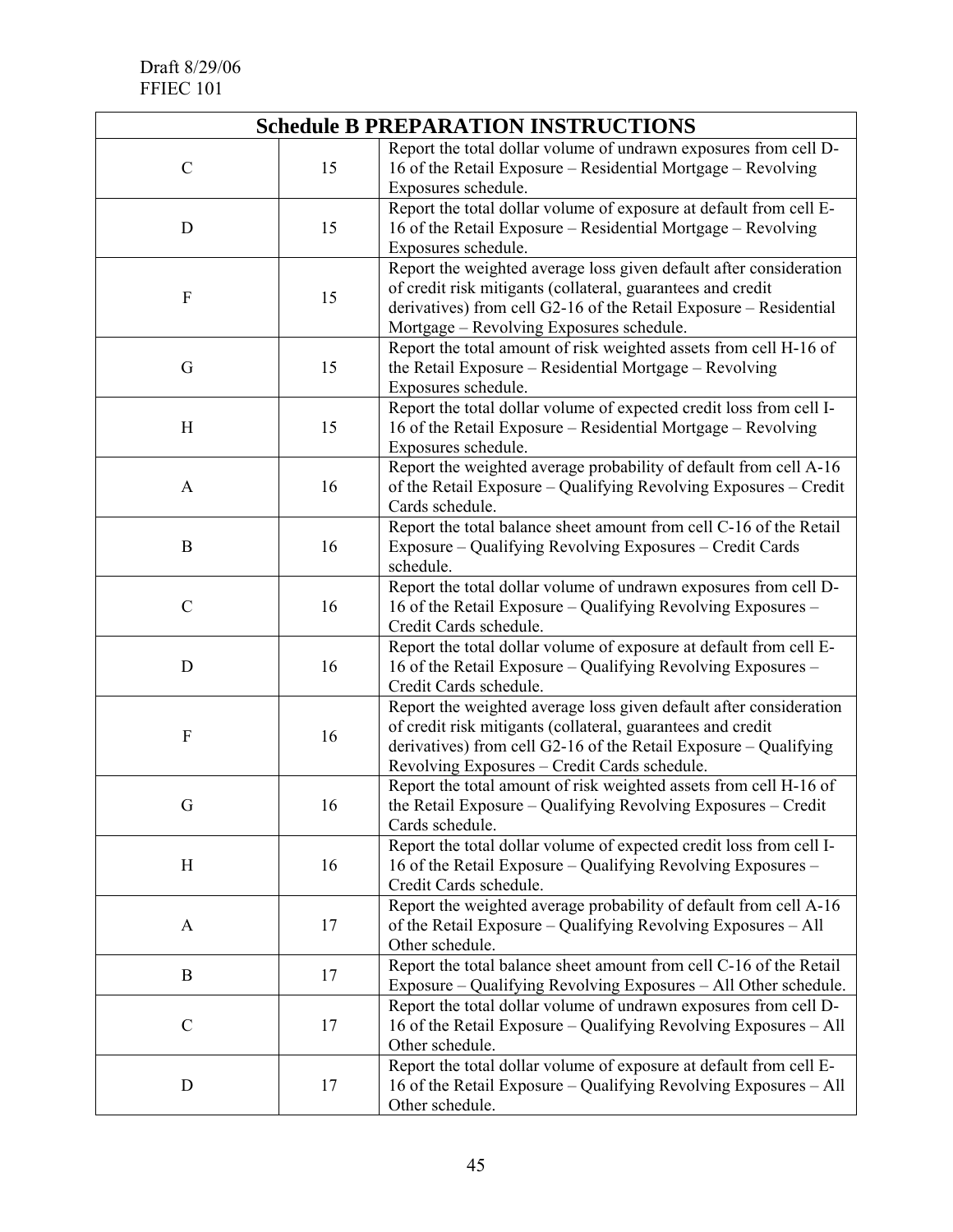Draft 8/29/06
FFIEC 101

| Schedule B PREPARATION INSTRUCTIONS | | |
|---|---|---|
| C | 15 | Report the total dollar volume of undrawn exposures from cell D-16 of the Retail Exposure – Residential Mortgage – Revolving Exposures schedule. |
| D | 15 | Report the total dollar volume of exposure at default from cell E-16 of the Retail Exposure – Residential Mortgage – Revolving Exposures schedule. |
| F | 15 | Report the weighted average loss given default after consideration of credit risk mitigants (collateral, guarantees and credit derivatives) from cell G2-16 of the Retail Exposure – Residential Mortgage – Revolving Exposures schedule. |
| G | 15 | Report the total amount of risk weighted assets from cell H-16 of the Retail Exposure – Residential Mortgage – Revolving Exposures schedule. |
| H | 15 | Report the total dollar volume of expected credit loss from cell I-16 of the Retail Exposure – Residential Mortgage – Revolving Exposures schedule. |
| A | 16 | Report the weighted average probability of default from cell A-16 of the Retail Exposure – Qualifying Revolving Exposures – Credit Cards schedule. |
| B | 16 | Report the total balance sheet amount from cell C-16 of the Retail Exposure – Qualifying Revolving Exposures – Credit Cards schedule. |
| C | 16 | Report the total dollar volume of undrawn exposures from cell D-16 of the Retail Exposure – Qualifying Revolving Exposures – Credit Cards schedule. |
| D | 16 | Report the total dollar volume of exposure at default from cell E-16 of the Retail Exposure – Qualifying Revolving Exposures – Credit Cards schedule. |
| F | 16 | Report the weighted average loss given default after consideration of credit risk mitigants (collateral, guarantees and credit derivatives) from cell G2-16 of the Retail Exposure – Qualifying Revolving Exposures – Credit Cards schedule. |
| G | 16 | Report the total amount of risk weighted assets from cell H-16 of the Retail Exposure – Qualifying Revolving Exposures – Credit Cards schedule. |
| H | 16 | Report the total dollar volume of expected credit loss from cell I-16 of the Retail Exposure – Qualifying Revolving Exposures – Credit Cards schedule. |
| A | 17 | Report the weighted average probability of default from cell A-16 of the Retail Exposure – Qualifying Revolving Exposures – All Other schedule. |
| B | 17 | Report the total balance sheet amount from cell C-16 of the Retail Exposure – Qualifying Revolving Exposures – All Other schedule. |
| C | 17 | Report the total dollar volume of undrawn exposures from cell D-16 of the Retail Exposure – Qualifying Revolving Exposures – All Other schedule. |
| D | 17 | Report the total dollar volume of exposure at default from cell E-16 of the Retail Exposure – Qualifying Revolving Exposures – All Other schedule. |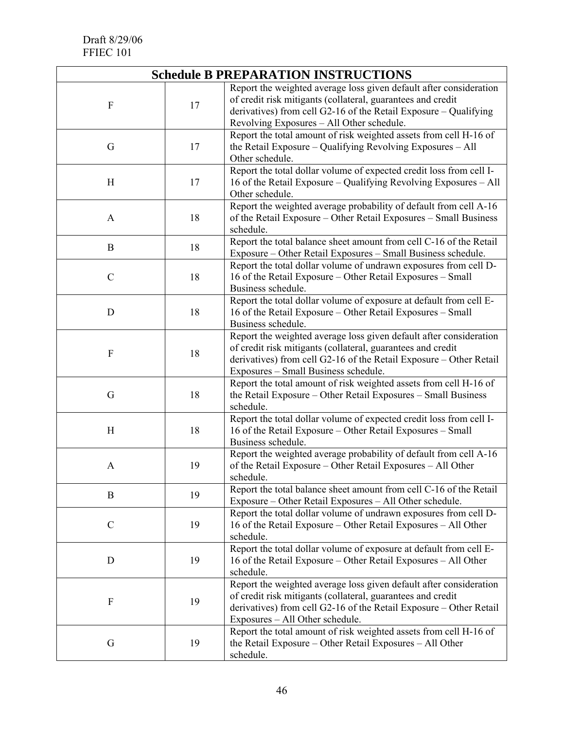Draft 8/29/06
FFIEC 101

| Schedule B PREPARATION INSTRUCTIONS | | |
|---|---|---|
| F | 17 | Report the weighted average loss given default after consideration of credit risk mitigants (collateral, guarantees and credit derivatives) from cell G2-16 of the Retail Exposure – Qualifying Revolving Exposures – All Other schedule. |
| G | 17 | Report the total amount of risk weighted assets from cell H-16 of the Retail Exposure – Qualifying Revolving Exposures – All Other schedule. |
| H | 17 | Report the total dollar volume of expected credit loss from cell I-16 of the Retail Exposure – Qualifying Revolving Exposures – All Other schedule. |
| A | 18 | Report the weighted average probability of default from cell A-16 of the Retail Exposure – Other Retail Exposures – Small Business schedule. |
| B | 18 | Report the total balance sheet amount from cell C-16 of the Retail Exposure – Other Retail Exposures – Small Business schedule. |
| C | 18 | Report the total dollar volume of undrawn exposures from cell D-16 of the Retail Exposure – Other Retail Exposures – Small Business schedule. |
| D | 18 | Report the total dollar volume of exposure at default from cell E-16 of the Retail Exposure – Other Retail Exposures – Small Business schedule. |
| F | 18 | Report the weighted average loss given default after consideration of credit risk mitigants (collateral, guarantees and credit derivatives) from cell G2-16 of the Retail Exposure – Other Retail Exposures – Small Business schedule. |
| G | 18 | Report the total amount of risk weighted assets from cell H-16 of the Retail Exposure – Other Retail Exposures – Small Business schedule. |
| H | 18 | Report the total dollar volume of expected credit loss from cell I-16 of the Retail Exposure – Other Retail Exposures – Small Business schedule. |
| A | 19 | Report the weighted average probability of default from cell A-16 of the Retail Exposure – Other Retail Exposures – All Other schedule. |
| B | 19 | Report the total balance sheet amount from cell C-16 of the Retail Exposure – Other Retail Exposures – All Other schedule. |
| C | 19 | Report the total dollar volume of undrawn exposures from cell D-16 of the Retail Exposure – Other Retail Exposures – All Other schedule. |
| D | 19 | Report the total dollar volume of exposure at default from cell E-16 of the Retail Exposure – Other Retail Exposures – All Other schedule. |
| F | 19 | Report the weighted average loss given default after consideration of credit risk mitigants (collateral, guarantees and credit derivatives) from cell G2-16 of the Retail Exposure – Other Retail Exposures – All Other schedule. |
| G | 19 | Report the total amount of risk weighted assets from cell H-16 of the Retail Exposure – Other Retail Exposures – All Other schedule. |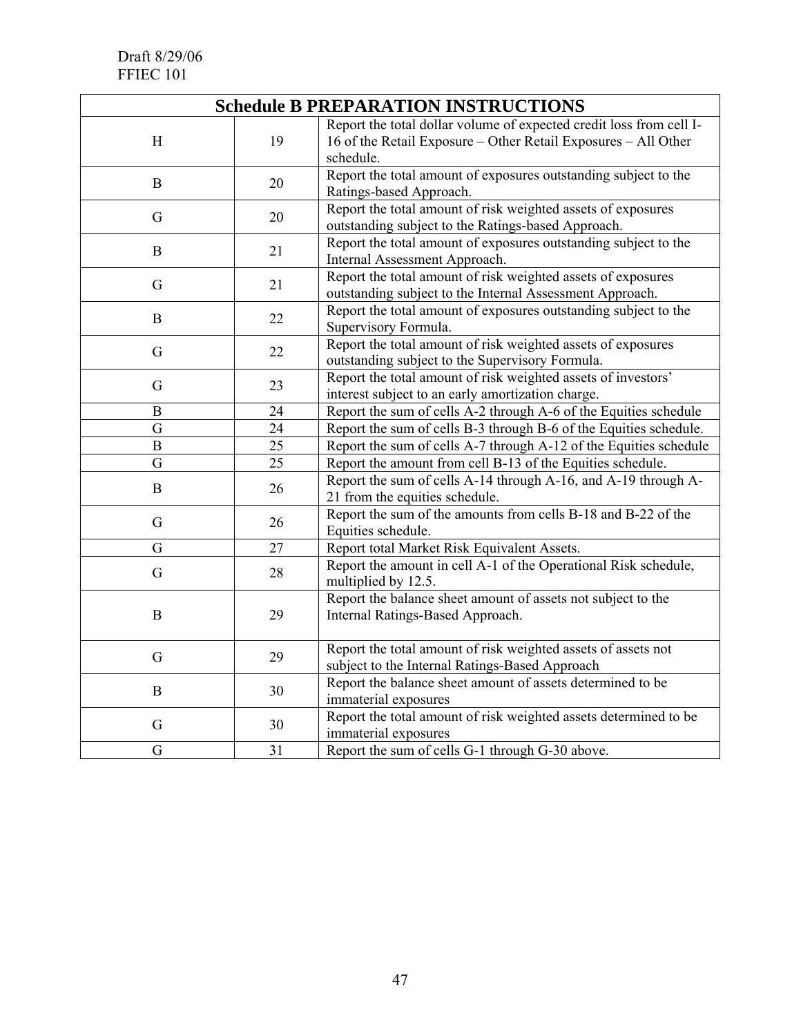Draft 8/29/06
FFIEC 101

| Schedule B PREPARATION INSTRUCTIONS | | |
|---|---|---|
| H | 19 | Report the total dollar volume of expected credit loss from cell I-16 of the Retail Exposure – Other Retail Exposures – All Other schedule. |
| B | 20 | Report the total amount of exposures outstanding subject to the Ratings-based Approach. |
| G | 20 | Report the total amount of risk weighted assets of exposures outstanding subject to the Ratings-based Approach. |
| B | 21 | Report the total amount of exposures outstanding subject to the Internal Assessment Approach. |
| G | 21 | Report the total amount of risk weighted assets of exposures outstanding subject to the Internal Assessment Approach. |
| B | 22 | Report the total amount of exposures outstanding subject to the Supervisory Formula. |
| G | 22 | Report the total amount of risk weighted assets of exposures outstanding subject to the Supervisory Formula. |
| G | 23 | Report the total amount of risk weighted assets of investors' interest subject to an early amortization charge. |
| B | 24 | Report the sum of cells A-2 through A-6 of the Equities schedule |
| G | 24 | Report the sum of cells B-3 through B-6 of the Equities schedule. |
| B | 25 | Report the sum of cells A-7 through A-12 of the Equities schedule |
| G | 25 | Report the amount from cell B-13 of the Equities schedule. |
| B | 26 | Report the sum of cells A-14 through A-16, and A-19 through A-21 from the equities schedule. |
| G | 26 | Report the sum of the amounts from cells B-18 and B-22 of the Equities schedule. |
| G | 27 | Report total Market Risk Equivalent Assets. |
| G | 28 | Report the amount in cell A-1 of the Operational Risk schedule, multiplied by 12.5. |
| B | 29 | Report the balance sheet amount of assets not subject to the Internal Ratings-Based Approach. |
| G | 29 | Report the total amount of risk weighted assets of assets not subject to the Internal Ratings-Based Approach |
| B | 30 | Report the balance sheet amount of assets determined to be immaterial exposures |
| G | 30 | Report the total amount of risk weighted assets determined to be immaterial exposures |
| G | 31 | Report the sum of cells G-1 through G-30 above. |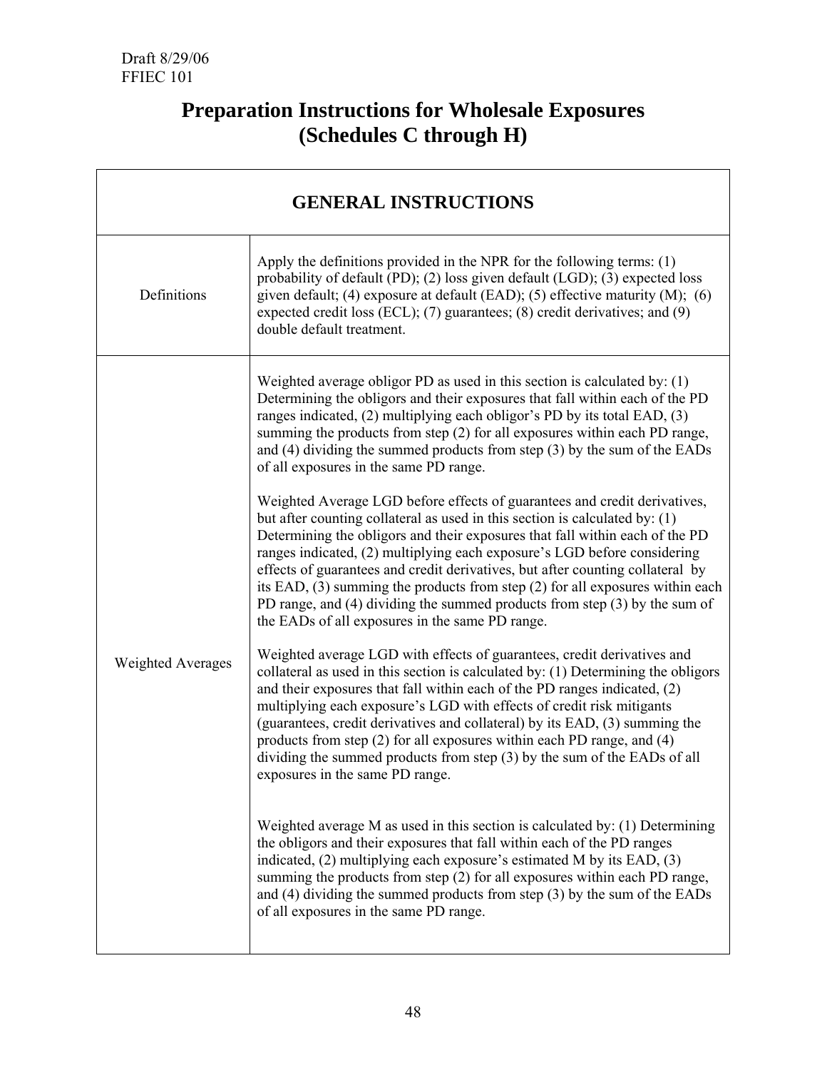Draft 8/29/06
FFIEC 101

# Preparation Instructions for Wholesale Exposures (Schedules C through H)

| GENERAL INSTRUCTIONS | |
|---|---|
| Definitions | Apply the definitions provided in the NPR for the following terms: (1) probability of default (PD); (2) loss given default (LGD); (3) expected loss given default; (4) exposure at default (EAD); (5) effective maturity (M); (6) expected credit loss (ECL); (7) guarantees; (8) credit derivatives; and (9) double default treatment. |
| Weighted Averages | Weighted average obligor PD as used in this section is calculated by: (1) Determining the obligors and their exposures that fall within each of the PD ranges indicated, (2) multiplying each obligor's PD by its total EAD, (3) summing the products from step (2) for all exposures within each PD range, and (4) dividing the summed products from step (3) by the sum of the EADs of all exposures in the same PD range.<br><br>Weighted Average LGD before effects of guarantees and credit derivatives, but after counting collateral as used in this section is calculated by: (1) Determining the obligors and their exposures that fall within each of the PD ranges indicated, (2) multiplying each exposure's LGD before considering effects of guarantees and credit derivatives, but after counting collateral by its EAD, (3) summing the products from step (2) for all exposures within each PD range, and (4) dividing the summed products from step (3) by the sum of the EADs of all exposures in the same PD range.<br><br>Weighted average LGD with effects of guarantees, credit derivatives and collateral as used in this section is calculated by: (1) Determining the obligors and their exposures that fall within each of the PD ranges indicated, (2) multiplying each exposure's LGD with effects of credit risk mitigants (guarantees, credit derivatives and collateral) by its EAD, (3) summing the products from step (2) for all exposures within each PD range, and (4) dividing the summed products from step (3) by the sum of the EADs of all exposures in the same PD range.<br><br>Weighted average M as used in this section is calculated by: (1) Determining the obligors and their exposures that fall within each of the PD ranges indicated, (2) multiplying each exposure's estimated M by its EAD, (3) summing the products from step (2) for all exposures within each PD range, and (4) dividing the summed products from step (3) by the sum of the EADs of all exposures in the same PD range. |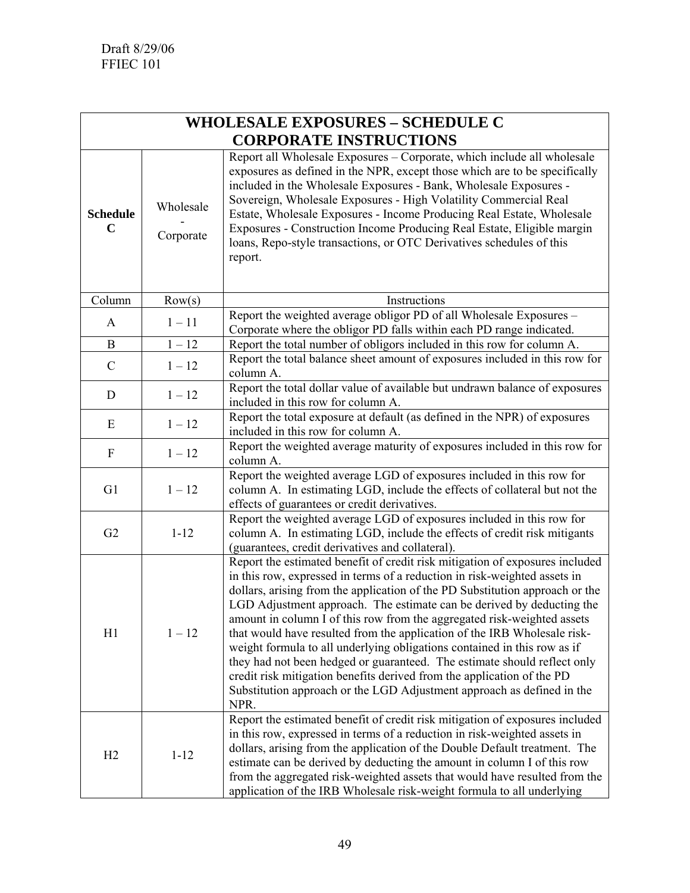Draft 8/29/06
FFIEC 101

| WHOLESALE EXPOSURES – SCHEDULE C CORPORATE INSTRUCTIONS | | |
|---|---|---|
| **Schedule C** | Wholesale - Corporate | Report all Wholesale Exposures – Corporate, which include all wholesale exposures as defined in the NPR, except those which are to be specifically included in the Wholesale Exposures - Bank, Wholesale Exposures - Sovereign, Wholesale Exposures - High Volatility Commercial Real Estate, Wholesale Exposures - Income Producing Real Estate, Wholesale Exposures - Construction Income Producing Real Estate, Eligible margin loans, Repo-style transactions, or OTC Derivatives schedules of this report. |
| Column | Row(s) | Instructions |
| A | 1 – 11 | Report the weighted average obligor PD of all Wholesale Exposures – Corporate where the obligor PD falls within each PD range indicated. |
| B | 1 – 12 | Report the total number of obligors included in this row for column A. |
| C | 1 – 12 | Report the total balance sheet amount of exposures included in this row for column A. |
| D | 1 – 12 | Report the total dollar value of available but undrawn balance of exposures included in this row for column A. |
| E | 1 – 12 | Report the total exposure at default (as defined in the NPR) of exposures included in this row for column A. |
| F | 1 – 12 | Report the weighted average maturity of exposures included in this row for column A. |
| G1 | 1 – 12 | Report the weighted average LGD of exposures included in this row for column A. In estimating LGD, include the effects of collateral but not the effects of guarantees or credit derivatives. |
| G2 | 1-12 | Report the weighted average LGD of exposures included in this row for column A. In estimating LGD, include the effects of credit risk mitigants (guarantees, credit derivatives and collateral). |
| H1 | 1 – 12 | Report the estimated benefit of credit risk mitigation of exposures included in this row, expressed in terms of a reduction in risk-weighted assets in dollars, arising from the application of the PD Substitution approach or the LGD Adjustment approach. The estimate can be derived by deducting the amount in column I of this row from the aggregated risk-weighted assets that would have resulted from the application of the IRB Wholesale risk-weight formula to all underlying obligations contained in this row as if they had not been hedged or guaranteed. The estimate should reflect only credit risk mitigation benefits derived from the application of the PD Substitution approach or the LGD Adjustment approach as defined in the NPR. |
| H2 | 1-12 | Report the estimated benefit of credit risk mitigation of exposures included in this row, expressed in terms of a reduction in risk-weighted assets in dollars, arising from the application of the Double Default treatment. The estimate can be derived by deducting the amount in column I of this row from the aggregated risk-weighted assets that would have resulted from the application of the IRB Wholesale risk-weight formula to all underlying |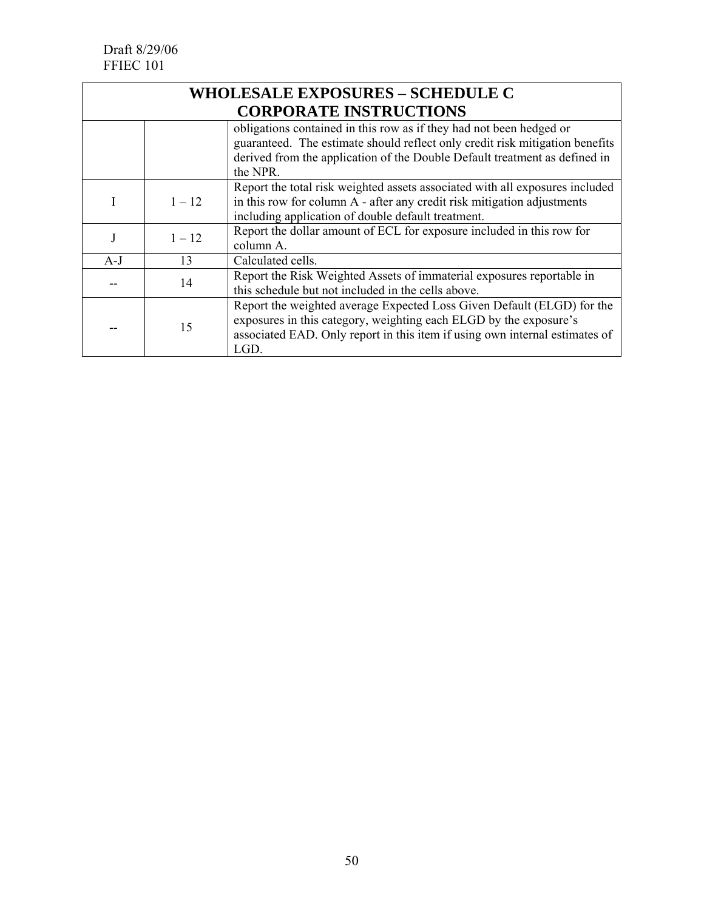| WHOLESALE EXPOSURES – SCHEDULE C CORPORATE INSTRUCTIONS | | |
|---|---|---|
| | | obligations contained in this row as if they had not been hedged or guaranteed. The estimate should reflect only credit risk mitigation benefits derived from the application of the Double Default treatment as defined in the NPR. |
| I | 1 – 12 | Report the total risk weighted assets associated with all exposures included in this row for column A - after any credit risk mitigation adjustments including application of double default treatment. |
| J | 1 – 12 | Report the dollar amount of ECL for exposure included in this row for column A. |
| A-J | 13 | Calculated cells. |
| -- | 14 | Report the Risk Weighted Assets of immaterial exposures reportable in this schedule but not included in the cells above. |
| -- | 15 | Report the weighted average Expected Loss Given Default (ELGD) for the exposures in this category, weighting each ELGD by the exposure's associated EAD. Only report in this item if using own internal estimates of LGD. |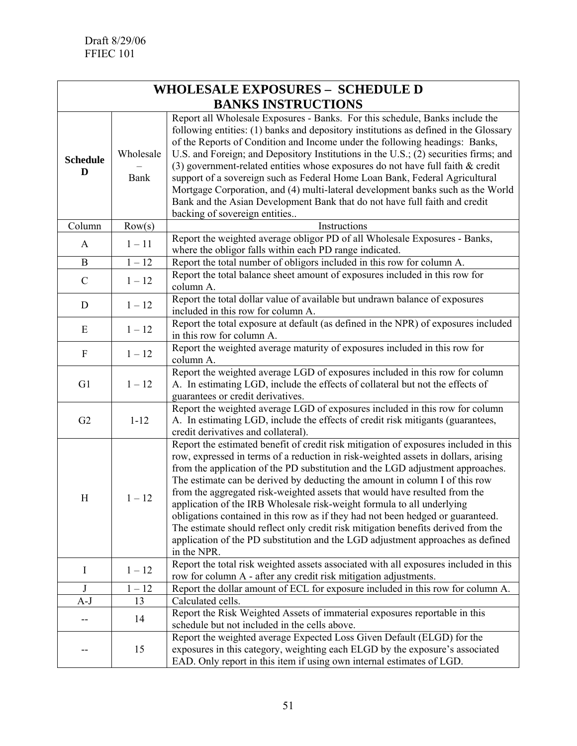Draft 8/29/06
FFIEC 101

| WHOLESALE EXPOSURES – SCHEDULE D BANKS INSTRUCTIONS | | |
|---|---|---|
| **Schedule D** | Wholesale – Bank | Report all Wholesale Exposures - Banks. For this schedule, Banks include the following entities: (1) banks and depository institutions as defined in the Glossary of the Reports of Condition and Income under the following headings: Banks, U.S. and Foreign; and Depository Institutions in the U.S.; (2) securities firms; and (3) government-related entities whose exposures do not have full faith & credit support of a sovereign such as Federal Home Loan Bank, Federal Agricultural Mortgage Corporation, and (4) multi-lateral development banks such as the World Bank and the Asian Development Bank that do not have full faith and credit backing of sovereign entities.. |
| Column | Row(s) | Instructions |
| A | 1 – 11 | Report the weighted average obligor PD of all Wholesale Exposures - Banks, where the obligor falls within each PD range indicated. |
| B | 1 – 12 | Report the total number of obligors included in this row for column A. |
| C | 1 – 12 | Report the total balance sheet amount of exposures included in this row for column A. |
| D | 1 – 12 | Report the total dollar value of available but undrawn balance of exposures included in this row for column A. |
| E | 1 – 12 | Report the total exposure at default (as defined in the NPR) of exposures included in this row for column A. |
| F | 1 – 12 | Report the weighted average maturity of exposures included in this row for column A. |
| G1 | 1 – 12 | Report the weighted average LGD of exposures included in this row for column A. In estimating LGD, include the effects of collateral but not the effects of guarantees or credit derivatives. |
| G2 | 1-12 | Report the weighted average LGD of exposures included in this row for column A. In estimating LGD, include the effects of credit risk mitigants (guarantees, credit derivatives and collateral). |
| H | 1 – 12 | Report the estimated benefit of credit risk mitigation of exposures included in this row, expressed in terms of a reduction in risk-weighted assets in dollars, arising from the application of the PD substitution and the LGD adjustment approaches. The estimate can be derived by deducting the amount in column I of this row from the aggregated risk-weighted assets that would have resulted from the application of the IRB Wholesale risk-weight formula to all underlying obligations contained in this row as if they had not been hedged or guaranteed. The estimate should reflect only credit risk mitigation benefits derived from the application of the PD substitution and the LGD adjustment approaches as defined in the NPR. |
| I | 1 – 12 | Report the total risk weighted assets associated with all exposures included in this row for column A - after any credit risk mitigation adjustments. |
| J | 1 – 12 | Report the dollar amount of ECL for exposure included in this row for column A. |
| A-J | 13 | Calculated cells. |
| -- | 14 | Report the Risk Weighted Assets of immaterial exposures reportable in this schedule but not included in the cells above. |
| -- | 15 | Report the weighted average Expected Loss Given Default (ELGD) for the exposures in this category, weighting each ELGD by the exposure's associated EAD. Only report in this item if using own internal estimates of LGD. |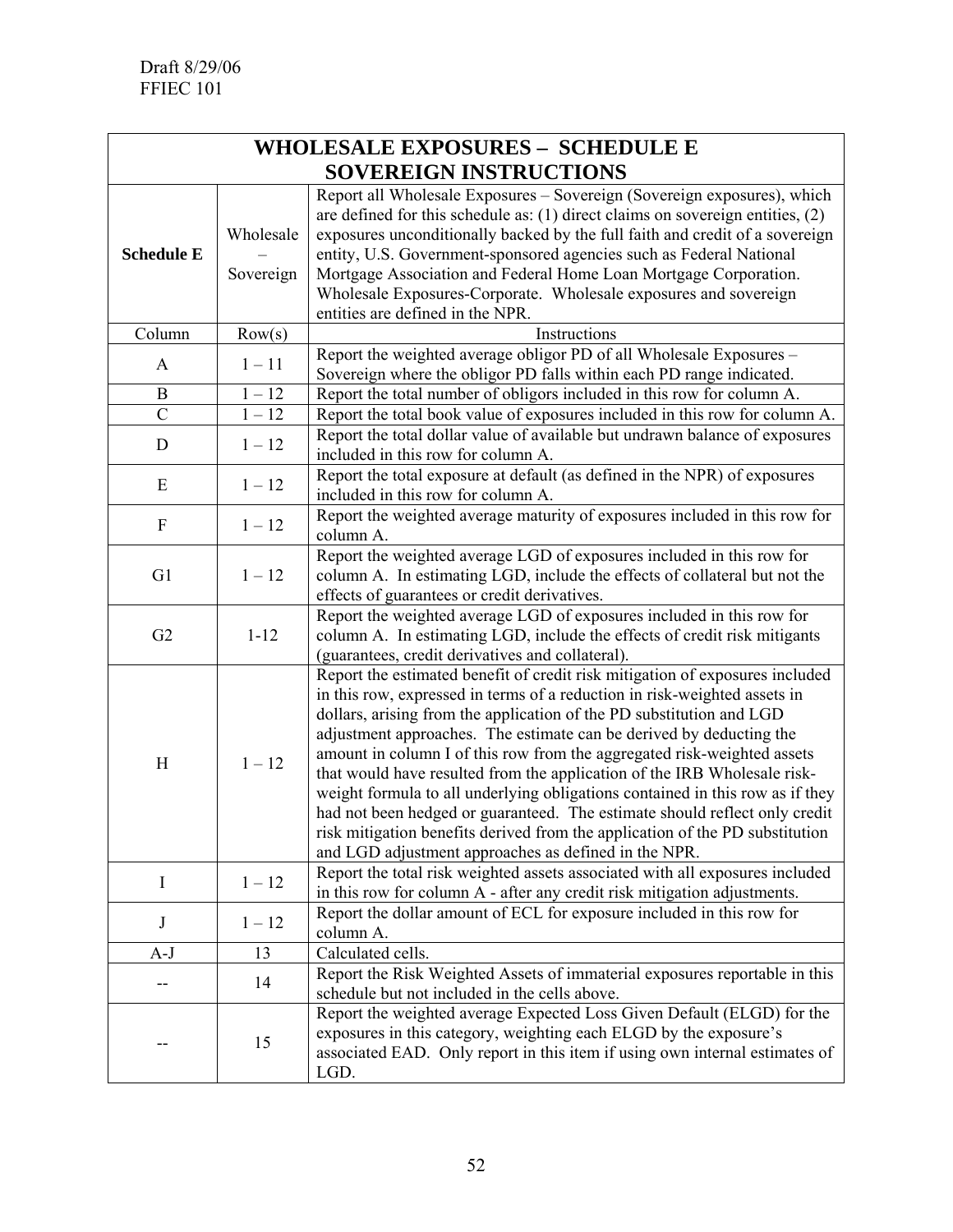Draft 8/29/06
FFIEC 101

| WHOLESALE EXPOSURES – SCHEDULE E SOVEREIGN INSTRUCTIONS | | |
|---|---|---|
| **Schedule E** | Wholesale – Sovereign | Report all Wholesale Exposures – Sovereign (Sovereign exposures), which are defined for this schedule as: (1) direct claims on sovereign entities, (2) exposures unconditionally backed by the full faith and credit of a sovereign entity, U.S. Government-sponsored agencies such as Federal National Mortgage Association and Federal Home Loan Mortgage Corporation. Wholesale Exposures-Corporate. Wholesale exposures and sovereign entities are defined in the NPR. |
| Column | Row(s) | Instructions |
| A | 1 – 11 | Report the weighted average obligor PD of all Wholesale Exposures – Sovereign where the obligor PD falls within each PD range indicated. |
| B | 1 – 12 | Report the total number of obligors included in this row for column A. |
| C | 1 – 12 | Report the total book value of exposures included in this row for column A. |
| D | 1 – 12 | Report the total dollar value of available but undrawn balance of exposures included in this row for column A. |
| E | 1 – 12 | Report the total exposure at default (as defined in the NPR) of exposures included in this row for column A. |
| F | 1 – 12 | Report the weighted average maturity of exposures included in this row for column A. |
| G1 | 1 – 12 | Report the weighted average LGD of exposures included in this row for column A. In estimating LGD, include the effects of collateral but not the effects of guarantees or credit derivatives. |
| G2 | 1-12 | Report the weighted average LGD of exposures included in this row for column A. In estimating LGD, include the effects of credit risk mitigants (guarantees, credit derivatives and collateral). |
| H | 1 – 12 | Report the estimated benefit of credit risk mitigation of exposures included in this row, expressed in terms of a reduction in risk-weighted assets in dollars, arising from the application of the PD substitution and LGD adjustment approaches. The estimate can be derived by deducting the amount in column I of this row from the aggregated risk-weighted assets that would have resulted from the application of the IRB Wholesale risk-weight formula to all underlying obligations contained in this row as if they had not been hedged or guaranteed. The estimate should reflect only credit risk mitigation benefits derived from the application of the PD substitution and LGD adjustment approaches as defined in the NPR. |
| I | 1 – 12 | Report the total risk weighted assets associated with all exposures included in this row for column A - after any credit risk mitigation adjustments. |
| J | 1 – 12 | Report the dollar amount of ECL for exposure included in this row for column A. |
| A-J | 13 | Calculated cells. |
| -- | 14 | Report the Risk Weighted Assets of immaterial exposures reportable in this schedule but not included in the cells above. |
| -- | 15 | Report the weighted average Expected Loss Given Default (ELGD) for the exposures in this category, weighting each ELGD by the exposure's associated EAD. Only report in this item if using own internal estimates of LGD. |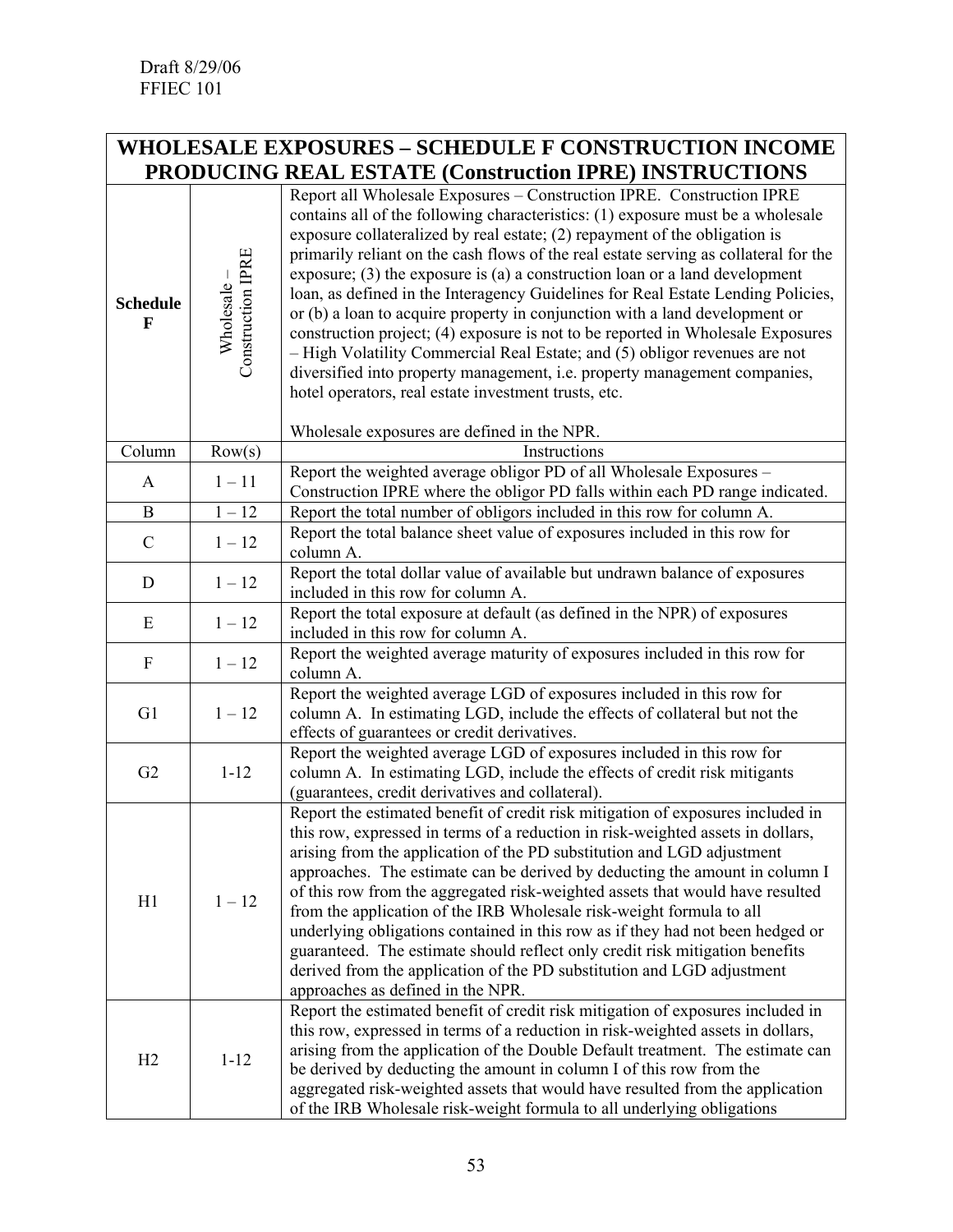Draft 8/29/06
FFIEC 101

| WHOLESALE EXPOSURES – SCHEDULE F CONSTRUCTION INCOME PRODUCING REAL ESTATE (Construction IPRE) INSTRUCTIONS | | |
|---|---|---|
| **Schedule F** | Wholesale – Construction IPRE | Report all Wholesale Exposures – Construction IPRE. Construction IPRE contains all of the following characteristics: (1) exposure must be a wholesale exposure collateralized by real estate; (2) repayment of the obligation is primarily reliant on the cash flows of the real estate serving as collateral for the exposure; (3) the exposure is (a) a construction loan or a land development loan, as defined in the Interagency Guidelines for Real Estate Lending Policies, or (b) a loan to acquire property in conjunction with a land development or construction project; (4) exposure is not to be reported in Wholesale Exposures – High Volatility Commercial Real Estate; and (5) obligor revenues are not diversified into property management, i.e. property management companies, hotel operators, real estate investment trusts, etc.<br><br>Wholesale exposures are defined in the NPR. |
| Column | Row(s) | Instructions |
| A | 1 – 11 | Report the weighted average obligor PD of all Wholesale Exposures – Construction IPRE where the obligor PD falls within each PD range indicated. |
| B | 1 – 12 | Report the total number of obligors included in this row for column A. |
| C | 1 – 12 | Report the total balance sheet value of exposures included in this row for column A. |
| D | 1 – 12 | Report the total dollar value of available but undrawn balance of exposures included in this row for column A. |
| E | 1 – 12 | Report the total exposure at default (as defined in the NPR) of exposures included in this row for column A. |
| F | 1 – 12 | Report the weighted average maturity of exposures included in this row for column A. |
| G1 | 1 – 12 | Report the weighted average LGD of exposures included in this row for column A. In estimating LGD, include the effects of collateral but not the effects of guarantees or credit derivatives. |
| G2 | 1-12 | Report the weighted average LGD of exposures included in this row for column A. In estimating LGD, include the effects of credit risk mitigants (guarantees, credit derivatives and collateral). |
| H1 | 1 – 12 | Report the estimated benefit of credit risk mitigation of exposures included in this row, expressed in terms of a reduction in risk-weighted assets in dollars, arising from the application of the PD substitution and LGD adjustment approaches. The estimate can be derived by deducting the amount in column I of this row from the aggregated risk-weighted assets that would have resulted from the application of the IRB Wholesale risk-weight formula to all underlying obligations contained in this row as if they had not been hedged or guaranteed. The estimate should reflect only credit risk mitigation benefits derived from the application of the PD substitution and LGD adjustment approaches as defined in the NPR. |
| H2 | 1-12 | Report the estimated benefit of credit risk mitigation of exposures included in this row, expressed in terms of a reduction in risk-weighted assets in dollars, arising from the application of the Double Default treatment. The estimate can be derived by deducting the amount in column I of this row from the aggregated risk-weighted assets that would have resulted from the application of the IRB Wholesale risk-weight formula to all underlying obligations |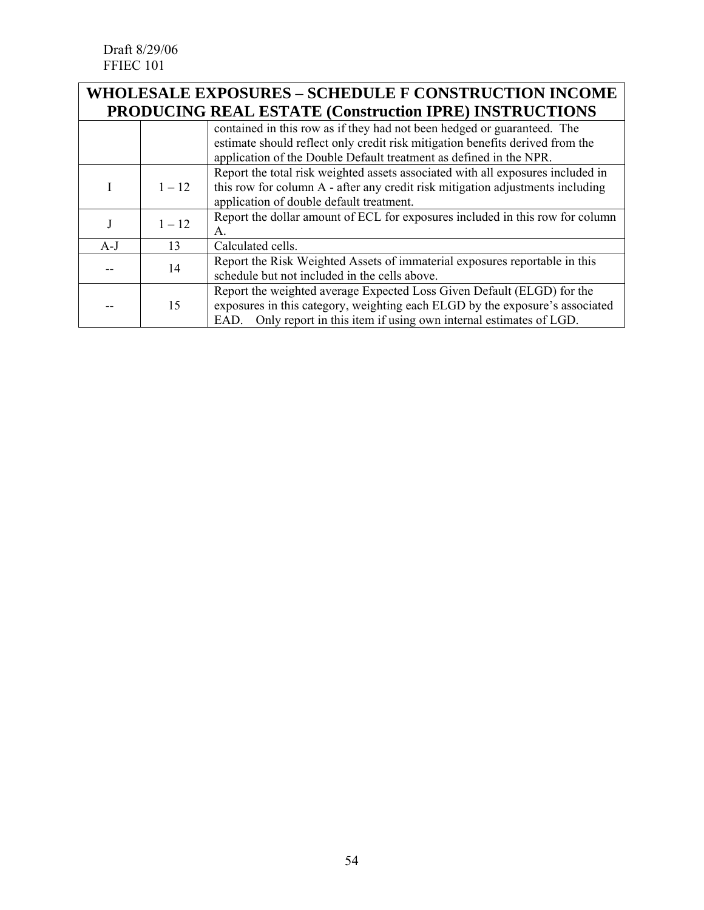Draft 8/29/06
FFIEC 101

| WHOLESALE EXPOSURES – SCHEDULE F CONSTRUCTION INCOME PRODUCING REAL ESTATE (Construction IPRE) INSTRUCTIONS | | |
|---|---|---|
| | | contained in this row as if they had not been hedged or guaranteed. The estimate should reflect only credit risk mitigation benefits derived from the application of the Double Default treatment as defined in the NPR. |
| I | 1 – 12 | Report the total risk weighted assets associated with all exposures included in this row for column A - after any credit risk mitigation adjustments including application of double default treatment. |
| J | 1 – 12 | Report the dollar amount of ECL for exposures included in this row for column A. |
| A-J | 13 | Calculated cells. |
| -- | 14 | Report the Risk Weighted Assets of immaterial exposures reportable in this schedule but not included in the cells above. |
| -- | 15 | Report the weighted average Expected Loss Given Default (ELGD) for the exposures in this category, weighting each ELGD by the exposure's associated EAD. Only report in this item if using own internal estimates of LGD. |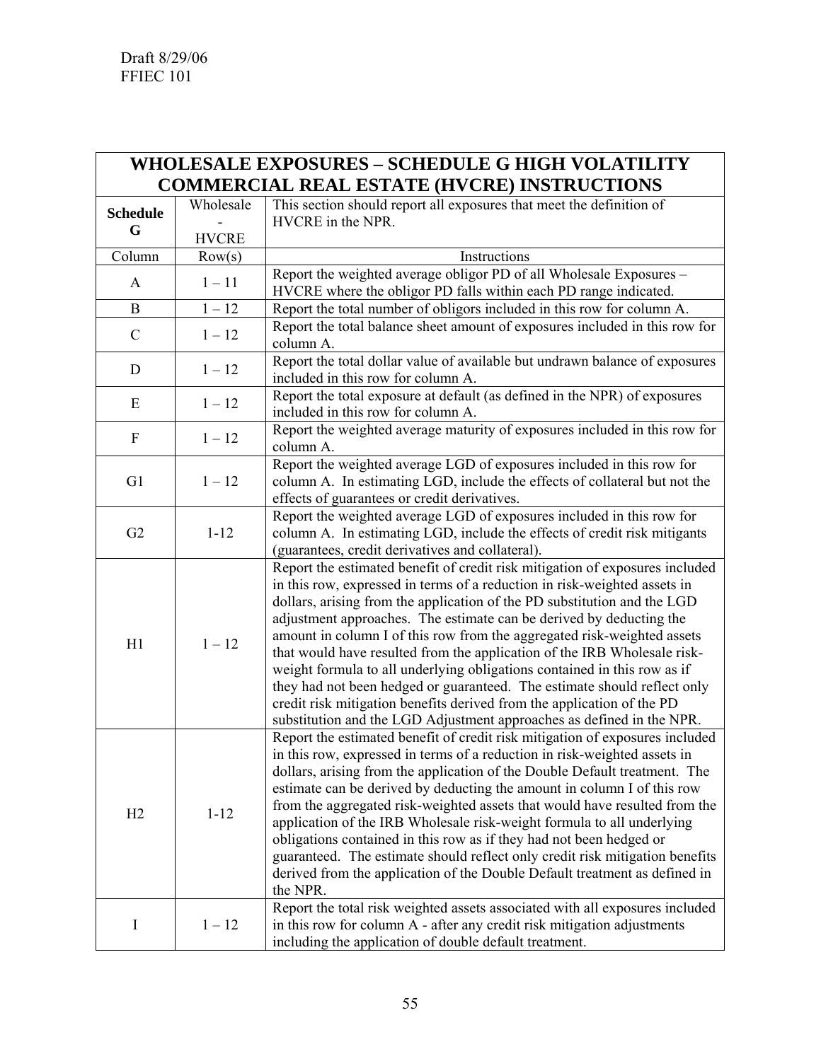Draft 8/29/06
FFIEC 101

| WHOLESALE EXPOSURES – SCHEDULE G HIGH VOLATILITY COMMERCIAL REAL ESTATE (HVCRE) INSTRUCTIONS | | |
|---|---|---|
| **Schedule G** | Wholesale - HVCRE | This section should report all exposures that meet the definition of HVCRE in the NPR. |
| Column | Row(s) | Instructions |
| A | 1 – 11 | Report the weighted average obligor PD of all Wholesale Exposures – HVCRE where the obligor PD falls within each PD range indicated. |
| B | 1 – 12 | Report the total number of obligors included in this row for column A. |
| C | 1 – 12 | Report the total balance sheet amount of exposures included in this row for column A. |
| D | 1 – 12 | Report the total dollar value of available but undrawn balance of exposures included in this row for column A. |
| E | 1 – 12 | Report the total exposure at default (as defined in the NPR) of exposures included in this row for column A. |
| F | 1 – 12 | Report the weighted average maturity of exposures included in this row for column A. |
| G1 | 1 – 12 | Report the weighted average LGD of exposures included in this row for column A. In estimating LGD, include the effects of collateral but not the effects of guarantees or credit derivatives. |
| G2 | 1-12 | Report the weighted average LGD of exposures included in this row for column A. In estimating LGD, include the effects of credit risk mitigants (guarantees, credit derivatives and collateral). |
| H1 | 1 – 12 | Report the estimated benefit of credit risk mitigation of exposures included in this row, expressed in terms of a reduction in risk-weighted assets in dollars, arising from the application of the PD substitution and the LGD adjustment approaches. The estimate can be derived by deducting the amount in column I of this row from the aggregated risk-weighted assets that would have resulted from the application of the IRB Wholesale risk-weight formula to all underlying obligations contained in this row as if they had not been hedged or guaranteed. The estimate should reflect only credit risk mitigation benefits derived from the application of the PD substitution and the LGD Adjustment approaches as defined in the NPR. |
| H2 | 1-12 | Report the estimated benefit of credit risk mitigation of exposures included in this row, expressed in terms of a reduction in risk-weighted assets in dollars, arising from the application of the Double Default treatment. The estimate can be derived by deducting the amount in column I of this row from the aggregated risk-weighted assets that would have resulted from the application of the IRB Wholesale risk-weight formula to all underlying obligations contained in this row as if they had not been hedged or guaranteed. The estimate should reflect only credit risk mitigation benefits derived from the application of the Double Default treatment as defined in the NPR. |
| I | 1 – 12 | Report the total risk weighted assets associated with all exposures included in this row for column A - after any credit risk mitigation adjustments including the application of double default treatment. |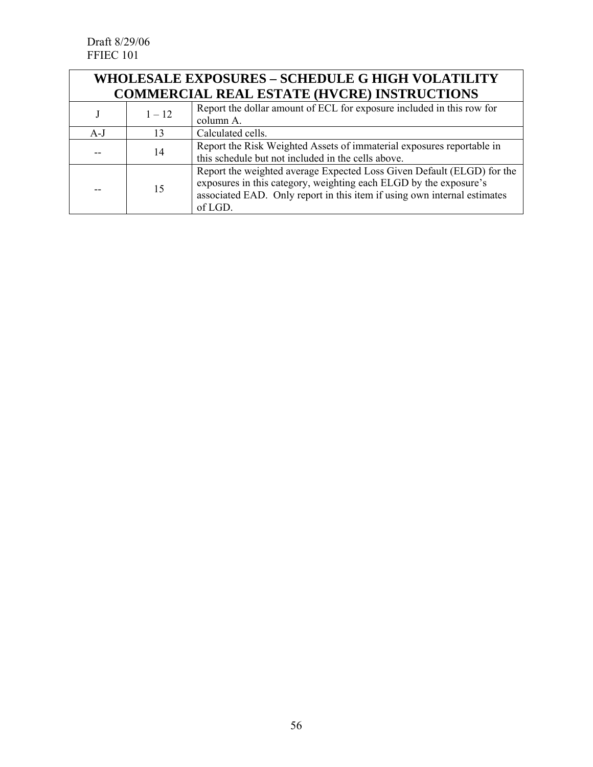| WHOLESALE EXPOSURES – SCHEDULE G HIGH VOLATILITY COMMERCIAL REAL ESTATE (HVCRE) INSTRUCTIONS | | |
|---|---|---|
| J | 1 – 12 | Report the dollar amount of ECL for exposure included in this row for column A. |
| A-J | 13 | Calculated cells. |
| -- | 14 | Report the Risk Weighted Assets of immaterial exposures reportable in this schedule but not included in the cells above. |
| -- | 15 | Report the weighted average Expected Loss Given Default (ELGD) for the exposures in this category, weighting each ELGD by the exposure's associated EAD. Only report in this item if using own internal estimates of LGD. |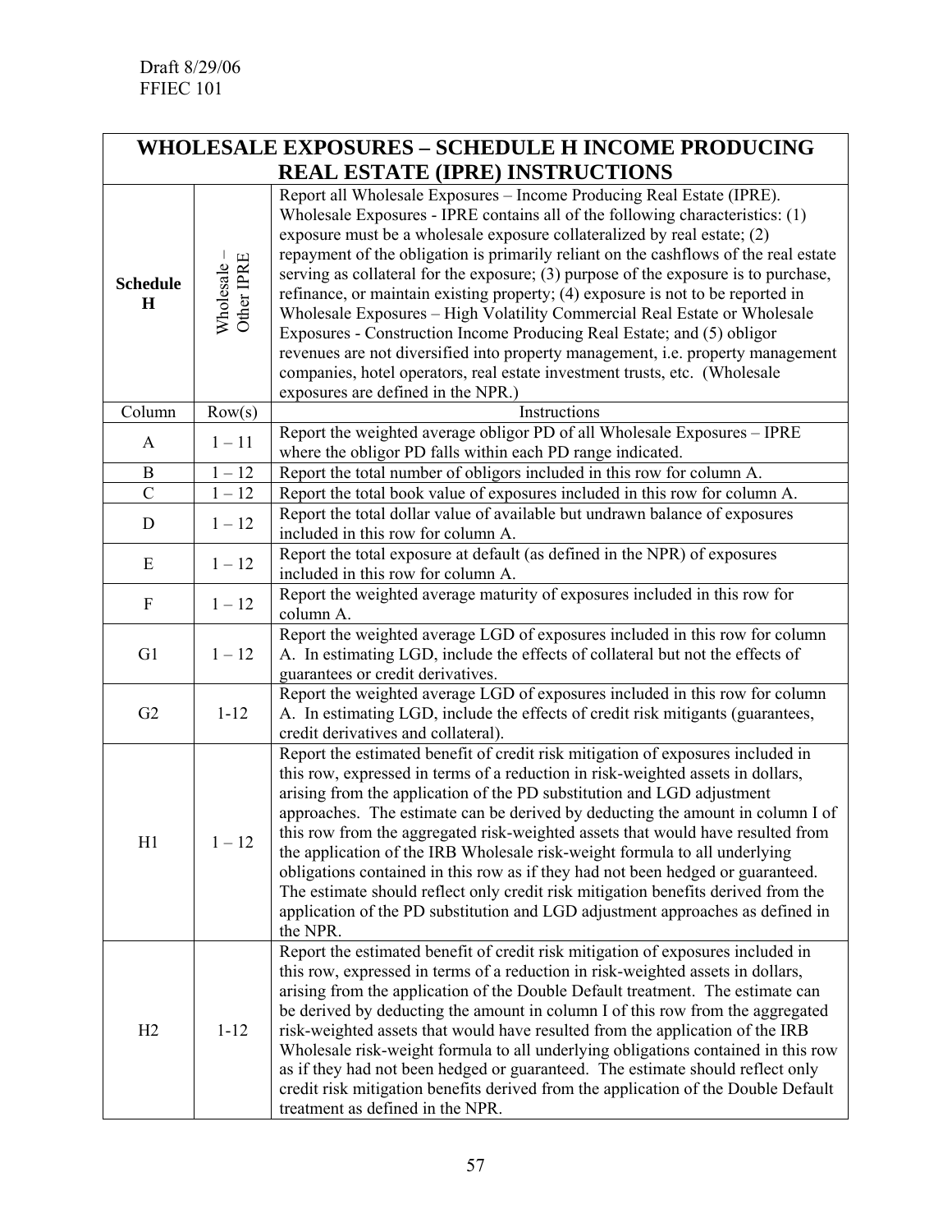Draft 8/29/06
FFIEC 101

| WHOLESALE EXPOSURES – SCHEDULE H INCOME PRODUCING REAL ESTATE (IPRE) INSTRUCTIONS | | |
|---|---|---|
| **Schedule H** | Wholesale – Other IPRE | Report all Wholesale Exposures – Income Producing Real Estate (IPRE). Wholesale Exposures - IPRE contains all of the following characteristics: (1) exposure must be a wholesale exposure collateralized by real estate; (2) repayment of the obligation is primarily reliant on the cashflows of the real estate serving as collateral for the exposure; (3) purpose of the exposure is to purchase, refinance, or maintain existing property; (4) exposure is not to be reported in Wholesale Exposures – High Volatility Commercial Real Estate or Wholesale Exposures - Construction Income Producing Real Estate; and (5) obligor revenues are not diversified into property management, i.e. property management companies, hotel operators, real estate investment trusts, etc. (Wholesale exposures are defined in the NPR.) |
| Column | Row(s) | Instructions |
| A | 1 – 11 | Report the weighted average obligor PD of all Wholesale Exposures – IPRE where the obligor PD falls within each PD range indicated. |
| B | 1 – 12 | Report the total number of obligors included in this row for column A. |
| C | 1 – 12 | Report the total book value of exposures included in this row for column A. |
| D | 1 – 12 | Report the total dollar value of available but undrawn balance of exposures included in this row for column A. |
| E | 1 – 12 | Report the total exposure at default (as defined in the NPR) of exposures included in this row for column A. |
| F | 1 – 12 | Report the weighted average maturity of exposures included in this row for column A. |
| G1 | 1 – 12 | Report the weighted average LGD of exposures included in this row for column A. In estimating LGD, include the effects of collateral but not the effects of guarantees or credit derivatives. |
| G2 | 1-12 | Report the weighted average LGD of exposures included in this row for column A. In estimating LGD, include the effects of credit risk mitigants (guarantees, credit derivatives and collateral). |
| H1 | 1 – 12 | Report the estimated benefit of credit risk mitigation of exposures included in this row, expressed in terms of a reduction in risk-weighted assets in dollars, arising from the application of the PD substitution and LGD adjustment approaches. The estimate can be derived by deducting the amount in column I of this row from the aggregated risk-weighted assets that would have resulted from the application of the IRB Wholesale risk-weight formula to all underlying obligations contained in this row as if they had not been hedged or guaranteed. The estimate should reflect only credit risk mitigation benefits derived from the application of the PD substitution and LGD adjustment approaches as defined in the NPR. |
| H2 | 1-12 | Report the estimated benefit of credit risk mitigation of exposures included in this row, expressed in terms of a reduction in risk-weighted assets in dollars, arising from the application of the Double Default treatment. The estimate can be derived by deducting the amount in column I of this row from the aggregated risk-weighted assets that would have resulted from the application of the IRB Wholesale risk-weight formula to all underlying obligations contained in this row as if they had not been hedged or guaranteed. The estimate should reflect only credit risk mitigation benefits derived from the application of the Double Default treatment as defined in the NPR. |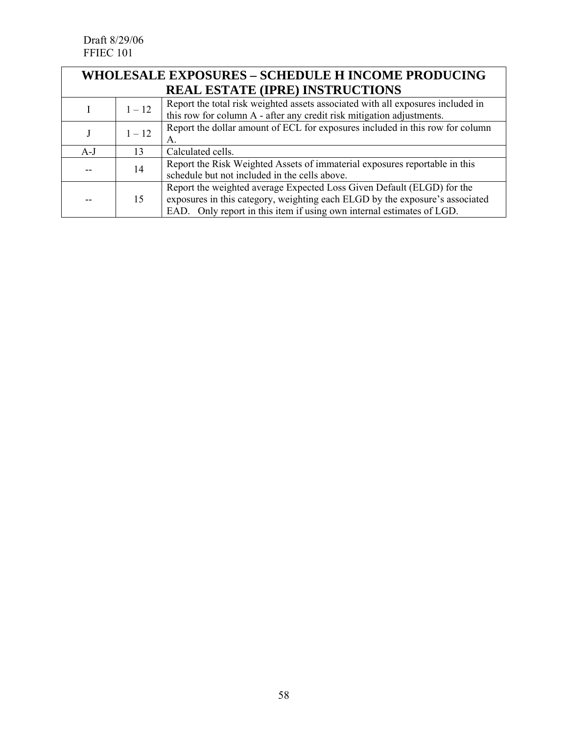Draft 8/29/06
FFIEC 101

| WHOLESALE EXPOSURES – SCHEDULE H INCOME PRODUCING REAL ESTATE (IPRE) INSTRUCTIONS | | |
|---|---|---|
| I | 1 – 12 | Report the total risk weighted assets associated with all exposures included in this row for column A - after any credit risk mitigation adjustments. |
| J | 1 – 12 | Report the dollar amount of ECL for exposures included in this row for column A. |
| A-J | 13 | Calculated cells. |
| -- | 14 | Report the Risk Weighted Assets of immaterial exposures reportable in this schedule but not included in the cells above. |
| -- | 15 | Report the weighted average Expected Loss Given Default (ELGD) for the exposures in this category, weighting each ELGD by the exposure's associated EAD. Only report in this item if using own internal estimates of LGD. |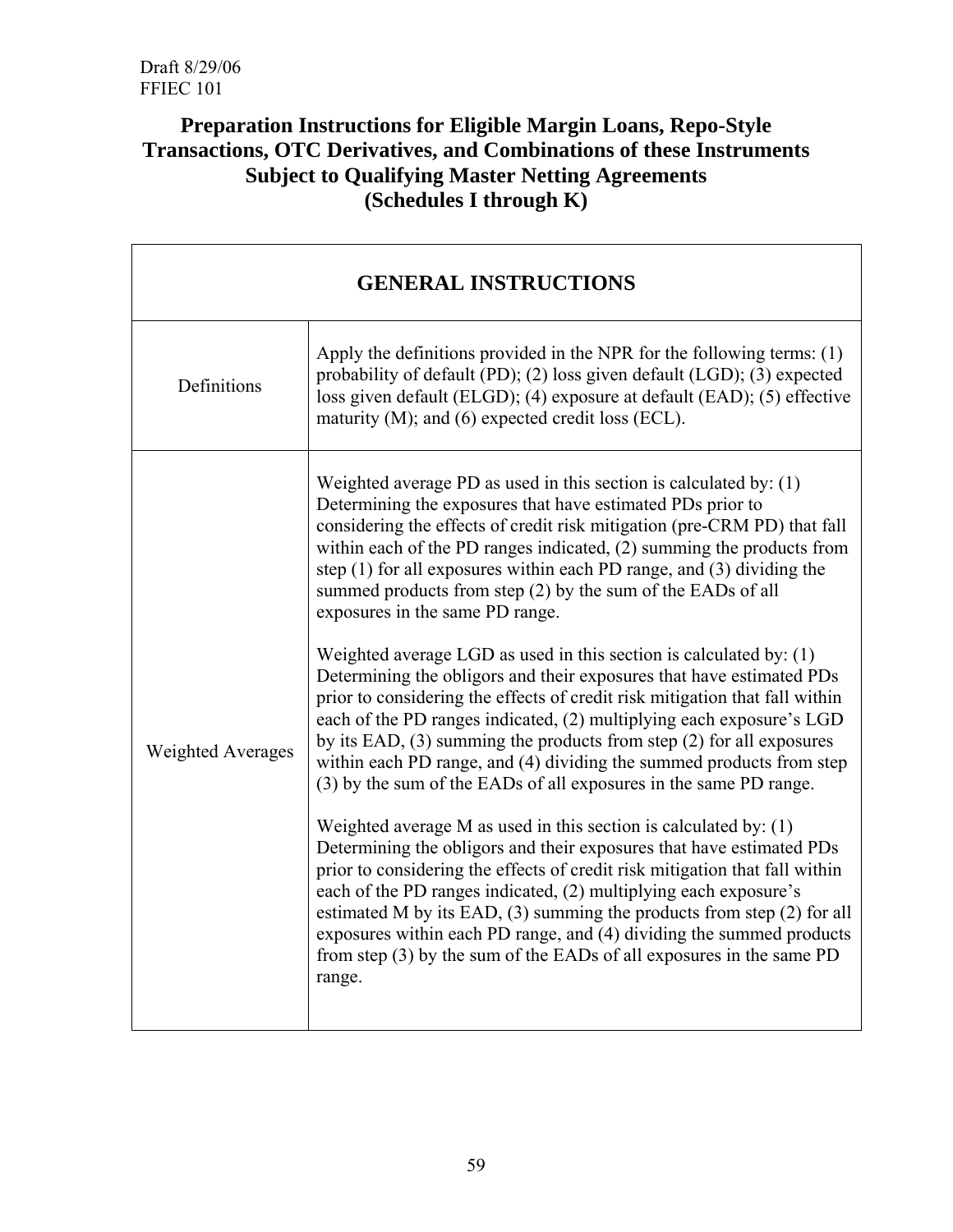Draft 8/29/06
FFIEC 101

# Preparation Instructions for Eligible Margin Loans, Repo-Style Transactions, OTC Derivatives, and Combinations of these Instruments Subject to Qualifying Master Netting Agreements (Schedules I through K)

| GENERAL INSTRUCTIONS | |
|---|---|
| Definitions | Apply the definitions provided in the NPR for the following terms: (1) probability of default (PD); (2) loss given default (LGD); (3) expected loss given default (ELGD); (4) exposure at default (EAD); (5) effective maturity (M); and (6) expected credit loss (ECL). |
| Weighted Averages | Weighted average PD as used in this section is calculated by: (1) Determining the exposures that have estimated PDs prior to considering the effects of credit risk mitigation (pre-CRM PD) that fall within each of the PD ranges indicated, (2) summing the products from step (1) for all exposures within each PD range, and (3) dividing the summed products from step (2) by the sum of the EADs of all exposures in the same PD range.<br><br>Weighted average LGD as used in this section is calculated by: (1) Determining the obligors and their exposures that have estimated PDs prior to considering the effects of credit risk mitigation that fall within each of the PD ranges indicated, (2) multiplying each exposure's LGD by its EAD, (3) summing the products from step (2) for all exposures within each PD range, and (4) dividing the summed products from step (3) by the sum of the EADs of all exposures in the same PD range.<br><br>Weighted average M as used in this section is calculated by: (1) Determining the obligors and their exposures that have estimated PDs prior to considering the effects of credit risk mitigation that fall within each of the PD ranges indicated, (2) multiplying each exposure's estimated M by its EAD, (3) summing the products from step (2) for all exposures within each PD range, and (4) dividing the summed products from step (3) by the sum of the EADs of all exposures in the same PD range. |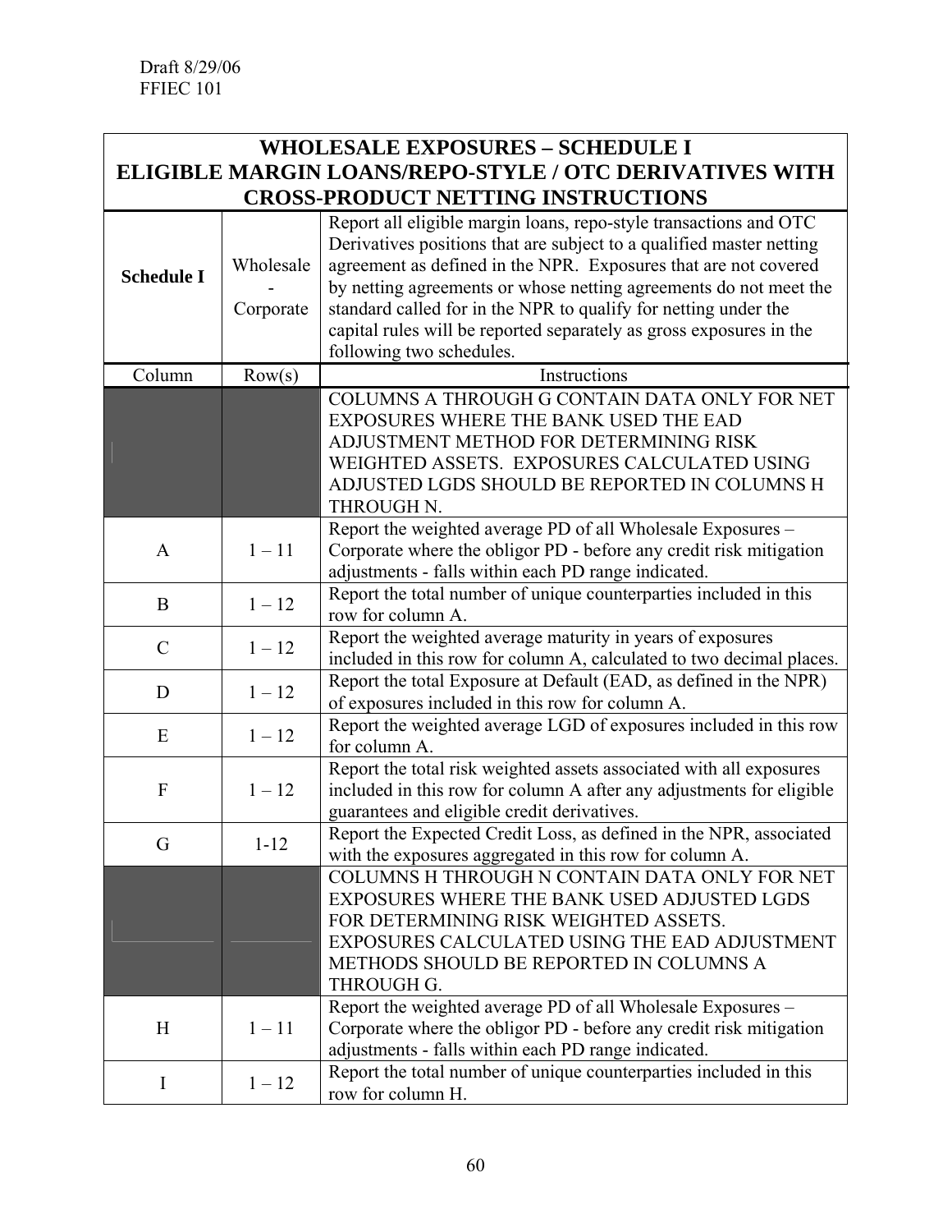Draft 8/29/06
FFIEC 101

| WHOLESALE EXPOSURES – SCHEDULE I<br>ELIGIBLE MARGIN LOANS/REPO-STYLE / OTC DERIVATIVES WITH CROSS-PRODUCT NETTING INSTRUCTIONS | | |
|---|---|---|
| **Schedule I** | Wholesale - Corporate | Report all eligible margin loans, repo-style transactions and OTC Derivatives positions that are subject to a qualified master netting agreement as defined in the NPR. Exposures that are not covered by netting agreements or whose netting agreements do not meet the standard called for in the NPR to qualify for netting under the capital rules will be reported separately as gross exposures in the following two schedules. |
| Column | Row(s) | Instructions |
| | | COLUMNS A THROUGH G CONTAIN DATA ONLY FOR NET EXPOSURES WHERE THE BANK USED THE EAD ADJUSTMENT METHOD FOR DETERMINING RISK WEIGHTED ASSETS. EXPOSURES CALCULATED USING ADJUSTED LGDS SHOULD BE REPORTED IN COLUMNS H THROUGH N. |
| A | 1 – 11 | Report the weighted average PD of all Wholesale Exposures – Corporate where the obligor PD - before any credit risk mitigation adjustments - falls within each PD range indicated. |
| B | 1 – 12 | Report the total number of unique counterparties included in this row for column A. |
| C | 1 – 12 | Report the weighted average maturity in years of exposures included in this row for column A, calculated to two decimal places. |
| D | 1 – 12 | Report the total Exposure at Default (EAD, as defined in the NPR) of exposures included in this row for column A. |
| E | 1 – 12 | Report the weighted average LGD of exposures included in this row for column A. |
| F | 1 – 12 | Report the total risk weighted assets associated with all exposures included in this row for column A after any adjustments for eligible guarantees and eligible credit derivatives. |
| G | 1-12 | Report the Expected Credit Loss, as defined in the NPR, associated with the exposures aggregated in this row for column A. |
| | | COLUMNS H THROUGH N CONTAIN DATA ONLY FOR NET EXPOSURES WHERE THE BANK USED ADJUSTED LGDS FOR DETERMINING RISK WEIGHTED ASSETS. EXPOSURES CALCULATED USING THE EAD ADJUSTMENT METHODS SHOULD BE REPORTED IN COLUMNS A THROUGH G. |
| H | 1 – 11 | Report the weighted average PD of all Wholesale Exposures – Corporate where the obligor PD - before any credit risk mitigation adjustments - falls within each PD range indicated. |
| I | 1 – 12 | Report the total number of unique counterparties included in this row for column H. |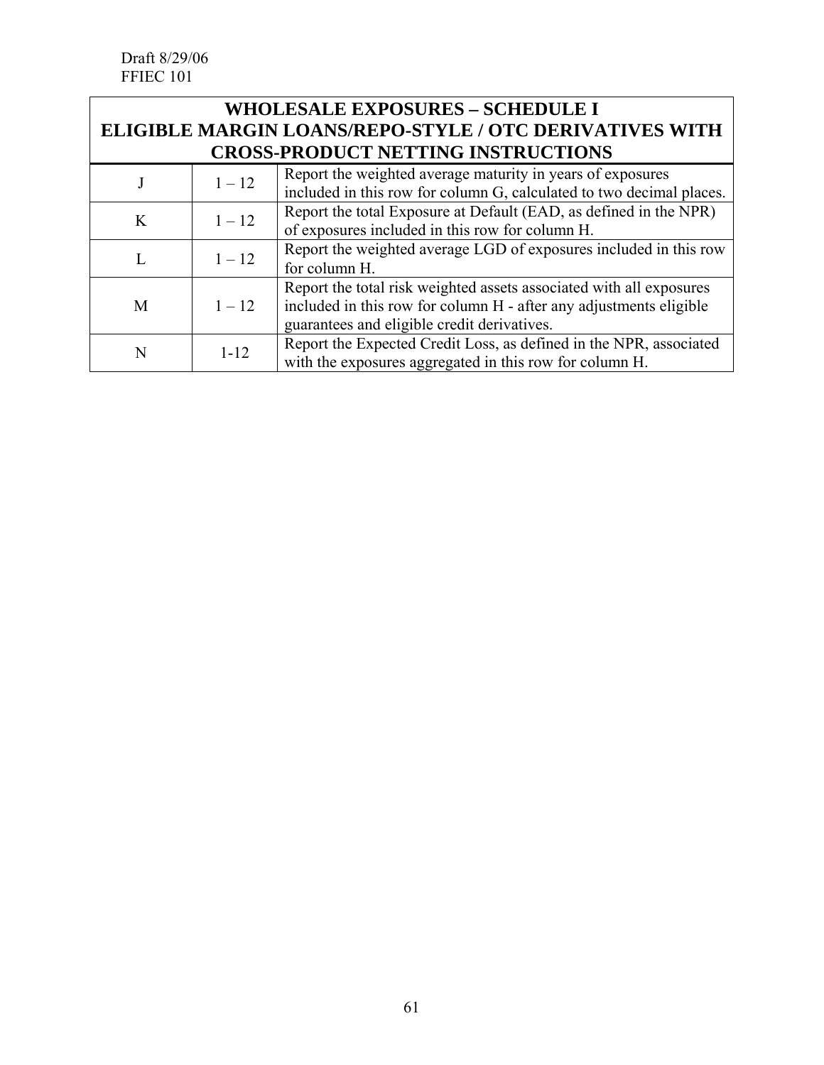Draft 8/29/06
FFIEC 101

| WHOLESALE EXPOSURES – SCHEDULE I ELIGIBLE MARGIN LOANS/REPO-STYLE / OTC DERIVATIVES WITH CROSS-PRODUCT NETTING INSTRUCTIONS | | |
|---|---|---|
| J | 1 – 12 | Report the weighted average maturity in years of exposures included in this row for column G, calculated to two decimal places. |
| K | 1 – 12 | Report the total Exposure at Default (EAD, as defined in the NPR) of exposures included in this row for column H. |
| L | 1 – 12 | Report the weighted average LGD of exposures included in this row for column H. |
| M | 1 – 12 | Report the total risk weighted assets associated with all exposures included in this row for column H - after any adjustments eligible guarantees and eligible credit derivatives. |
| N | 1-12 | Report the Expected Credit Loss, as defined in the NPR, associated with the exposures aggregated in this row for column H. |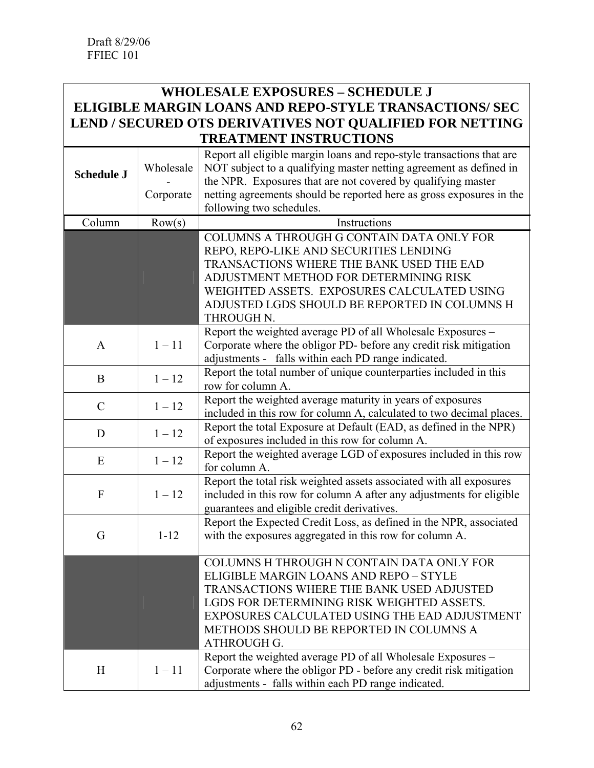Draft 8/29/06
FFIEC 101

| WHOLESALE EXPOSURES – SCHEDULE J ELIGIBLE MARGIN LOANS AND REPO-STYLE TRANSACTIONS/ SEC LEND / SECURED OTS DERIVATIVES NOT QUALIFIED FOR NETTING TREATMENT INSTRUCTIONS | | |
|---|---|---|
| **Schedule J** | Wholesale - Corporate | Report all eligible margin loans and repo-style transactions that are NOT subject to a qualifying master netting agreement as defined in the NPR. Exposures that are not covered by qualifying master netting agreements should be reported here as gross exposures in the following two schedules. |
| Column | Row(s) | Instructions |
| | | COLUMNS A THROUGH G CONTAIN DATA ONLY FOR REPO, REPO-LIKE AND SECURITIES LENDING TRANSACTIONS WHERE THE BANK USED THE EAD ADJUSTMENT METHOD FOR DETERMINING RISK WEIGHTED ASSETS. EXPOSURES CALCULATED USING ADJUSTED LGDS SHOULD BE REPORTED IN COLUMNS H THROUGH N. |
| A | 1 – 11 | Report the weighted average PD of all Wholesale Exposures – Corporate where the obligor PD- before any credit risk mitigation adjustments - falls within each PD range indicated. |
| B | 1 – 12 | Report the total number of unique counterparties included in this row for column A. |
| C | 1 – 12 | Report the weighted average maturity in years of exposures included in this row for column A, calculated to two decimal places. |
| D | 1 – 12 | Report the total Exposure at Default (EAD, as defined in the NPR) of exposures included in this row for column A. |
| E | 1 – 12 | Report the weighted average LGD of exposures included in this row for column A. |
| F | 1 – 12 | Report the total risk weighted assets associated with all exposures included in this row for column A after any adjustments for eligible guarantees and eligible credit derivatives. |
| G | 1-12 | Report the Expected Credit Loss, as defined in the NPR, associated with the exposures aggregated in this row for column A. |
| | | COLUMNS H THROUGH N CONTAIN DATA ONLY FOR ELIGIBLE MARGIN LOANS AND REPO – STYLE TRANSACTIONS WHERE THE BANK USED ADJUSTED LGDS FOR DETERMINING RISK WEIGHTED ASSETS. EXPOSURES CALCULATED USING THE EAD ADJUSTMENT METHODS SHOULD BE REPORTED IN COLUMNS A ATHROUGH G. |
| H | 1 – 11 | Report the weighted average PD of all Wholesale Exposures – Corporate where the obligor PD - before any credit risk mitigation adjustments - falls within each PD range indicated. |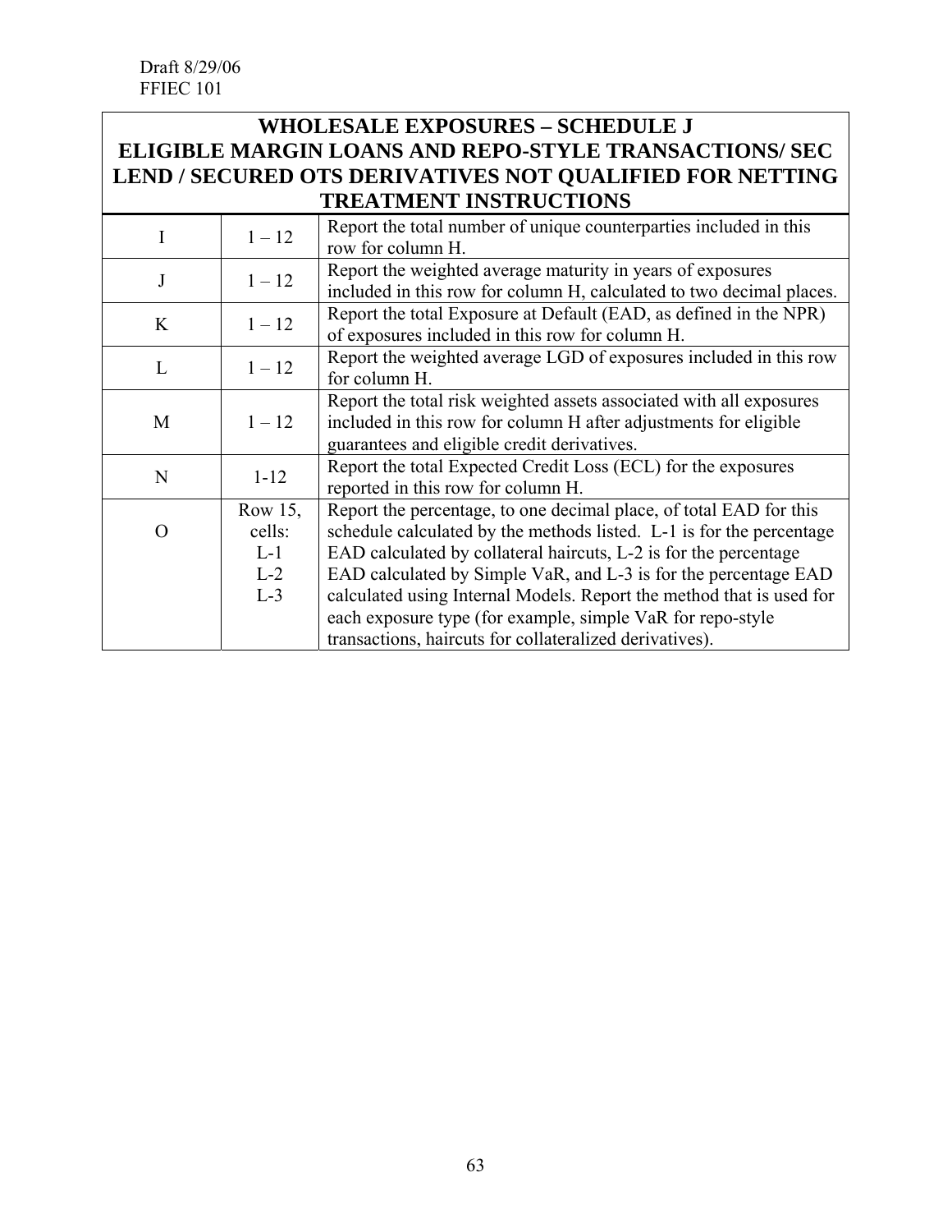Draft 8/29/06
FFIEC 101

| WHOLESALE EXPOSURES – SCHEDULE J<br>ELIGIBLE MARGIN LOANS AND REPO-STYLE TRANSACTIONS/ SEC LEND / SECURED OTS DERIVATIVES NOT QUALIFIED FOR NETTING TREATMENT INSTRUCTIONS | | |
|---|---|---|
| I | 1 – 12 | Report the total number of unique counterparties included in this row for column H. |
| J | 1 – 12 | Report the weighted average maturity in years of exposures included in this row for column H, calculated to two decimal places. |
| K | 1 – 12 | Report the total Exposure at Default (EAD, as defined in the NPR) of exposures included in this row for column H. |
| L | 1 – 12 | Report the weighted average LGD of exposures included in this row for column H. |
| M | 1 – 12 | Report the total risk weighted assets associated with all exposures included in this row for column H after adjustments for eligible guarantees and eligible credit derivatives. |
| N | 1-12 | Report the total Expected Credit Loss (ECL) for the exposures reported in this row for column H. |
| O | Row 15, cells:<br>L-1<br>L-2<br>L-3 | Report the percentage, to one decimal place, of total EAD for this schedule calculated by the methods listed. L-1 is for the percentage EAD calculated by collateral haircuts, L-2 is for the percentage EAD calculated by Simple VaR, and L-3 is for the percentage EAD calculated using Internal Models. Report the method that is used for each exposure type (for example, simple VaR for repo-style transactions, haircuts for collateralized derivatives). |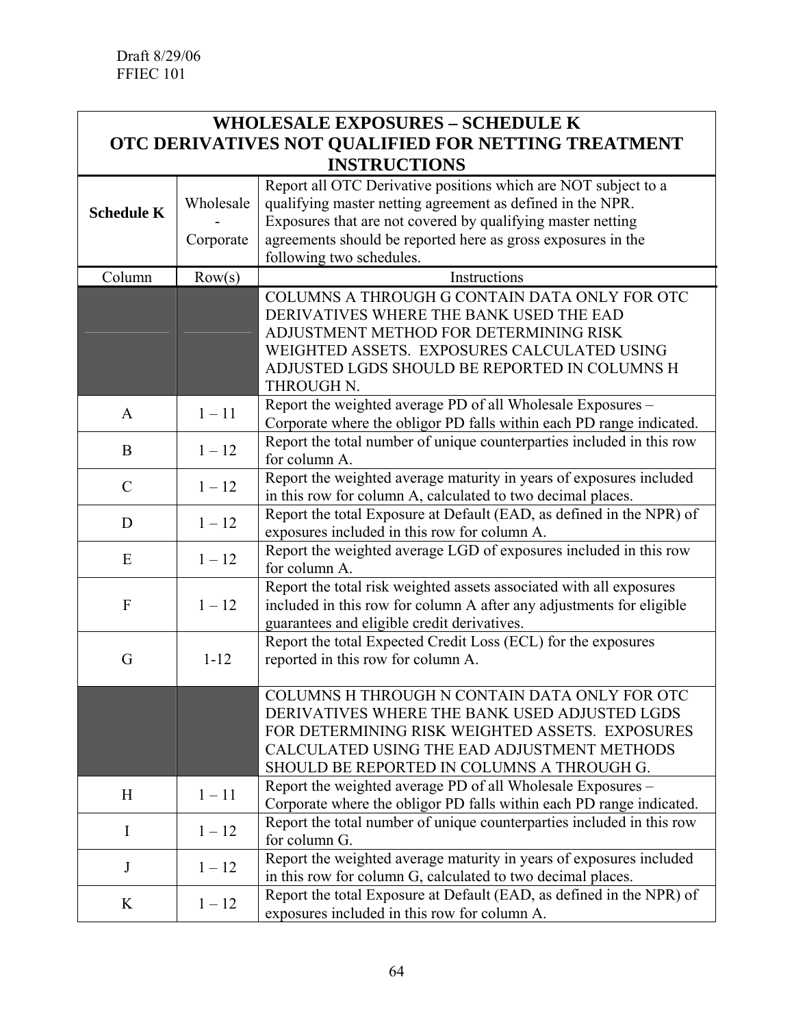Draft 8/29/06
FFIEC 101

| WHOLESALE EXPOSURES – SCHEDULE K<br>OTC DERIVATIVES NOT QUALIFIED FOR NETTING TREATMENT<br>INSTRUCTIONS | | |
|---|---|---|
| **Schedule K** | Wholesale - Corporate | Report all OTC Derivative positions which are NOT subject to a qualifying master netting agreement as defined in the NPR. Exposures that are not covered by qualifying master netting agreements should be reported here as gross exposures in the following two schedules. |
| Column | Row(s) | Instructions |
| | | COLUMNS A THROUGH G CONTAIN DATA ONLY FOR OTC DERIVATIVES WHERE THE BANK USED THE EAD ADJUSTMENT METHOD FOR DETERMINING RISK WEIGHTED ASSETS. EXPOSURES CALCULATED USING ADJUSTED LGDS SHOULD BE REPORTED IN COLUMNS H THROUGH N. |
| A | 1 – 11 | Report the weighted average PD of all Wholesale Exposures – Corporate where the obligor PD falls within each PD range indicated. |
| B | 1 – 12 | Report the total number of unique counterparties included in this row for column A. |
| C | 1 – 12 | Report the weighted average maturity in years of exposures included in this row for column A, calculated to two decimal places. |
| D | 1 – 12 | Report the total Exposure at Default (EAD, as defined in the NPR) of exposures included in this row for column A. |
| E | 1 – 12 | Report the weighted average LGD of exposures included in this row for column A. |
| F | 1 – 12 | Report the total risk weighted assets associated with all exposures included in this row for column A after any adjustments for eligible guarantees and eligible credit derivatives. |
| G | 1-12 | Report the total Expected Credit Loss (ECL) for the exposures reported in this row for column A. |
| | | COLUMNS H THROUGH N CONTAIN DATA ONLY FOR OTC DERIVATIVES WHERE THE BANK USED ADJUSTED LGDS FOR DETERMINING RISK WEIGHTED ASSETS. EXPOSURES CALCULATED USING THE EAD ADJUSTMENT METHODS SHOULD BE REPORTED IN COLUMNS A THROUGH G. |
| H | 1 – 11 | Report the weighted average PD of all Wholesale Exposures – Corporate where the obligor PD falls within each PD range indicated. |
| I | 1 – 12 | Report the total number of unique counterparties included in this row for column G. |
| J | 1 – 12 | Report the weighted average maturity in years of exposures included in this row for column G, calculated to two decimal places. |
| K | 1 – 12 | Report the total Exposure at Default (EAD, as defined in the NPR) of exposures included in this row for column A. |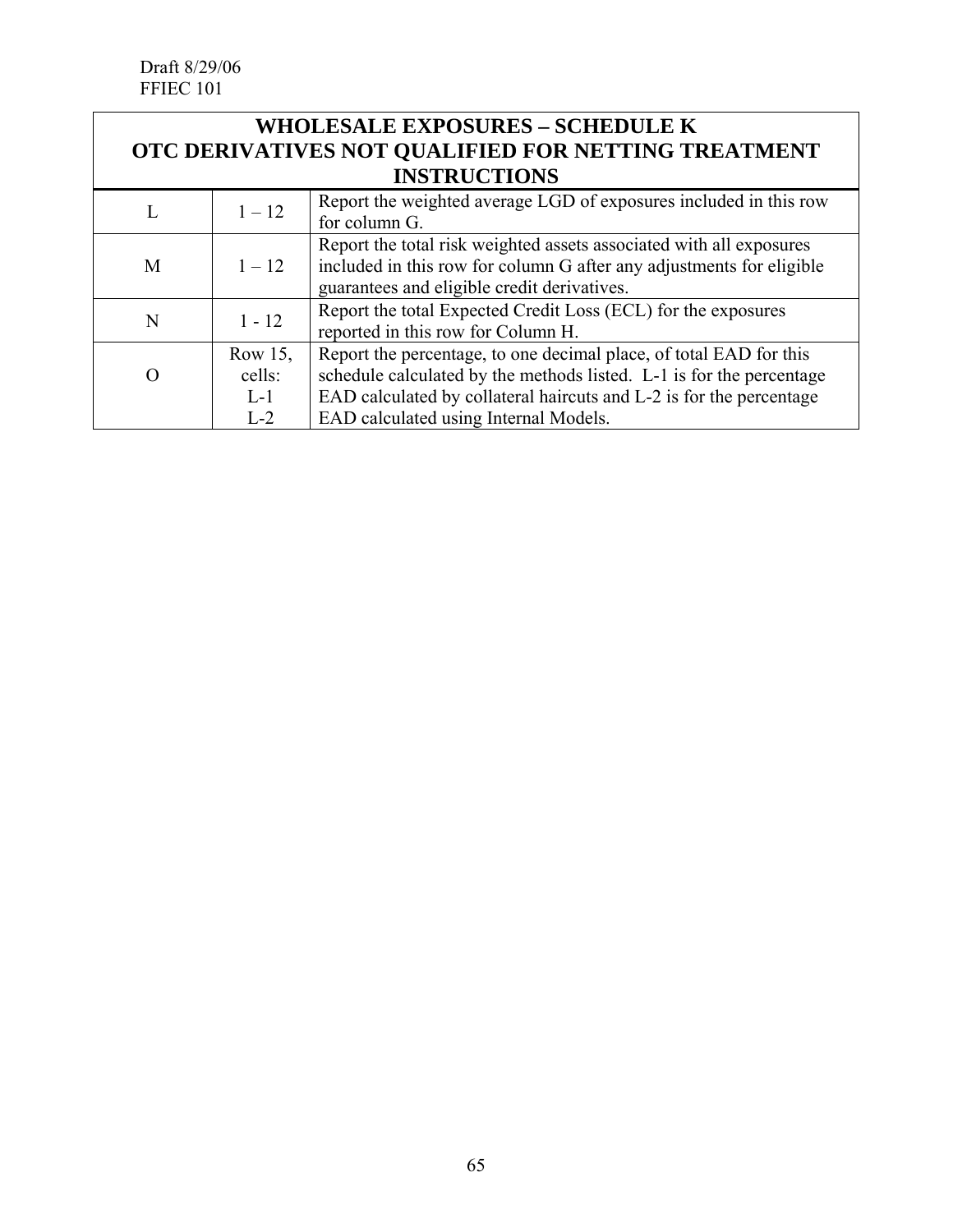Draft 8/29/06
FFIEC 101

| WHOLESALE EXPOSURES – SCHEDULE K<br>OTC DERIVATIVES NOT QUALIFIED FOR NETTING TREATMENT<br>INSTRUCTIONS | | |
|---|---|---|
| L | 1 – 12 | Report the weighted average LGD of exposures included in this row for column G. |
| M | 1 – 12 | Report the total risk weighted assets associated with all exposures included in this row for column G after any adjustments for eligible guarantees and eligible credit derivatives. |
| N | 1 - 12 | Report the total Expected Credit Loss (ECL) for the exposures reported in this row for Column H. |
| O | Row 15, cells: L-1 L-2 | Report the percentage, to one decimal place, of total EAD for this schedule calculated by the methods listed. L-1 is for the percentage EAD calculated by collateral haircuts and L-2 is for the percentage EAD calculated using Internal Models. |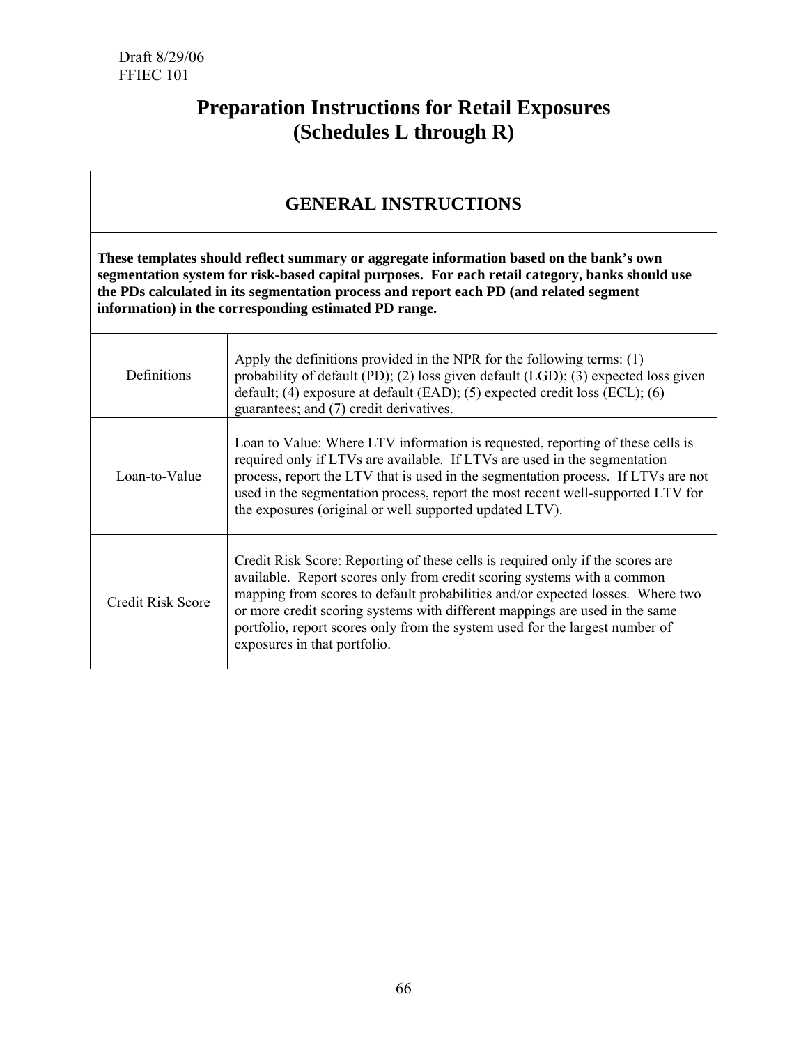Draft 8/29/06
FFIEC 101

# Preparation Instructions for Retail Exposures (Schedules L through R)

| GENERAL INSTRUCTIONS | |
|---|---|
| **These templates should reflect summary or aggregate information based on the bank's own segmentation system for risk-based capital purposes. For each retail category, banks should use the PDs calculated in its segmentation process and report each PD (and related segment information) in the corresponding estimated PD range.** | |
| Definitions | Apply the definitions provided in the NPR for the following terms: (1) probability of default (PD); (2) loss given default (LGD); (3) expected loss given default; (4) exposure at default (EAD); (5) expected credit loss (ECL); (6) guarantees; and (7) credit derivatives. |
| Loan-to-Value | Loan to Value: Where LTV information is requested, reporting of these cells is required only if LTVs are available. If LTVs are used in the segmentation process, report the LTV that is used in the segmentation process. If LTVs are not used in the segmentation process, report the most recent well-supported LTV for the exposures (original or well supported updated LTV). |
| Credit Risk Score | Credit Risk Score: Reporting of these cells is required only if the scores are available. Report scores only from credit scoring systems with a common mapping from scores to default probabilities and/or expected losses. Where two or more credit scoring systems with different mappings are used in the same portfolio, report scores only from the system used for the largest number of exposures in that portfolio. |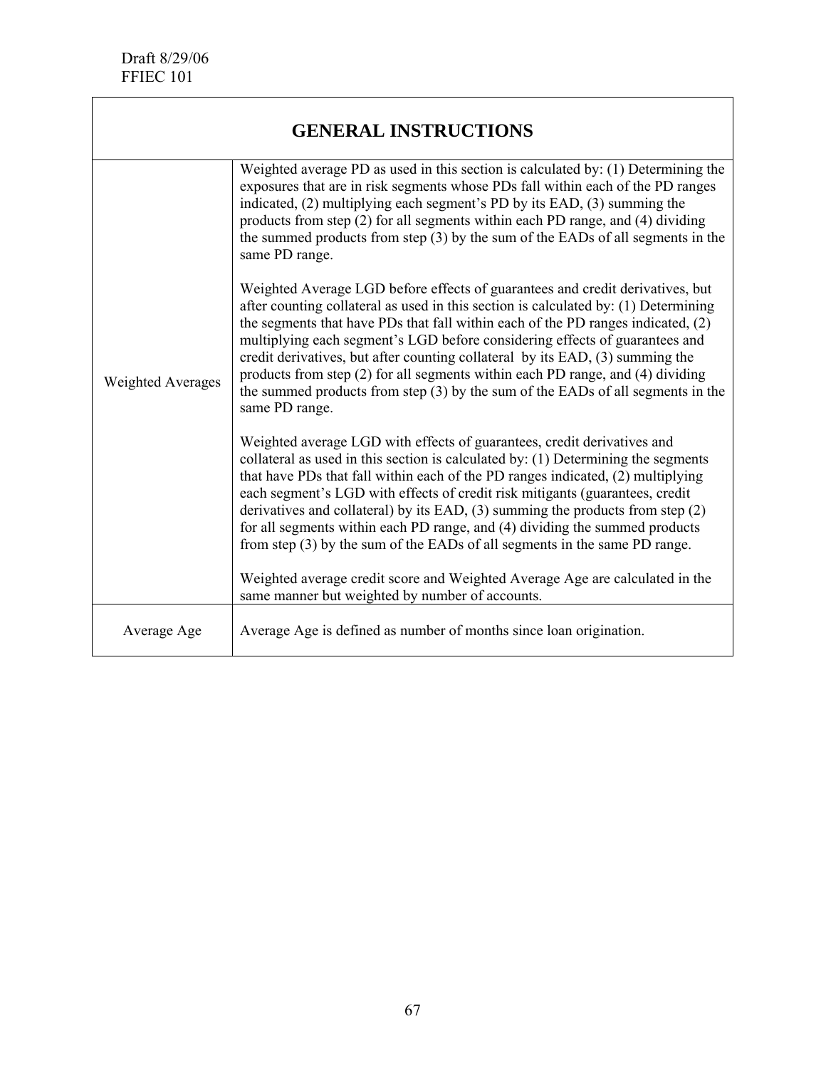Draft 8/29/06
FFIEC 101

| GENERAL INSTRUCTIONS | |
|---|---|
| Weighted Averages | Weighted average PD as used in this section is calculated by: (1) Determining the exposures that are in risk segments whose PDs fall within each of the PD ranges indicated, (2) multiplying each segment's PD by its EAD, (3) summing the products from step (2) for all segments within each PD range, and (4) dividing the summed products from step (3) by the sum of the EADs of all segments in the same PD range.<br><br>Weighted Average LGD before effects of guarantees and credit derivatives, but after counting collateral as used in this section is calculated by: (1) Determining the segments that have PDs that fall within each of the PD ranges indicated, (2) multiplying each segment's LGD before considering effects of guarantees and credit derivatives, but after counting collateral by its EAD, (3) summing the products from step (2) for all segments within each PD range, and (4) dividing the summed products from step (3) by the sum of the EADs of all segments in the same PD range.<br><br>Weighted average LGD with effects of guarantees, credit derivatives and collateral as used in this section is calculated by: (1) Determining the segments that have PDs that fall within each of the PD ranges indicated, (2) multiplying each segment's LGD with effects of credit risk mitigants (guarantees, credit derivatives and collateral) by its EAD, (3) summing the products from step (2) for all segments within each PD range, and (4) dividing the summed products from step (3) by the sum of the EADs of all segments in the same PD range.<br><br>Weighted average credit score and Weighted Average Age are calculated in the same manner but weighted by number of accounts. |
| Average Age | Average Age is defined as number of months since loan origination. |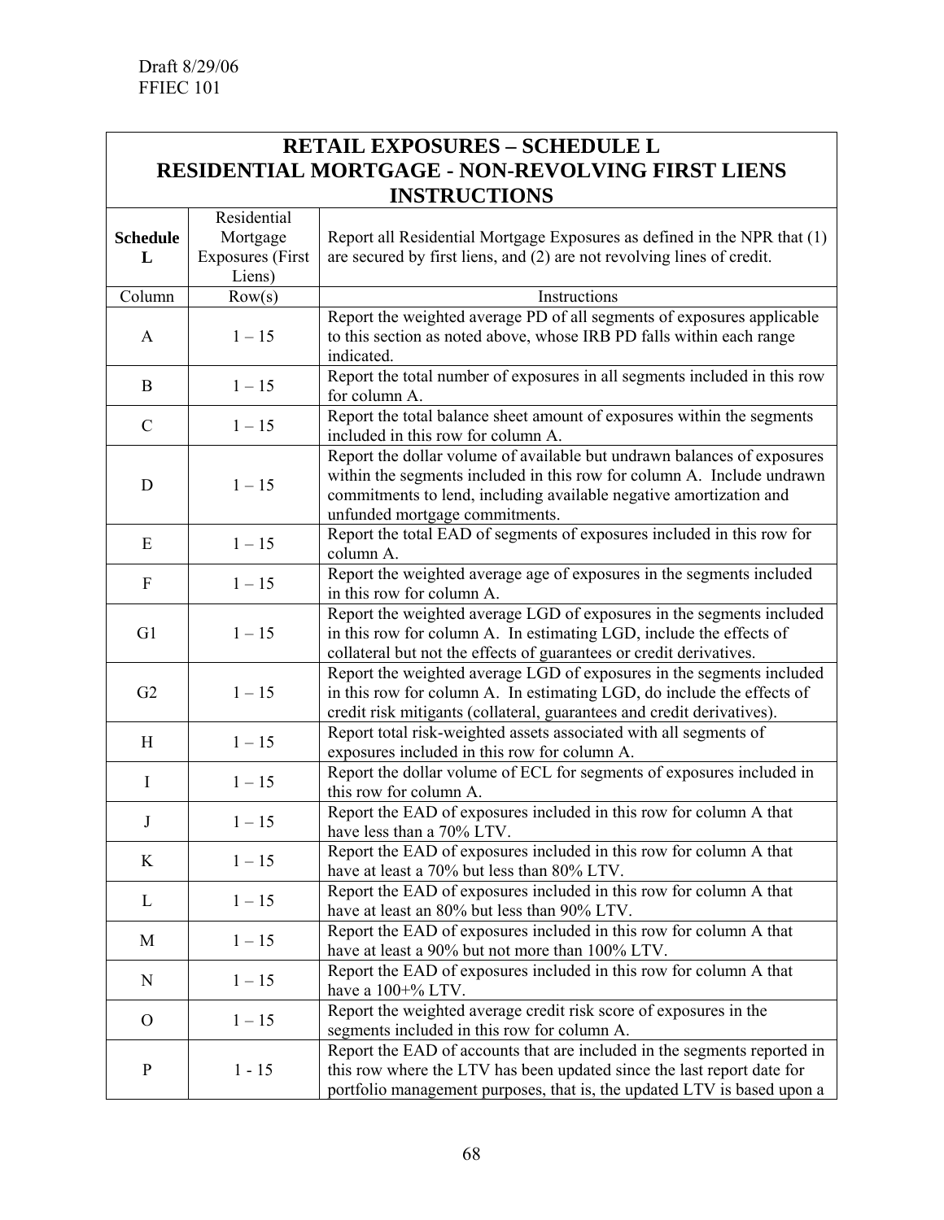Draft 8/29/06
FFIEC 101

| RETAIL EXPOSURES – SCHEDULE L<br>RESIDENTIAL MORTGAGE - NON-REVOLVING FIRST LIENS<br>INSTRUCTIONS | | |
|---|---|---|
| **Schedule L** | Residential Mortgage Exposures (First Liens) | Report all Residential Mortgage Exposures as defined in the NPR that (1) are secured by first liens, and (2) are not revolving lines of credit. |
| Column | Row(s) | Instructions |
| A | 1 – 15 | Report the weighted average PD of all segments of exposures applicable to this section as noted above, whose IRB PD falls within each range indicated. |
| B | 1 – 15 | Report the total number of exposures in all segments included in this row for column A. |
| C | 1 – 15 | Report the total balance sheet amount of exposures within the segments included in this row for column A. |
| D | 1 – 15 | Report the dollar volume of available but undrawn balances of exposures within the segments included in this row for column A. Include undrawn commitments to lend, including available negative amortization and unfunded mortgage commitments. |
| E | 1 – 15 | Report the total EAD of segments of exposures included in this row for column A. |
| F | 1 – 15 | Report the weighted average age of exposures in the segments included in this row for column A. |
| G1 | 1 – 15 | Report the weighted average LGD of exposures in the segments included in this row for column A. In estimating LGD, include the effects of collateral but not the effects of guarantees or credit derivatives. |
| G2 | 1 – 15 | Report the weighted average LGD of exposures in the segments included in this row for column A. In estimating LGD, do include the effects of credit risk mitigants (collateral, guarantees and credit derivatives). |
| H | 1 – 15 | Report total risk-weighted assets associated with all segments of exposures included in this row for column A. |
| I | 1 – 15 | Report the dollar volume of ECL for segments of exposures included in this row for column A. |
| J | 1 – 15 | Report the EAD of exposures included in this row for column A that have less than a 70% LTV. |
| K | 1 – 15 | Report the EAD of exposures included in this row for column A that have at least a 70% but less than 80% LTV. |
| L | 1 – 15 | Report the EAD of exposures included in this row for column A that have at least an 80% but less than 90% LTV. |
| M | 1 – 15 | Report the EAD of exposures included in this row for column A that have at least a 90% but not more than 100% LTV. |
| N | 1 – 15 | Report the EAD of exposures included in this row for column A that have a 100+% LTV. |
| O | 1 – 15 | Report the weighted average credit risk score of exposures in the segments included in this row for column A. |
| P | 1 - 15 | Report the EAD of accounts that are included in the segments reported in this row where the LTV has been updated since the last report date for portfolio management purposes, that is, the updated LTV is based upon a |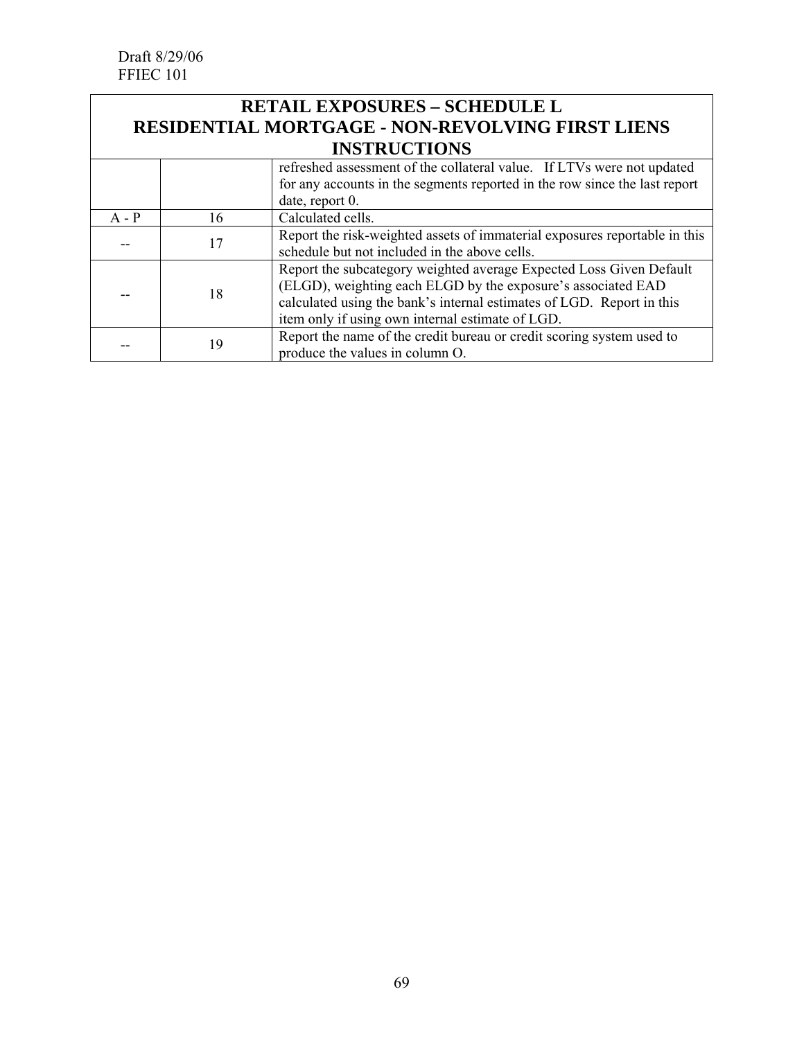Draft 8/29/06
FFIEC 101

| RETAIL EXPOSURES – SCHEDULE L<br>RESIDENTIAL MORTGAGE - NON-REVOLVING FIRST LIENS<br>INSTRUCTIONS | | |
|---|---|---|
| | | refreshed assessment of the collateral value. If LTVs were not updated for any accounts in the segments reported in the row since the last report date, report 0. |
| A - P | 16 | Calculated cells. |
| -- | 17 | Report the risk-weighted assets of immaterial exposures reportable in this schedule but not included in the above cells. |
| -- | 18 | Report the subcategory weighted average Expected Loss Given Default (ELGD), weighting each ELGD by the exposure's associated EAD calculated using the bank's internal estimates of LGD. Report in this item only if using own internal estimate of LGD. |
| -- | 19 | Report the name of the credit bureau or credit scoring system used to produce the values in column O. |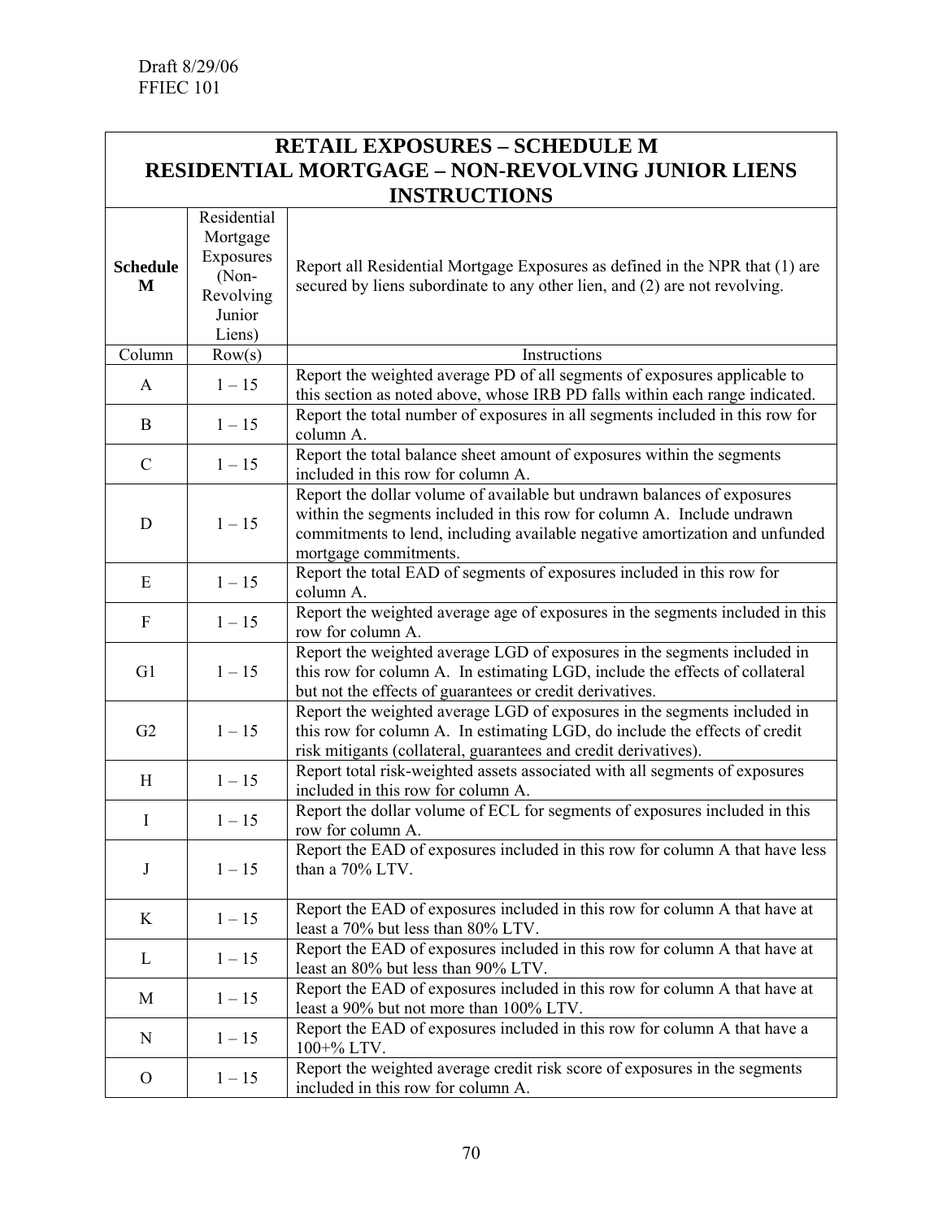Draft 8/29/06
FFIEC 101

| RETAIL EXPOSURES – SCHEDULE M<br>RESIDENTIAL MORTGAGE – NON-REVOLVING JUNIOR LIENS<br>INSTRUCTIONS | | |
|---|---|---|
| **Schedule M** | Residential Mortgage Exposures (Non-Revolving Junior Liens) | Report all Residential Mortgage Exposures as defined in the NPR that (1) are secured by liens subordinate to any other lien, and (2) are not revolving. |
| Column | Row(s) | Instructions |
| A | 1 – 15 | Report the weighted average PD of all segments of exposures applicable to this section as noted above, whose IRB PD falls within each range indicated. |
| B | 1 – 15 | Report the total number of exposures in all segments included in this row for column A. |
| C | 1 – 15 | Report the total balance sheet amount of exposures within the segments included in this row for column A. |
| D | 1 – 15 | Report the dollar volume of available but undrawn balances of exposures within the segments included in this row for column A. Include undrawn commitments to lend, including available negative amortization and unfunded mortgage commitments. |
| E | 1 – 15 | Report the total EAD of segments of exposures included in this row for column A. |
| F | 1 – 15 | Report the weighted average age of exposures in the segments included in this row for column A. |
| G1 | 1 – 15 | Report the weighted average LGD of exposures in the segments included in this row for column A. In estimating LGD, include the effects of collateral but not the effects of guarantees or credit derivatives. |
| G2 | 1 – 15 | Report the weighted average LGD of exposures in the segments included in this row for column A. In estimating LGD, do include the effects of credit risk mitigants (collateral, guarantees and credit derivatives). |
| H | 1 – 15 | Report total risk-weighted assets associated with all segments of exposures included in this row for column A. |
| I | 1 – 15 | Report the dollar volume of ECL for segments of exposures included in this row for column A. |
| J | 1 – 15 | Report the EAD of exposures included in this row for column A that have less than a 70% LTV. |
| K | 1 – 15 | Report the EAD of exposures included in this row for column A that have at least a 70% but less than 80% LTV. |
| L | 1 – 15 | Report the EAD of exposures included in this row for column A that have at least an 80% but less than 90% LTV. |
| M | 1 – 15 | Report the EAD of exposures included in this row for column A that have at least a 90% but not more than 100% LTV. |
| N | 1 – 15 | Report the EAD of exposures included in this row for column A that have a 100+% LTV. |
| O | 1 – 15 | Report the weighted average credit risk score of exposures in the segments included in this row for column A. |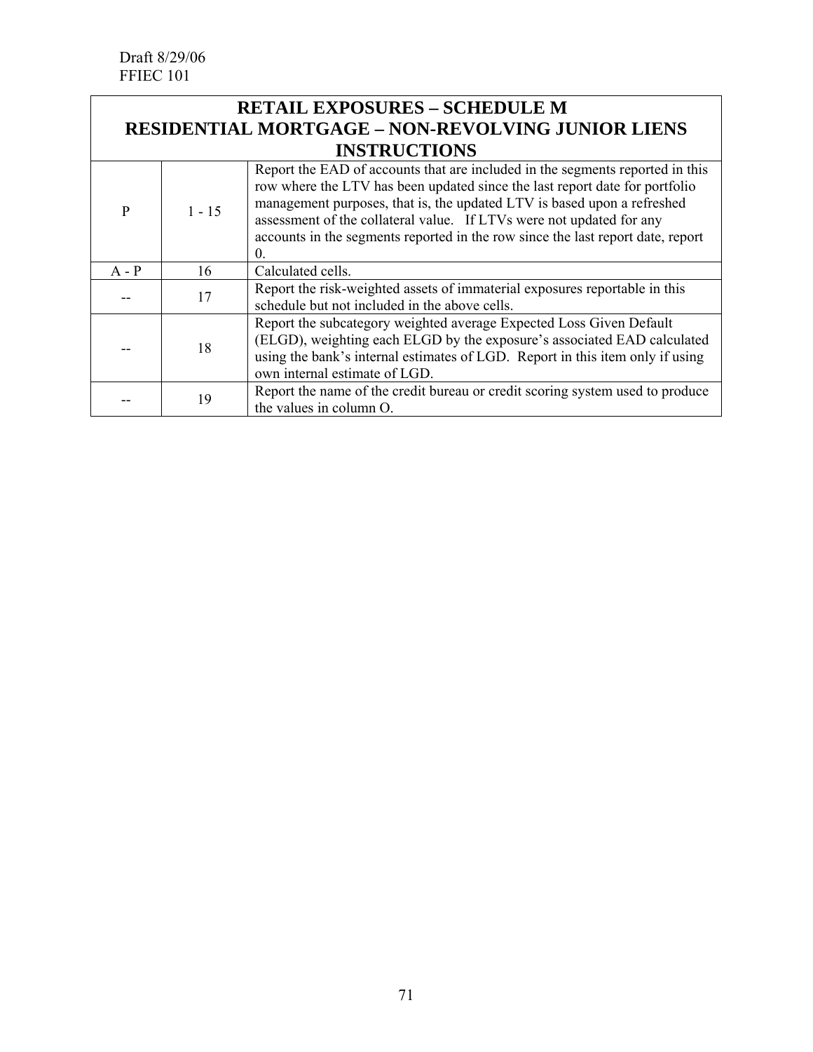Draft 8/29/06
FFIEC 101

| RETAIL EXPOSURES – SCHEDULE M<br>RESIDENTIAL MORTGAGE – NON-REVOLVING JUNIOR LIENS<br>INSTRUCTIONS | | |
|---|---|---|
| P | 1 - 15 | Report the EAD of accounts that are included in the segments reported in this row where the LTV has been updated since the last report date for portfolio management purposes, that is, the updated LTV is based upon a refreshed assessment of the collateral value. If LTVs were not updated for any accounts in the segments reported in the row since the last report date, report 0. |
| A - P | 16 | Calculated cells. |
| -- | 17 | Report the risk-weighted assets of immaterial exposures reportable in this schedule but not included in the above cells. |
| -- | 18 | Report the subcategory weighted average Expected Loss Given Default (ELGD), weighting each ELGD by the exposure's associated EAD calculated using the bank's internal estimates of LGD. Report in this item only if using own internal estimate of LGD. |
| -- | 19 | Report the name of the credit bureau or credit scoring system used to produce the values in column O. |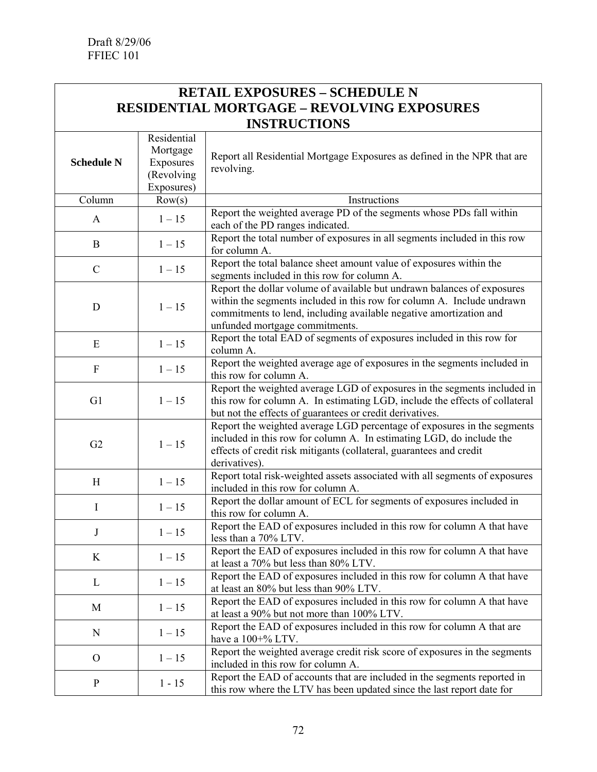Draft 8/29/06
FFIEC 101

| RETAIL EXPOSURES – SCHEDULE N<br>RESIDENTIAL MORTGAGE – REVOLVING EXPOSURES<br>INSTRUCTIONS | | |
|---|---|---|
| **Schedule N** | Residential Mortgage Exposures (Revolving Exposures) | Report all Residential Mortgage Exposures as defined in the NPR that are revolving. |
| Column | Row(s) | Instructions |
| A | 1 – 15 | Report the weighted average PD of the segments whose PDs fall within each of the PD ranges indicated. |
| B | 1 – 15 | Report the total number of exposures in all segments included in this row for column A. |
| C | 1 – 15 | Report the total balance sheet amount value of exposures within the segments included in this row for column A. |
| D | 1 – 15 | Report the dollar volume of available but undrawn balances of exposures within the segments included in this row for column A. Include undrawn commitments to lend, including available negative amortization and unfunded mortgage commitments. |
| E | 1 – 15 | Report the total EAD of segments of exposures included in this row for column A. |
| F | 1 – 15 | Report the weighted average age of exposures in the segments included in this row for column A. |
| G1 | 1 – 15 | Report the weighted average LGD of exposures in the segments included in this row for column A. In estimating LGD, include the effects of collateral but not the effects of guarantees or credit derivatives. |
| G2 | 1 – 15 | Report the weighted average LGD percentage of exposures in the segments included in this row for column A. In estimating LGD, do include the effects of credit risk mitigants (collateral, guarantees and credit derivatives). |
| H | 1 – 15 | Report total risk-weighted assets associated with all segments of exposures included in this row for column A. |
| I | 1 – 15 | Report the dollar amount of ECL for segments of exposures included in this row for column A. |
| J | 1 – 15 | Report the EAD of exposures included in this row for column A that have less than a 70% LTV. |
| K | 1 – 15 | Report the EAD of exposures included in this row for column A that have at least a 70% but less than 80% LTV. |
| L | 1 – 15 | Report the EAD of exposures included in this row for column A that have at least an 80% but less than 90% LTV. |
| M | 1 – 15 | Report the EAD of exposures included in this row for column A that have at least a 90% but not more than 100% LTV. |
| N | 1 – 15 | Report the EAD of exposures included in this row for column A that are have a 100+% LTV. |
| O | 1 – 15 | Report the weighted average credit risk score of exposures in the segments included in this row for column A. |
| P | 1 - 15 | Report the EAD of accounts that are included in the segments reported in this row where the LTV has been updated since the last report date for |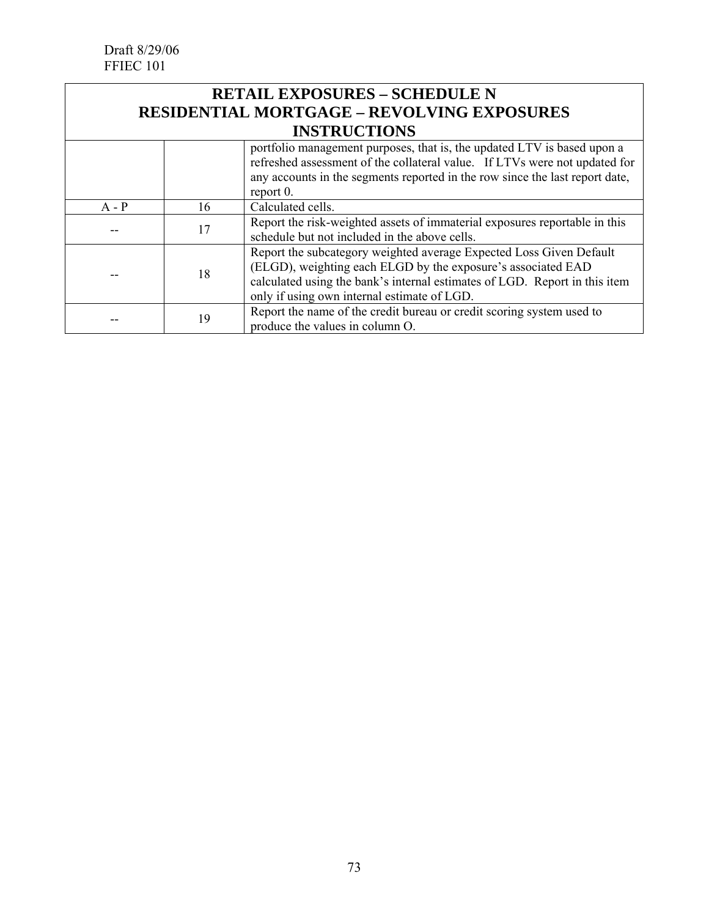Draft 8/29/06
FFIEC 101

| RETAIL EXPOSURES – SCHEDULE N<br>RESIDENTIAL MORTGAGE – REVOLVING EXPOSURES<br>INSTRUCTIONS | | |
|---|---|---|
| | | portfolio management purposes, that is, the updated LTV is based upon a refreshed assessment of the collateral value. If LTVs were not updated for any accounts in the segments reported in the row since the last report date, report 0. |
| A - P | 16 | Calculated cells. |
| -- | 17 | Report the risk-weighted assets of immaterial exposures reportable in this schedule but not included in the above cells. |
| -- | 18 | Report the subcategory weighted average Expected Loss Given Default (ELGD), weighting each ELGD by the exposure's associated EAD calculated using the bank's internal estimates of LGD. Report in this item only if using own internal estimate of LGD. |
| -- | 19 | Report the name of the credit bureau or credit scoring system used to produce the values in column O. |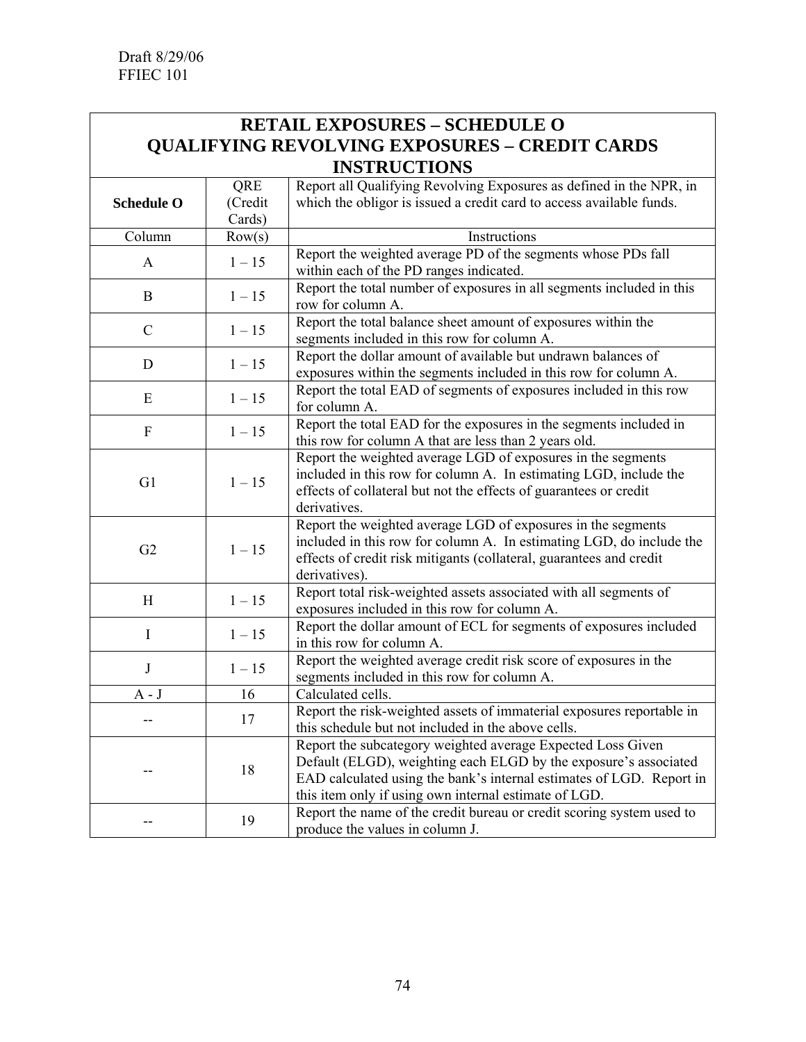Draft 8/29/06
FFIEC 101

| RETAIL EXPOSURES – SCHEDULE O QUALIFYING REVOLVING EXPOSURES – CREDIT CARDS INSTRUCTIONS | | |
|---|---|---|
| **Schedule O** | QRE (Credit Cards) | Report all Qualifying Revolving Exposures as defined in the NPR, in which the obligor is issued a credit card to access available funds. |
| Column | Row(s) | Instructions |
| A | 1 – 15 | Report the weighted average PD of the segments whose PDs fall within each of the PD ranges indicated. |
| B | 1 – 15 | Report the total number of exposures in all segments included in this row for column A. |
| C | 1 – 15 | Report the total balance sheet amount of exposures within the segments included in this row for column A. |
| D | 1 – 15 | Report the dollar amount of available but undrawn balances of exposures within the segments included in this row for column A. |
| E | 1 – 15 | Report the total EAD of segments of exposures included in this row for column A. |
| F | 1 – 15 | Report the total EAD for the exposures in the segments included in this row for column A that are less than 2 years old. |
| G1 | 1 – 15 | Report the weighted average LGD of exposures in the segments included in this row for column A. In estimating LGD, include the effects of collateral but not the effects of guarantees or credit derivatives. |
| G2 | 1 – 15 | Report the weighted average LGD of exposures in the segments included in this row for column A. In estimating LGD, do include the effects of credit risk mitigants (collateral, guarantees and credit derivatives). |
| H | 1 – 15 | Report total risk-weighted assets associated with all segments of exposures included in this row for column A. |
| I | 1 – 15 | Report the dollar amount of ECL for segments of exposures included in this row for column A. |
| J | 1 – 15 | Report the weighted average credit risk score of exposures in the segments included in this row for column A. |
| A - J | 16 | Calculated cells. |
| -- | 17 | Report the risk-weighted assets of immaterial exposures reportable in this schedule but not included in the above cells. |
| -- | 18 | Report the subcategory weighted average Expected Loss Given Default (ELGD), weighting each ELGD by the exposure's associated EAD calculated using the bank's internal estimates of LGD. Report in this item only if using own internal estimate of LGD. |
| -- | 19 | Report the name of the credit bureau or credit scoring system used to produce the values in column J. |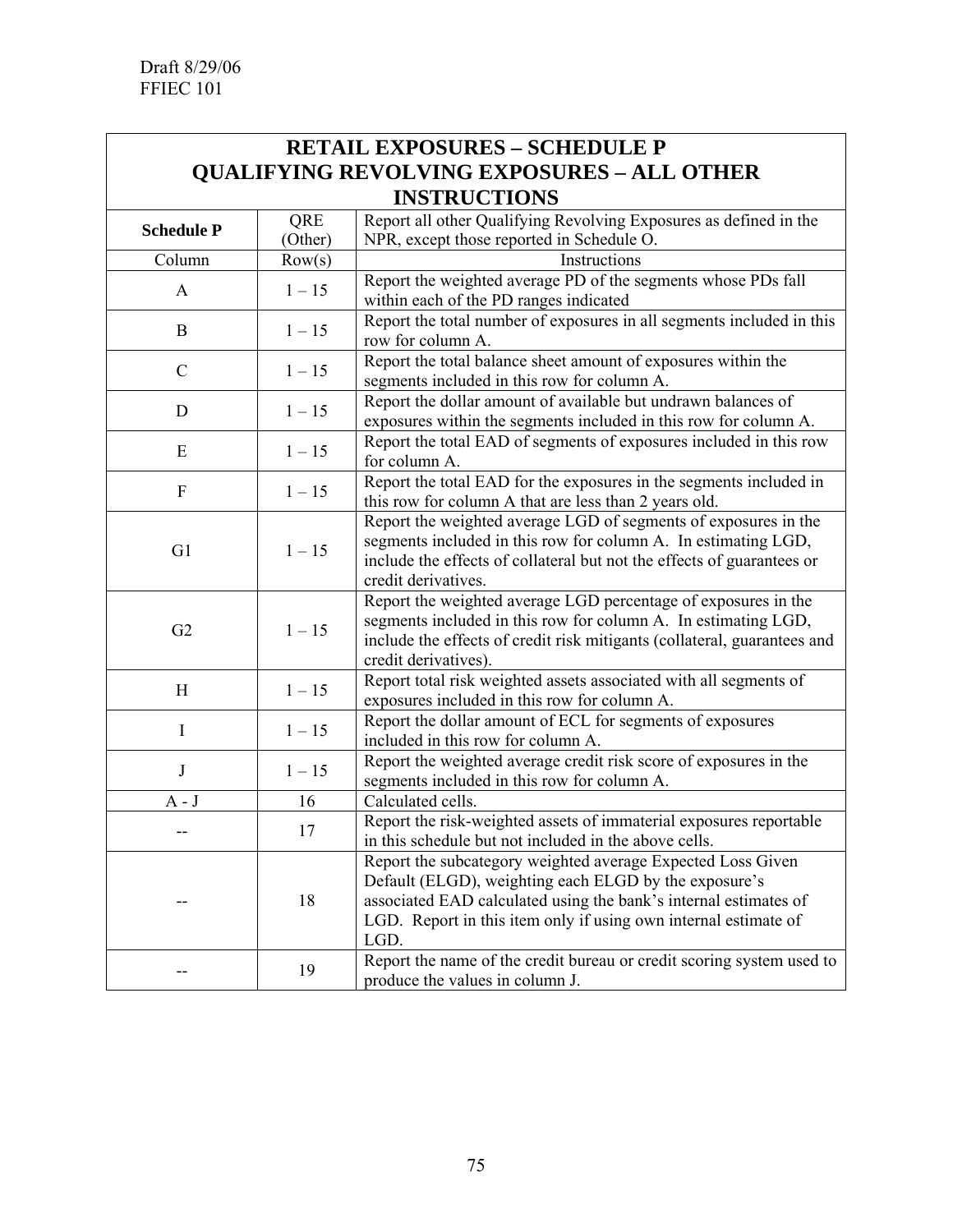Draft 8/29/06
FFIEC 101

| RETAIL EXPOSURES – SCHEDULE P<br>QUALIFYING REVOLVING EXPOSURES – ALL OTHER<br>INSTRUCTIONS | | |
|---|---|---|
| **Schedule P** | QRE (Other) | Report all other Qualifying Revolving Exposures as defined in the NPR, except those reported in Schedule O. |
| Column | Row(s) | Instructions |
| A | 1 – 15 | Report the weighted average PD of the segments whose PDs fall within each of the PD ranges indicated |
| B | 1 – 15 | Report the total number of exposures in all segments included in this row for column A. |
| C | 1 – 15 | Report the total balance sheet amount of exposures within the segments included in this row for column A. |
| D | 1 – 15 | Report the dollar amount of available but undrawn balances of exposures within the segments included in this row for column A. |
| E | 1 – 15 | Report the total EAD of segments of exposures included in this row for column A. |
| F | 1 – 15 | Report the total EAD for the exposures in the segments included in this row for column A that are less than 2 years old. |
| G1 | 1 – 15 | Report the weighted average LGD of segments of exposures in the segments included in this row for column A. In estimating LGD, include the effects of collateral but not the effects of guarantees or credit derivatives. |
| G2 | 1 – 15 | Report the weighted average LGD percentage of exposures in the segments included in this row for column A. In estimating LGD, include the effects of credit risk mitigants (collateral, guarantees and credit derivatives). |
| H | 1 – 15 | Report total risk weighted assets associated with all segments of exposures included in this row for column A. |
| I | 1 – 15 | Report the dollar amount of ECL for segments of exposures included in this row for column A. |
| J | 1 – 15 | Report the weighted average credit risk score of exposures in the segments included in this row for column A. |
| A - J | 16 | Calculated cells. |
| -- | 17 | Report the risk-weighted assets of immaterial exposures reportable in this schedule but not included in the above cells. |
| -- | 18 | Report the subcategory weighted average Expected Loss Given Default (ELGD), weighting each ELGD by the exposure's associated EAD calculated using the bank's internal estimates of LGD. Report in this item only if using own internal estimate of LGD. |
| -- | 19 | Report the name of the credit bureau or credit scoring system used to produce the values in column J. |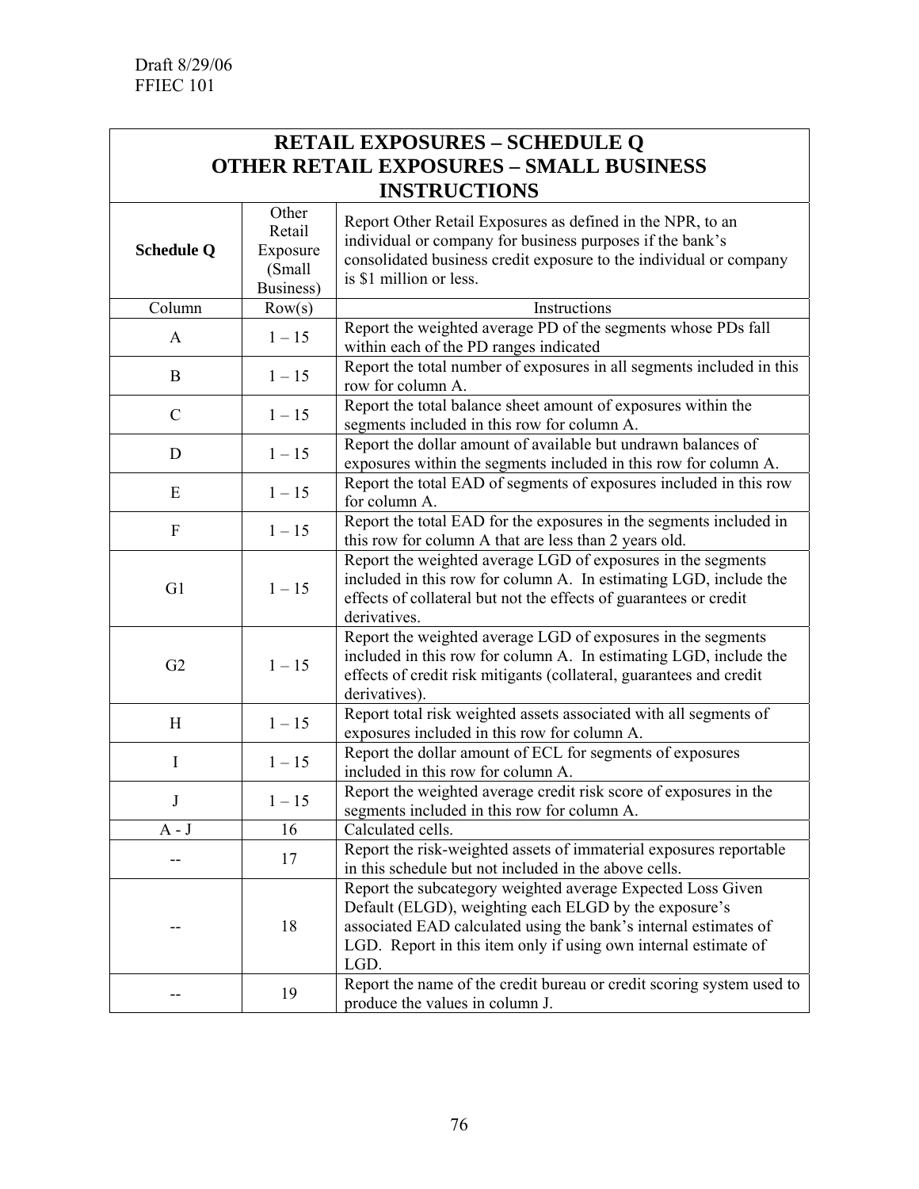Draft 8/29/06
FFIEC 101

| RETAIL EXPOSURES – SCHEDULE Q<br>OTHER RETAIL EXPOSURES – SMALL BUSINESS<br>INSTRUCTIONS | | |
|---|---|---|
| **Schedule Q** | Other Retail Exposure (Small Business) | Report Other Retail Exposures as defined in the NPR, to an individual or company for business purposes if the bank's consolidated business credit exposure to the individual or company is $1 million or less. |
| Column | Row(s) | Instructions |
| A | 1 – 15 | Report the weighted average PD of the segments whose PDs fall within each of the PD ranges indicated |
| B | 1 – 15 | Report the total number of exposures in all segments included in this row for column A. |
| C | 1 – 15 | Report the total balance sheet amount of exposures within the segments included in this row for column A. |
| D | 1 – 15 | Report the dollar amount of available but undrawn balances of exposures within the segments included in this row for column A. |
| E | 1 – 15 | Report the total EAD of segments of exposures included in this row for column A. |
| F | 1 – 15 | Report the total EAD for the exposures in the segments included in this row for column A that are less than 2 years old. |
| G1 | 1 – 15 | Report the weighted average LGD of exposures in the segments included in this row for column A. In estimating LGD, include the effects of collateral but not the effects of guarantees or credit derivatives. |
| G2 | 1 – 15 | Report the weighted average LGD of exposures in the segments included in this row for column A. In estimating LGD, include the effects of credit risk mitigants (collateral, guarantees and credit derivatives). |
| H | 1 – 15 | Report total risk weighted assets associated with all segments of exposures included in this row for column A. |
| I | 1 – 15 | Report the dollar amount of ECL for segments of exposures included in this row for column A. |
| J | 1 – 15 | Report the weighted average credit risk score of exposures in the segments included in this row for column A. |
| A - J | 16 | Calculated cells. |
| -- | 17 | Report the risk-weighted assets of immaterial exposures reportable in this schedule but not included in the above cells. |
| -- | 18 | Report the subcategory weighted average Expected Loss Given Default (ELGD), weighting each ELGD by the exposure's associated EAD calculated using the bank's internal estimates of LGD. Report in this item only if using own internal estimate of LGD. |
| -- | 19 | Report the name of the credit bureau or credit scoring system used to produce the values in column J. |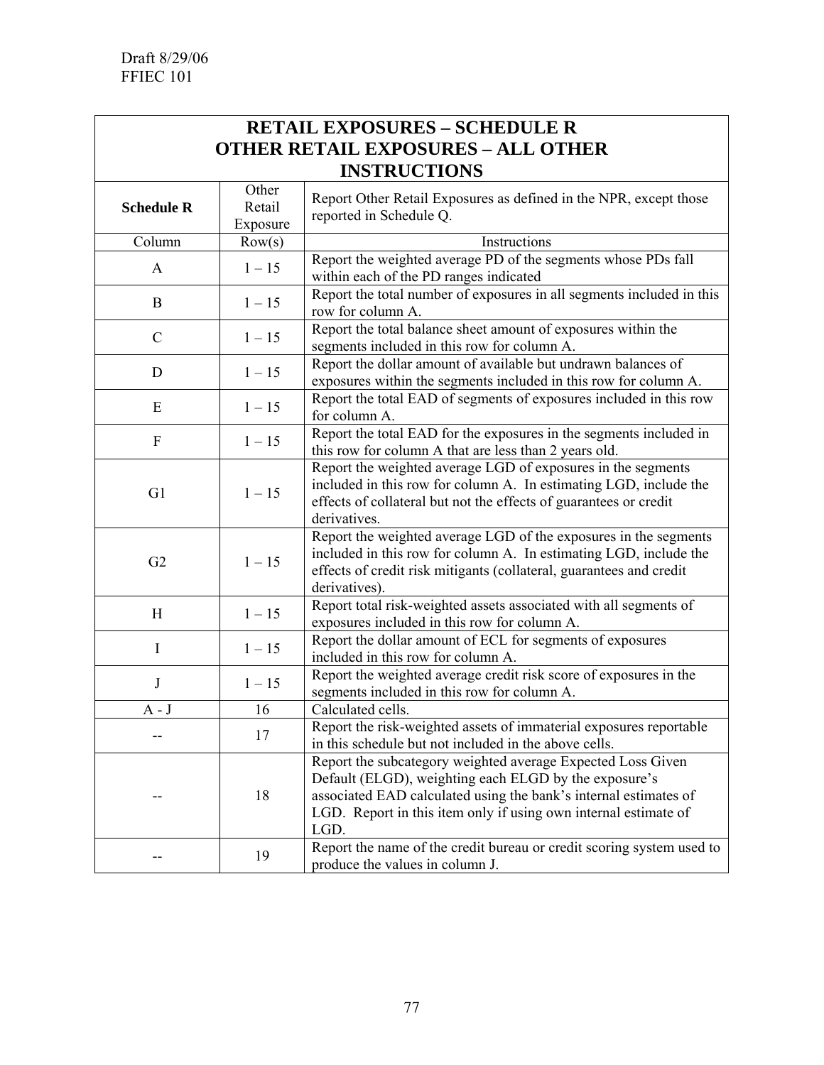Draft 8/29/06
FFIEC 101

| RETAIL EXPOSURES – SCHEDULE R<br>OTHER RETAIL EXPOSURES – ALL OTHER<br>INSTRUCTIONS | | |
|---|---|---|
| **Schedule R** | Other Retail Exposure | Report Other Retail Exposures as defined in the NPR, except those reported in Schedule Q. |
| Column | Row(s) | Instructions |
| A | 1 – 15 | Report the weighted average PD of the segments whose PDs fall within each of the PD ranges indicated |
| B | 1 – 15 | Report the total number of exposures in all segments included in this row for column A. |
| C | 1 – 15 | Report the total balance sheet amount of exposures within the segments included in this row for column A. |
| D | 1 – 15 | Report the dollar amount of available but undrawn balances of exposures within the segments included in this row for column A. |
| E | 1 – 15 | Report the total EAD of segments of exposures included in this row for column A. |
| F | 1 – 15 | Report the total EAD for the exposures in the segments included in this row for column A that are less than 2 years old. |
| G1 | 1 – 15 | Report the weighted average LGD of exposures in the segments included in this row for column A. In estimating LGD, include the effects of collateral but not the effects of guarantees or credit derivatives. |
| G2 | 1 – 15 | Report the weighted average LGD of the exposures in the segments included in this row for column A. In estimating LGD, include the effects of credit risk mitigants (collateral, guarantees and credit derivatives). |
| H | 1 – 15 | Report total risk-weighted assets associated with all segments of exposures included in this row for column A. |
| I | 1 – 15 | Report the dollar amount of ECL for segments of exposures included in this row for column A. |
| J | 1 – 15 | Report the weighted average credit risk score of exposures in the segments included in this row for column A. |
| A - J | 16 | Calculated cells. |
| -- | 17 | Report the risk-weighted assets of immaterial exposures reportable in this schedule but not included in the above cells. |
| -- | 18 | Report the subcategory weighted average Expected Loss Given Default (ELGD), weighting each ELGD by the exposure's associated EAD calculated using the bank's internal estimates of LGD. Report in this item only if using own internal estimate of LGD. |
| -- | 19 | Report the name of the credit bureau or credit scoring system used to produce the values in column J. |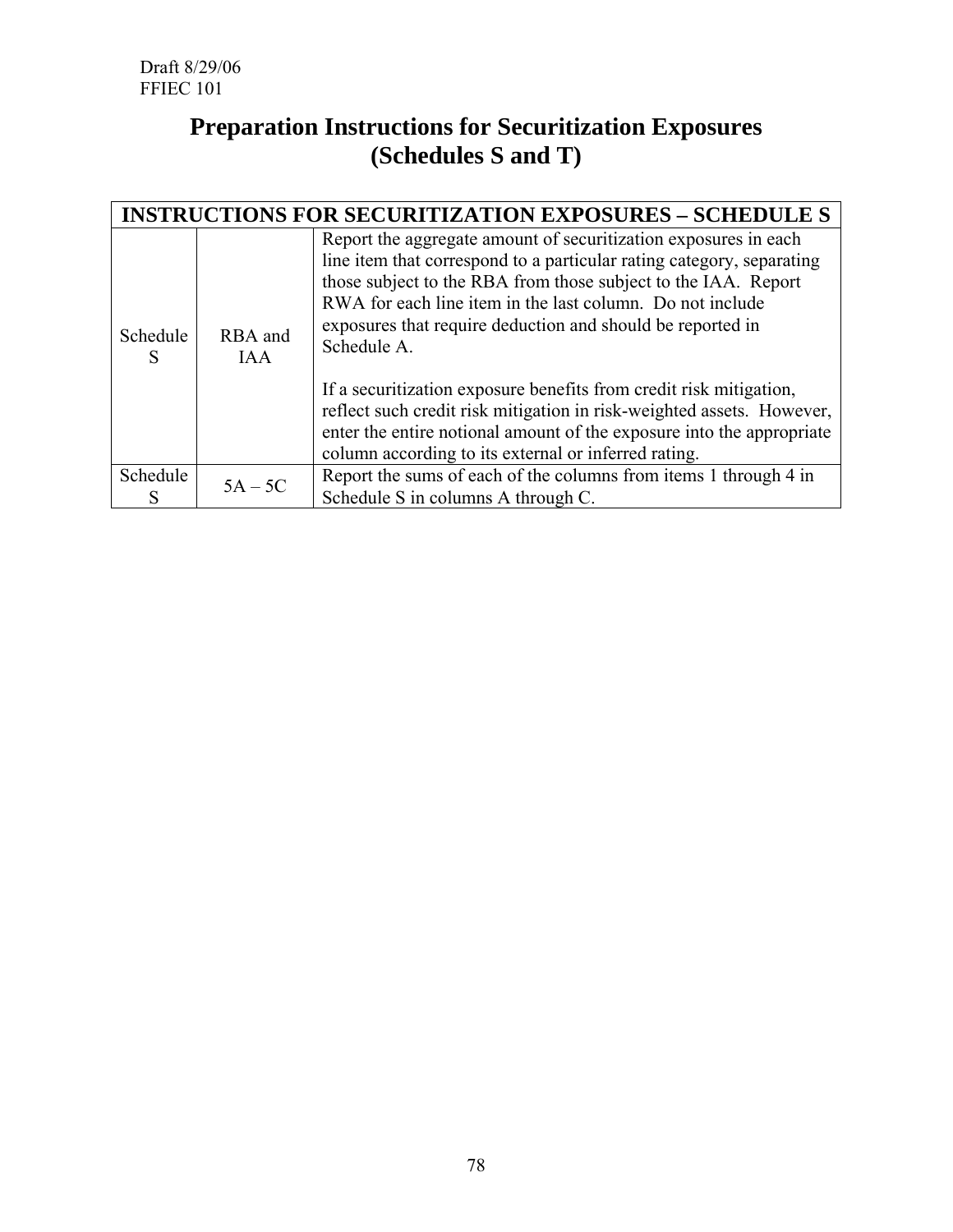# Preparation Instructions for Securitization Exposures (Schedules S and T)

| INSTRUCTIONS FOR SECURITIZATION EXPOSURES – SCHEDULE S | | |
|---|---|---|
| Schedule S | RBA and IAA | Report the aggregate amount of securitization exposures in each line item that correspond to a particular rating category, separating those subject to the RBA from those subject to the IAA. Report RWA for each line item in the last column. Do not include exposures that require deduction and should be reported in Schedule A.<br><br>If a securitization exposure benefits from credit risk mitigation, reflect such credit risk mitigation in risk-weighted assets. However, enter the entire notional amount of the exposure into the appropriate column according to its external or inferred rating. |
| Schedule S | 5A – 5C | Report the sums of each of the columns from items 1 through 4 in Schedule S in columns A through C. |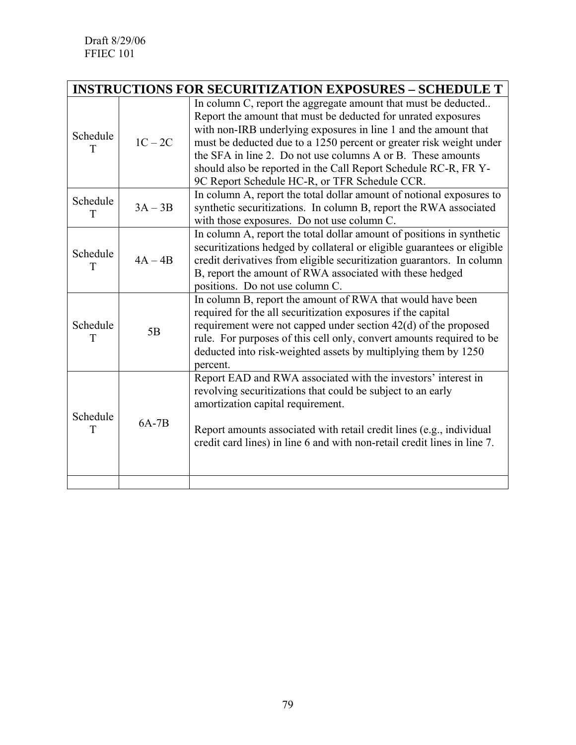Draft 8/29/06
FFIEC 101

| INSTRUCTIONS FOR SECURITIZATION EXPOSURES – SCHEDULE T | | |
|---|---|---|
| Schedule T | 1C – 2C | In column C, report the aggregate amount that must be deducted.. Report the amount that must be deducted for unrated exposures with non-IRB underlying exposures in line 1 and the amount that must be deducted due to a 1250 percent or greater risk weight under the SFA in line 2. Do not use columns A or B. These amounts should also be reported in the Call Report Schedule RC-R, FR Y-9C Report Schedule HC-R, or TFR Schedule CCR. |
| Schedule T | 3A – 3B | In column A, report the total dollar amount of notional exposures to synthetic securitizations. In column B, report the RWA associated with those exposures. Do not use column C. |
| Schedule T | 4A – 4B | In column A, report the total dollar amount of positions in synthetic securitizations hedged by collateral or eligible guarantees or eligible credit derivatives from eligible securitization guarantors. In column B, report the amount of RWA associated with these hedged positions. Do not use column C. |
| Schedule T | 5B | In column B, report the amount of RWA that would have been required for the all securitization exposures if the capital requirement were not capped under section 42(d) of the proposed rule. For purposes of this cell only, convert amounts required to be deducted into risk-weighted assets by multiplying them by 1250 percent. |
| Schedule T | 6A-7B | Report EAD and RWA associated with the investors' interest in revolving securitizations that could be subject to an early amortization capital requirement.<br><br>Report amounts associated with retail credit lines (e.g., individual credit card lines) in line 6 and with non-retail credit lines in line 7. |
| | | |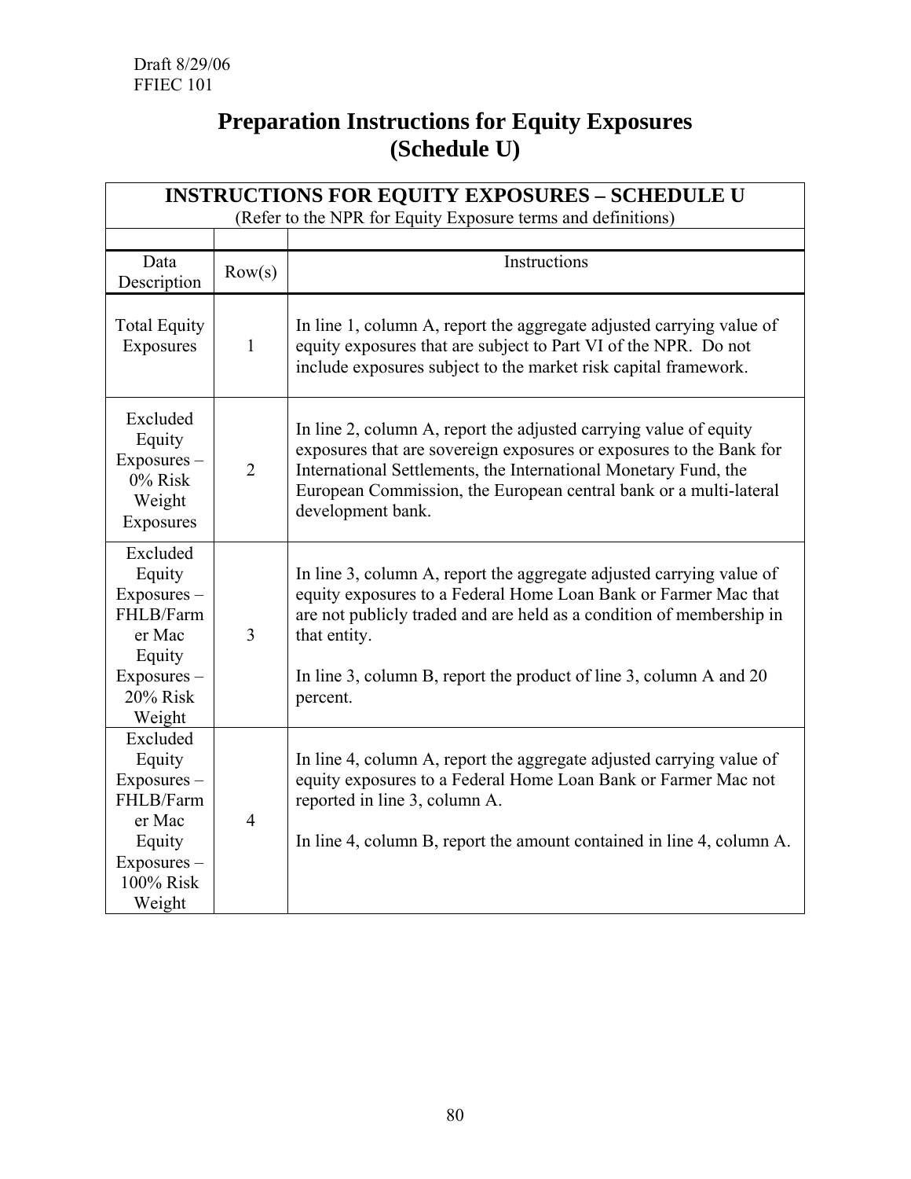Draft 8/29/06
FFIEC 101

# Preparation Instructions for Equity Exposures (Schedule U)

| INSTRUCTIONS FOR EQUITY EXPOSURES – SCHEDULE U (Refer to the NPR for Equity Exposure terms and definitions) | | |
|---|---|---|
| Data Description | Row(s) | Instructions |
| Total Equity Exposures | 1 | In line 1, column A, report the aggregate adjusted carrying value of equity exposures that are subject to Part VI of the NPR. Do not include exposures subject to the market risk capital framework. |
| Excluded Equity Exposures – 0% Risk Weight Exposures | 2 | In line 2, column A, report the adjusted carrying value of equity exposures that are sovereign exposures or exposures to the Bank for International Settlements, the International Monetary Fund, the European Commission, the European central bank or a multi-lateral development bank. |
| Excluded Equity Exposures – FHLB/Farmer Mac Equity Exposures – 20% Risk Weight | 3 | In line 3, column A, report the aggregate adjusted carrying value of equity exposures to a Federal Home Loan Bank or Farmer Mac that are not publicly traded and are held as a condition of membership in that entity.<br><br>In line 3, column B, report the product of line 3, column A and 20 percent. |
| Excluded Equity Exposures – FHLB/Farmer Mac Equity Exposures – 100% Risk Weight | 4 | In line 4, column A, report the aggregate adjusted carrying value of equity exposures to a Federal Home Loan Bank or Farmer Mac not reported in line 3, column A.<br><br>In line 4, column B, report the amount contained in line 4, column A. |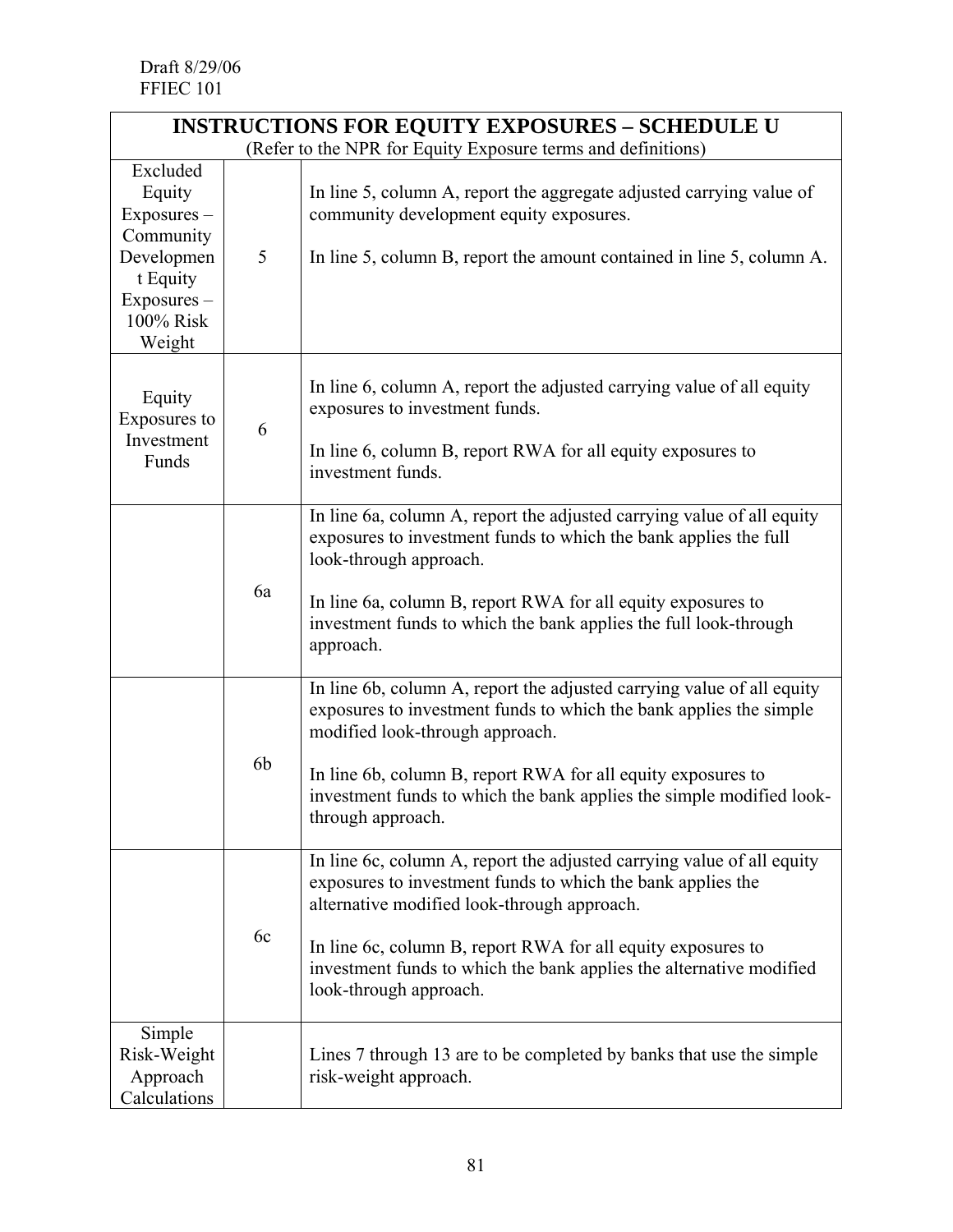Draft 8/29/06
FFIEC 101

| INSTRUCTIONS FOR EQUITY EXPOSURES – SCHEDULE U (Refer to the NPR for Equity Exposure terms and definitions) | | |
|---|---|---|
| Excluded Equity Exposures – Community Development Equity Exposures – 100% Risk Weight | 5 | In line 5, column A, report the aggregate adjusted carrying value of community development equity exposures.<br><br>In line 5, column B, report the amount contained in line 5, column A. |
| Equity Exposures to Investment Funds | 6 | In line 6, column A, report the adjusted carrying value of all equity exposures to investment funds.<br><br>In line 6, column B, report RWA for all equity exposures to investment funds. |
| | 6a | In line 6a, column A, report the adjusted carrying value of all equity exposures to investment funds to which the bank applies the full look-through approach.<br><br>In line 6a, column B, report RWA for all equity exposures to investment funds to which the bank applies the full look-through approach. |
| | 6b | In line 6b, column A, report the adjusted carrying value of all equity exposures to investment funds to which the bank applies the simple modified look-through approach.<br><br>In line 6b, column B, report RWA for all equity exposures to investment funds to which the bank applies the simple modified look-through approach. |
| | 6c | In line 6c, column A, report the adjusted carrying value of all equity exposures to investment funds to which the bank applies the alternative modified look-through approach.<br><br>In line 6c, column B, report RWA for all equity exposures to investment funds to which the bank applies the alternative modified look-through approach. |
| Simple Risk-Weight Approach Calculations | | Lines 7 through 13 are to be completed by banks that use the simple risk-weight approach. |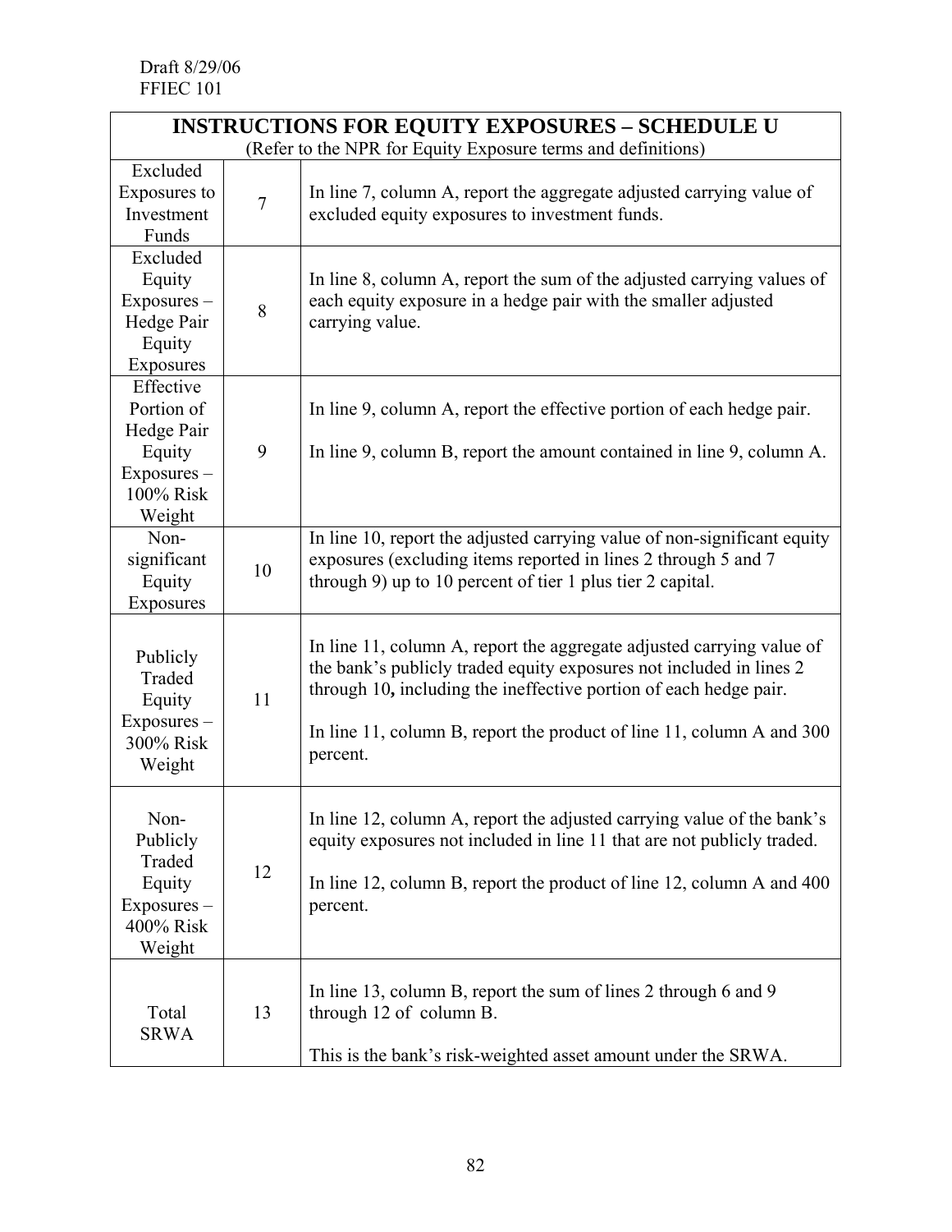Draft 8/29/06
FFIEC 101

| INSTRUCTIONS FOR EQUITY EXPOSURES – SCHEDULE U (Refer to the NPR for Equity Exposure terms and definitions) | | |
|---|---|---|
| Excluded Exposures to Investment Funds | 7 | In line 7, column A, report the aggregate adjusted carrying value of excluded equity exposures to investment funds. |
| Excluded Equity Exposures – Hedge Pair Equity Exposures | 8 | In line 8, column A, report the sum of the adjusted carrying values of each equity exposure in a hedge pair with the smaller adjusted carrying value. |
| Effective Portion of Hedge Pair Equity Exposures – 100% Risk Weight | 9 | In line 9, column A, report the effective portion of each hedge pair.<br><br>In line 9, column B, report the amount contained in line 9, column A. |
| Non-significant Equity Exposures | 10 | In line 10, report the adjusted carrying value of non-significant equity exposures (excluding items reported in lines 2 through 5 and 7 through 9) up to 10 percent of tier 1 plus tier 2 capital. |
| Publicly Traded Equity Exposures – 300% Risk Weight | 11 | In line 11, column A, report the aggregate adjusted carrying value of the bank's publicly traded equity exposures not included in lines 2 through 10**,** including the ineffective portion of each hedge pair.<br><br>In line 11, column B, report the product of line 11, column A and 300 percent. |
| Non-Publicly Traded Equity Exposures – 400% Risk Weight | 12 | In line 12, column A, report the adjusted carrying value of the bank's equity exposures not included in line 11 that are not publicly traded.<br><br>In line 12, column B, report the product of line 12, column A and 400 percent. |
| Total SRWA | 13 | In line 13, column B, report the sum of lines 2 through 6 and 9 through 12 of column B.<br><br>This is the bank's risk-weighted asset amount under the SRWA. |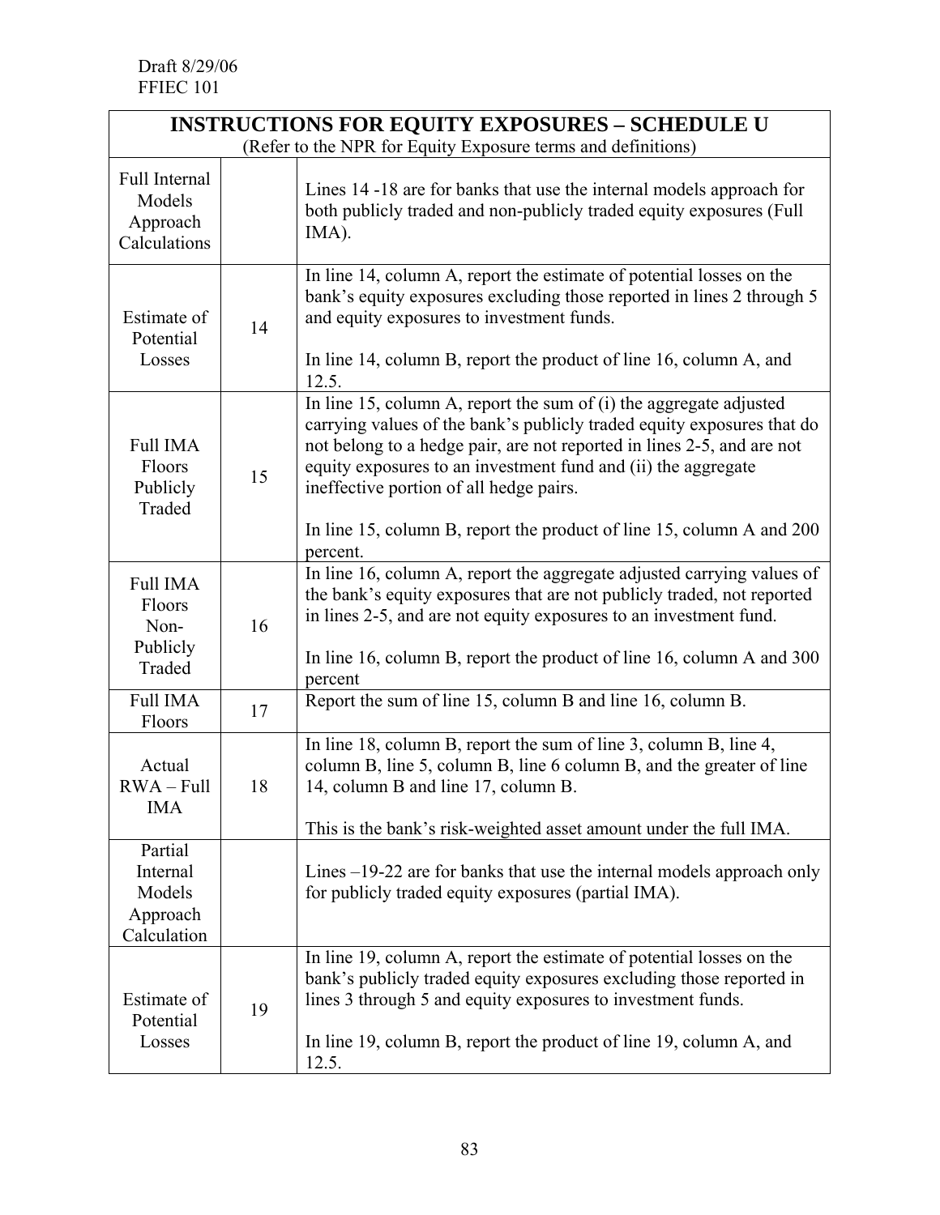Draft 8/29/06
FFIEC 101

| INSTRUCTIONS FOR EQUITY EXPOSURES – SCHEDULE U (Refer to the NPR for Equity Exposure terms and definitions) | | |
|---|---|---|
| Full Internal Models Approach Calculations | | Lines 14 -18 are for banks that use the internal models approach for both publicly traded and non-publicly traded equity exposures (Full IMA). |
| Estimate of Potential Losses | 14 | In line 14, column A, report the estimate of potential losses on the bank's equity exposures excluding those reported in lines 2 through 5 and equity exposures to investment funds.<br><br>In line 14, column B, report the product of line 16, column A, and 12.5. |
| Full IMA Floors Publicly Traded | 15 | In line 15, column A, report the sum of (i) the aggregate adjusted carrying values of the bank's publicly traded equity exposures that do not belong to a hedge pair, are not reported in lines 2-5, and are not equity exposures to an investment fund and (ii) the aggregate ineffective portion of all hedge pairs.<br><br>In line 15, column B, report the product of line 15, column A and 200 percent. |
| Full IMA Floors Non-Publicly Traded | 16 | In line 16, column A, report the aggregate adjusted carrying values of the bank's equity exposures that are not publicly traded, not reported in lines 2-5, and are not equity exposures to an investment fund.<br><br>In line 16, column B, report the product of line 16, column A and 300 percent |
| Full IMA Floors | 17 | Report the sum of line 15, column B and line 16, column B. |
| Actual RWA – Full IMA | 18 | In line 18, column B, report the sum of line 3, column B, line 4, column B, line 5, column B, line 6 column B, and the greater of line 14, column B and line 17, column B.<br><br>This is the bank's risk-weighted asset amount under the full IMA. |
| Partial Internal Models Approach Calculation | | Lines –19-22 are for banks that use the internal models approach only for publicly traded equity exposures (partial IMA). |
| Estimate of Potential Losses | 19 | In line 19, column A, report the estimate of potential losses on the bank's publicly traded equity exposures excluding those reported in lines 3 through 5 and equity exposures to investment funds.<br><br>In line 19, column B, report the product of line 19, column A, and 12.5. |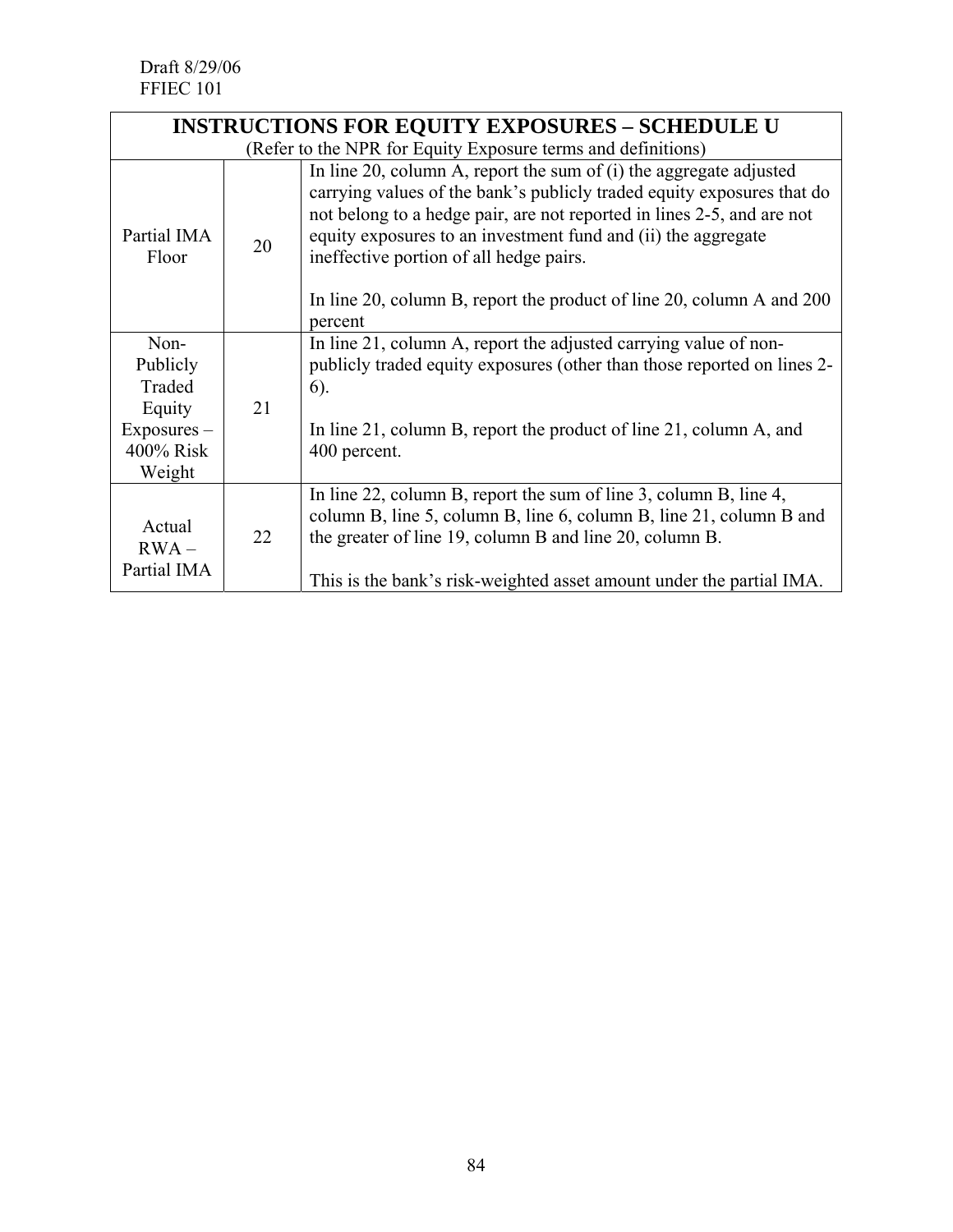| INSTRUCTIONS FOR EQUITY EXPOSURES – SCHEDULE U (Refer to the NPR for Equity Exposure terms and definitions) | | |
|---|---|---|
| Partial IMA Floor | 20 | In line 20, column A, report the sum of (i) the aggregate adjusted carrying values of the bank's publicly traded equity exposures that do not belong to a hedge pair, are not reported in lines 2-5, and are not equity exposures to an investment fund and (ii) the aggregate ineffective portion of all hedge pairs.<br><br>In line 20, column B, report the product of line 20, column A and 200 percent |
| Non-Publicly Traded Equity Exposures – 400% Risk Weight | 21 | In line 21, column A, report the adjusted carrying value of non-publicly traded equity exposures (other than those reported on lines 2-6).<br><br>In line 21, column B, report the product of line 21, column A, and 400 percent. |
| Actual RWA – Partial IMA | 22 | In line 22, column B, report the sum of line 3, column B, line 4, column B, line 5, column B, line 6, column B, line 21, column B and the greater of line 19, column B and line 20, column B.<br><br>This is the bank's risk-weighted asset amount under the partial IMA. |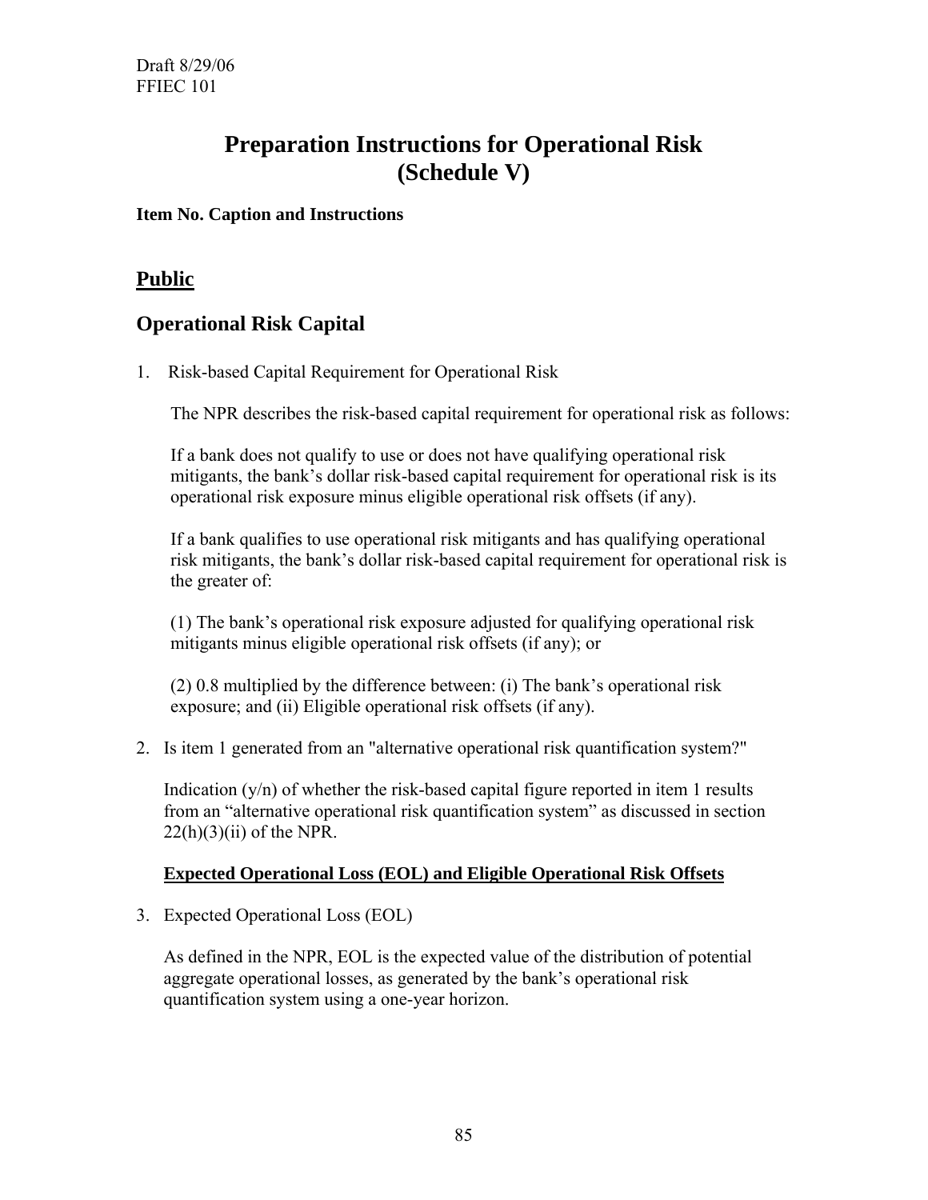# Preparation Instructions for Operational Risk (Schedule V)

**Item No. Caption and Instructions**

## Public

## Operational Risk Capital

1. Risk-based Capital Requirement for Operational Risk

   The NPR describes the risk-based capital requirement for operational risk as follows:

   If a bank does not qualify to use or does not have qualifying operational risk mitigants, the bank's dollar risk-based capital requirement for operational risk is its operational risk exposure minus eligible operational risk offsets (if any).

   If a bank qualifies to use operational risk mitigants and has qualifying operational risk mitigants, the bank's dollar risk-based capital requirement for operational risk is the greater of:

   (1) The bank's operational risk exposure adjusted for qualifying operational risk mitigants minus eligible operational risk offsets (if any); or

   (2) 0.8 multiplied by the difference between: (i) The bank's operational risk exposure; and (ii) Eligible operational risk offsets (if any).

2. Is item 1 generated from an "alternative operational risk quantification system?"

   Indication (y/n) of whether the risk-based capital figure reported in item 1 results from an "alternative operational risk quantification system" as discussed in section 22(h)(3)(ii) of the NPR.

   **Expected Operational Loss (EOL) and Eligible Operational Risk Offsets**

3. Expected Operational Loss (EOL)

   As defined in the NPR, EOL is the expected value of the distribution of potential aggregate operational losses, as generated by the bank's operational risk quantification system using a one-year horizon.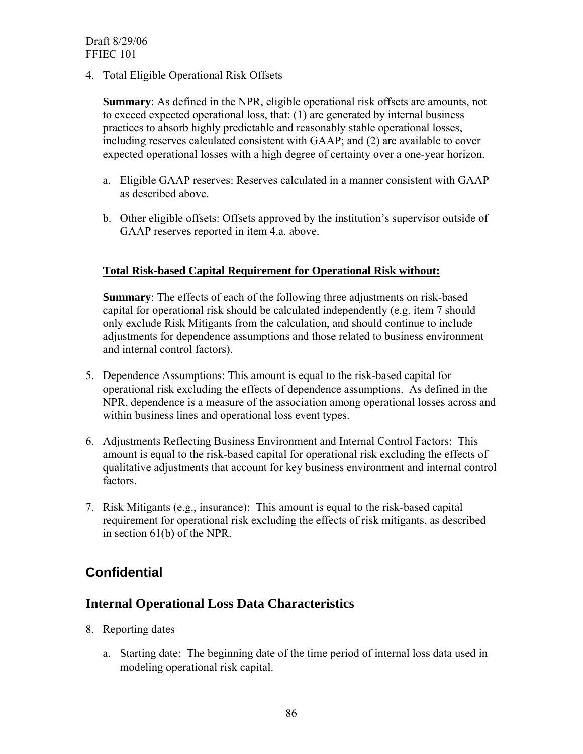4. Total Eligible Operational Risk Offsets

   **Summary**: As defined in the NPR, eligible operational risk offsets are amounts, not to exceed expected operational loss, that: (1) are generated by internal business practices to absorb highly predictable and reasonably stable operational losses, including reserves calculated consistent with GAAP; and (2) are available to cover expected operational losses with a high degree of certainty over a one-year horizon.

   a. Eligible GAAP reserves: Reserves calculated in a manner consistent with GAAP as described above.

   b. Other eligible offsets: Offsets approved by the institution's supervisor outside of GAAP reserves reported in item 4.a. above.

**Total Risk-based Capital Requirement for Operational Risk without:**

**Summary**: The effects of each of the following three adjustments on risk-based capital for operational risk should be calculated independently (e.g. item 7 should only exclude Risk Mitigants from the calculation, and should continue to include adjustments for dependence assumptions and those related to business environment and internal control factors).

5. Dependence Assumptions: This amount is equal to the risk-based capital for operational risk excluding the effects of dependence assumptions. As defined in the NPR, dependence is a measure of the association among operational losses across and within business lines and operational loss event types.

6. Adjustments Reflecting Business Environment and Internal Control Factors: This amount is equal to the risk-based capital for operational risk excluding the effects of qualitative adjustments that account for key business environment and internal control factors.

7. Risk Mitigants (e.g., insurance): This amount is equal to the risk-based capital requirement for operational risk excluding the effects of risk mitigants, as described in section 61(b) of the NPR.

## Confidential

## Internal Operational Loss Data Characteristics

8. Reporting dates

   a. Starting date: The beginning date of the time period of internal loss data used in modeling operational risk capital.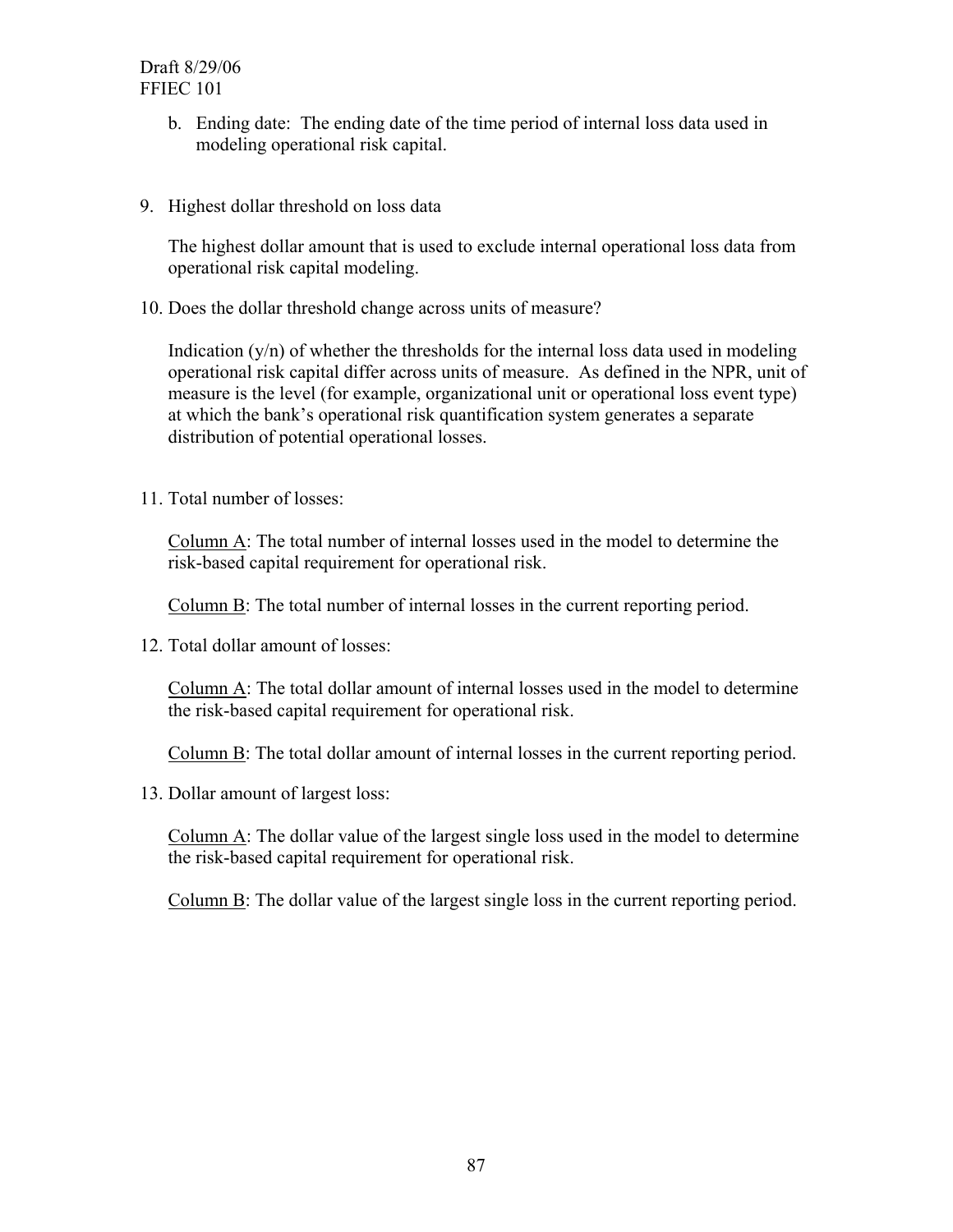b. Ending date: The ending date of the time period of internal loss data used in modeling operational risk capital.

9. Highest dollar threshold on loss data

   The highest dollar amount that is used to exclude internal operational loss data from operational risk capital modeling.

10. Does the dollar threshold change across units of measure?

    Indication (y/n) of whether the thresholds for the internal loss data used in modeling operational risk capital differ across units of measure. As defined in the NPR, unit of measure is the level (for example, organizational unit or operational loss event type) at which the bank's operational risk quantification system generates a separate distribution of potential operational losses.

11. Total number of losses:

    <u>Column A</u>: The total number of internal losses used in the model to determine the risk-based capital requirement for operational risk.

    <u>Column B</u>: The total number of internal losses in the current reporting period.

12. Total dollar amount of losses:

    <u>Column A</u>: The total dollar amount of internal losses used in the model to determine the risk-based capital requirement for operational risk.

    <u>Column B</u>: The total dollar amount of internal losses in the current reporting period.

13. Dollar amount of largest loss:

    <u>Column A</u>: The dollar value of the largest single loss used in the model to determine the risk-based capital requirement for operational risk.

    <u>Column B</u>: The dollar value of the largest single loss in the current reporting period.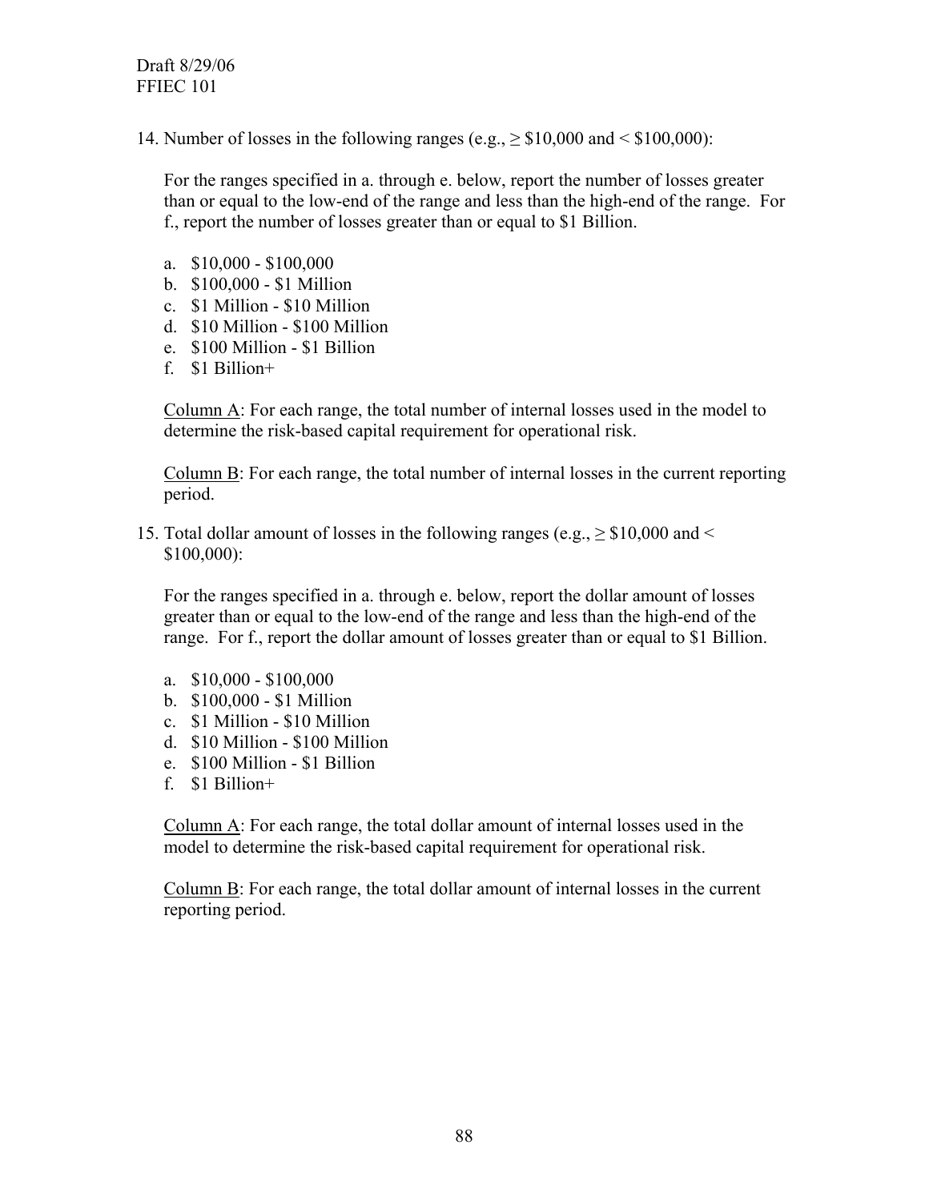14. Number of losses in the following ranges (e.g., ≥ \$10,000 and < \$100,000):

    For the ranges specified in a. through e. below, report the number of losses greater than or equal to the low-end of the range and less than the high-end of the range. For f., report the number of losses greater than or equal to \$1 Billion.

    a. \$10,000 - \$100,000
    b. \$100,000 - \$1 Million
    c. \$1 Million - \$10 Million
    d. \$10 Million - \$100 Million
    e. \$100 Million - \$1 Billion
    f. \$1 Billion+

    <u>Column A</u>: For each range, the total number of internal losses used in the model to determine the risk-based capital requirement for operational risk.

    <u>Column B</u>: For each range, the total number of internal losses in the current reporting period.

15. Total dollar amount of losses in the following ranges (e.g., ≥ \$10,000 and < \$100,000):

    For the ranges specified in a. through e. below, report the dollar amount of losses greater than or equal to the low-end of the range and less than the high-end of the range. For f., report the dollar amount of losses greater than or equal to \$1 Billion.

    a. \$10,000 - \$100,000
    b. \$100,000 - \$1 Million
    c. \$1 Million - \$10 Million
    d. \$10 Million - \$100 Million
    e. \$100 Million - \$1 Billion
    f. \$1 Billion+

    <u>Column A</u>: For each range, the total dollar amount of internal losses used in the model to determine the risk-based capital requirement for operational risk.

    <u>Column B</u>: For each range, the total dollar amount of internal losses in the current reporting period.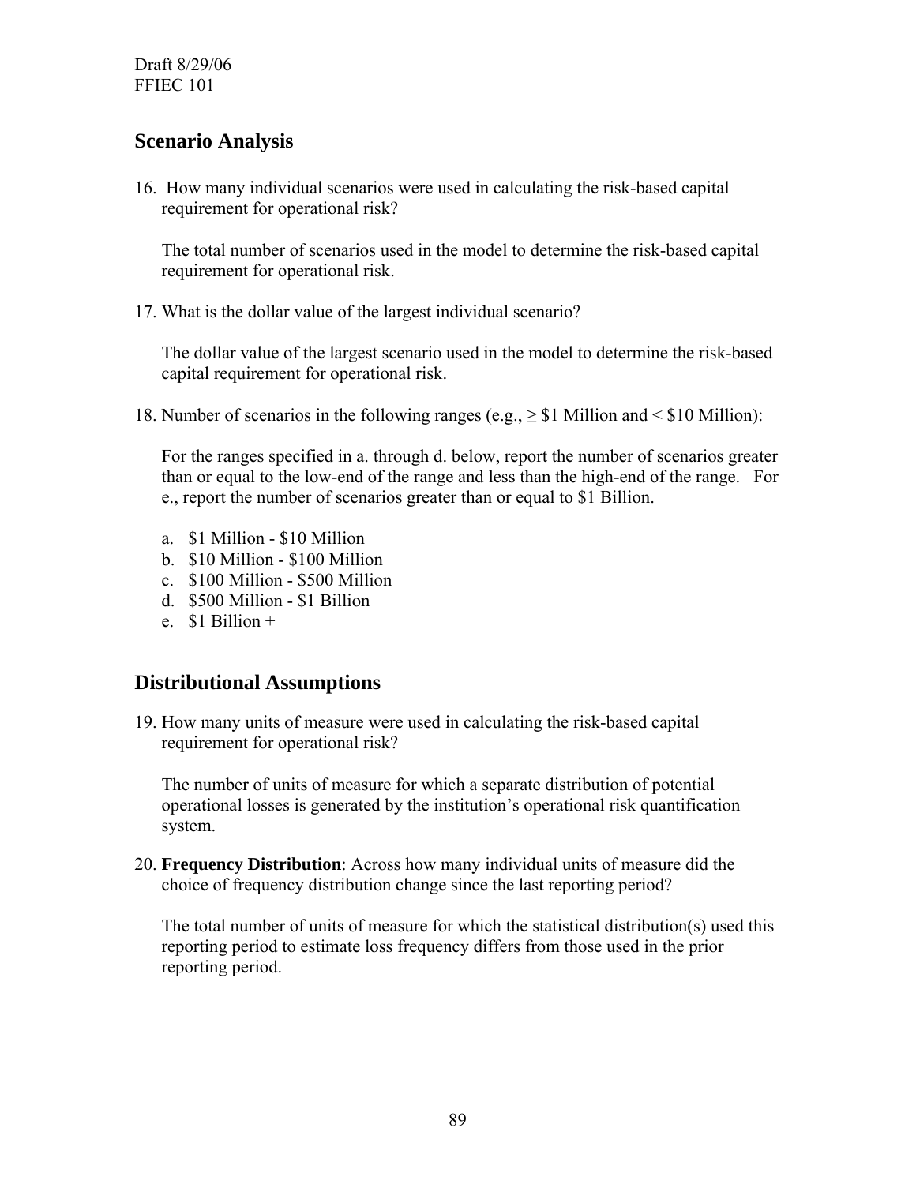## Scenario Analysis

16. How many individual scenarios were used in calculating the risk-based capital requirement for operational risk?

    The total number of scenarios used in the model to determine the risk-based capital requirement for operational risk.

17. What is the dollar value of the largest individual scenario?

    The dollar value of the largest scenario used in the model to determine the risk-based capital requirement for operational risk.

18. Number of scenarios in the following ranges (e.g., ≥ $1 Million and < $10 Million):

    For the ranges specified in a. through d. below, report the number of scenarios greater than or equal to the low-end of the range and less than the high-end of the range. For e., report the number of scenarios greater than or equal to $1 Billion.

    a. $1 Million - $10 Million
    b. $10 Million - $100 Million
    c. $100 Million - $500 Million
    d. $500 Million - $1 Billion
    e. $1 Billion +

## Distributional Assumptions

19. How many units of measure were used in calculating the risk-based capital requirement for operational risk?

    The number of units of measure for which a separate distribution of potential operational losses is generated by the institution's operational risk quantification system.

20. **Frequency Distribution**: Across how many individual units of measure did the choice of frequency distribution change since the last reporting period?

    The total number of units of measure for which the statistical distribution(s) used this reporting period to estimate loss frequency differs from those used in the prior reporting period.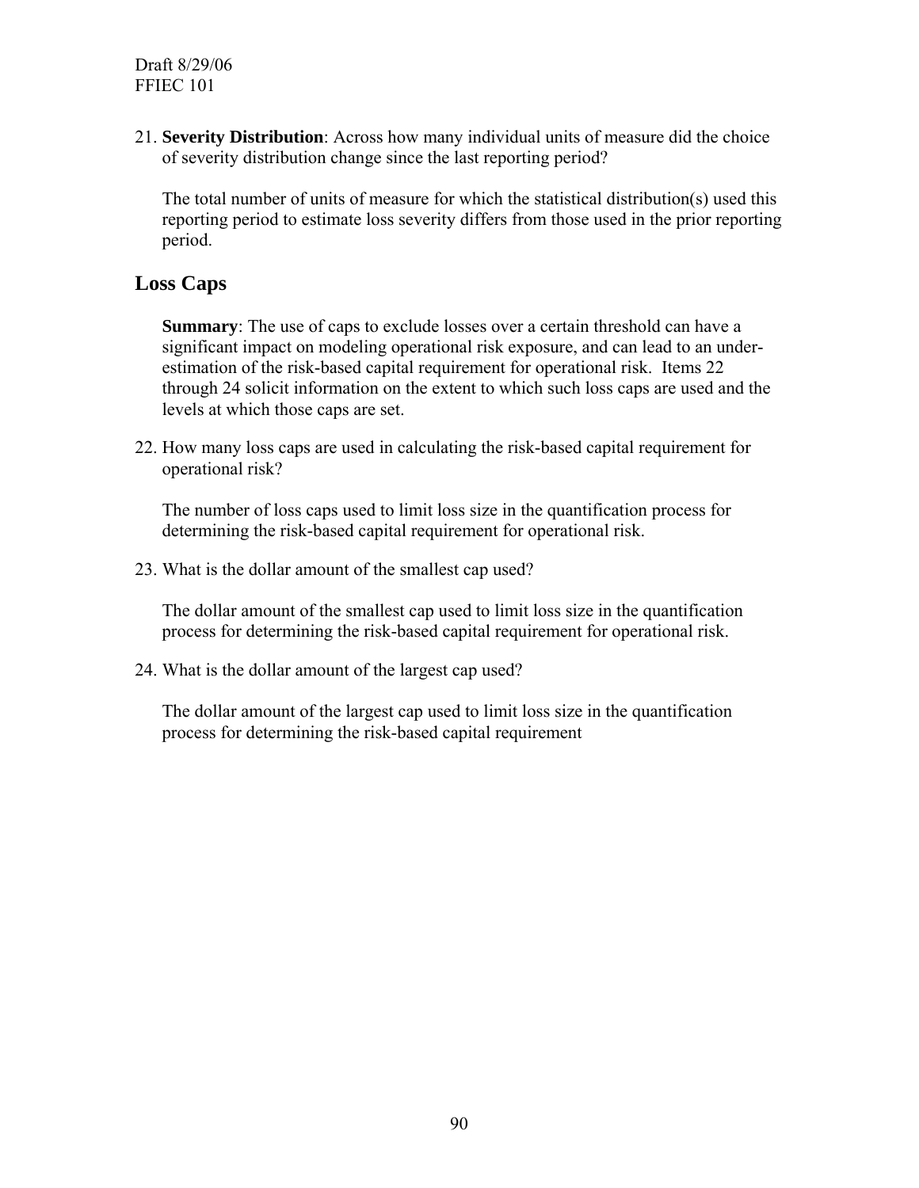21. **Severity Distribution**: Across how many individual units of measure did the choice of severity distribution change since the last reporting period?

    The total number of units of measure for which the statistical distribution(s) used this reporting period to estimate loss severity differs from those used in the prior reporting period.

## Loss Caps

**Summary**: The use of caps to exclude losses over a certain threshold can have a significant impact on modeling operational risk exposure, and can lead to an under-estimation of the risk-based capital requirement for operational risk. Items 22 through 24 solicit information on the extent to which such loss caps are used and the levels at which those caps are set.

22. How many loss caps are used in calculating the risk-based capital requirement for operational risk?

    The number of loss caps used to limit loss size in the quantification process for determining the risk-based capital requirement for operational risk.

23. What is the dollar amount of the smallest cap used?

    The dollar amount of the smallest cap used to limit loss size in the quantification process for determining the risk-based capital requirement for operational risk.

24. What is the dollar amount of the largest cap used?

    The dollar amount of the largest cap used to limit loss size in the quantification process for determining the risk-based capital requirement